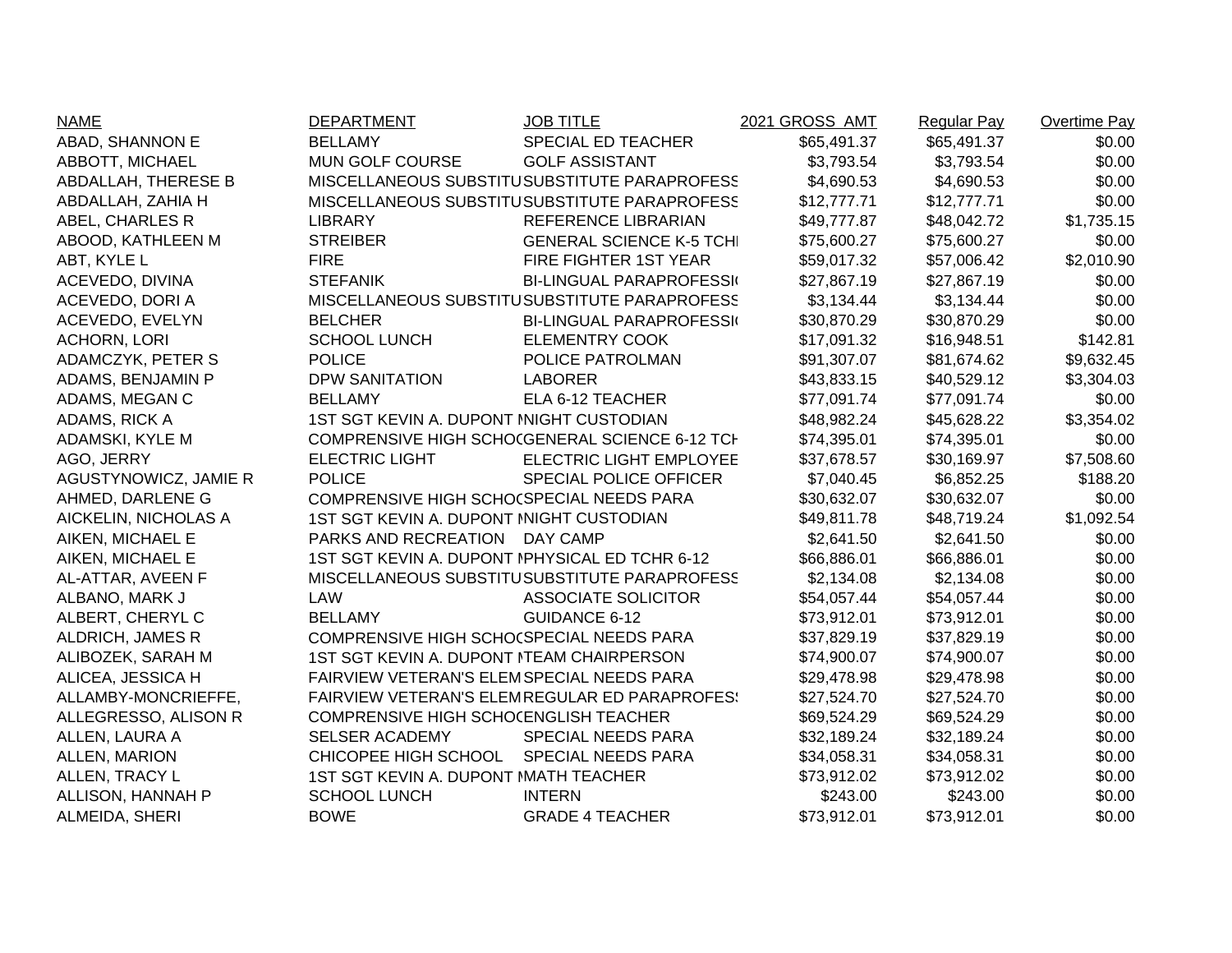| NAME | DEPARTMENT | JOB TITLE | 2021 GROSS AMT | Regular Pay | Overtime Pay |
|---|---|---|---|---|---|
| ABAD, SHANNON E | BELLAMY | SPECIAL ED TEACHER | $65,491.37 | $65,491.37 | $0.00 |
| ABBOTT, MICHAEL | MUN GOLF COURSE | GOLF ASSISTANT | $3,793.54 | $3,793.54 | $0.00 |
| ABDALLAH, THERESE B | MISCELLANEOUS SUBSTITU | SUBSTITUTE PARAPROFESS | $4,690.53 | $4,690.53 | $0.00 |
| ABDALLAH, ZAHIA H | MISCELLANEOUS SUBSTITU | SUBSTITUTE PARAPROFESS | $12,777.71 | $12,777.71 | $0.00 |
| ABEL, CHARLES R | LIBRARY | REFERENCE LIBRARIAN | $49,777.87 | $48,042.72 | $1,735.15 |
| ABOOD, KATHLEEN M | STREIBER | GENERAL SCIENCE K-5 TCH | $75,600.27 | $75,600.27 | $0.00 |
| ABT, KYLE L | FIRE | FIRE FIGHTER 1ST YEAR | $59,017.32 | $57,006.42 | $2,010.90 |
| ACEVEDO, DIVINA | STEFANIK | BI-LINGUAL PARAPROFESSI | $27,867.19 | $27,867.19 | $0.00 |
| ACEVEDO, DORI A | MISCELLANEOUS SUBSTITU | SUBSTITUTE PARAPROFESS | $3,134.44 | $3,134.44 | $0.00 |
| ACEVEDO, EVELYN | BELCHER | BI-LINGUAL PARAPROFESSI | $30,870.29 | $30,870.29 | $0.00 |
| ACHORN, LORI | SCHOOL LUNCH | ELEMENTRY COOK | $17,091.32 | $16,948.51 | $142.81 |
| ADAMCZYK, PETER S | POLICE | POLICE PATROLMAN | $91,307.07 | $81,674.62 | $9,632.45 |
| ADAMS, BENJAMIN P | DPW SANITATION | LABORER | $43,833.15 | $40,529.12 | $3,304.03 |
| ADAMS, MEGAN C | BELLAMY | ELA 6-12 TEACHER | $77,091.74 | $77,091.74 | $0.00 |
| ADAMS, RICK A | 1ST SGT KEVIN A. DUPONT M | NIGHT CUSTODIAN | $48,982.24 | $45,628.22 | $3,354.02 |
| ADAMSKI, KYLE M | COMPRENSIVE HIGH SCHOO | GENERAL SCIENCE 6-12 TCH | $74,395.01 | $74,395.01 | $0.00 |
| AGO, JERRY | ELECTRIC LIGHT | ELECTRIC LIGHT EMPLOYEE | $37,678.57 | $30,169.97 | $7,508.60 |
| AGUSTYNOWICZ, JAMIE R | POLICE | SPECIAL POLICE OFFICER | $7,040.45 | $6,852.25 | $188.20 |
| AHMED, DARLENE G | COMPRENSIVE HIGH SCHOO | SPECIAL NEEDS PARA | $30,632.07 | $30,632.07 | $0.00 |
| AICKELIN, NICHOLAS A | 1ST SGT KEVIN A. DUPONT M | NIGHT CUSTODIAN | $49,811.78 | $48,719.24 | $1,092.54 |
| AIKEN, MICHAEL E | PARKS AND RECREATION | DAY CAMP | $2,641.50 | $2,641.50 | $0.00 |
| AIKEN, MICHAEL E | 1ST SGT KEVIN A. DUPONT M | PHYSICAL ED TCHR 6-12 | $66,886.01 | $66,886.01 | $0.00 |
| AL-ATTAR, AVEEN F | MISCELLANEOUS SUBSTITU | SUBSTITUTE PARAPROFESS | $2,134.08 | $2,134.08 | $0.00 |
| ALBANO, MARK J | LAW | ASSOCIATE SOLICITOR | $54,057.44 | $54,057.44 | $0.00 |
| ALBERT, CHERYL C | BELLAMY | GUIDANCE 6-12 | $73,912.01 | $73,912.01 | $0.00 |
| ALDRICH, JAMES R | COMPRENSIVE HIGH SCHOO | SPECIAL NEEDS PARA | $37,829.19 | $37,829.19 | $0.00 |
| ALIBOZEK, SARAH M | 1ST SGT KEVIN A. DUPONT M | TEAM CHAIRPERSON | $74,900.07 | $74,900.07 | $0.00 |
| ALICEA, JESSICA H | FAIRVIEW VETERAN'S ELEM | SPECIAL NEEDS PARA | $29,478.98 | $29,478.98 | $0.00 |
| ALLAMBY-MONCRIEFFE, | FAIRVIEW VETERAN'S ELEM | REGULAR ED PARAPROFES | $27,524.70 | $27,524.70 | $0.00 |
| ALLEGRESSO, ALISON R | COMPRENSIVE HIGH SCHOO | ENGLISH TEACHER | $69,524.29 | $69,524.29 | $0.00 |
| ALLEN, LAURA A | SELSER ACADEMY | SPECIAL NEEDS PARA | $32,189.24 | $32,189.24 | $0.00 |
| ALLEN, MARION | CHICOPEE HIGH SCHOOL | SPECIAL NEEDS PARA | $34,058.31 | $34,058.31 | $0.00 |
| ALLEN, TRACY L | 1ST SGT KEVIN A. DUPONT M | MATH TEACHER | $73,912.02 | $73,912.02 | $0.00 |
| ALLISON, HANNAH P | SCHOOL LUNCH | INTERN | $243.00 | $243.00 | $0.00 |
| ALMEIDA, SHERI | BOWE | GRADE 4 TEACHER | $73,912.01 | $73,912.01 | $0.00 |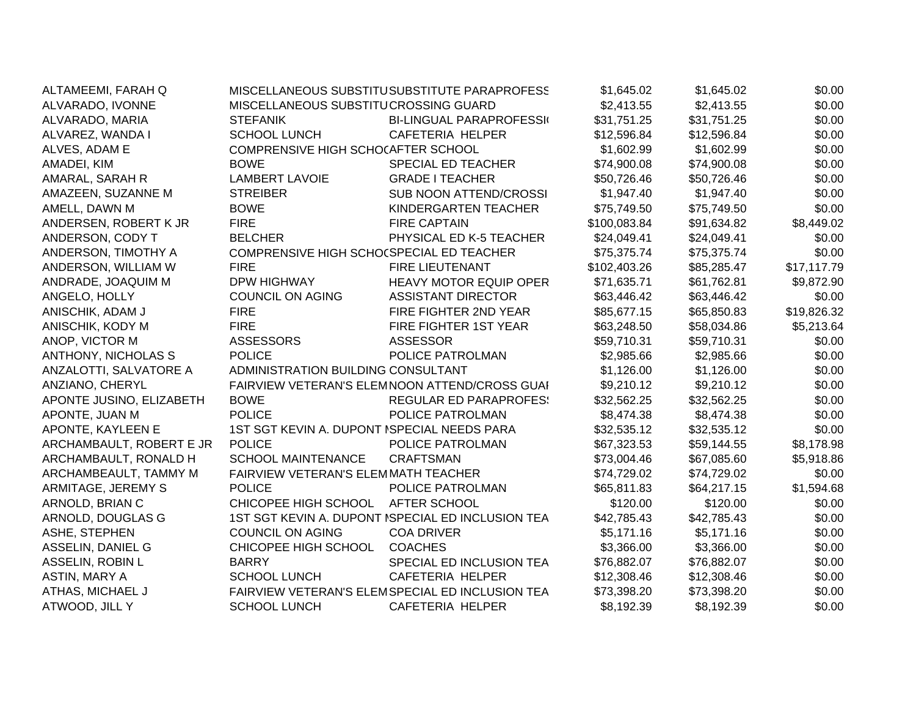| | | | | | |
|---|---|---|---|---|---|
| ALTAMEEMI, FARAH Q | MISCELLANEOUS SUBSTITU | SUBSTITUTE PARAPROFESS | $1,645.02 | $1,645.02 | $0.00 |
| ALVARADO, IVONNE | MISCELLANEOUS SUBSTITU | CROSSING GUARD | $2,413.55 | $2,413.55 | $0.00 |
| ALVARADO, MARIA | STEFANIK | BI-LINGUAL PARAPROFESSI | $31,751.25 | $31,751.25 | $0.00 |
| ALVAREZ, WANDA I | SCHOOL LUNCH | CAFETERIA HELPER | $12,596.84 | $12,596.84 | $0.00 |
| ALVES, ADAM E | COMPRENSIVE HIGH SCHO( | AFTER SCHOOL | $1,602.99 | $1,602.99 | $0.00 |
| AMADEI, KIM | BOWE | SPECIAL ED TEACHER | $74,900.08 | $74,900.08 | $0.00 |
| AMARAL, SARAH R | LAMBERT LAVOIE | GRADE I TEACHER | $50,726.46 | $50,726.46 | $0.00 |
| AMAZEEN, SUZANNE M | STREIBER | SUB NOON ATTEND/CROSSI | $1,947.40 | $1,947.40 | $0.00 |
| AMELL, DAWN M | BOWE | KINDERGARTEN TEACHER | $75,749.50 | $75,749.50 | $0.00 |
| ANDERSEN, ROBERT K JR | FIRE | FIRE CAPTAIN | $100,083.84 | $91,634.82 | $8,449.02 |
| ANDERSON, CODY T | BELCHER | PHYSICAL ED K-5 TEACHER | $24,049.41 | $24,049.41 | $0.00 |
| ANDERSON, TIMOTHY A | COMPRENSIVE HIGH SCHO( | SPECIAL ED TEACHER | $75,375.74 | $75,375.74 | $0.00 |
| ANDERSON, WILLIAM W | FIRE | FIRE LIEUTENANT | $102,403.26 | $85,285.47 | $17,117.79 |
| ANDRADE, JOAQUIM M | DPW HIGHWAY | HEAVY MOTOR EQUIP OPER | $71,635.71 | $61,762.81 | $9,872.90 |
| ANGELO, HOLLY | COUNCIL ON AGING | ASSISTANT DIRECTOR | $63,446.42 | $63,446.42 | $0.00 |
| ANISCHIK, ADAM J | FIRE | FIRE FIGHTER 2ND YEAR | $85,677.15 | $65,850.83 | $19,826.32 |
| ANISCHIK, KODY M | FIRE | FIRE FIGHTER 1ST YEAR | $63,248.50 | $58,034.86 | $5,213.64 |
| ANOP, VICTOR M | ASSESSORS | ASSESSOR | $59,710.31 | $59,710.31 | $0.00 |
| ANTHONY, NICHOLAS S | POLICE | POLICE PATROLMAN | $2,985.66 | $2,985.66 | $0.00 |
| ANZALOTTI, SALVATORE A | ADMINISTRATION BUILDING | CONSULTANT | $1,126.00 | $1,126.00 | $0.00 |
| ANZIANO, CHERYL | FAIRVIEW VETERAN'S ELEM | NOON ATTEND/CROSS GUAI | $9,210.12 | $9,210.12 | $0.00 |
| APONTE JUSINO, ELIZABETH | BOWE | REGULAR ED PARAPROFES! | $32,562.25 | $32,562.25 | $0.00 |
| APONTE, JUAN M | POLICE | POLICE PATROLMAN | $8,474.38 | $8,474.38 | $0.00 |
| APONTE, KAYLEEN E | 1ST SGT KEVIN A. DUPONT I | SPECIAL NEEDS PARA | $32,535.12 | $32,535.12 | $0.00 |
| ARCHAMBAULT, ROBERT E JR | POLICE | POLICE PATROLMAN | $67,323.53 | $59,144.55 | $8,178.98 |
| ARCHAMBAULT, RONALD H | SCHOOL MAINTENANCE | CRAFTSMAN | $73,004.46 | $67,085.60 | $5,918.86 |
| ARCHAMBEAULT, TAMMY M | FAIRVIEW VETERAN'S ELEM | MATH TEACHER | $74,729.02 | $74,729.02 | $0.00 |
| ARMITAGE, JEREMY S | POLICE | POLICE PATROLMAN | $65,811.83 | $64,217.15 | $1,594.68 |
| ARNOLD, BRIAN C | CHICOPEE HIGH SCHOOL | AFTER SCHOOL | $120.00 | $120.00 | $0.00 |
| ARNOLD, DOUGLAS G | 1ST SGT KEVIN A. DUPONT I | SPECIAL ED INCLUSION TEA | $42,785.43 | $42,785.43 | $0.00 |
| ASHE, STEPHEN | COUNCIL ON AGING | COA DRIVER | $5,171.16 | $5,171.16 | $0.00 |
| ASSELIN, DANIEL G | CHICOPEE HIGH SCHOOL | COACHES | $3,366.00 | $3,366.00 | $0.00 |
| ASSELIN, ROBIN L | BARRY | SPECIAL ED INCLUSION TEA | $76,882.07 | $76,882.07 | $0.00 |
| ASTIN, MARY A | SCHOOL LUNCH | CAFETERIA HELPER | $12,308.46 | $12,308.46 | $0.00 |
| ATHAS, MICHAEL J | FAIRVIEW VETERAN'S ELEM | SPECIAL ED INCLUSION TEA | $73,398.20 | $73,398.20 | $0.00 |
| ATWOOD, JILL Y | SCHOOL LUNCH | CAFETERIA HELPER | $8,192.39 | $8,192.39 | $0.00 |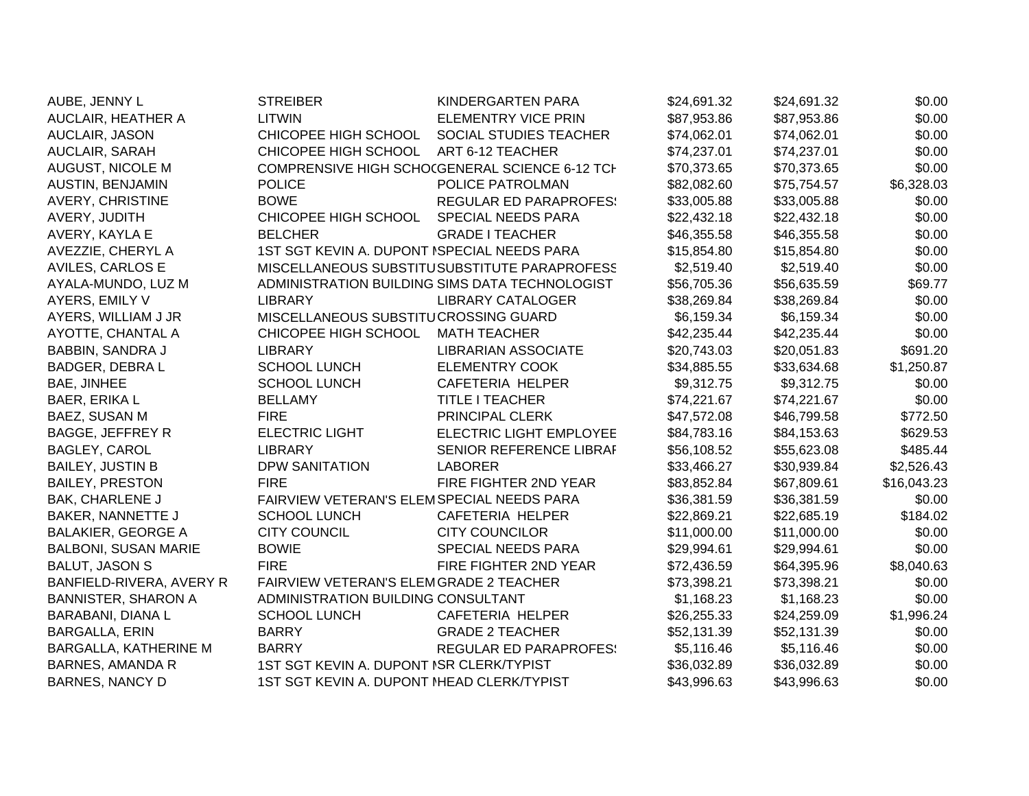| | | | | | |
|---|---|---|---|---|---|
| AUBE, JENNY L | STREIBER | KINDERGARTEN PARA | $24,691.32 | $24,691.32 | $0.00 |
| AUCLAIR, HEATHER A | LITWIN | ELEMENTRY VICE PRIN | $87,953.86 | $87,953.86 | $0.00 |
| AUCLAIR, JASON | CHICOPEE HIGH SCHOOL | SOCIAL STUDIES TEACHER | $74,062.01 | $74,062.01 | $0.00 |
| AUCLAIR, SARAH | CHICOPEE HIGH SCHOOL | ART 6-12 TEACHER | $74,237.01 | $74,237.01 | $0.00 |
| AUGUST, NICOLE M | COMPRENSIVE HIGH SCHOC | GENERAL SCIENCE 6-12 TCH | $70,373.65 | $70,373.65 | $0.00 |
| AUSTIN, BENJAMIN | POLICE | POLICE PATROLMAN | $82,082.60 | $75,754.57 | $6,328.03 |
| AVERY, CHRISTINE | BOWE | REGULAR ED PARAPROFES | $33,005.88 | $33,005.88 | $0.00 |
| AVERY, JUDITH | CHICOPEE HIGH SCHOOL | SPECIAL NEEDS PARA | $22,432.18 | $22,432.18 | $0.00 |
| AVERY, KAYLA E | BELCHER | GRADE I TEACHER | $46,355.58 | $46,355.58 | $0.00 |
| AVEZZIE, CHERYL A | 1ST SGT KEVIN A. DUPONT M | SPECIAL NEEDS PARA | $15,854.80 | $15,854.80 | $0.00 |
| AVILES, CARLOS E | MISCELLANEOUS SUBSTITU | SUBSTITUTE PARAPROFESS | $2,519.40 | $2,519.40 | $0.00 |
| AYALA-MUNDO, LUZ M | ADMINISTRATION BUILDING | SIMS DATA TECHNOLOGIST | $56,705.36 | $56,635.59 | $69.77 |
| AYERS, EMILY V | LIBRARY | LIBRARY CATALOGER | $38,269.84 | $38,269.84 | $0.00 |
| AYERS, WILLIAM J JR | MISCELLANEOUS SUBSTITU | CROSSING GUARD | $6,159.34 | $6,159.34 | $0.00 |
| AYOTTE, CHANTAL A | CHICOPEE HIGH SCHOOL | MATH TEACHER | $42,235.44 | $42,235.44 | $0.00 |
| BABBIN, SANDRA J | LIBRARY | LIBRARIAN ASSOCIATE | $20,743.03 | $20,051.83 | $691.20 |
| BADGER, DEBRA L | SCHOOL LUNCH | ELEMENTRY COOK | $34,885.55 | $33,634.68 | $1,250.87 |
| BAE, JINHEE | SCHOOL LUNCH | CAFETERIA HELPER | $9,312.75 | $9,312.75 | $0.00 |
| BAER, ERIKA L | BELLAMY | TITLE I TEACHER | $74,221.67 | $74,221.67 | $0.00 |
| BAEZ, SUSAN M | FIRE | PRINCIPAL CLERK | $47,572.08 | $46,799.58 | $772.50 |
| BAGGE, JEFFREY R | ELECTRIC LIGHT | ELECTRIC LIGHT EMPLOYEE | $84,783.16 | $84,153.63 | $629.53 |
| BAGLEY, CAROL | LIBRARY | SENIOR REFERENCE LIBRAF | $56,108.52 | $55,623.08 | $485.44 |
| BAILEY, JUSTIN B | DPW SANITATION | LABORER | $33,466.27 | $30,939.84 | $2,526.43 |
| BAILEY, PRESTON | FIRE | FIRE FIGHTER 2ND YEAR | $83,852.84 | $67,809.61 | $16,043.23 |
| BAK, CHARLENE J | FAIRVIEW VETERAN'S ELEM | SPECIAL NEEDS PARA | $36,381.59 | $36,381.59 | $0.00 |
| BAKER, NANNETTE J | SCHOOL LUNCH | CAFETERIA HELPER | $22,869.21 | $22,685.19 | $184.02 |
| BALAKIER, GEORGE A | CITY COUNCIL | CITY COUNCILOR | $11,000.00 | $11,000.00 | $0.00 |
| BALBONI, SUSAN MARIE | BOWIE | SPECIAL NEEDS PARA | $29,994.61 | $29,994.61 | $0.00 |
| BALUT, JASON S | FIRE | FIRE FIGHTER 2ND YEAR | $72,436.59 | $64,395.96 | $8,040.63 |
| BANFIELD-RIVERA, AVERY R | FAIRVIEW VETERAN'S ELEM | GRADE 2 TEACHER | $73,398.21 | $73,398.21 | $0.00 |
| BANNISTER, SHARON A | ADMINISTRATION BUILDING | CONSULTANT | $1,168.23 | $1,168.23 | $0.00 |
| BARABANI, DIANA L | SCHOOL LUNCH | CAFETERIA HELPER | $26,255.33 | $24,259.09 | $1,996.24 |
| BARGALLA, ERIN | BARRY | GRADE 2 TEACHER | $52,131.39 | $52,131.39 | $0.00 |
| BARGALLA, KATHERINE M | BARRY | REGULAR ED PARAPROFES | $5,116.46 | $5,116.46 | $0.00 |
| BARNES, AMANDA R | 1ST SGT KEVIN A. DUPONT M | SR CLERK/TYPIST | $36,032.89 | $36,032.89 | $0.00 |
| BARNES, NANCY D | 1ST SGT KEVIN A. DUPONT M | HEAD CLERK/TYPIST | $43,996.63 | $43,996.63 | $0.00 |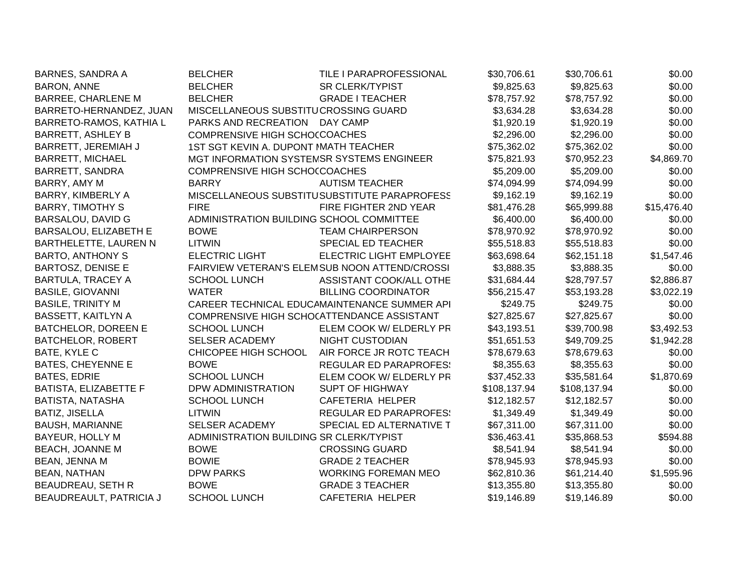| | | | | | |
|---|---|---|---|---|---|
| BARNES, SANDRA A | BELCHER | TILE I PARAPROFESSIONAL | $30,706.61 | $30,706.61 | $0.00 |
| BARON, ANNE | BELCHER | SR CLERK/TYPIST | $9,825.63 | $9,825.63 | $0.00 |
| BARREE, CHARLENE M | BELCHER | GRADE I TEACHER | $78,757.92 | $78,757.92 | $0.00 |
| BARRETO-HERNANDEZ, JUAN | MISCELLANEOUS SUBSTITU | CROSSING GUARD | $3,634.28 | $3,634.28 | $0.00 |
| BARRETO-RAMOS, KATHIA L | PARKS AND RECREATION | DAY CAMP | $1,920.19 | $1,920.19 | $0.00 |
| BARRETT, ASHLEY B | COMPRENSIVE HIGH SCHOC | COACHES | $2,296.00 | $2,296.00 | $0.00 |
| BARRETT, JEREMIAH J | 1ST SGT KEVIN A. DUPONT I | MATH TEACHER | $75,362.02 | $75,362.02 | $0.00 |
| BARRETT, MICHAEL | MGT INFORMATION SYSTEM | SR SYSTEMS ENGINEER | $75,821.93 | $70,952.23 | $4,869.70 |
| BARRETT, SANDRA | COMPRENSIVE HIGH SCHOC | COACHES | $5,209.00 | $5,209.00 | $0.00 |
| BARRY, AMY M | BARRY | AUTISM TEACHER | $74,094.99 | $74,094.99 | $0.00 |
| BARRY, KIMBERLY A | MISCELLANEOUS SUBSTITU | SUBSTITUTE PARAPROFESS | $9,162.19 | $9,162.19 | $0.00 |
| BARRY, TIMOTHY S | FIRE | FIRE FIGHTER 2ND YEAR | $81,476.28 | $65,999.88 | $15,476.40 |
| BARSALOU, DAVID G | ADMINISTRATION BUILDING | SCHOOL COMMITTEE | $6,400.00 | $6,400.00 | $0.00 |
| BARSALOU, ELIZABETH E | BOWE | TEAM CHAIRPERSON | $78,970.92 | $78,970.92 | $0.00 |
| BARTHELETTE, LAUREN N | LITWIN | SPECIAL ED TEACHER | $55,518.83 | $55,518.83 | $0.00 |
| BARTO, ANTHONY S | ELECTRIC LIGHT | ELECTRIC LIGHT EMPLOYEE | $63,698.64 | $62,151.18 | $1,547.46 |
| BARTOSZ, DENISE E | FAIRVIEW VETERAN'S ELEM | SUB NOON ATTEND/CROSSI | $3,888.35 | $3,888.35 | $0.00 |
| BARTULA, TRACEY A | SCHOOL LUNCH | ASSISTANT COOK/ALL OTHE | $31,684.44 | $28,797.57 | $2,886.87 |
| BASILE, GIOVANNI | WATER | BILLING COORDINATOR | $56,215.47 | $53,193.28 | $3,022.19 |
| BASILE, TRINITY M | CAREER TECHNICAL EDUCA | MAINTENANCE SUMMER API | $249.75 | $249.75 | $0.00 |
| BASSETT, KAITLYN A | COMPRENSIVE HIGH SCHOC | ATTENDANCE ASSISTANT | $27,825.67 | $27,825.67 | $0.00 |
| BATCHELOR, DOREEN E | SCHOOL LUNCH | ELEM COOK W/ ELDERLY PR | $43,193.51 | $39,700.98 | $3,492.53 |
| BATCHELOR, ROBERT | SELSER ACADEMY | NIGHT CUSTODIAN | $51,651.53 | $49,709.25 | $1,942.28 |
| BATE, KYLE C | CHICOPEE HIGH SCHOOL | AIR FORCE JR ROTC TEACH | $78,679.63 | $78,679.63 | $0.00 |
| BATES, CHEYENNE E | BOWE | REGULAR ED PARAPROFES! | $8,355.63 | $8,355.63 | $0.00 |
| BATES, EDRIE | SCHOOL LUNCH | ELEM COOK W/ ELDERLY PR | $37,452.33 | $35,581.64 | $1,870.69 |
| BATISTA, ELIZABETTE F | DPW ADMINISTRATION | SUPT OF HIGHWAY | $108,137.94 | $108,137.94 | $0.00 |
| BATISTA, NATASHA | SCHOOL LUNCH | CAFETERIA HELPER | $12,182.57 | $12,182.57 | $0.00 |
| BATIZ, JISELLA | LITWIN | REGULAR ED PARAPROFES! | $1,349.49 | $1,349.49 | $0.00 |
| BAUSH, MARIANNE | SELSER ACADEMY | SPECIAL ED ALTERNATIVE T | $67,311.00 | $67,311.00 | $0.00 |
| BAYEUR, HOLLY M | ADMINISTRATION BUILDING | SR CLERK/TYPIST | $36,463.41 | $35,868.53 | $594.88 |
| BEACH, JOANNE M | BOWE | CROSSING GUARD | $8,541.94 | $8,541.94 | $0.00 |
| BEAN, JENNA M | BOWIE | GRADE 2 TEACHER | $78,945.93 | $78,945.93 | $0.00 |
| BEAN, NATHAN | DPW PARKS | WORKING FOREMAN MEO | $62,810.36 | $61,214.40 | $1,595.96 |
| BEAUDREAU, SETH R | BOWE | GRADE 3 TEACHER | $13,355.80 | $13,355.80 | $0.00 |
| BEAUDREAULT, PATRICIA J | SCHOOL LUNCH | CAFETERIA HELPER | $19,146.89 | $19,146.89 | $0.00 |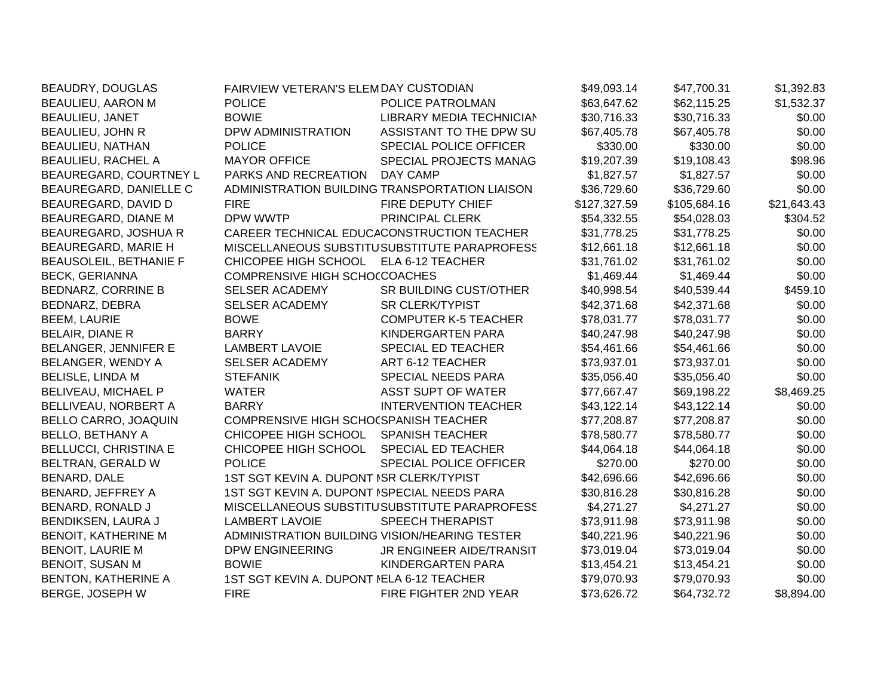| | | | | | |
|---|---|---|---|---|---|
| BEAUDRY, DOUGLAS | FAIRVIEW VETERAN'S ELEM | DAY CUSTODIAN | $49,093.14 | $47,700.31 | $1,392.83 |
| BEAULIEU, AARON M | POLICE | POLICE PATROLMAN | $63,647.62 | $62,115.25 | $1,532.37 |
| BEAULIEU, JANET | BOWIE | LIBRARY MEDIA TECHNICIAN | $30,716.33 | $30,716.33 | $0.00 |
| BEAULIEU, JOHN R | DPW ADMINISTRATION | ASSISTANT TO THE DPW SU | $67,405.78 | $67,405.78 | $0.00 |
| BEAULIEU, NATHAN | POLICE | SPECIAL POLICE OFFICER | $330.00 | $330.00 | $0.00 |
| BEAULIEU, RACHEL A | MAYOR OFFICE | SPECIAL PROJECTS MANAG | $19,207.39 | $19,108.43 | $98.96 |
| BEAUREGARD, COURTNEY L | PARKS AND RECREATION | DAY CAMP | $1,827.57 | $1,827.57 | $0.00 |
| BEAUREGARD, DANIELLE C | ADMINISTRATION BUILDING | TRANSPORTATION LIAISON | $36,729.60 | $36,729.60 | $0.00 |
| BEAUREGARD, DAVID D | FIRE | FIRE DEPUTY CHIEF | $127,327.59 | $105,684.16 | $21,643.43 |
| BEAUREGARD, DIANE M | DPW WWTP | PRINCIPAL CLERK | $54,332.55 | $54,028.03 | $304.52 |
| BEAUREGARD, JOSHUA R | CAREER TECHNICAL EDUCA | CONSTRUCTION TEACHER | $31,778.25 | $31,778.25 | $0.00 |
| BEAUREGARD, MARIE H | MISCELLANEOUS SUBSTITU | SUBSTITUTE PARAPROFESS | $12,661.18 | $12,661.18 | $0.00 |
| BEAUSOLEIL, BETHANIE F | CHICOPEE HIGH SCHOOL | ELA 6-12 TEACHER | $31,761.02 | $31,761.02 | $0.00 |
| BECK, GERIANNA | COMPRENSIVE HIGH SCHOO | COACHES | $1,469.44 | $1,469.44 | $0.00 |
| BEDNARZ, CORRINE B | SELSER ACADEMY | SR BUILDING CUST/OTHER | $40,998.54 | $40,539.44 | $459.10 |
| BEDNARZ, DEBRA | SELSER ACADEMY | SR CLERK/TYPIST | $42,371.68 | $42,371.68 | $0.00 |
| BEEM, LAURIE | BOWE | COMPUTER K-5 TEACHER | $78,031.77 | $78,031.77 | $0.00 |
| BELAIR, DIANE R | BARRY | KINDERGARTEN PARA | $40,247.98 | $40,247.98 | $0.00 |
| BELANGER, JENNIFER E | LAMBERT LAVOIE | SPECIAL ED TEACHER | $54,461.66 | $54,461.66 | $0.00 |
| BELANGER, WENDY A | SELSER ACADEMY | ART 6-12 TEACHER | $73,937.01 | $73,937.01 | $0.00 |
| BELISLE, LINDA M | STEFANIK | SPECIAL NEEDS PARA | $35,056.40 | $35,056.40 | $0.00 |
| BELIVEAU, MICHAEL P | WATER | ASST SUPT OF WATER | $77,667.47 | $69,198.22 | $8,469.25 |
| BELLIVEAU, NORBERT A | BARRY | INTERVENTION TEACHER | $43,122.14 | $43,122.14 | $0.00 |
| BELLO CARRO, JOAQUIN | COMPRENSIVE HIGH SCHOO | SPANISH TEACHER | $77,208.87 | $77,208.87 | $0.00 |
| BELLO, BETHANY A | CHICOPEE HIGH SCHOOL | SPANISH TEACHER | $78,580.77 | $78,580.77 | $0.00 |
| BELLUCCI, CHRISTINA E | CHICOPEE HIGH SCHOOL | SPECIAL ED TEACHER | $44,064.18 | $44,064.18 | $0.00 |
| BELTRAN, GERALD W | POLICE | SPECIAL POLICE OFFICER | $270.00 | $270.00 | $0.00 |
| BENARD, DALE | 1ST SGT KEVIN A. DUPONT M | SR CLERK/TYPIST | $42,696.66 | $42,696.66 | $0.00 |
| BENARD, JEFFREY A | 1ST SGT KEVIN A. DUPONT M | SPECIAL NEEDS PARA | $30,816.28 | $30,816.28 | $0.00 |
| BENARD, RONALD J | MISCELLANEOUS SUBSTITU | SUBSTITUTE PARAPROFESS | $4,271.27 | $4,271.27 | $0.00 |
| BENDIKSEN, LAURA J | LAMBERT LAVOIE | SPEECH THERAPIST | $73,911.98 | $73,911.98 | $0.00 |
| BENOIT, KATHERINE M | ADMINISTRATION BUILDING | VISION/HEARING TESTER | $40,221.96 | $40,221.96 | $0.00 |
| BENOIT, LAURIE M | DPW ENGINEERING | JR ENGINEER AIDE/TRANSIT | $73,019.04 | $73,019.04 | $0.00 |
| BENOIT, SUSAN M | BOWIE | KINDERGARTEN PARA | $13,454.21 | $13,454.21 | $0.00 |
| BENTON, KATHERINE A | 1ST SGT KEVIN A. DUPONT M | ELA 6-12 TEACHER | $79,070.93 | $79,070.93 | $0.00 |
| BERGE, JOSEPH W | FIRE | FIRE FIGHTER 2ND YEAR | $73,626.72 | $64,732.72 | $8,894.00 |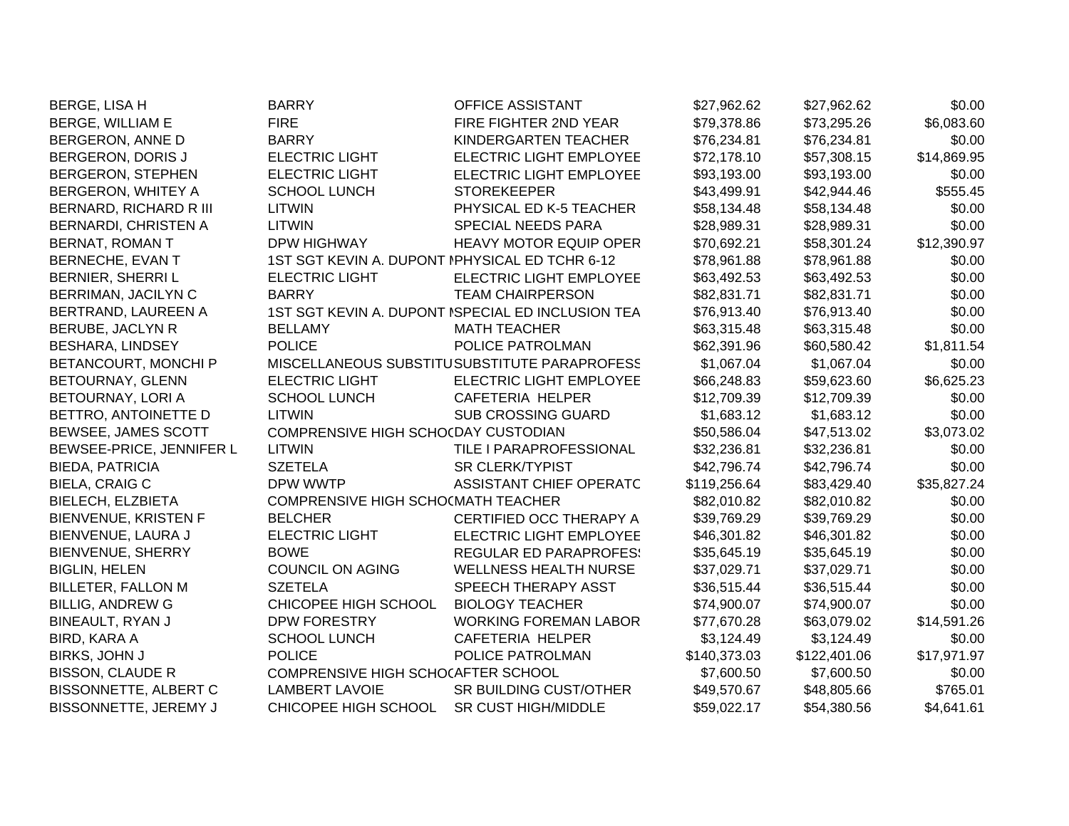| | | | | | |
|---|---|---|---|---|---|
| BERGE, LISA H | BARRY | OFFICE ASSISTANT | $27,962.62 | $27,962.62 | $0.00 |
| BERGE, WILLIAM E | FIRE | FIRE FIGHTER 2ND YEAR | $79,378.86 | $73,295.26 | $6,083.60 |
| BERGERON, ANNE D | BARRY | KINDERGARTEN TEACHER | $76,234.81 | $76,234.81 | $0.00 |
| BERGERON, DORIS J | ELECTRIC LIGHT | ELECTRIC LIGHT EMPLOYEE | $72,178.10 | $57,308.15 | $14,869.95 |
| BERGERON, STEPHEN | ELECTRIC LIGHT | ELECTRIC LIGHT EMPLOYEE | $93,193.00 | $93,193.00 | $0.00 |
| BERGERON, WHITEY A | SCHOOL LUNCH | STOREKEEPER | $43,499.91 | $42,944.46 | $555.45 |
| BERNARD, RICHARD R III | LITWIN | PHYSICAL ED K-5 TEACHER | $58,134.48 | $58,134.48 | $0.00 |
| BERNARDI, CHRISTEN A | LITWIN | SPECIAL NEEDS PARA | $28,989.31 | $28,989.31 | $0.00 |
| BERNAT, ROMAN T | DPW HIGHWAY | HEAVY MOTOR EQUIP OPER | $70,692.21 | $58,301.24 | $12,390.97 |
| BERNECHE, EVAN T | 1ST SGT KEVIN A. DUPONT M | PHYSICAL ED TCHR 6-12 | $78,961.88 | $78,961.88 | $0.00 |
| BERNIER, SHERRI L | ELECTRIC LIGHT | ELECTRIC LIGHT EMPLOYEE | $63,492.53 | $63,492.53 | $0.00 |
| BERRIMAN, JACILYN C | BARRY | TEAM CHAIRPERSON | $82,831.71 | $82,831.71 | $0.00 |
| BERTRAND, LAUREEN A | 1ST SGT KEVIN A. DUPONT M | SPECIAL ED INCLUSION TEA | $76,913.40 | $76,913.40 | $0.00 |
| BERUBE, JACLYN R | BELLAMY | MATH TEACHER | $63,315.48 | $63,315.48 | $0.00 |
| BESHARA, LINDSEY | POLICE | POLICE PATROLMAN | $62,391.96 | $60,580.42 | $1,811.54 |
| BETANCOURT, MONCHI P | MISCELLANEOUS SUBSTITU | SUBSTITUTE PARAPROFESS | $1,067.04 | $1,067.04 | $0.00 |
| BETOURNAY, GLENN | ELECTRIC LIGHT | ELECTRIC LIGHT EMPLOYEE | $66,248.83 | $59,623.60 | $6,625.23 |
| BETOURNAY, LORI A | SCHOOL LUNCH | CAFETERIA HELPER | $12,709.39 | $12,709.39 | $0.00 |
| BETTRO, ANTOINETTE D | LITWIN | SUB CROSSING GUARD | $1,683.12 | $1,683.12 | $0.00 |
| BEWSEE, JAMES SCOTT | COMPRENSIVE HIGH SCHOO | DAY CUSTODIAN | $50,586.04 | $47,513.02 | $3,073.02 |
| BEWSEE-PRICE, JENNIFER L | LITWIN | TILE I PARAPROFESSIONAL | $32,236.81 | $32,236.81 | $0.00 |
| BIEDA, PATRICIA | SZETELA | SR CLERK/TYPIST | $42,796.74 | $42,796.74 | $0.00 |
| BIELA, CRAIG C | DPW WWTP | ASSISTANT CHIEF OPERATO | $119,256.64 | $83,429.40 | $35,827.24 |
| BIELECH, ELZBIETA | COMPRENSIVE HIGH SCHOO | MATH TEACHER | $82,010.82 | $82,010.82 | $0.00 |
| BIENVENUE, KRISTEN F | BELCHER | CERTIFIED OCC THERAPY A | $39,769.29 | $39,769.29 | $0.00 |
| BIENVENUE, LAURA J | ELECTRIC LIGHT | ELECTRIC LIGHT EMPLOYEE | $46,301.82 | $46,301.82 | $0.00 |
| BIENVENUE, SHERRY | BOWE | REGULAR ED PARAPROFESS | $35,645.19 | $35,645.19 | $0.00 |
| BIGLIN, HELEN | COUNCIL ON AGING | WELLNESS HEALTH NURSE | $37,029.71 | $37,029.71 | $0.00 |
| BILLETER, FALLON M | SZETELA | SPEECH THERAPY ASST | $36,515.44 | $36,515.44 | $0.00 |
| BILLIG, ANDREW G | CHICOPEE HIGH SCHOOL | BIOLOGY TEACHER | $74,900.07 | $74,900.07 | $0.00 |
| BINEAULT, RYAN J | DPW FORESTRY | WORKING FOREMAN LABOR | $77,670.28 | $63,079.02 | $14,591.26 |
| BIRD, KARA A | SCHOOL LUNCH | CAFETERIA HELPER | $3,124.49 | $3,124.49 | $0.00 |
| BIRKS, JOHN J | POLICE | POLICE PATROLMAN | $140,373.03 | $122,401.06 | $17,971.97 |
| BISSON, CLAUDE R | COMPRENSIVE HIGH SCHOO | AFTER SCHOOL | $7,600.50 | $7,600.50 | $0.00 |
| BISSONNETTE, ALBERT C | LAMBERT LAVOIE | SR BUILDING CUST/OTHER | $49,570.67 | $48,805.66 | $765.01 |
| BISSONNETTE, JEREMY J | CHICOPEE HIGH SCHOOL | SR CUST HIGH/MIDDLE | $59,022.17 | $54,380.56 | $4,641.61 |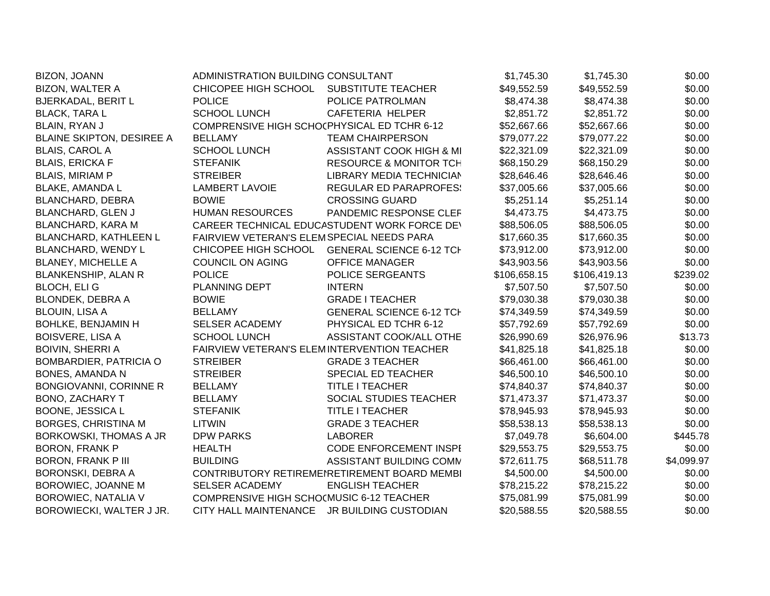| | | | | | |
|---|---|---|---|---|---|
| BIZON, JOANN | ADMINISTRATION BUILDING | CONSULTANT | $1,745.30 | $1,745.30 | $0.00 |
| BIZON, WALTER A | CHICOPEE HIGH SCHOOL | SUBSTITUTE TEACHER | $49,552.59 | $49,552.59 | $0.00 |
| BJERKADAL, BERIT L | POLICE | POLICE PATROLMAN | $8,474.38 | $8,474.38 | $0.00 |
| BLACK, TARA L | SCHOOL LUNCH | CAFETERIA HELPER | $2,851.72 | $2,851.72 | $0.00 |
| BLAIN, RYAN J | COMPRENSIVE HIGH SCHOC | PHYSICAL ED TCHR 6-12 | $52,667.66 | $52,667.66 | $0.00 |
| BLAINE SKIPTON, DESIREE A | BELLAMY | TEAM CHAIRPERSON | $79,077.22 | $79,077.22 | $0.00 |
| BLAIS, CAROL A | SCHOOL LUNCH | ASSISTANT COOK HIGH & MI | $22,321.09 | $22,321.09 | $0.00 |
| BLAIS, ERICKA F | STEFANIK | RESOURCE & MONITOR TCH | $68,150.29 | $68,150.29 | $0.00 |
| BLAIS, MIRIAM P | STREIBER | LIBRARY MEDIA TECHNICIAN | $28,646.46 | $28,646.46 | $0.00 |
| BLAKE, AMANDA L | LAMBERT LAVOIE | REGULAR ED PARAPROFES: | $37,005.66 | $37,005.66 | $0.00 |
| BLANCHARD, DEBRA | BOWIE | CROSSING GUARD | $5,251.14 | $5,251.14 | $0.00 |
| BLANCHARD, GLEN J | HUMAN RESOURCES | PANDEMIC RESPONSE CLEF | $4,473.75 | $4,473.75 | $0.00 |
| BLANCHARD, KARA M | CAREER TECHNICAL EDUCA | STUDENT WORK FORCE DE\ | $88,506.05 | $88,506.05 | $0.00 |
| BLANCHARD, KATHLEEN L | FAIRVIEW VETERAN'S ELEM | SPECIAL NEEDS PARA | $17,660.35 | $17,660.35 | $0.00 |
| BLANCHARD, WENDY L | CHICOPEE HIGH SCHOOL | GENERAL SCIENCE 6-12 TCH | $73,912.00 | $73,912.00 | $0.00 |
| BLANEY, MICHELLE A | COUNCIL ON AGING | OFFICE MANAGER | $43,903.56 | $43,903.56 | $0.00 |
| BLANKENSHIP, ALAN R | POLICE | POLICE SERGEANTS | $106,658.15 | $106,419.13 | $239.02 |
| BLOCH, ELI G | PLANNING DEPT | INTERN | $7,507.50 | $7,507.50 | $0.00 |
| BLONDEK, DEBRA A | BOWIE | GRADE I TEACHER | $79,030.38 | $79,030.38 | $0.00 |
| BLOUIN, LISA A | BELLAMY | GENERAL SCIENCE 6-12 TCH | $74,349.59 | $74,349.59 | $0.00 |
| BOHLKE, BENJAMIN H | SELSER ACADEMY | PHYSICAL ED TCHR 6-12 | $57,792.69 | $57,792.69 | $0.00 |
| BOISVERE, LISA A | SCHOOL LUNCH | ASSISTANT COOK/ALL OTHE | $26,990.69 | $26,976.96 | $13.73 |
| BOIVIN, SHERRI A | FAIRVIEW VETERAN'S ELEM | INTERVENTION TEACHER | $41,825.18 | $41,825.18 | $0.00 |
| BOMBARDIER, PATRICIA O | STREIBER | GRADE 3 TEACHER | $66,461.00 | $66,461.00 | $0.00 |
| BONES, AMANDA N | STREIBER | SPECIAL ED TEACHER | $46,500.10 | $46,500.10 | $0.00 |
| BONGIOVANNI, CORINNE R | BELLAMY | TITLE I TEACHER | $74,840.37 | $74,840.37 | $0.00 |
| BONO, ZACHARY T | BELLAMY | SOCIAL STUDIES TEACHER | $71,473.37 | $71,473.37 | $0.00 |
| BOONE, JESSICA L | STEFANIK | TITLE I TEACHER | $78,945.93 | $78,945.93 | $0.00 |
| BORGES, CHRISTINA M | LITWIN | GRADE 3 TEACHER | $58,538.13 | $58,538.13 | $0.00 |
| BORKOWSKI, THOMAS A JR | DPW PARKS | LABORER | $7,049.78 | $6,604.00 | $445.78 |
| BORON, FRANK P | HEALTH | CODE ENFORCEMENT INSPE | $29,553.75 | $29,553.75 | $0.00 |
| BORON, FRANK P III | BUILDING | ASSISTANT BUILDING COMM | $72,611.75 | $68,511.78 | $4,099.97 |
| BORONSKI, DEBRA A | CONTRIBUTORY RETIREMEN | RETIREMENT BOARD MEMBI | $4,500.00 | $4,500.00 | $0.00 |
| BOROWIEC, JOANNE M | SELSER ACADEMY | ENGLISH TEACHER | $78,215.22 | $78,215.22 | $0.00 |
| BOROWIEC, NATALIA V | COMPRENSIVE HIGH SCHOC | MUSIC 6-12 TEACHER | $75,081.99 | $75,081.99 | $0.00 |
| BOROWIECKI, WALTER J JR. | CITY HALL MAINTENANCE | JR BUILDING CUSTODIAN | $20,588.55 | $20,588.55 | $0.00 |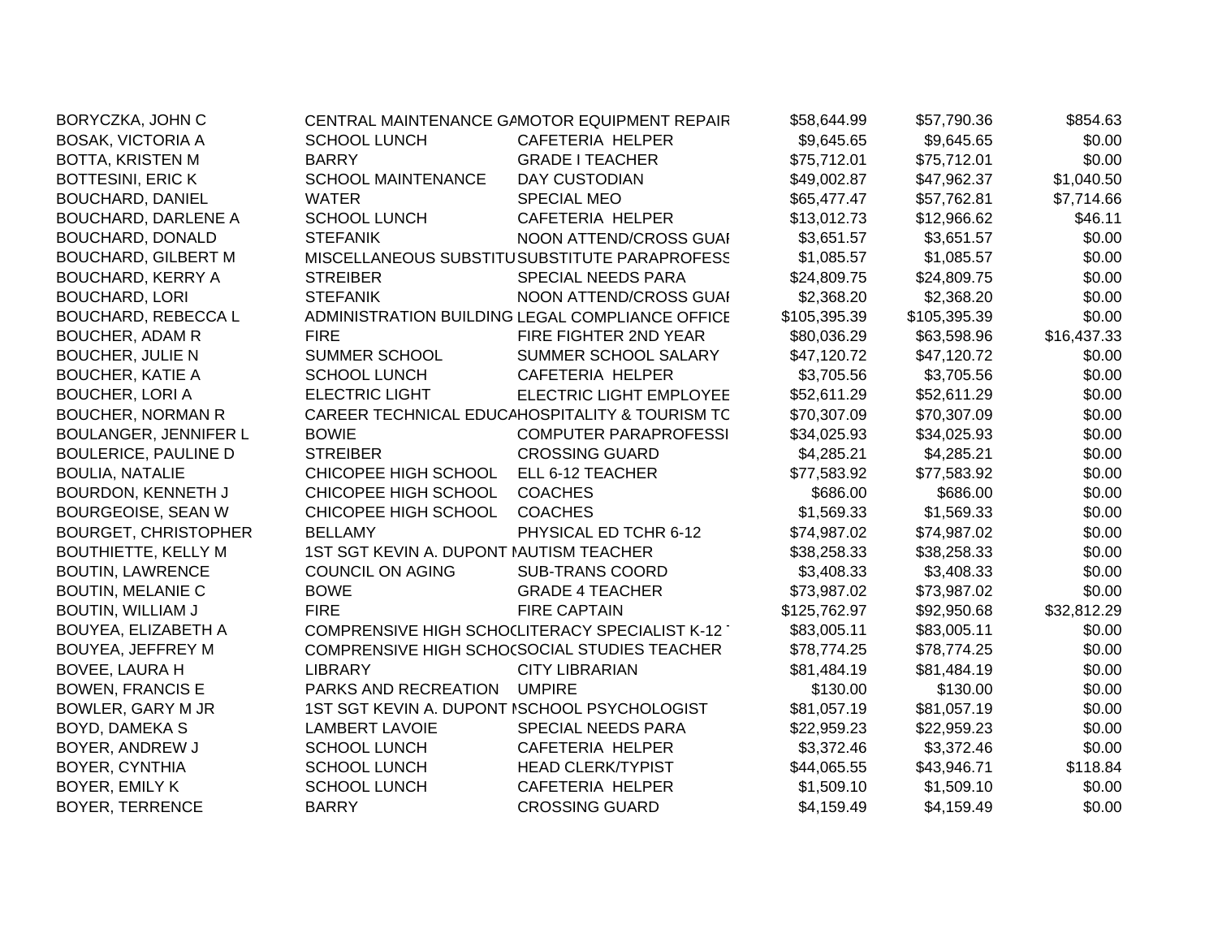| | | | | | |
|---|---|---|---|---|---|
| BORYCZKA, JOHN C | CENTRAL MAINTENANCE GA | MOTOR EQUIPMENT REPAIR | $58,644.99 | $57,790.36 | $854.63 |
| BOSAK, VICTORIA A | SCHOOL LUNCH | CAFETERIA HELPER | $9,645.65 | $9,645.65 | $0.00 |
| BOTTA, KRISTEN M | BARRY | GRADE I TEACHER | $75,712.01 | $75,712.01 | $0.00 |
| BOTTESINI, ERIC K | SCHOOL MAINTENANCE | DAY CUSTODIAN | $49,002.87 | $47,962.37 | $1,040.50 |
| BOUCHARD, DANIEL | WATER | SPECIAL MEO | $65,477.47 | $57,762.81 | $7,714.66 |
| BOUCHARD, DARLENE A | SCHOOL LUNCH | CAFETERIA HELPER | $13,012.73 | $12,966.62 | $46.11 |
| BOUCHARD, DONALD | STEFANIK | NOON ATTEND/CROSS GUAI | $3,651.57 | $3,651.57 | $0.00 |
| BOUCHARD, GILBERT M | MISCELLANEOUS SUBSTITU | SUBSTITUTE PARAPROFESS | $1,085.57 | $1,085.57 | $0.00 |
| BOUCHARD, KERRY A | STREIBER | SPECIAL NEEDS PARA | $24,809.75 | $24,809.75 | $0.00 |
| BOUCHARD, LORI | STEFANIK | NOON ATTEND/CROSS GUAI | $2,368.20 | $2,368.20 | $0.00 |
| BOUCHARD, REBECCA L | ADMINISTRATION BUILDING | LEGAL COMPLIANCE OFFICE | $105,395.39 | $105,395.39 | $0.00 |
| BOUCHER, ADAM R | FIRE | FIRE FIGHTER 2ND YEAR | $80,036.29 | $63,598.96 | $16,437.33 |
| BOUCHER, JULIE N | SUMMER SCHOOL | SUMMER SCHOOL SALARY | $47,120.72 | $47,120.72 | $0.00 |
| BOUCHER, KATIE A | SCHOOL LUNCH | CAFETERIA HELPER | $3,705.56 | $3,705.56 | $0.00 |
| BOUCHER, LORI A | ELECTRIC LIGHT | ELECTRIC LIGHT EMPLOYEE | $52,611.29 | $52,611.29 | $0.00 |
| BOUCHER, NORMAN R | CAREER TECHNICAL EDUCA | HOSPITALITY & TOURISM TC | $70,307.09 | $70,307.09 | $0.00 |
| BOULANGER, JENNIFER L | BOWIE | COMPUTER PARAPROFESSI | $34,025.93 | $34,025.93 | $0.00 |
| BOULERICE, PAULINE D | STREIBER | CROSSING GUARD | $4,285.21 | $4,285.21 | $0.00 |
| BOULIA, NATALIE | CHICOPEE HIGH SCHOOL | ELL 6-12 TEACHER | $77,583.92 | $77,583.92 | $0.00 |
| BOURDON, KENNETH J | CHICOPEE HIGH SCHOOL | COACHES | $686.00 | $686.00 | $0.00 |
| BOURGEOISE, SEAN W | CHICOPEE HIGH SCHOOL | COACHES | $1,569.33 | $1,569.33 | $0.00 |
| BOURGET, CHRISTOPHER | BELLAMY | PHYSICAL ED TCHR 6-12 | $74,987.02 | $74,987.02 | $0.00 |
| BOUTHIETTE, KELLY M | 1ST SGT KEVIN A. DUPONT M | AUTISM TEACHER | $38,258.33 | $38,258.33 | $0.00 |
| BOUTIN, LAWRENCE | COUNCIL ON AGING | SUB-TRANS COORD | $3,408.33 | $3,408.33 | $0.00 |
| BOUTIN, MELANIE C | BOWE | GRADE 4 TEACHER | $73,987.02 | $73,987.02 | $0.00 |
| BOUTIN, WILLIAM J | FIRE | FIRE CAPTAIN | $125,762.97 | $92,950.68 | $32,812.29 |
| BOUYEA, ELIZABETH A | COMPRENSIVE HIGH SCHOO | LITERACY SPECIALIST K-12 T | $83,005.11 | $83,005.11 | $0.00 |
| BOUYEA, JEFFREY M | COMPRENSIVE HIGH SCHOO | SOCIAL STUDIES TEACHER | $78,774.25 | $78,774.25 | $0.00 |
| BOVEE, LAURA H | LIBRARY | CITY LIBRARIAN | $81,484.19 | $81,484.19 | $0.00 |
| BOWEN, FRANCIS E | PARKS AND RECREATION | UMPIRE | $130.00 | $130.00 | $0.00 |
| BOWLER, GARY M JR | 1ST SGT KEVIN A. DUPONT M | SCHOOL PSYCHOLOGIST | $81,057.19 | $81,057.19 | $0.00 |
| BOYD, DAMEKA S | LAMBERT LAVOIE | SPECIAL NEEDS PARA | $22,959.23 | $22,959.23 | $0.00 |
| BOYER, ANDREW J | SCHOOL LUNCH | CAFETERIA HELPER | $3,372.46 | $3,372.46 | $0.00 |
| BOYER, CYNTHIA | SCHOOL LUNCH | HEAD CLERK/TYPIST | $44,065.55 | $43,946.71 | $118.84 |
| BOYER, EMILY K | SCHOOL LUNCH | CAFETERIA HELPER | $1,509.10 | $1,509.10 | $0.00 |
| BOYER, TERRENCE | BARRY | CROSSING GUARD | $4,159.49 | $4,159.49 | $0.00 |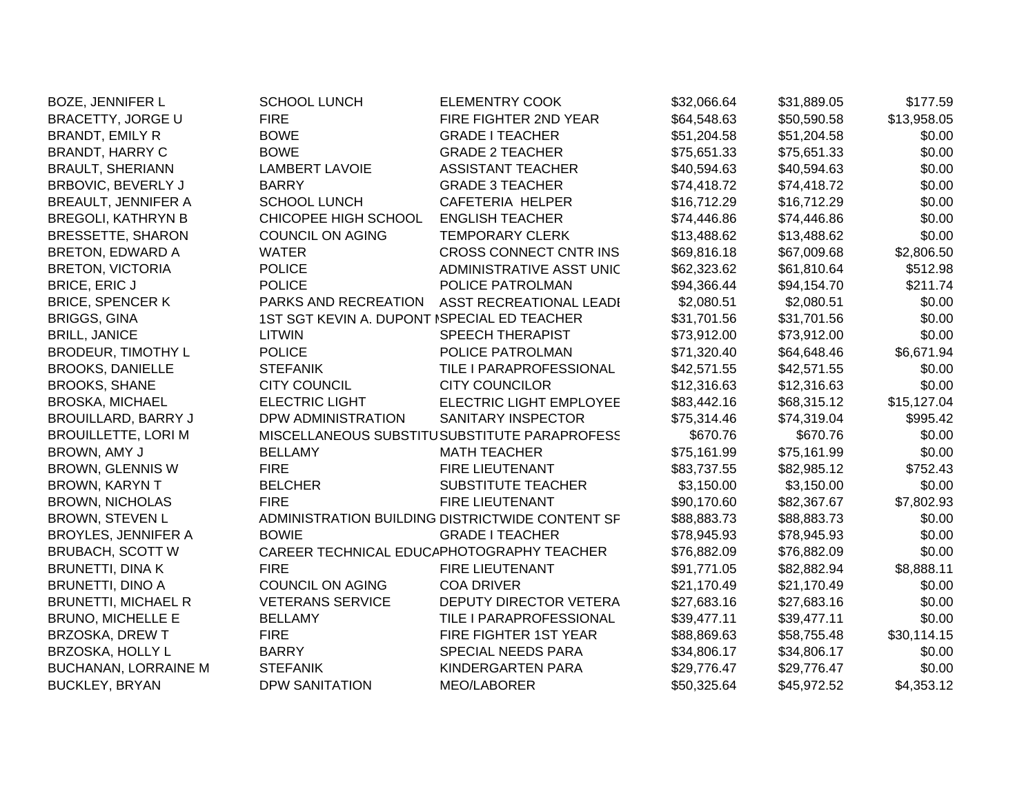| | | | | | |
|---|---|---|---|---|---|
| BOZE, JENNIFER L | SCHOOL LUNCH | ELEMENTRY COOK | $32,066.64 | $31,889.05 | $177.59 |
| BRACETTY, JORGE U | FIRE | FIRE FIGHTER 2ND YEAR | $64,548.63 | $50,590.58 | $13,958.05 |
| BRANDT, EMILY R | BOWE | GRADE I TEACHER | $51,204.58 | $51,204.58 | $0.00 |
| BRANDT, HARRY C | BOWE | GRADE 2 TEACHER | $75,651.33 | $75,651.33 | $0.00 |
| BRAULT, SHERIANN | LAMBERT LAVOIE | ASSISTANT TEACHER | $40,594.63 | $40,594.63 | $0.00 |
| BRBOVIC, BEVERLY J | BARRY | GRADE 3 TEACHER | $74,418.72 | $74,418.72 | $0.00 |
| BREAULT, JENNIFER A | SCHOOL LUNCH | CAFETERIA HELPER | $16,712.29 | $16,712.29 | $0.00 |
| BREGOLI, KATHRYN B | CHICOPEE HIGH SCHOOL | ENGLISH TEACHER | $74,446.86 | $74,446.86 | $0.00 |
| BRESSETTE, SHARON | COUNCIL ON AGING | TEMPORARY CLERK | $13,488.62 | $13,488.62 | $0.00 |
| BRETON, EDWARD A | WATER | CROSS CONNECT CNTR INS | $69,816.18 | $67,009.68 | $2,806.50 |
| BRETON, VICTORIA | POLICE | ADMINISTRATIVE ASST UNIC | $62,323.62 | $61,810.64 | $512.98 |
| BRICE, ERIC J | POLICE | POLICE PATROLMAN | $94,366.44 | $94,154.70 | $211.74 |
| BRICE, SPENCER K | PARKS AND RECREATION | ASST RECREATIONAL LEADI | $2,080.51 | $2,080.51 | $0.00 |
| BRIGGS, GINA | 1ST SGT KEVIN A. DUPONT M | SPECIAL ED TEACHER | $31,701.56 | $31,701.56 | $0.00 |
| BRILL, JANICE | LITWIN | SPEECH THERAPIST | $73,912.00 | $73,912.00 | $0.00 |
| BRODEUR, TIMOTHY L | POLICE | POLICE PATROLMAN | $71,320.40 | $64,648.46 | $6,671.94 |
| BROOKS, DANIELLE | STEFANIK | TILE I PARAPROFESSIONAL | $42,571.55 | $42,571.55 | $0.00 |
| BROOKS, SHANE | CITY COUNCIL | CITY COUNCILOR | $12,316.63 | $12,316.63 | $0.00 |
| BROSKA, MICHAEL | ELECTRIC LIGHT | ELECTRIC LIGHT EMPLOYEE | $83,442.16 | $68,315.12 | $15,127.04 |
| BROUILLARD, BARRY J | DPW ADMINISTRATION | SANITARY INSPECTOR | $75,314.46 | $74,319.04 | $995.42 |
| BROUILLETTE, LORI M | MISCELLANEOUS SUBSTITU | SUBSTITUTE PARAPROFESS | $670.76 | $670.76 | $0.00 |
| BROWN, AMY J | BELLAMY | MATH TEACHER | $75,161.99 | $75,161.99 | $0.00 |
| BROWN, GLENNIS W | FIRE | FIRE LIEUTENANT | $83,737.55 | $82,985.12 | $752.43 |
| BROWN, KARYN T | BELCHER | SUBSTITUTE TEACHER | $3,150.00 | $3,150.00 | $0.00 |
| BROWN, NICHOLAS | FIRE | FIRE LIEUTENANT | $90,170.60 | $82,367.67 | $7,802.93 |
| BROWN, STEVEN L | ADMINISTRATION BUILDING | DISTRICTWIDE CONTENT SF | $88,883.73 | $88,883.73 | $0.00 |
| BROYLES, JENNIFER A | BOWIE | GRADE I TEACHER | $78,945.93 | $78,945.93 | $0.00 |
| BRUBACH, SCOTT W | CAREER TECHNICAL EDUCA | PHOTOGRAPHY TEACHER | $76,882.09 | $76,882.09 | $0.00 |
| BRUNETTI, DINA K | FIRE | FIRE LIEUTENANT | $91,771.05 | $82,882.94 | $8,888.11 |
| BRUNETTI, DINO A | COUNCIL ON AGING | COA DRIVER | $21,170.49 | $21,170.49 | $0.00 |
| BRUNETTI, MICHAEL R | VETERANS SERVICE | DEPUTY DIRECTOR VETERA | $27,683.16 | $27,683.16 | $0.00 |
| BRUNO, MICHELLE E | BELLAMY | TILE I PARAPROFESSIONAL | $39,477.11 | $39,477.11 | $0.00 |
| BRZOSKA, DREW T | FIRE | FIRE FIGHTER 1ST YEAR | $88,869.63 | $58,755.48 | $30,114.15 |
| BRZOSKA, HOLLY L | BARRY | SPECIAL NEEDS PARA | $34,806.17 | $34,806.17 | $0.00 |
| BUCHANAN, LORRAINE M | STEFANIK | KINDERGARTEN PARA | $29,776.47 | $29,776.47 | $0.00 |
| BUCKLEY, BRYAN | DPW SANITATION | MEO/LABORER | $50,325.64 | $45,972.52 | $4,353.12 |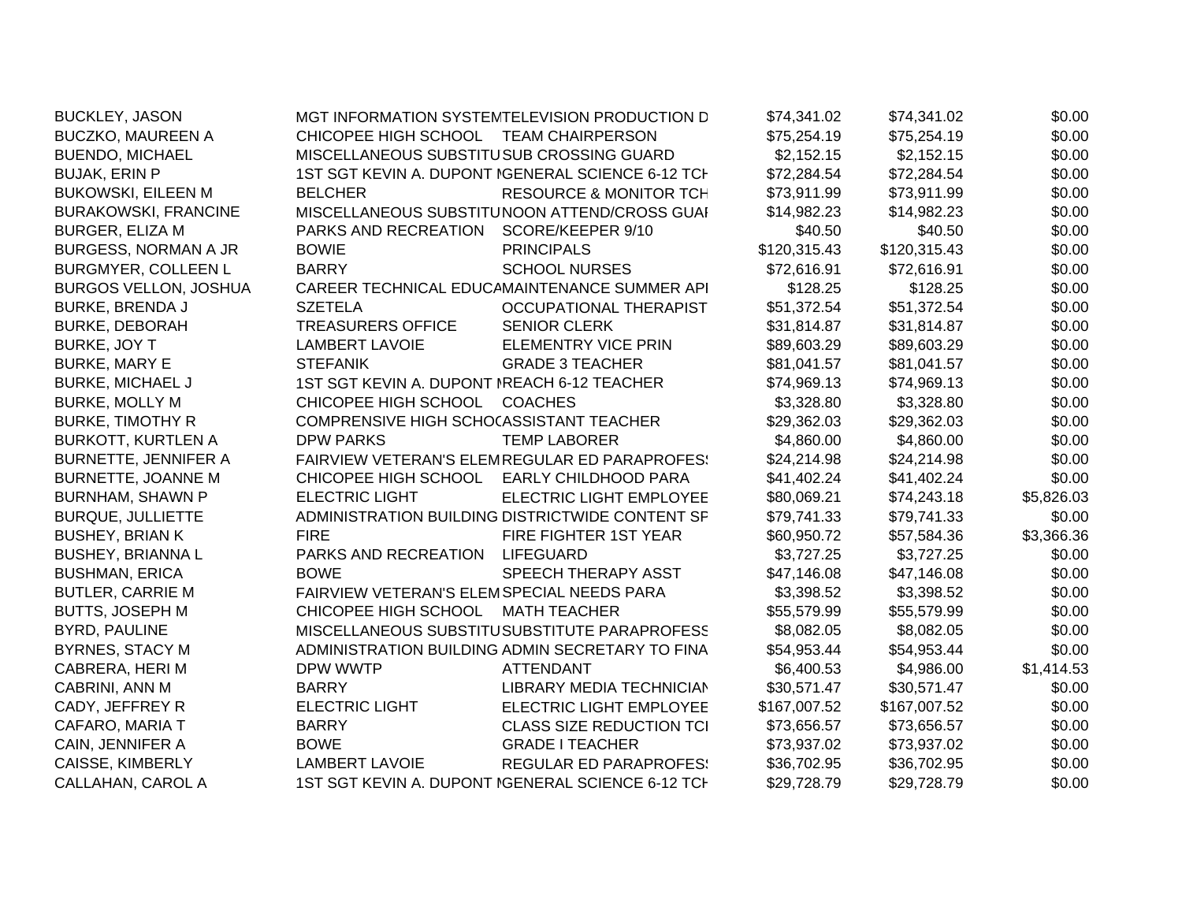| | | | | | |
|---|---|---|---|---|---|
| BUCKLEY, JASON | MGT INFORMATION SYSTEM | TELEVISION PRODUCTION D | $74,341.02 | $74,341.02 | $0.00 |
| BUCZKO, MAUREEN A | CHICOPEE HIGH SCHOOL | TEAM CHAIRPERSON | $75,254.19 | $75,254.19 | $0.00 |
| BUENDO, MICHAEL | MISCELLANEOUS SUBSTITU | SUB CROSSING GUARD | $2,152.15 | $2,152.15 | $0.00 |
| BUJAK, ERIN P | 1ST SGT KEVIN A. DUPONT I | GENERAL SCIENCE 6-12 TCH | $72,284.54 | $72,284.54 | $0.00 |
| BUKOWSKI, EILEEN M | BELCHER | RESOURCE & MONITOR TCH | $73,911.99 | $73,911.99 | $0.00 |
| BURAKOWSKI, FRANCINE | MISCELLANEOUS SUBSTITU | NOON ATTEND/CROSS GUAI | $14,982.23 | $14,982.23 | $0.00 |
| BURGER, ELIZA M | PARKS AND RECREATION | SCORE/KEEPER 9/10 | $40.50 | $40.50 | $0.00 |
| BURGESS, NORMAN A JR | BOWIE | PRINCIPALS | $120,315.43 | $120,315.43 | $0.00 |
| BURGMYER, COLLEEN L | BARRY | SCHOOL NURSES | $72,616.91 | $72,616.91 | $0.00 |
| BURGOS VELLON, JOSHUA | CAREER TECHNICAL EDUCA | MAINTENANCE SUMMER API | $128.25 | $128.25 | $0.00 |
| BURKE, BRENDA J | SZETELA | OCCUPATIONAL THERAPIST | $51,372.54 | $51,372.54 | $0.00 |
| BURKE, DEBORAH | TREASURERS OFFICE | SENIOR CLERK | $31,814.87 | $31,814.87 | $0.00 |
| BURKE, JOY T | LAMBERT LAVOIE | ELEMENTRY VICE PRIN | $89,603.29 | $89,603.29 | $0.00 |
| BURKE, MARY E | STEFANIK | GRADE 3 TEACHER | $81,041.57 | $81,041.57 | $0.00 |
| BURKE, MICHAEL J | 1ST SGT KEVIN A. DUPONT I | REACH 6-12 TEACHER | $74,969.13 | $74,969.13 | $0.00 |
| BURKE, MOLLY M | CHICOPEE HIGH SCHOOL | COACHES | $3,328.80 | $3,328.80 | $0.00 |
| BURKE, TIMOTHY R | COMPRENSIVE HIGH SCHOO | ASSISTANT TEACHER | $29,362.03 | $29,362.03 | $0.00 |
| BURKOTT, KURTLEN A | DPW PARKS | TEMP LABORER | $4,860.00 | $4,860.00 | $0.00 |
| BURNETTE, JENNIFER A | FAIRVIEW VETERAN'S ELEM | REGULAR ED PARAPROFES | $24,214.98 | $24,214.98 | $0.00 |
| BURNETTE, JOANNE M | CHICOPEE HIGH SCHOOL | EARLY CHILDHOOD PARA | $41,402.24 | $41,402.24 | $0.00 |
| BURNHAM, SHAWN P | ELECTRIC LIGHT | ELECTRIC LIGHT EMPLOYEE | $80,069.21 | $74,243.18 | $5,826.03 |
| BURQUE, JULLIETTE | ADMINISTRATION BUILDING | DISTRICTWIDE CONTENT SP | $79,741.33 | $79,741.33 | $0.00 |
| BUSHEY, BRIAN K | FIRE | FIRE FIGHTER 1ST YEAR | $60,950.72 | $57,584.36 | $3,366.36 |
| BUSHEY, BRIANNA L | PARKS AND RECREATION | LIFEGUARD | $3,727.25 | $3,727.25 | $0.00 |
| BUSHMAN, ERICA | BOWE | SPEECH THERAPY ASST | $47,146.08 | $47,146.08 | $0.00 |
| BUTLER, CARRIE M | FAIRVIEW VETERAN'S ELEM | SPECIAL NEEDS PARA | $3,398.52 | $3,398.52 | $0.00 |
| BUTTS, JOSEPH M | CHICOPEE HIGH SCHOOL | MATH TEACHER | $55,579.99 | $55,579.99 | $0.00 |
| BYRD, PAULINE | MISCELLANEOUS SUBSTITU | SUBSTITUTE PARAPROFESS | $8,082.05 | $8,082.05 | $0.00 |
| BYRNES, STACY M | ADMINISTRATION BUILDING | ADMIN SECRETARY TO FINA | $54,953.44 | $54,953.44 | $0.00 |
| CABRERA, HERI M | DPW WWTP | ATTENDANT | $6,400.53 | $4,986.00 | $1,414.53 |
| CABRINI, ANN M | BARRY | LIBRARY MEDIA TECHNICIAN | $30,571.47 | $30,571.47 | $0.00 |
| CADY, JEFFREY R | ELECTRIC LIGHT | ELECTRIC LIGHT EMPLOYEE | $167,007.52 | $167,007.52 | $0.00 |
| CAFARO, MARIA T | BARRY | CLASS SIZE REDUCTION TCI | $73,656.57 | $73,656.57 | $0.00 |
| CAIN, JENNIFER A | BOWE | GRADE I TEACHER | $73,937.02 | $73,937.02 | $0.00 |
| CAISSE, KIMBERLY | LAMBERT LAVOIE | REGULAR ED PARAPROFES | $36,702.95 | $36,702.95 | $0.00 |
| CALLAHAN, CAROL A | 1ST SGT KEVIN A. DUPONT I | GENERAL SCIENCE 6-12 TCH | $29,728.79 | $29,728.79 | $0.00 |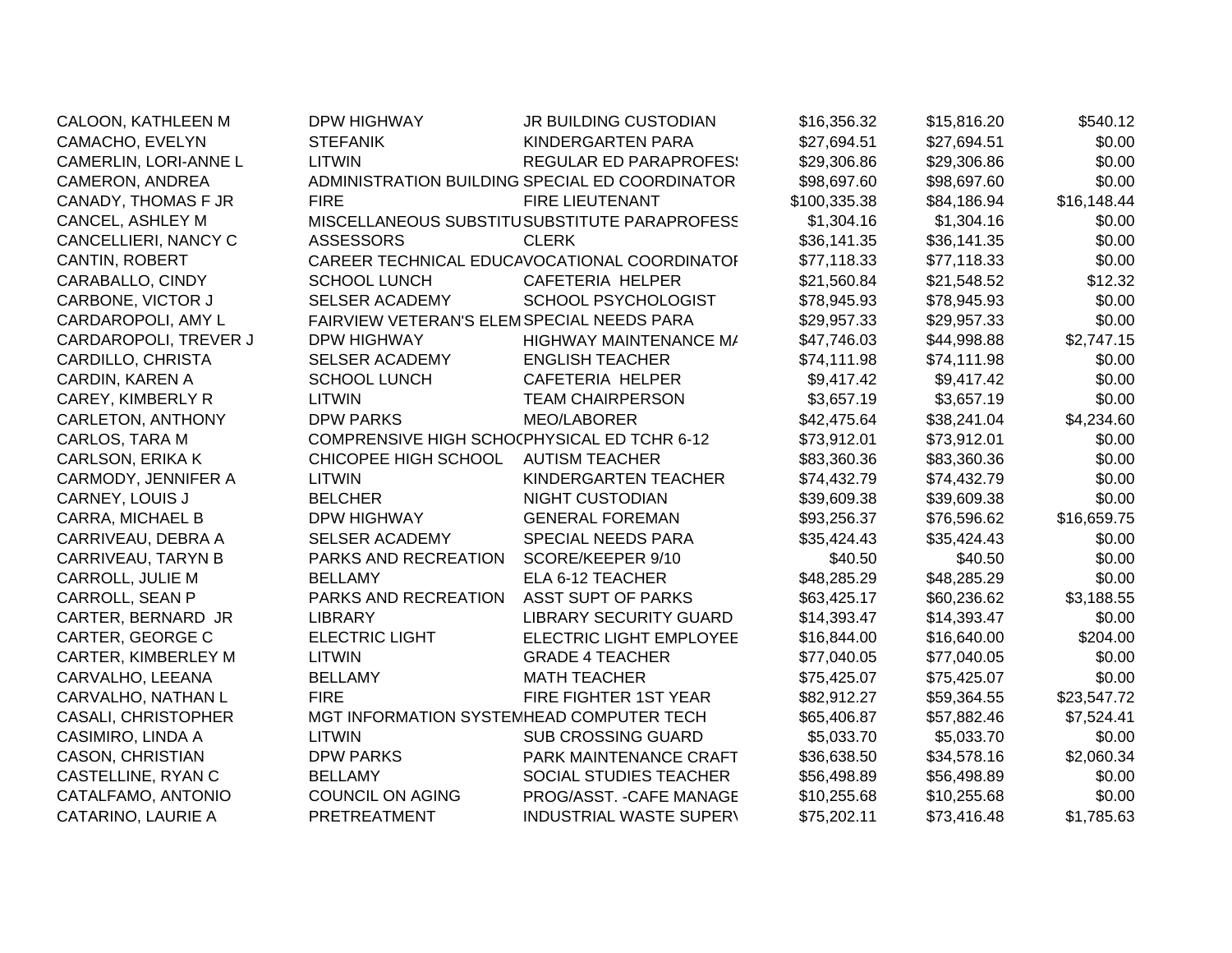| | | | | | |
|---|---|---|---|---|---|
| CALOON, KATHLEEN M | DPW HIGHWAY | JR BUILDING CUSTODIAN | $16,356.32 | $15,816.20 | $540.12 |
| CAMACHO, EVELYN | STEFANIK | KINDERGARTEN PARA | $27,694.51 | $27,694.51 | $0.00 |
| CAMERLIN, LORI-ANNE L | LITWIN | REGULAR ED PARAPROFES | $29,306.86 | $29,306.86 | $0.00 |
| CAMERON, ANDREA | ADMINISTRATION BUILDING | SPECIAL ED COORDINATOR | $98,697.60 | $98,697.60 | $0.00 |
| CANADY, THOMAS F JR | FIRE | FIRE LIEUTENANT | $100,335.38 | $84,186.94 | $16,148.44 |
| CANCEL, ASHLEY M | MISCELLANEOUS SUBSTITU | SUBSTITUTE PARAPROFESS | $1,304.16 | $1,304.16 | $0.00 |
| CANCELLIERI, NANCY C | ASSESSORS | CLERK | $36,141.35 | $36,141.35 | $0.00 |
| CANTIN, ROBERT | CAREER TECHNICAL EDUCA | VOCATIONAL COORDINATOI | $77,118.33 | $77,118.33 | $0.00 |
| CARABALLO, CINDY | SCHOOL LUNCH | CAFETERIA HELPER | $21,560.84 | $21,548.52 | $12.32 |
| CARBONE, VICTOR J | SELSER ACADEMY | SCHOOL PSYCHOLOGIST | $78,945.93 | $78,945.93 | $0.00 |
| CARDAROPOLI, AMY L | FAIRVIEW VETERAN'S ELEM | SPECIAL NEEDS PARA | $29,957.33 | $29,957.33 | $0.00 |
| CARDAROPOLI, TREVER J | DPW HIGHWAY | HIGHWAY MAINTENANCE MA | $47,746.03 | $44,998.88 | $2,747.15 |
| CARDILLO, CHRISTA | SELSER ACADEMY | ENGLISH TEACHER | $74,111.98 | $74,111.98 | $0.00 |
| CARDIN, KAREN A | SCHOOL LUNCH | CAFETERIA HELPER | $9,417.42 | $9,417.42 | $0.00 |
| CAREY, KIMBERLY R | LITWIN | TEAM CHAIRPERSON | $3,657.19 | $3,657.19 | $0.00 |
| CARLETON, ANTHONY | DPW PARKS | MEO/LABORER | $42,475.64 | $38,241.04 | $4,234.60 |
| CARLOS, TARA M | COMPRENSIVE HIGH SCHO | PHYSICAL ED TCHR 6-12 | $73,912.01 | $73,912.01 | $0.00 |
| CARLSON, ERIKA K | CHICOPEE HIGH SCHOOL | AUTISM TEACHER | $83,360.36 | $83,360.36 | $0.00 |
| CARMODY, JENNIFER A | LITWIN | KINDERGARTEN TEACHER | $74,432.79 | $74,432.79 | $0.00 |
| CARNEY, LOUIS J | BELCHER | NIGHT CUSTODIAN | $39,609.38 | $39,609.38 | $0.00 |
| CARRA, MICHAEL B | DPW HIGHWAY | GENERAL FOREMAN | $93,256.37 | $76,596.62 | $16,659.75 |
| CARRIVEAU, DEBRA A | SELSER ACADEMY | SPECIAL NEEDS PARA | $35,424.43 | $35,424.43 | $0.00 |
| CARRIVEAU, TARYN B | PARKS AND RECREATION | SCORE/KEEPER 9/10 | $40.50 | $40.50 | $0.00 |
| CARROLL, JULIE M | BELLAMY | ELA 6-12 TEACHER | $48,285.29 | $48,285.29 | $0.00 |
| CARROLL, SEAN P | PARKS AND RECREATION | ASST SUPT OF PARKS | $63,425.17 | $60,236.62 | $3,188.55 |
| CARTER, BERNARD JR | LIBRARY | LIBRARY SECURITY GUARD | $14,393.47 | $14,393.47 | $0.00 |
| CARTER, GEORGE C | ELECTRIC LIGHT | ELECTRIC LIGHT EMPLOYEE | $16,844.00 | $16,640.00 | $204.00 |
| CARTER, KIMBERLEY M | LITWIN | GRADE 4 TEACHER | $77,040.05 | $77,040.05 | $0.00 |
| CARVALHO, LEEANA | BELLAMY | MATH TEACHER | $75,425.07 | $75,425.07 | $0.00 |
| CARVALHO, NATHAN L | FIRE | FIRE FIGHTER 1ST YEAR | $82,912.27 | $59,364.55 | $23,547.72 |
| CASALI, CHRISTOPHER | MGT INFORMATION SYSTEM | HEAD COMPUTER TECH | $65,406.87 | $57,882.46 | $7,524.41 |
| CASIMIRO, LINDA A | LITWIN | SUB CROSSING GUARD | $5,033.70 | $5,033.70 | $0.00 |
| CASON, CHRISTIAN | DPW PARKS | PARK MAINTENANCE CRAFT | $36,638.50 | $34,578.16 | $2,060.34 |
| CASTELLINE, RYAN C | BELLAMY | SOCIAL STUDIES TEACHER | $56,498.89 | $56,498.89 | $0.00 |
| CATALFAMO, ANTONIO | COUNCIL ON AGING | PROG/ASST. -CAFE MANAGE | $10,255.68 | $10,255.68 | $0.00 |
| CATARINO, LAURIE A | PRETREATMENT | INDUSTRIAL WASTE SUPER\ | $75,202.11 | $73,416.48 | $1,785.63 |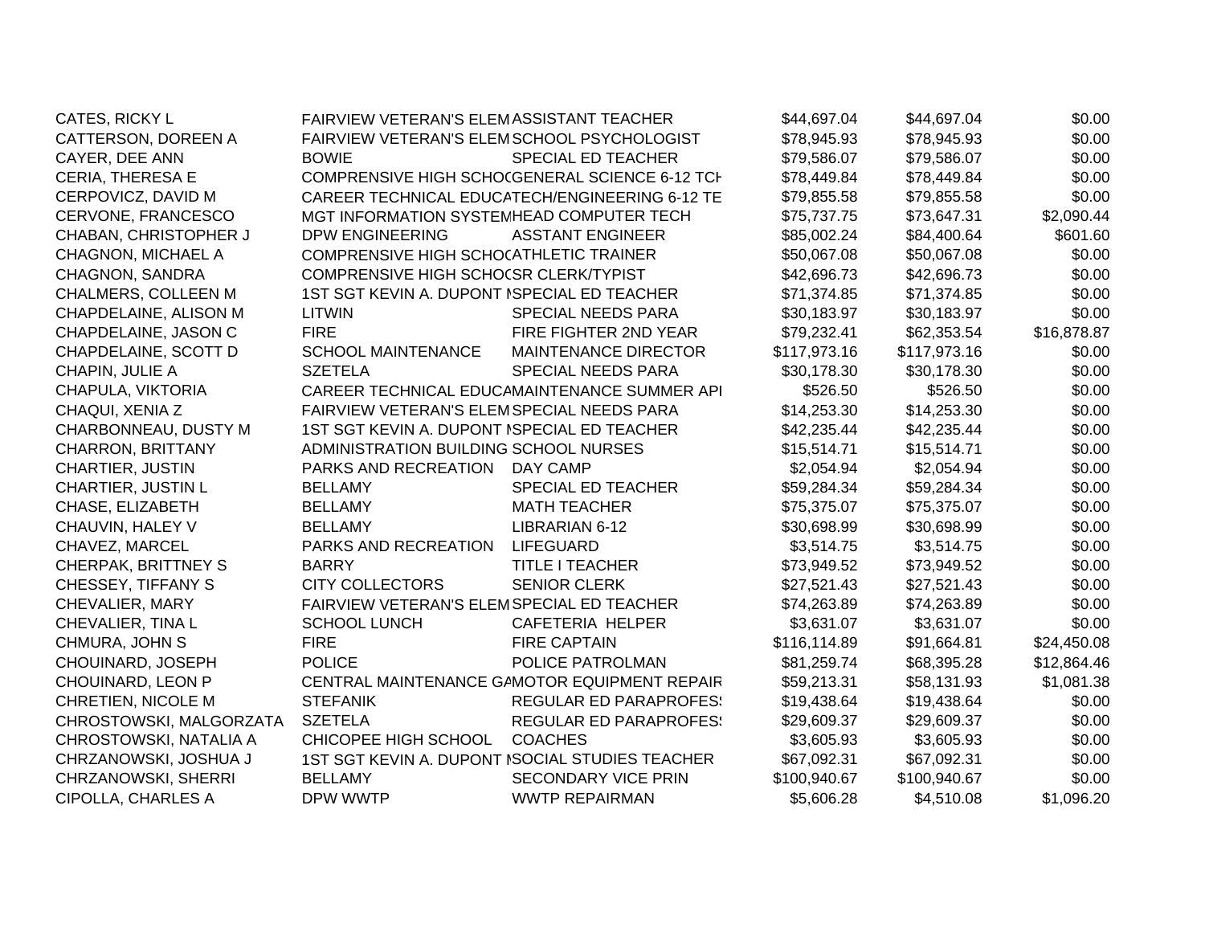| | | | | | |
|---|---|---|---|---|---|
| CATES, RICKY L | FAIRVIEW VETERAN'S ELEM | ASSISTANT TEACHER | $44,697.04 | $44,697.04 | $0.00 |
| CATTERSON, DOREEN A | FAIRVIEW VETERAN'S ELEM | SCHOOL PSYCHOLOGIST | $78,945.93 | $78,945.93 | $0.00 |
| CAYER, DEE ANN | BOWIE | SPECIAL ED TEACHER | $79,586.07 | $79,586.07 | $0.00 |
| CERIA, THERESA E | COMPRENSIVE HIGH SCHOO | GENERAL SCIENCE 6-12 TCH | $78,449.84 | $78,449.84 | $0.00 |
| CERPOVICZ, DAVID M | CAREER TECHNICAL EDUCA | TECH/ENGINEERING 6-12 TE | $79,855.58 | $79,855.58 | $0.00 |
| CERVONE, FRANCESCO | MGT INFORMATION SYSTEM | HEAD COMPUTER TECH | $75,737.75 | $73,647.31 | $2,090.44 |
| CHABAN, CHRISTOPHER J | DPW ENGINEERING | ASSTANT ENGINEER | $85,002.24 | $84,400.64 | $601.60 |
| CHAGNON, MICHAEL A | COMPRENSIVE HIGH SCHOO | ATHLETIC TRAINER | $50,067.08 | $50,067.08 | $0.00 |
| CHAGNON, SANDRA | COMPRENSIVE HIGH SCHOO | SR CLERK/TYPIST | $42,696.73 | $42,696.73 | $0.00 |
| CHALMERS, COLLEEN M | 1ST SGT KEVIN A. DUPONT M | SPECIAL ED TEACHER | $71,374.85 | $71,374.85 | $0.00 |
| CHAPDELAINE, ALISON M | LITWIN | SPECIAL NEEDS PARA | $30,183.97 | $30,183.97 | $0.00 |
| CHAPDELAINE, JASON C | FIRE | FIRE FIGHTER 2ND YEAR | $79,232.41 | $62,353.54 | $16,878.87 |
| CHAPDELAINE, SCOTT D | SCHOOL MAINTENANCE | MAINTENANCE DIRECTOR | $117,973.16 | $117,973.16 | $0.00 |
| CHAPIN, JULIE A | SZETELA | SPECIAL NEEDS PARA | $30,178.30 | $30,178.30 | $0.00 |
| CHAPULA, VIKTORIA | CAREER TECHNICAL EDUCA | MAINTENANCE SUMMER API | $526.50 | $526.50 | $0.00 |
| CHAQUI, XENIA Z | FAIRVIEW VETERAN'S ELEM | SPECIAL NEEDS PARA | $14,253.30 | $14,253.30 | $0.00 |
| CHARBONNEAU, DUSTY M | 1ST SGT KEVIN A. DUPONT M | SPECIAL ED TEACHER | $42,235.44 | $42,235.44 | $0.00 |
| CHARRON, BRITTANY | ADMINISTRATION BUILDING | SCHOOL NURSES | $15,514.71 | $15,514.71 | $0.00 |
| CHARTIER, JUSTIN | PARKS AND RECREATION | DAY CAMP | $2,054.94 | $2,054.94 | $0.00 |
| CHARTIER, JUSTIN L | BELLAMY | SPECIAL ED TEACHER | $59,284.34 | $59,284.34 | $0.00 |
| CHASE, ELIZABETH | BELLAMY | MATH TEACHER | $75,375.07 | $75,375.07 | $0.00 |
| CHAUVIN, HALEY V | BELLAMY | LIBRARIAN 6-12 | $30,698.99 | $30,698.99 | $0.00 |
| CHAVEZ, MARCEL | PARKS AND RECREATION | LIFEGUARD | $3,514.75 | $3,514.75 | $0.00 |
| CHERPAK, BRITTNEY S | BARRY | TITLE I TEACHER | $73,949.52 | $73,949.52 | $0.00 |
| CHESSEY, TIFFANY S | CITY COLLECTORS | SENIOR CLERK | $27,521.43 | $27,521.43 | $0.00 |
| CHEVALIER, MARY | FAIRVIEW VETERAN'S ELEM | SPECIAL ED TEACHER | $74,263.89 | $74,263.89 | $0.00 |
| CHEVALIER, TINA L | SCHOOL LUNCH | CAFETERIA HELPER | $3,631.07 | $3,631.07 | $0.00 |
| CHMURA, JOHN S | FIRE | FIRE CAPTAIN | $116,114.89 | $91,664.81 | $24,450.08 |
| CHOUINARD, JOSEPH | POLICE | POLICE PATROLMAN | $81,259.74 | $68,395.28 | $12,864.46 |
| CHOUINARD, LEON P | CENTRAL MAINTENANCE GA | MOTOR EQUIPMENT REPAIR | $59,213.31 | $58,131.93 | $1,081.38 |
| CHRETIEN, NICOLE M | STEFANIK | REGULAR ED PARAPROFESS | $19,438.64 | $19,438.64 | $0.00 |
| CHROSTOWSKI, MALGORZATA | SZETELA | REGULAR ED PARAPROFESS | $29,609.37 | $29,609.37 | $0.00 |
| CHROSTOWSKI, NATALIA A | CHICOPEE HIGH SCHOOL | COACHES | $3,605.93 | $3,605.93 | $0.00 |
| CHRZANOWSKI, JOSHUA J | 1ST SGT KEVIN A. DUPONT M | SOCIAL STUDIES TEACHER | $67,092.31 | $67,092.31 | $0.00 |
| CHRZANOWSKI, SHERRI | BELLAMY | SECONDARY VICE PRIN | $100,940.67 | $100,940.67 | $0.00 |
| CIPOLLA, CHARLES A | DPW WWTP | WWTP REPAIRMAN | $5,606.28 | $4,510.08 | $1,096.20 |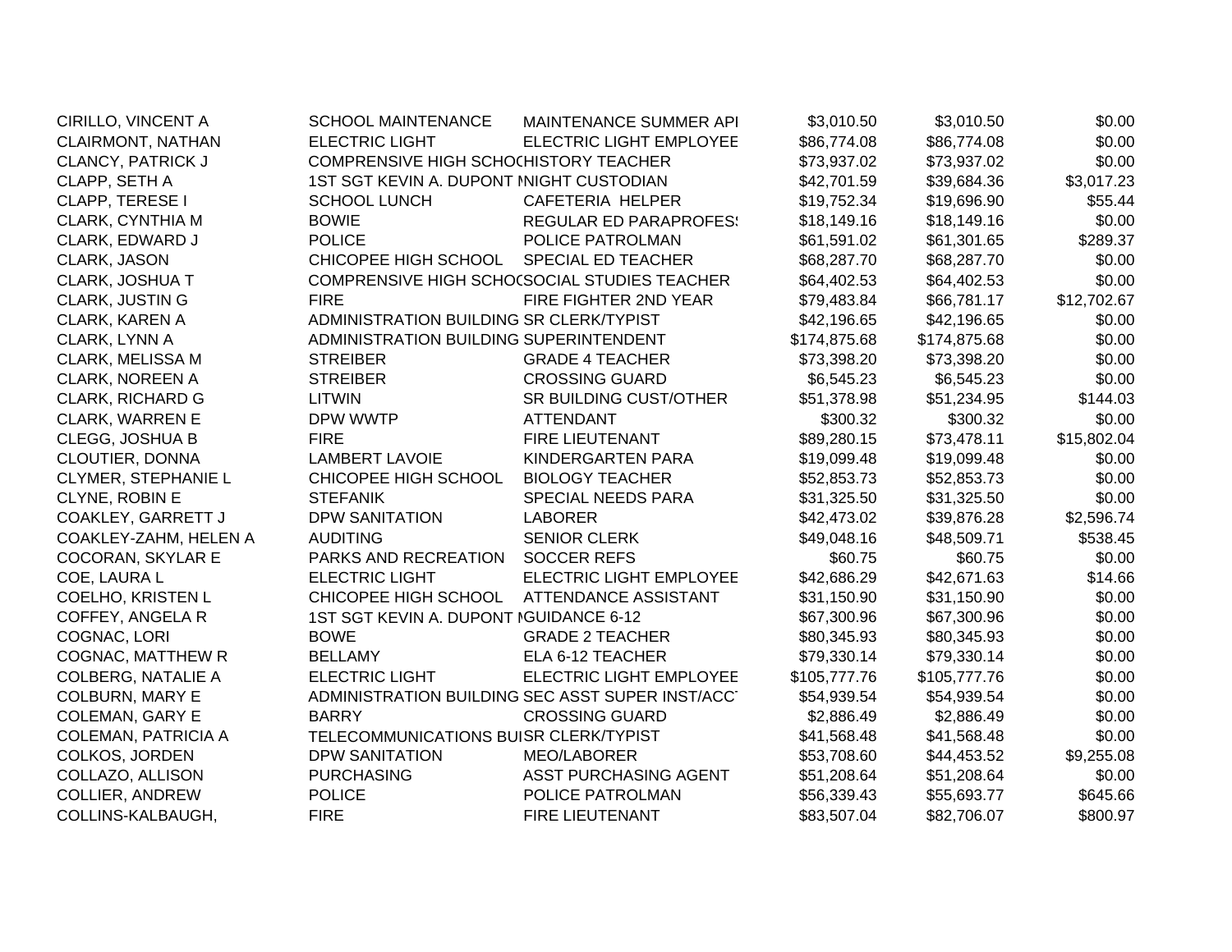| | | | | | |
|---|---|---|---|---|---|
| CIRILLO, VINCENT A | SCHOOL MAINTENANCE | MAINTENANCE SUMMER API | $3,010.50 | $3,010.50 | $0.00 |
| CLAIRMONT, NATHAN | ELECTRIC LIGHT | ELECTRIC LIGHT EMPLOYEE | $86,774.08 | $86,774.08 | $0.00 |
| CLANCY, PATRICK J | COMPRENSIVE HIGH SCHOOL | HISTORY TEACHER | $73,937.02 | $73,937.02 | $0.00 |
| CLAPP, SETH A | 1ST SGT KEVIN A. DUPONT M | NIGHT CUSTODIAN | $42,701.59 | $39,684.36 | $3,017.23 |
| CLAPP, TERESE I | SCHOOL LUNCH | CAFETERIA HELPER | $19,752.34 | $19,696.90 | $55.44 |
| CLARK, CYNTHIA M | BOWIE | REGULAR ED PARAPROFESS | $18,149.16 | $18,149.16 | $0.00 |
| CLARK, EDWARD J | POLICE | POLICE PATROLMAN | $61,591.02 | $61,301.65 | $289.37 |
| CLARK, JASON | CHICOPEE HIGH SCHOOL | SPECIAL ED TEACHER | $68,287.70 | $68,287.70 | $0.00 |
| CLARK, JOSHUA T | COMPRENSIVE HIGH SCHOOL | SOCIAL STUDIES TEACHER | $64,402.53 | $64,402.53 | $0.00 |
| CLARK, JUSTIN G | FIRE | FIRE FIGHTER 2ND YEAR | $79,483.84 | $66,781.17 | $12,702.67 |
| CLARK, KAREN A | ADMINISTRATION BUILDING | SR CLERK/TYPIST | $42,196.65 | $42,196.65 | $0.00 |
| CLARK, LYNN A | ADMINISTRATION BUILDING | SUPERINTENDENT | $174,875.68 | $174,875.68 | $0.00 |
| CLARK, MELISSA M | STREIBER | GRADE 4 TEACHER | $73,398.20 | $73,398.20 | $0.00 |
| CLARK, NOREEN A | STREIBER | CROSSING GUARD | $6,545.23 | $6,545.23 | $0.00 |
| CLARK, RICHARD G | LITWIN | SR BUILDING CUST/OTHER | $51,378.98 | $51,234.95 | $144.03 |
| CLARK, WARREN E | DPW WWTP | ATTENDANT | $300.32 | $300.32 | $0.00 |
| CLEGG, JOSHUA B | FIRE | FIRE LIEUTENANT | $89,280.15 | $73,478.11 | $15,802.04 |
| CLOUTIER, DONNA | LAMBERT LAVOIE | KINDERGARTEN PARA | $19,099.48 | $19,099.48 | $0.00 |
| CLYMER, STEPHANIE L | CHICOPEE HIGH SCHOOL | BIOLOGY TEACHER | $52,853.73 | $52,853.73 | $0.00 |
| CLYNE, ROBIN E | STEFANIK | SPECIAL NEEDS PARA | $31,325.50 | $31,325.50 | $0.00 |
| COAKLEY, GARRETT J | DPW SANITATION | LABORER | $42,473.02 | $39,876.28 | $2,596.74 |
| COAKLEY-ZAHM, HELEN A | AUDITING | SENIOR CLERK | $49,048.16 | $48,509.71 | $538.45 |
| COCORAN, SKYLAR E | PARKS AND RECREATION | SOCCER REFS | $60.75 | $60.75 | $0.00 |
| COE, LAURA L | ELECTRIC LIGHT | ELECTRIC LIGHT EMPLOYEE | $42,686.29 | $42,671.63 | $14.66 |
| COELHO, KRISTEN L | CHICOPEE HIGH SCHOOL | ATTENDANCE ASSISTANT | $31,150.90 | $31,150.90 | $0.00 |
| COFFEY, ANGELA R | 1ST SGT KEVIN A. DUPONT M | GUIDANCE 6-12 | $67,300.96 | $67,300.96 | $0.00 |
| COGNAC, LORI | BOWE | GRADE 2 TEACHER | $80,345.93 | $80,345.93 | $0.00 |
| COGNAC, MATTHEW R | BELLAMY | ELA 6-12 TEACHER | $79,330.14 | $79,330.14 | $0.00 |
| COLBERG, NATALIE A | ELECTRIC LIGHT | ELECTRIC LIGHT EMPLOYEE | $105,777.76 | $105,777.76 | $0.00 |
| COLBURN, MARY E | ADMINISTRATION BUILDING | SEC ASST SUPER INST/ACCT | $54,939.54 | $54,939.54 | $0.00 |
| COLEMAN, GARY E | BARRY | CROSSING GUARD | $2,886.49 | $2,886.49 | $0.00 |
| COLEMAN, PATRICIA A | TELECOMMUNICATIONS BUI | SR CLERK/TYPIST | $41,568.48 | $41,568.48 | $0.00 |
| COLKOS, JORDEN | DPW SANITATION | MEO/LABORER | $53,708.60 | $44,453.52 | $9,255.08 |
| COLLAZO, ALLISON | PURCHASING | ASST PURCHASING AGENT | $51,208.64 | $51,208.64 | $0.00 |
| COLLIER, ANDREW | POLICE | POLICE PATROLMAN | $56,339.43 | $55,693.77 | $645.66 |
| COLLINS-KALBAUGH, | FIRE | FIRE LIEUTENANT | $83,507.04 | $82,706.07 | $800.97 |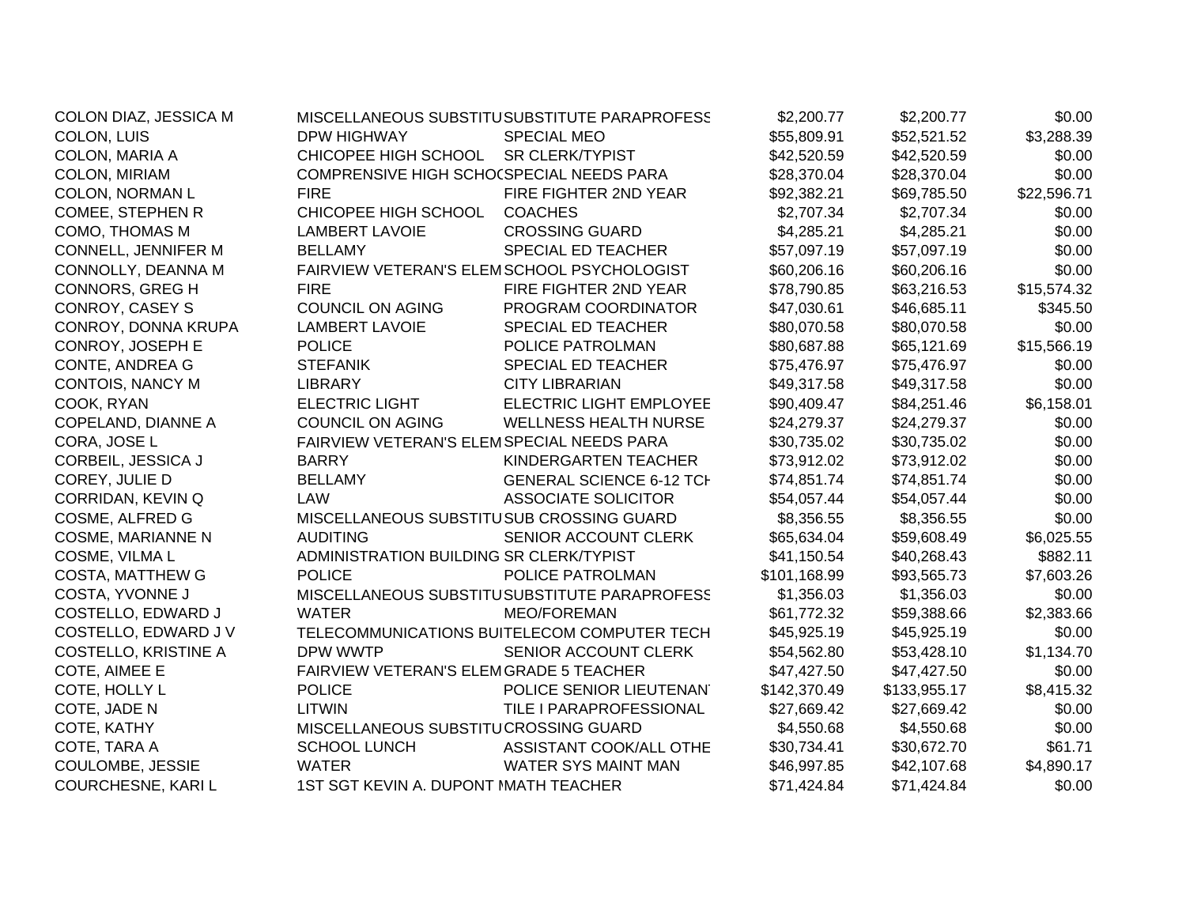| | | | | | |
|---|---|---|---|---|---|
| COLON DIAZ, JESSICA M | MISCELLANEOUS SUBSTITU | SUBSTITUTE PARAPROFESS | $2,200.77 | $2,200.77 | $0.00 |
| COLON, LUIS | DPW HIGHWAY | SPECIAL MEO | $55,809.91 | $52,521.52 | $3,288.39 |
| COLON, MARIA A | CHICOPEE HIGH SCHOOL | SR CLERK/TYPIST | $42,520.59 | $42,520.59 | $0.00 |
| COLON, MIRIAM | COMPRENSIVE HIGH SCHOO | SPECIAL NEEDS PARA | $28,370.04 | $28,370.04 | $0.00 |
| COLON, NORMAN L | FIRE | FIRE FIGHTER 2ND YEAR | $92,382.21 | $69,785.50 | $22,596.71 |
| COMEE, STEPHEN R | CHICOPEE HIGH SCHOOL | COACHES | $2,707.34 | $2,707.34 | $0.00 |
| COMO, THOMAS M | LAMBERT LAVOIE | CROSSING GUARD | $4,285.21 | $4,285.21 | $0.00 |
| CONNELL, JENNIFER M | BELLAMY | SPECIAL ED TEACHER | $57,097.19 | $57,097.19 | $0.00 |
| CONNOLLY, DEANNA M | FAIRVIEW VETERAN'S ELEM | SCHOOL PSYCHOLOGIST | $60,206.16 | $60,206.16 | $0.00 |
| CONNORS, GREG H | FIRE | FIRE FIGHTER 2ND YEAR | $78,790.85 | $63,216.53 | $15,574.32 |
| CONROY, CASEY S | COUNCIL ON AGING | PROGRAM COORDINATOR | $47,030.61 | $46,685.11 | $345.50 |
| CONROY, DONNA KRUPA | LAMBERT LAVOIE | SPECIAL ED TEACHER | $80,070.58 | $80,070.58 | $0.00 |
| CONROY, JOSEPH E | POLICE | POLICE PATROLMAN | $80,687.88 | $65,121.69 | $15,566.19 |
| CONTE, ANDREA G | STEFANIK | SPECIAL ED TEACHER | $75,476.97 | $75,476.97 | $0.00 |
| CONTOIS, NANCY M | LIBRARY | CITY LIBRARIAN | $49,317.58 | $49,317.58 | $0.00 |
| COOK, RYAN | ELECTRIC LIGHT | ELECTRIC LIGHT EMPLOYEE | $90,409.47 | $84,251.46 | $6,158.01 |
| COPELAND, DIANNE A | COUNCIL ON AGING | WELLNESS HEALTH NURSE | $24,279.37 | $24,279.37 | $0.00 |
| CORA, JOSE L | FAIRVIEW VETERAN'S ELEM | SPECIAL NEEDS PARA | $30,735.02 | $30,735.02 | $0.00 |
| CORBEIL, JESSICA J | BARRY | KINDERGARTEN TEACHER | $73,912.02 | $73,912.02 | $0.00 |
| COREY, JULIE D | BELLAMY | GENERAL SCIENCE 6-12 TCH | $74,851.74 | $74,851.74 | $0.00 |
| CORRIDAN, KEVIN Q | LAW | ASSOCIATE SOLICITOR | $54,057.44 | $54,057.44 | $0.00 |
| COSME, ALFRED G | MISCELLANEOUS SUBSTITU | SUB CROSSING GUARD | $8,356.55 | $8,356.55 | $0.00 |
| COSME, MARIANNE N | AUDITING | SENIOR ACCOUNT CLERK | $65,634.04 | $59,608.49 | $6,025.55 |
| COSME, VILMA L | ADMINISTRATION BUILDING | SR CLERK/TYPIST | $41,150.54 | $40,268.43 | $882.11 |
| COSTA, MATTHEW G | POLICE | POLICE PATROLMAN | $101,168.99 | $93,565.73 | $7,603.26 |
| COSTA, YVONNE J | MISCELLANEOUS SUBSTITU | SUBSTITUTE PARAPROFESS | $1,356.03 | $1,356.03 | $0.00 |
| COSTELLO, EDWARD J | WATER | MEO/FOREMAN | $61,772.32 | $59,388.66 | $2,383.66 |
| COSTELLO, EDWARD J V | TELECOMMUNICATIONS BUI | TELECOM COMPUTER TECH | $45,925.19 | $45,925.19 | $0.00 |
| COSTELLO, KRISTINE A | DPW WWTP | SENIOR ACCOUNT CLERK | $54,562.80 | $53,428.10 | $1,134.70 |
| COTE, AIMEE E | FAIRVIEW VETERAN'S ELEM | GRADE 5 TEACHER | $47,427.50 | $47,427.50 | $0.00 |
| COTE, HOLLY L | POLICE | POLICE SENIOR LIEUTENANT | $142,370.49 | $133,955.17 | $8,415.32 |
| COTE, JADE N | LITWIN | TILE I PARAPROFESSIONAL | $27,669.42 | $27,669.42 | $0.00 |
| COTE, KATHY | MISCELLANEOUS SUBSTITU | CROSSING GUARD | $4,550.68 | $4,550.68 | $0.00 |
| COTE, TARA A | SCHOOL LUNCH | ASSISTANT COOK/ALL OTHE | $30,734.41 | $30,672.70 | $61.71 |
| COULOMBE, JESSIE | WATER | WATER SYS MAINT MAN | $46,997.85 | $42,107.68 | $4,890.17 |
| COURCHESNE, KARI L | 1ST SGT KEVIN A. DUPONT M | MATH TEACHER | $71,424.84 | $71,424.84 | $0.00 |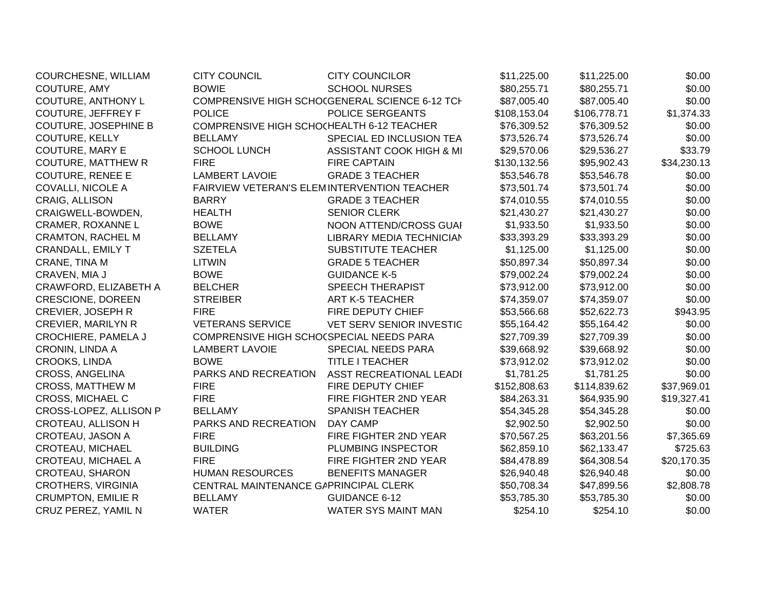| | | | | | |
|---|---|---|---|---|---|
| COURCHESNE, WILLIAM | CITY COUNCIL | CITY COUNCILOR | $11,225.00 | $11,225.00 | $0.00 |
| COUTURE, AMY | BOWIE | SCHOOL NURSES | $80,255.71 | $80,255.71 | $0.00 |
| COUTURE, ANTHONY L | COMPRENSIVE HIGH SCHOOL | GENERAL SCIENCE 6-12 TCH | $87,005.40 | $87,005.40 | $0.00 |
| COUTURE, JEFFREY F | POLICE | POLICE SERGEANTS | $108,153.04 | $106,778.71 | $1,374.33 |
| COUTURE, JOSEPHINE B | COMPRENSIVE HIGH SCHOOL | HEALTH 6-12 TEACHER | $76,309.52 | $76,309.52 | $0.00 |
| COUTURE, KELLY | BELLAMY | SPECIAL ED INCLUSION TEA | $73,526.74 | $73,526.74 | $0.00 |
| COUTURE, MARY E | SCHOOL LUNCH | ASSISTANT COOK HIGH & MI | $29,570.06 | $29,536.27 | $33.79 |
| COUTURE, MATTHEW R | FIRE | FIRE CAPTAIN | $130,132.56 | $95,902.43 | $34,230.13 |
| COUTURE, RENEE E | LAMBERT LAVOIE | GRADE 3 TEACHER | $53,546.78 | $53,546.78 | $0.00 |
| COVALLI, NICOLE A | FAIRVIEW VETERAN'S ELEM | INTERVENTION TEACHER | $73,501.74 | $73,501.74 | $0.00 |
| CRAIG, ALLISON | BARRY | GRADE 3 TEACHER | $74,010.55 | $74,010.55 | $0.00 |
| CRAIGWELL-BOWDEN, | HEALTH | SENIOR CLERK | $21,430.27 | $21,430.27 | $0.00 |
| CRAMER, ROXANNE L | BOWE | NOON ATTEND/CROSS GUAI | $1,933.50 | $1,933.50 | $0.00 |
| CRAMTON, RACHEL M | BELLAMY | LIBRARY MEDIA TECHNICIAN | $33,393.29 | $33,393.29 | $0.00 |
| CRANDALL, EMILY T | SZETELA | SUBSTITUTE TEACHER | $1,125.00 | $1,125.00 | $0.00 |
| CRANE, TINA M | LITWIN | GRADE 5 TEACHER | $50,897.34 | $50,897.34 | $0.00 |
| CRAVEN, MIA J | BOWE | GUIDANCE K-5 | $79,002.24 | $79,002.24 | $0.00 |
| CRAWFORD, ELIZABETH A | BELCHER | SPEECH THERAPIST | $73,912.00 | $73,912.00 | $0.00 |
| CRESCIONE, DOREEN | STREIBER | ART K-5 TEACHER | $74,359.07 | $74,359.07 | $0.00 |
| CREVIER, JOSEPH R | FIRE | FIRE DEPUTY CHIEF | $53,566.68 | $52,622.73 | $943.95 |
| CREVIER, MARILYN R | VETERANS SERVICE | VET SERV SENIOR INVESTIG | $55,164.42 | $55,164.42 | $0.00 |
| CROCHIERE, PAMELA J | COMPRENSIVE HIGH SCHOOL | SPECIAL NEEDS PARA | $27,709.39 | $27,709.39 | $0.00 |
| CRONIN, LINDA A | LAMBERT LAVOIE | SPECIAL NEEDS PARA | $39,668.92 | $39,668.92 | $0.00 |
| CROOKS, LINDA | BOWE | TITLE I TEACHER | $73,912.02 | $73,912.02 | $0.00 |
| CROSS, ANGELINA | PARKS AND RECREATION | ASST RECREATIONAL LEADI | $1,781.25 | $1,781.25 | $0.00 |
| CROSS, MATTHEW M | FIRE | FIRE DEPUTY CHIEF | $152,808.63 | $114,839.62 | $37,969.01 |
| CROSS, MICHAEL C | FIRE | FIRE FIGHTER 2ND YEAR | $84,263.31 | $64,935.90 | $19,327.41 |
| CROSS-LOPEZ, ALLISON P | BELLAMY | SPANISH TEACHER | $54,345.28 | $54,345.28 | $0.00 |
| CROTEAU, ALLISON H | PARKS AND RECREATION | DAY CAMP | $2,902.50 | $2,902.50 | $0.00 |
| CROTEAU, JASON A | FIRE | FIRE FIGHTER 2ND YEAR | $70,567.25 | $63,201.56 | $7,365.69 |
| CROTEAU, MICHAEL | BUILDING | PLUMBING INSPECTOR | $62,859.10 | $62,133.47 | $725.63 |
| CROTEAU, MICHAEL A | FIRE | FIRE FIGHTER 2ND YEAR | $84,478.89 | $64,308.54 | $20,170.35 |
| CROTEAU, SHARON | HUMAN RESOURCES | BENEFITS MANAGER | $26,940.48 | $26,940.48 | $0.00 |
| CROTHERS, VIRGINIA | CENTRAL MAINTENANCE GA | PRINCIPAL CLERK | $50,708.34 | $47,899.56 | $2,808.78 |
| CRUMPTON, EMILIE R | BELLAMY | GUIDANCE 6-12 | $53,785.30 | $53,785.30 | $0.00 |
| CRUZ PEREZ, YAMIL N | WATER | WATER SYS MAINT MAN | $254.10 | $254.10 | $0.00 |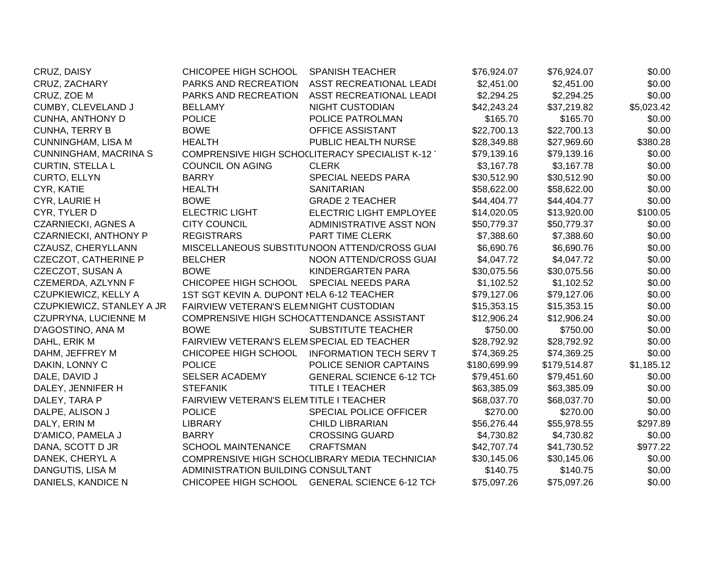| | | | | | |
|---|---|---|---|---|---|
| CRUZ, DAISY | CHICOPEE HIGH SCHOOL | SPANISH TEACHER | $76,924.07 | $76,924.07 | $0.00 |
| CRUZ, ZACHARY | PARKS AND RECREATION | ASST RECREATIONAL LEADI | $2,451.00 | $2,451.00 | $0.00 |
| CRUZ, ZOE M | PARKS AND RECREATION | ASST RECREATIONAL LEADI | $2,294.25 | $2,294.25 | $0.00 |
| CUMBY, CLEVELAND J | BELLAMY | NIGHT CUSTODIAN | $42,243.24 | $37,219.82 | $5,023.42 |
| CUNHA, ANTHONY D | POLICE | POLICE PATROLMAN | $165.70 | $165.70 | $0.00 |
| CUNHA, TERRY B | BOWE | OFFICE ASSISTANT | $22,700.13 | $22,700.13 | $0.00 |
| CUNNINGHAM, LISA M | HEALTH | PUBLIC HEALTH NURSE | $28,349.88 | $27,969.60 | $380.28 |
| CUNNINGHAM, MACRINA S | COMPRENSIVE HIGH SCHOO | LITERACY SPECIALIST K-12 T | $79,139.16 | $79,139.16 | $0.00 |
| CURTIN, STELLA L | COUNCIL ON AGING | CLERK | $3,167.78 | $3,167.78 | $0.00 |
| CURTO, ELLYN | BARRY | SPECIAL NEEDS PARA | $30,512.90 | $30,512.90 | $0.00 |
| CYR, KATIE | HEALTH | SANITARIAN | $58,622.00 | $58,622.00 | $0.00 |
| CYR, LAURIE H | BOWE | GRADE 2 TEACHER | $44,404.77 | $44,404.77 | $0.00 |
| CYR, TYLER D | ELECTRIC LIGHT | ELECTRIC LIGHT EMPLOYEE | $14,020.05 | $13,920.00 | $100.05 |
| CZARNIECKI, AGNES A | CITY COUNCIL | ADMINISTRATIVE ASST NON | $50,779.37 | $50,779.37 | $0.00 |
| CZARNIECKI, ANTHONY P | REGISTRARS | PART TIME CLERK | $7,388.60 | $7,388.60 | $0.00 |
| CZAUSZ, CHERYLLANN | MISCELLANEOUS SUBSTITU | NOON ATTEND/CROSS GUAI | $6,690.76 | $6,690.76 | $0.00 |
| CZECZOT, CATHERINE P | BELCHER | NOON ATTEND/CROSS GUAI | $4,047.72 | $4,047.72 | $0.00 |
| CZECZOT, SUSAN A | BOWE | KINDERGARTEN PARA | $30,075.56 | $30,075.56 | $0.00 |
| CZEMERDA, AZLYNN F | CHICOPEE HIGH SCHOOL | SPECIAL NEEDS PARA | $1,102.52 | $1,102.52 | $0.00 |
| CZUPKIEWICZ, KELLY A | 1ST SGT KEVIN A. DUPONT M | ELA 6-12 TEACHER | $79,127.06 | $79,127.06 | $0.00 |
| CZUPKIEWICZ, STANLEY A JR | FAIRVIEW VETERAN'S ELEM | NIGHT CUSTODIAN | $15,353.15 | $15,353.15 | $0.00 |
| CZUPRYNA, LUCIENNE M | COMPRENSIVE HIGH SCHOO | ATTENDANCE ASSISTANT | $12,906.24 | $12,906.24 | $0.00 |
| D'AGOSTINO, ANA M | BOWE | SUBSTITUTE TEACHER | $750.00 | $750.00 | $0.00 |
| DAHL, ERIK M | FAIRVIEW VETERAN'S ELEM | SPECIAL ED TEACHER | $28,792.92 | $28,792.92 | $0.00 |
| DAHM, JEFFREY M | CHICOPEE HIGH SCHOOL | INFORMATION TECH SERV T | $74,369.25 | $74,369.25 | $0.00 |
| DAKIN, LONNY C | POLICE | POLICE SENIOR CAPTAINS | $180,699.99 | $179,514.87 | $1,185.12 |
| DALE, DAVID J | SELSER ACADEMY | GENERAL SCIENCE 6-12 TCH | $79,451.60 | $79,451.60 | $0.00 |
| DALEY, JENNIFER H | STEFANIK | TITLE I TEACHER | $63,385.09 | $63,385.09 | $0.00 |
| DALEY, TARA P | FAIRVIEW VETERAN'S ELEM | TITLE I TEACHER | $68,037.70 | $68,037.70 | $0.00 |
| DALPE, ALISON J | POLICE | SPECIAL POLICE OFFICER | $270.00 | $270.00 | $0.00 |
| DALY, ERIN M | LIBRARY | CHILD LIBRARIAN | $56,276.44 | $55,978.55 | $297.89 |
| D'AMICO, PAMELA J | BARRY | CROSSING GUARD | $4,730.82 | $4,730.82 | $0.00 |
| DANA, SCOTT D JR | SCHOOL MAINTENANCE | CRAFTSMAN | $42,707.74 | $41,730.52 | $977.22 |
| DANEK, CHERYL A | COMPRENSIVE HIGH SCHOO | LIBRARY MEDIA TECHNICIAN | $30,145.06 | $30,145.06 | $0.00 |
| DANGUTIS, LISA M | ADMINISTRATION BUILDING | CONSULTANT | $140.75 | $140.75 | $0.00 |
| DANIELS, KANDICE N | CHICOPEE HIGH SCHOOL | GENERAL SCIENCE 6-12 TCH | $75,097.26 | $75,097.26 | $0.00 |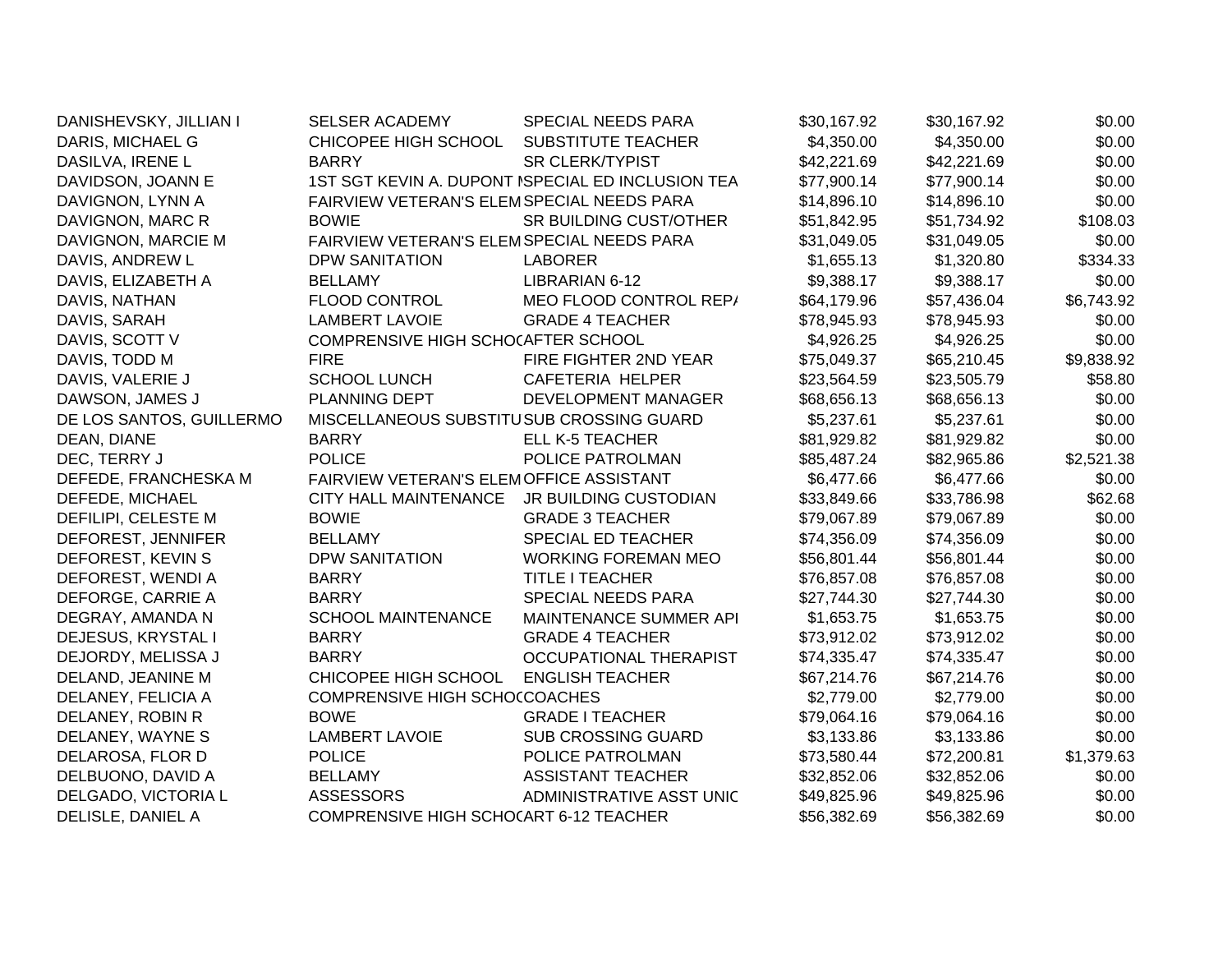| | | | | | |
|---|---|---|---|---|---|
| DANISHEVSKY, JILLIAN I | SELSER ACADEMY | SPECIAL NEEDS PARA | $30,167.92 | $30,167.92 | $0.00 |
| DARIS, MICHAEL G | CHICOPEE HIGH SCHOOL | SUBSTITUTE TEACHER | $4,350.00 | $4,350.00 | $0.00 |
| DASILVA, IRENE L | BARRY | SR CLERK/TYPIST | $42,221.69 | $42,221.69 | $0.00 |
| DAVIDSON, JOANN E | 1ST SGT KEVIN A. DUPONT M | SPECIAL ED INCLUSION TEA | $77,900.14 | $77,900.14 | $0.00 |
| DAVIGNON, LYNN A | FAIRVIEW VETERAN'S ELEM | SPECIAL NEEDS PARA | $14,896.10 | $14,896.10 | $0.00 |
| DAVIGNON, MARC R | BOWIE | SR BUILDING CUST/OTHER | $51,842.95 | $51,734.92 | $108.03 |
| DAVIGNON, MARCIE M | FAIRVIEW VETERAN'S ELEM | SPECIAL NEEDS PARA | $31,049.05 | $31,049.05 | $0.00 |
| DAVIS, ANDREW L | DPW SANITATION | LABORER | $1,655.13 | $1,320.80 | $334.33 |
| DAVIS, ELIZABETH A | BELLAMY | LIBRARIAN 6-12 | $9,388.17 | $9,388.17 | $0.00 |
| DAVIS, NATHAN | FLOOD CONTROL | MEO FLOOD CONTROL REPA | $64,179.96 | $57,436.04 | $6,743.92 |
| DAVIS, SARAH | LAMBERT LAVOIE | GRADE 4 TEACHER | $78,945.93 | $78,945.93 | $0.00 |
| DAVIS, SCOTT V | COMPRENSIVE HIGH SCHOO | AFTER SCHOOL | $4,926.25 | $4,926.25 | $0.00 |
| DAVIS, TODD M | FIRE | FIRE FIGHTER 2ND YEAR | $75,049.37 | $65,210.45 | $9,838.92 |
| DAVIS, VALERIE J | SCHOOL LUNCH | CAFETERIA HELPER | $23,564.59 | $23,505.79 | $58.80 |
| DAWSON, JAMES J | PLANNING DEPT | DEVELOPMENT MANAGER | $68,656.13 | $68,656.13 | $0.00 |
| DE LOS SANTOS, GUILLERMO | MISCELLANEOUS SUBSTITU | SUB CROSSING GUARD | $5,237.61 | $5,237.61 | $0.00 |
| DEAN, DIANE | BARRY | ELL K-5 TEACHER | $81,929.82 | $81,929.82 | $0.00 |
| DEC, TERRY J | POLICE | POLICE PATROLMAN | $85,487.24 | $82,965.86 | $2,521.38 |
| DEFEDE, FRANCHESKA M | FAIRVIEW VETERAN'S ELEM | OFFICE ASSISTANT | $6,477.66 | $6,477.66 | $0.00 |
| DEFEDE, MICHAEL | CITY HALL MAINTENANCE | JR BUILDING CUSTODIAN | $33,849.66 | $33,786.98 | $62.68 |
| DEFILIPI, CELESTE M | BOWIE | GRADE 3 TEACHER | $79,067.89 | $79,067.89 | $0.00 |
| DEFOREST, JENNIFER | BELLAMY | SPECIAL ED TEACHER | $74,356.09 | $74,356.09 | $0.00 |
| DEFOREST, KEVIN S | DPW SANITATION | WORKING FOREMAN MEO | $56,801.44 | $56,801.44 | $0.00 |
| DEFOREST, WENDI A | BARRY | TITLE I TEACHER | $76,857.08 | $76,857.08 | $0.00 |
| DEFORGE, CARRIE A | BARRY | SPECIAL NEEDS PARA | $27,744.30 | $27,744.30 | $0.00 |
| DEGRAY, AMANDA N | SCHOOL MAINTENANCE | MAINTENANCE SUMMER APP | $1,653.75 | $1,653.75 | $0.00 |
| DEJESUS, KRYSTAL I | BARRY | GRADE 4 TEACHER | $73,912.02 | $73,912.02 | $0.00 |
| DEJORDY, MELISSA J | BARRY | OCCUPATIONAL THERAPIST | $74,335.47 | $74,335.47 | $0.00 |
| DELAND, JEANINE M | CHICOPEE HIGH SCHOOL | ENGLISH TEACHER | $67,214.76 | $67,214.76 | $0.00 |
| DELANEY, FELICIA A | COMPRENSIVE HIGH SCHOO | COACHES | $2,779.00 | $2,779.00 | $0.00 |
| DELANEY, ROBIN R | BOWE | GRADE I TEACHER | $79,064.16 | $79,064.16 | $0.00 |
| DELANEY, WAYNE S | LAMBERT LAVOIE | SUB CROSSING GUARD | $3,133.86 | $3,133.86 | $0.00 |
| DELAROSA, FLOR D | POLICE | POLICE PATROLMAN | $73,580.44 | $72,200.81 | $1,379.63 |
| DELBUONO, DAVID A | BELLAMY | ASSISTANT TEACHER | $32,852.06 | $32,852.06 | $0.00 |
| DELGADO, VICTORIA L | ASSESSORS | ADMINISTRATIVE ASST UNIC | $49,825.96 | $49,825.96 | $0.00 |
| DELISLE, DANIEL A | COMPRENSIVE HIGH SCHOO | ART 6-12 TEACHER | $56,382.69 | $56,382.69 | $0.00 |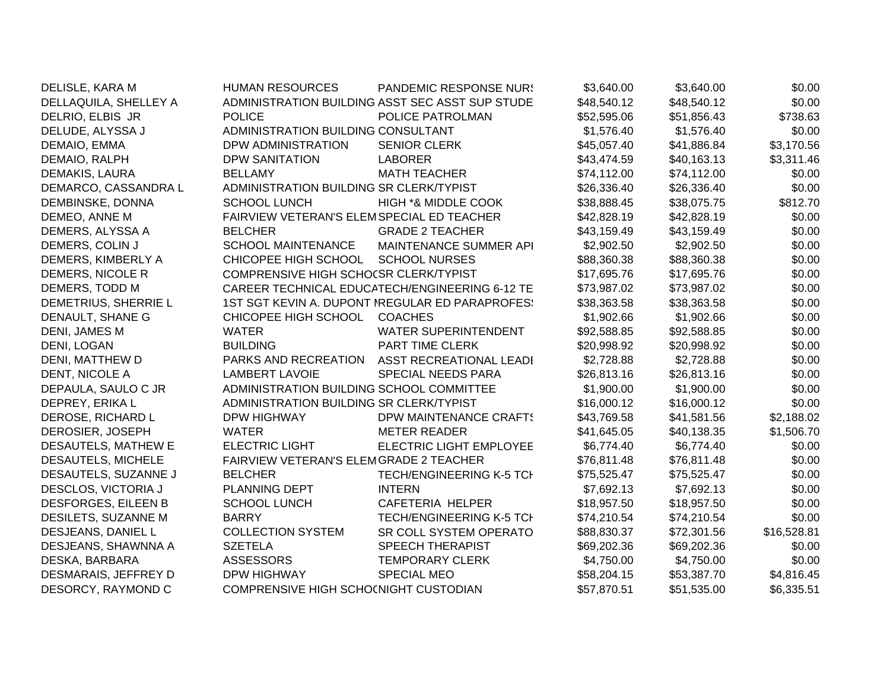| | | | | | |
|---|---|---|---|---|---|
| DELISLE, KARA M | HUMAN RESOURCES | PANDEMIC RESPONSE NURS | $3,640.00 | $3,640.00 | $0.00 |
| DELLAQUILA, SHELLEY A | ADMINISTRATION BUILDING | ASST SEC ASST SUP STUDE | $48,540.12 | $48,540.12 | $0.00 |
| DELRIO, ELBIS JR | POLICE | POLICE PATROLMAN | $52,595.06 | $51,856.43 | $738.63 |
| DELUDE, ALYSSA J | ADMINISTRATION BUILDING | CONSULTANT | $1,576.40 | $1,576.40 | $0.00 |
| DEMAIO, EMMA | DPW ADMINISTRATION | SENIOR CLERK | $45,057.40 | $41,886.84 | $3,170.56 |
| DEMAIO, RALPH | DPW SANITATION | LABORER | $43,474.59 | $40,163.13 | $3,311.46 |
| DEMAKIS, LAURA | BELLAMY | MATH TEACHER | $74,112.00 | $74,112.00 | $0.00 |
| DEMARCO, CASSANDRA L | ADMINISTRATION BUILDING | SR CLERK/TYPIST | $26,336.40 | $26,336.40 | $0.00 |
| DEMBINSKE, DONNA | SCHOOL LUNCH | HIGH *& MIDDLE COOK | $38,888.45 | $38,075.75 | $812.70 |
| DEMEO, ANNE M | FAIRVIEW VETERAN'S ELEM | SPECIAL ED TEACHER | $42,828.19 | $42,828.19 | $0.00 |
| DEMERS, ALYSSA A | BELCHER | GRADE 2 TEACHER | $43,159.49 | $43,159.49 | $0.00 |
| DEMERS, COLIN J | SCHOOL MAINTENANCE | MAINTENANCE SUMMER API | $2,902.50 | $2,902.50 | $0.00 |
| DEMERS, KIMBERLY A | CHICOPEE HIGH SCHOOL | SCHOOL NURSES | $88,360.38 | $88,360.38 | $0.00 |
| DEMERS, NICOLE R | COMPRENSIVE HIGH SCHOO | SR CLERK/TYPIST | $17,695.76 | $17,695.76 | $0.00 |
| DEMERS, TODD M | CAREER TECHNICAL EDUCA | TECH/ENGINEERING 6-12 TE | $73,987.02 | $73,987.02 | $0.00 |
| DEMETRIUS, SHERRIE L | 1ST SGT KEVIN A. DUPONT M | REGULAR ED PARAPROFESS | $38,363.58 | $38,363.58 | $0.00 |
| DENAULT, SHANE G | CHICOPEE HIGH SCHOOL | COACHES | $1,902.66 | $1,902.66 | $0.00 |
| DENI, JAMES M | WATER | WATER SUPERINTENDENT | $92,588.85 | $92,588.85 | $0.00 |
| DENI, LOGAN | BUILDING | PART TIME CLERK | $20,998.92 | $20,998.92 | $0.00 |
| DENI, MATTHEW D | PARKS AND RECREATION | ASST RECREATIONAL LEADI | $2,728.88 | $2,728.88 | $0.00 |
| DENT, NICOLE A | LAMBERT LAVOIE | SPECIAL NEEDS PARA | $26,813.16 | $26,813.16 | $0.00 |
| DEPAULA, SAULO C JR | ADMINISTRATION BUILDING | SCHOOL COMMITTEE | $1,900.00 | $1,900.00 | $0.00 |
| DEPREY, ERIKA L | ADMINISTRATION BUILDING | SR CLERK/TYPIST | $16,000.12 | $16,000.12 | $0.00 |
| DEROSE, RICHARD L | DPW HIGHWAY | DPW MAINTENANCE CRAFTS | $43,769.58 | $41,581.56 | $2,188.02 |
| DEROSIER, JOSEPH | WATER | METER READER | $41,645.05 | $40,138.35 | $1,506.70 |
| DESAUTELS, MATHEW E | ELECTRIC LIGHT | ELECTRIC LIGHT EMPLOYEE | $6,774.40 | $6,774.40 | $0.00 |
| DESAUTELS, MICHELE | FAIRVIEW VETERAN'S ELEM | GRADE 2 TEACHER | $76,811.48 | $76,811.48 | $0.00 |
| DESAUTELS, SUZANNE J | BELCHER | TECH/ENGINEERING K-5 TCH | $75,525.47 | $75,525.47 | $0.00 |
| DESCLOS, VICTORIA J | PLANNING DEPT | INTERN | $7,692.13 | $7,692.13 | $0.00 |
| DESFORGES, EILEEN B | SCHOOL LUNCH | CAFETERIA HELPER | $18,957.50 | $18,957.50 | $0.00 |
| DESILETS, SUZANNE M | BARRY | TECH/ENGINEERING K-5 TCH | $74,210.54 | $74,210.54 | $0.00 |
| DESJEANS, DANIEL L | COLLECTION SYSTEM | SR COLL SYSTEM OPERATO | $88,830.37 | $72,301.56 | $16,528.81 |
| DESJEANS, SHAWNNA A | SZETELA | SPEECH THERAPIST | $69,202.36 | $69,202.36 | $0.00 |
| DESKA, BARBARA | ASSESSORS | TEMPORARY CLERK | $4,750.00 | $4,750.00 | $0.00 |
| DESMARAIS, JEFFREY D | DPW HIGHWAY | SPECIAL MEO | $58,204.15 | $53,387.70 | $4,816.45 |
| DESORCY, RAYMOND C | COMPRENSIVE HIGH SCHOO | NIGHT CUSTODIAN | $57,870.51 | $51,535.00 | $6,335.51 |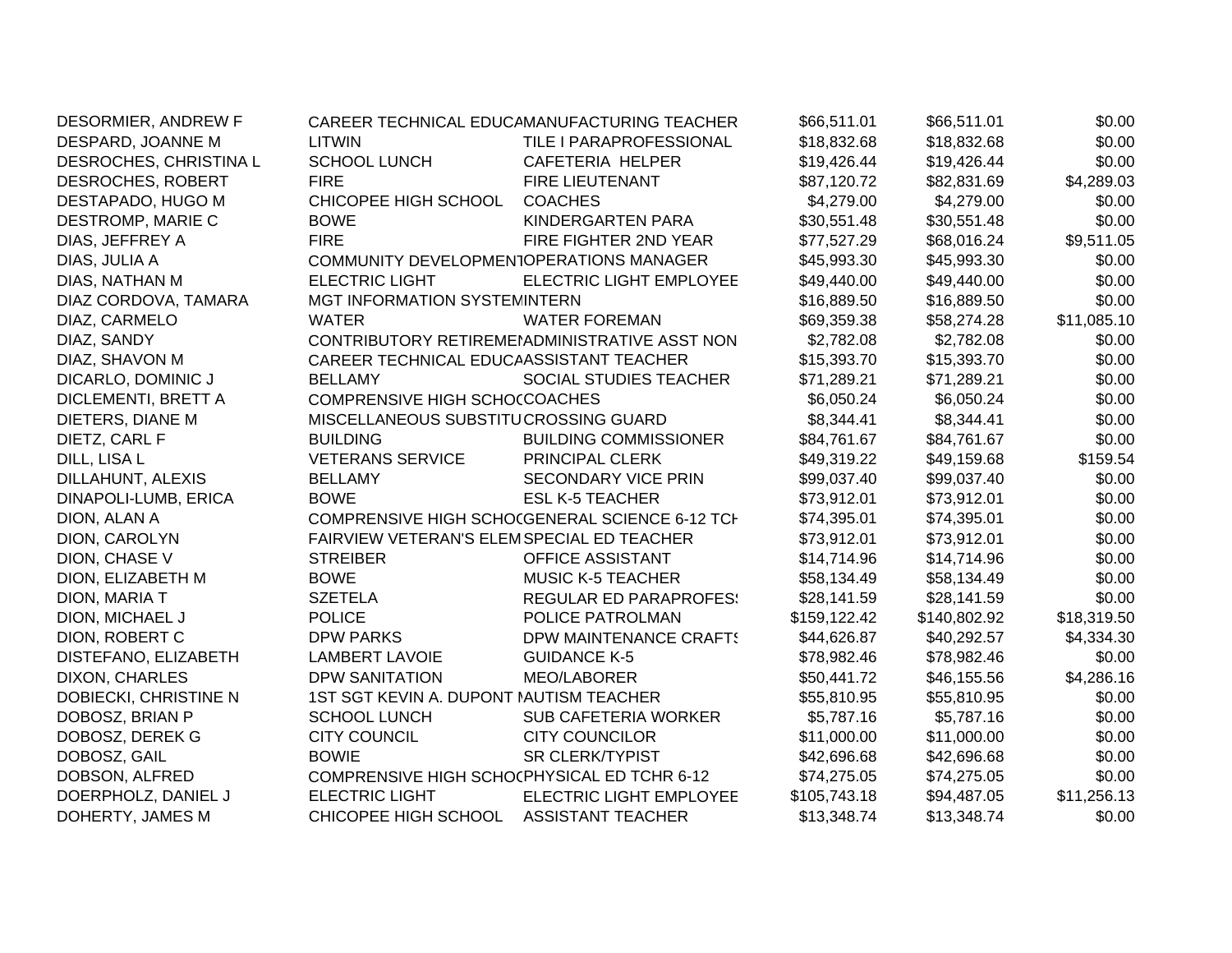| | | | | | |
|---|---|---|---|---|---|
| DESORMIER, ANDREW F | CAREER TECHNICAL EDUCA | MANUFACTURING TEACHER | $66,511.01 | $66,511.01 | $0.00 |
| DESPARD, JOANNE M | LITWIN | TILE I PARAPROFESSIONAL | $18,832.68 | $18,832.68 | $0.00 |
| DESROCHES, CHRISTINA L | SCHOOL LUNCH | CAFETERIA HELPER | $19,426.44 | $19,426.44 | $0.00 |
| DESROCHES, ROBERT | FIRE | FIRE LIEUTENANT | $87,120.72 | $82,831.69 | $4,289.03 |
| DESTAPADO, HUGO M | CHICOPEE HIGH SCHOOL | COACHES | $4,279.00 | $4,279.00 | $0.00 |
| DESTROMP, MARIE C | BOWE | KINDERGARTEN PARA | $30,551.48 | $30,551.48 | $0.00 |
| DIAS, JEFFREY A | FIRE | FIRE FIGHTER 2ND YEAR | $77,527.29 | $68,016.24 | $9,511.05 |
| DIAS, JULIA A | COMMUNITY DEVELOPMENT | OPERATIONS MANAGER | $45,993.30 | $45,993.30 | $0.00 |
| DIAS, NATHAN M | ELECTRIC LIGHT | ELECTRIC LIGHT EMPLOYEE | $49,440.00 | $49,440.00 | $0.00 |
| DIAZ CORDOVA, TAMARA | MGT INFORMATION SYSTEM | INTERN | $16,889.50 | $16,889.50 | $0.00 |
| DIAZ, CARMELO | WATER | WATER FOREMAN | $69,359.38 | $58,274.28 | $11,085.10 |
| DIAZ, SANDY | CONTRIBUTORY RETIREME | ADMINISTRATIVE ASST NON | $2,782.08 | $2,782.08 | $0.00 |
| DIAZ, SHAVON M | CAREER TECHNICAL EDUCA | ASSISTANT TEACHER | $15,393.70 | $15,393.70 | $0.00 |
| DICARLO, DOMINIC J | BELLAMY | SOCIAL STUDIES TEACHER | $71,289.21 | $71,289.21 | $0.00 |
| DICLEMENTI, BRETT A | COMPRENSIVE HIGH SCHOO | COACHES | $6,050.24 | $6,050.24 | $0.00 |
| DIETERS, DIANE M | MISCELLANEOUS SUBSTITU | CROSSING GUARD | $8,344.41 | $8,344.41 | $0.00 |
| DIETZ, CARL F | BUILDING | BUILDING COMMISSIONER | $84,761.67 | $84,761.67 | $0.00 |
| DILL, LISA L | VETERANS SERVICE | PRINCIPAL CLERK | $49,319.22 | $49,159.68 | $159.54 |
| DILLAHUNT, ALEXIS | BELLAMY | SECONDARY VICE PRIN | $99,037.40 | $99,037.40 | $0.00 |
| DINAPOLI-LUMB, ERICA | BOWE | ESL K-5 TEACHER | $73,912.01 | $73,912.01 | $0.00 |
| DION, ALAN A | COMPRENSIVE HIGH SCHOO | GENERAL SCIENCE 6-12 TCH | $74,395.01 | $74,395.01 | $0.00 |
| DION, CAROLYN | FAIRVIEW VETERAN'S ELEM | SPECIAL ED TEACHER | $73,912.01 | $73,912.01 | $0.00 |
| DION, CHASE V | STREIBER | OFFICE ASSISTANT | $14,714.96 | $14,714.96 | $0.00 |
| DION, ELIZABETH M | BOWE | MUSIC K-5 TEACHER | $58,134.49 | $58,134.49 | $0.00 |
| DION, MARIA T | SZETELA | REGULAR ED PARAPROFESS | $28,141.59 | $28,141.59 | $0.00 |
| DION, MICHAEL J | POLICE | POLICE PATROLMAN | $159,122.42 | $140,802.92 | $18,319.50 |
| DION, ROBERT C | DPW PARKS | DPW MAINTENANCE CRAFTS | $44,626.87 | $40,292.57 | $4,334.30 |
| DISTEFANO, ELIZABETH | LAMBERT LAVOIE | GUIDANCE K-5 | $78,982.46 | $78,982.46 | $0.00 |
| DIXON, CHARLES | DPW SANITATION | MEO/LABORER | $50,441.72 | $46,155.56 | $4,286.16 |
| DOBIECKI, CHRISTINE N | 1ST SGT KEVIN A. DUPONT M | AUTISM TEACHER | $55,810.95 | $55,810.95 | $0.00 |
| DOBOSZ, BRIAN P | SCHOOL LUNCH | SUB CAFETERIA WORKER | $5,787.16 | $5,787.16 | $0.00 |
| DOBOSZ, DEREK G | CITY COUNCIL | CITY COUNCILOR | $11,000.00 | $11,000.00 | $0.00 |
| DOBOSZ, GAIL | BOWIE | SR CLERK/TYPIST | $42,696.68 | $42,696.68 | $0.00 |
| DOBSON, ALFRED | COMPRENSIVE HIGH SCHOO | PHYSICAL ED TCHR 6-12 | $74,275.05 | $74,275.05 | $0.00 |
| DOERPHOLZ, DANIEL J | ELECTRIC LIGHT | ELECTRIC LIGHT EMPLOYEE | $105,743.18 | $94,487.05 | $11,256.13 |
| DOHERTY, JAMES M | CHICOPEE HIGH SCHOOL | ASSISTANT TEACHER | $13,348.74 | $13,348.74 | $0.00 |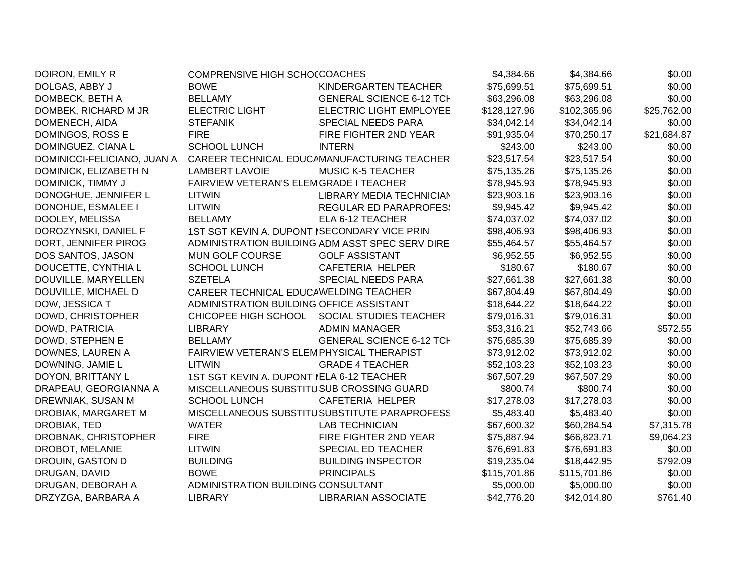| | | | | | |
|---|---|---|---|---|---|
| DOIRON, EMILY R | COMPRENSIVE HIGH SCHOC | COACHES | $4,384.66 | $4,384.66 | $0.00 |
| DOLGAS, ABBY J | BOWE | KINDERGARTEN TEACHER | $75,699.51 | $75,699.51 | $0.00 |
| DOMBECK, BETH A | BELLAMY | GENERAL SCIENCE 6-12 TCH | $63,296.08 | $63,296.08 | $0.00 |
| DOMBEK, RICHARD M JR | ELECTRIC LIGHT | ELECTRIC LIGHT EMPLOYEE | $128,127.96 | $102,365.96 | $25,762.00 |
| DOMENECH, AIDA | STEFANIK | SPECIAL NEEDS PARA | $34,042.14 | $34,042.14 | $0.00 |
| DOMINGOS, ROSS E | FIRE | FIRE FIGHTER 2ND YEAR | $91,935.04 | $70,250.17 | $21,684.87 |
| DOMINGUEZ, CIANA L | SCHOOL LUNCH | INTERN | $243.00 | $243.00 | $0.00 |
| DOMINICCI-FELICIANO, JUAN A | CAREER TECHNICAL EDUCA | MANUFACTURING TEACHER | $23,517.54 | $23,517.54 | $0.00 |
| DOMINICK, ELIZABETH N | LAMBERT LAVOIE | MUSIC K-5 TEACHER | $75,135.26 | $75,135.26 | $0.00 |
| DOMINICK, TIMMY J | FAIRVIEW VETERAN'S ELEM | GRADE I TEACHER | $78,945.93 | $78,945.93 | $0.00 |
| DONOGHUE, JENNIFER L | LITWIN | LIBRARY MEDIA TECHNICIAN | $23,903.16 | $23,903.16 | $0.00 |
| DONOHUE, ESMALEE I | LITWIN | REGULAR ED PARAPROFES! | $9,945.42 | $9,945.42 | $0.00 |
| DOOLEY, MELISSA | BELLAMY | ELA 6-12 TEACHER | $74,037.02 | $74,037.02 | $0.00 |
| DOROZYNSKI, DANIEL F | 1ST SGT KEVIN A. DUPONT I | SECONDARY VICE PRIN | $98,406.93 | $98,406.93 | $0.00 |
| DORT, JENNIFER PIROG | ADMINISTRATION BUILDING | ADM ASST SPEC SERV DIRE | $55,464.57 | $55,464.57 | $0.00 |
| DOS SANTOS, JASON | MUN GOLF COURSE | GOLF ASSISTANT | $6,952.55 | $6,952.55 | $0.00 |
| DOUCETTE, CYNTHIA L | SCHOOL LUNCH | CAFETERIA HELPER | $180.67 | $180.67 | $0.00 |
| DOUVILLE, MARYELLEN | SZETELA | SPECIAL NEEDS PARA | $27,661.38 | $27,661.38 | $0.00 |
| DOUVILLE, MICHAEL D | CAREER TECHNICAL EDUCA | WELDING TEACHER | $67,804.49 | $67,804.49 | $0.00 |
| DOW, JESSICA T | ADMINISTRATION BUILDING | OFFICE ASSISTANT | $18,644.22 | $18,644.22 | $0.00 |
| DOWD, CHRISTOPHER | CHICOPEE HIGH SCHOOL | SOCIAL STUDIES TEACHER | $79,016.31 | $79,016.31 | $0.00 |
| DOWD, PATRICIA | LIBRARY | ADMIN MANAGER | $53,316.21 | $52,743.66 | $572.55 |
| DOWD, STEPHEN E | BELLAMY | GENERAL SCIENCE 6-12 TCH | $75,685.39 | $75,685.39 | $0.00 |
| DOWNES, LAUREN A | FAIRVIEW VETERAN'S ELEM | PHYSICAL THERAPIST | $73,912.02 | $73,912.02 | $0.00 |
| DOWNING, JAMIE L | LITWIN | GRADE 4 TEACHER | $52,103.23 | $52,103.23 | $0.00 |
| DOYON, BRITTANY L | 1ST SGT KEVIN A. DUPONT I | ELA 6-12 TEACHER | $67,507.29 | $67,507.29 | $0.00 |
| DRAPEAU, GEORGIANNA A | MISCELLANEOUS SUBSTITU | SUB CROSSING GUARD | $800.74 | $800.74 | $0.00 |
| DREWNIAK, SUSAN M | SCHOOL LUNCH | CAFETERIA HELPER | $17,278.03 | $17,278.03 | $0.00 |
| DROBIAK, MARGARET M | MISCELLANEOUS SUBSTITU | SUBSTITUTE PARAPROFESS | $5,483.40 | $5,483.40 | $0.00 |
| DROBIAK, TED | WATER | LAB TECHNICIAN | $67,600.32 | $60,284.54 | $7,315.78 |
| DROBNAK, CHRISTOPHER | FIRE | FIRE FIGHTER 2ND YEAR | $75,887.94 | $66,823.71 | $9,064.23 |
| DROBOT, MELANIE | LITWIN | SPECIAL ED TEACHER | $76,691.83 | $76,691.83 | $0.00 |
| DROUIN, GASTON D | BUILDING | BUILDING INSPECTOR | $19,235.04 | $18,442.95 | $792.09 |
| DRUGAN, DAVID | BOWE | PRINCIPALS | $115,701.86 | $115,701.86 | $0.00 |
| DRUGAN, DEBORAH A | ADMINISTRATION BUILDING | CONSULTANT | $5,000.00 | $5,000.00 | $0.00 |
| DRZYZGA, BARBARA A | LIBRARY | LIBRARIAN ASSOCIATE | $42,776.20 | $42,014.80 | $761.40 |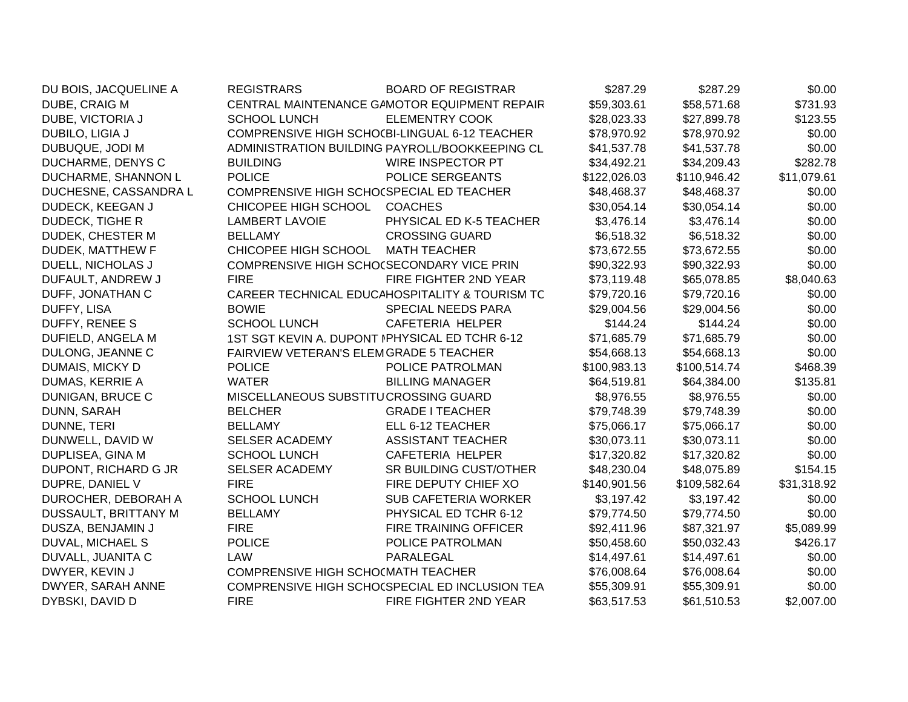| | | | | | |
|---|---|---|---|---|---|
| DU BOIS, JACQUELINE A | REGISTRARS | BOARD OF REGISTRAR | $287.29 | $287.29 | $0.00 |
| DUBE, CRAIG M | CENTRAL MAINTENANCE GA | MOTOR EQUIPMENT REPAIR | $59,303.61 | $58,571.68 | $731.93 |
| DUBE, VICTORIA J | SCHOOL LUNCH | ELEMENTRY COOK | $28,023.33 | $27,899.78 | $123.55 |
| DUBILO, LIGIA J | COMPRENSIVE HIGH SCHOO | BI-LINGUAL 6-12 TEACHER | $78,970.92 | $78,970.92 | $0.00 |
| DUBUQUE, JODI M | ADMINISTRATION BUILDING | PAYROLL/BOOKKEEPING CL | $41,537.78 | $41,537.78 | $0.00 |
| DUCHARME, DENYS C | BUILDING | WIRE INSPECTOR PT | $34,492.21 | $34,209.43 | $282.78 |
| DUCHARME, SHANNON L | POLICE | POLICE SERGEANTS | $122,026.03 | $110,946.42 | $11,079.61 |
| DUCHESNE, CASSANDRA L | COMPRENSIVE HIGH SCHOO | SPECIAL ED TEACHER | $48,468.37 | $48,468.37 | $0.00 |
| DUDECK, KEEGAN J | CHICOPEE HIGH SCHOOL | COACHES | $30,054.14 | $30,054.14 | $0.00 |
| DUDECK, TIGHE R | LAMBERT LAVOIE | PHYSICAL ED K-5 TEACHER | $3,476.14 | $3,476.14 | $0.00 |
| DUDEK, CHESTER M | BELLAMY | CROSSING GUARD | $6,518.32 | $6,518.32 | $0.00 |
| DUDEK, MATTHEW F | CHICOPEE HIGH SCHOOL | MATH TEACHER | $73,672.55 | $73,672.55 | $0.00 |
| DUELL, NICHOLAS J | COMPRENSIVE HIGH SCHOO | SECONDARY VICE PRIN | $90,322.93 | $90,322.93 | $0.00 |
| DUFAULT, ANDREW J | FIRE | FIRE FIGHTER 2ND YEAR | $73,119.48 | $65,078.85 | $8,040.63 |
| DUFF, JONATHAN C | CAREER TECHNICAL EDUCA | HOSPITALITY & TOURISM TC | $79,720.16 | $79,720.16 | $0.00 |
| DUFFY, LISA | BOWIE | SPECIAL NEEDS PARA | $29,004.56 | $29,004.56 | $0.00 |
| DUFFY, RENEE S | SCHOOL LUNCH | CAFETERIA HELPER | $144.24 | $144.24 | $0.00 |
| DUFIELD, ANGELA M | 1ST SGT KEVIN A. DUPONT M | PHYSICAL ED TCHR 6-12 | $71,685.79 | $71,685.79 | $0.00 |
| DULONG, JEANNE C | FAIRVIEW VETERAN'S ELEM | GRADE 5 TEACHER | $54,668.13 | $54,668.13 | $0.00 |
| DUMAIS, MICKY D | POLICE | POLICE PATROLMAN | $100,983.13 | $100,514.74 | $468.39 |
| DUMAS, KERRIE A | WATER | BILLING MANAGER | $64,519.81 | $64,384.00 | $135.81 |
| DUNIGAN, BRUCE C | MISCELLANEOUS SUBSTITU | CROSSING GUARD | $8,976.55 | $8,976.55 | $0.00 |
| DUNN, SARAH | BELCHER | GRADE I TEACHER | $79,748.39 | $79,748.39 | $0.00 |
| DUNNE, TERI | BELLAMY | ELL 6-12 TEACHER | $75,066.17 | $75,066.17 | $0.00 |
| DUNWELL, DAVID W | SELSER ACADEMY | ASSISTANT TEACHER | $30,073.11 | $30,073.11 | $0.00 |
| DUPLISEA, GINA M | SCHOOL LUNCH | CAFETERIA HELPER | $17,320.82 | $17,320.82 | $0.00 |
| DUPONT, RICHARD G JR | SELSER ACADEMY | SR BUILDING CUST/OTHER | $48,230.04 | $48,075.89 | $154.15 |
| DUPRE, DANIEL V | FIRE | FIRE DEPUTY CHIEF XO | $140,901.56 | $109,582.64 | $31,318.92 |
| DUROCHER, DEBORAH A | SCHOOL LUNCH | SUB CAFETERIA WORKER | $3,197.42 | $3,197.42 | $0.00 |
| DUSSAULT, BRITTANY M | BELLAMY | PHYSICAL ED TCHR 6-12 | $79,774.50 | $79,774.50 | $0.00 |
| DUSZA, BENJAMIN J | FIRE | FIRE TRAINING OFFICER | $92,411.96 | $87,321.97 | $5,089.99 |
| DUVAL, MICHAEL S | POLICE | POLICE PATROLMAN | $50,458.60 | $50,032.43 | $426.17 |
| DUVALL, JUANITA C | LAW | PARALEGAL | $14,497.61 | $14,497.61 | $0.00 |
| DWYER, KEVIN J | COMPRENSIVE HIGH SCHOO | MATH TEACHER | $76,008.64 | $76,008.64 | $0.00 |
| DWYER, SARAH ANNE | COMPRENSIVE HIGH SCHOO | SPECIAL ED INCLUSION TEA | $55,309.91 | $55,309.91 | $0.00 |
| DYBSKI, DAVID D | FIRE | FIRE FIGHTER 2ND YEAR | $63,517.53 | $61,510.53 | $2,007.00 |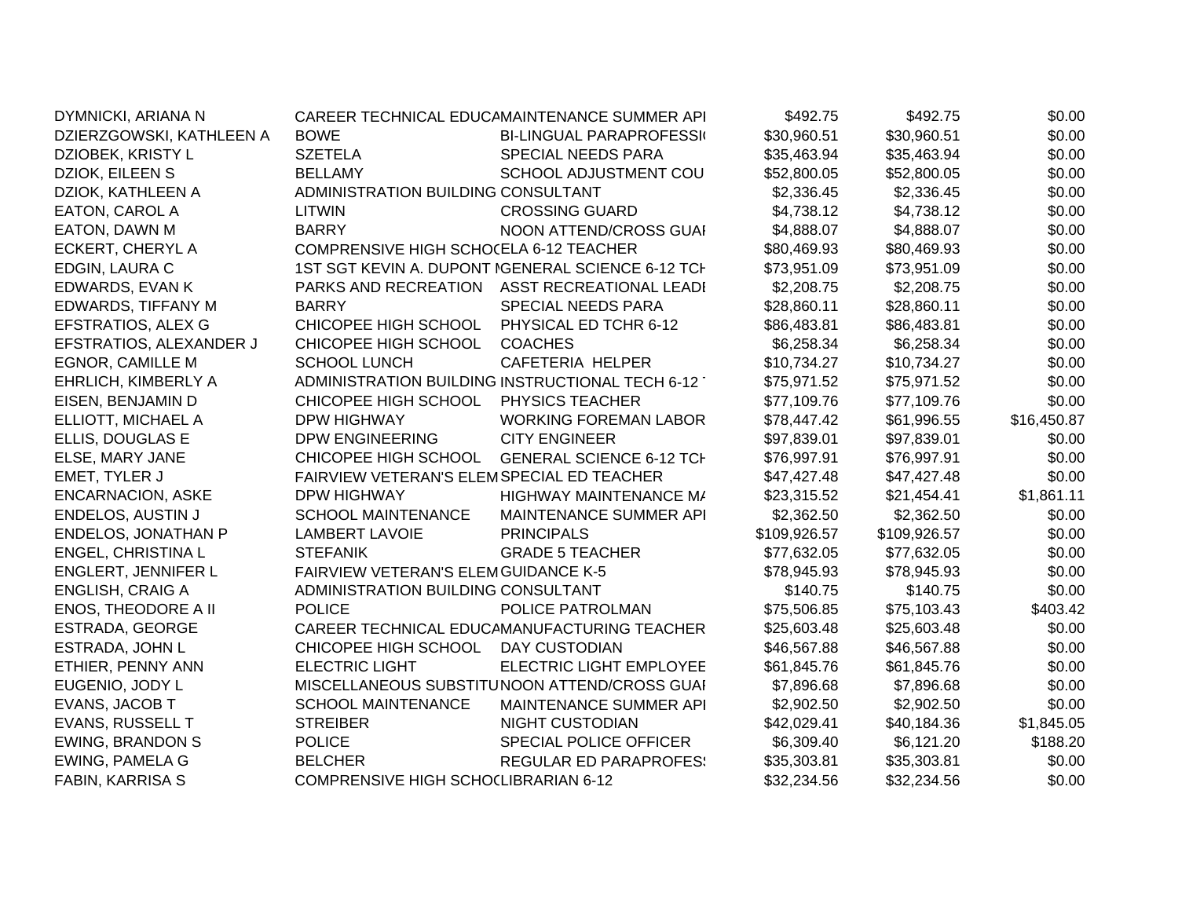| | | | | | |
|---|---|---|---|---|---|
| DYMNICKI, ARIANA N | CAREER TECHNICAL EDUCA | MAINTENANCE SUMMER API | $492.75 | $492.75 | $0.00 |
| DZIERZGOWSKI, KATHLEEN A | BOWE | BI-LINGUAL PARAPROFESSI | $30,960.51 | $30,960.51 | $0.00 |
| DZIOBEK, KRISTY L | SZETELA | SPECIAL NEEDS PARA | $35,463.94 | $35,463.94 | $0.00 |
| DZIOK, EILEEN S | BELLAMY | SCHOOL ADJUSTMENT COU | $52,800.05 | $52,800.05 | $0.00 |
| DZIOK, KATHLEEN A | ADMINISTRATION BUILDING | CONSULTANT | $2,336.45 | $2,336.45 | $0.00 |
| EATON, CAROL A | LITWIN | CROSSING GUARD | $4,738.12 | $4,738.12 | $0.00 |
| EATON, DAWN M | BARRY | NOON ATTEND/CROSS GUAI | $4,888.07 | $4,888.07 | $0.00 |
| ECKERT, CHERYL A | COMPRENSIVE HIGH SCHO( | ELA 6-12 TEACHER | $80,469.93 | $80,469.93 | $0.00 |
| EDGIN, LAURA C | 1ST SGT KEVIN A. DUPONT I | GENERAL SCIENCE 6-12 TCH | $73,951.09 | $73,951.09 | $0.00 |
| EDWARDS, EVAN K | PARKS AND RECREATION | ASST RECREATIONAL LEADI | $2,208.75 | $2,208.75 | $0.00 |
| EDWARDS, TIFFANY M | BARRY | SPECIAL NEEDS PARA | $28,860.11 | $28,860.11 | $0.00 |
| EFSTRATIOS, ALEX G | CHICOPEE HIGH SCHOOL | PHYSICAL ED TCHR 6-12 | $86,483.81 | $86,483.81 | $0.00 |
| EFSTRATIOS, ALEXANDER J | CHICOPEE HIGH SCHOOL | COACHES | $6,258.34 | $6,258.34 | $0.00 |
| EGNOR, CAMILLE M | SCHOOL LUNCH | CAFETERIA HELPER | $10,734.27 | $10,734.27 | $0.00 |
| EHRLICH, KIMBERLY A | ADMINISTRATION BUILDING | INSTRUCTIONAL TECH 6-12 | $75,971.52 | $75,971.52 | $0.00 |
| EISEN, BENJAMIN D | CHICOPEE HIGH SCHOOL | PHYSICS TEACHER | $77,109.76 | $77,109.76 | $0.00 |
| ELLIOTT, MICHAEL A | DPW HIGHWAY | WORKING FOREMAN LABOR | $78,447.42 | $61,996.55 | $16,450.87 |
| ELLIS, DOUGLAS E | DPW ENGINEERING | CITY ENGINEER | $97,839.01 | $97,839.01 | $0.00 |
| ELSE, MARY JANE | CHICOPEE HIGH SCHOOL | GENERAL SCIENCE 6-12 TCH | $76,997.91 | $76,997.91 | $0.00 |
| EMET, TYLER J | FAIRVIEW VETERAN'S ELEM | SPECIAL ED TEACHER | $47,427.48 | $47,427.48 | $0.00 |
| ENCARNACION, ASKE | DPW HIGHWAY | HIGHWAY MAINTENANCE MA | $23,315.52 | $21,454.41 | $1,861.11 |
| ENDELOS, AUSTIN J | SCHOOL MAINTENANCE | MAINTENANCE SUMMER API | $2,362.50 | $2,362.50 | $0.00 |
| ENDELOS, JONATHAN P | LAMBERT LAVOIE | PRINCIPALS | $109,926.57 | $109,926.57 | $0.00 |
| ENGEL, CHRISTINA L | STEFANIK | GRADE 5 TEACHER | $77,632.05 | $77,632.05 | $0.00 |
| ENGLERT, JENNIFER L | FAIRVIEW VETERAN'S ELEM | GUIDANCE K-5 | $78,945.93 | $78,945.93 | $0.00 |
| ENGLISH, CRAIG A | ADMINISTRATION BUILDING | CONSULTANT | $140.75 | $140.75 | $0.00 |
| ENOS, THEODORE A II | POLICE | POLICE PATROLMAN | $75,506.85 | $75,103.43 | $403.42 |
| ESTRADA, GEORGE | CAREER TECHNICAL EDUCA | MANUFACTURING TEACHER | $25,603.48 | $25,603.48 | $0.00 |
| ESTRADA, JOHN L | CHICOPEE HIGH SCHOOL | DAY CUSTODIAN | $46,567.88 | $46,567.88 | $0.00 |
| ETHIER, PENNY ANN | ELECTRIC LIGHT | ELECTRIC LIGHT EMPLOYEE | $61,845.76 | $61,845.76 | $0.00 |
| EUGENIO, JODY L | MISCELLANEOUS SUBSTITU | NOON ATTEND/CROSS GUAI | $7,896.68 | $7,896.68 | $0.00 |
| EVANS, JACOB T | SCHOOL MAINTENANCE | MAINTENANCE SUMMER API | $2,902.50 | $2,902.50 | $0.00 |
| EVANS, RUSSELL T | STREIBER | NIGHT CUSTODIAN | $42,029.41 | $40,184.36 | $1,845.05 |
| EWING, BRANDON S | POLICE | SPECIAL POLICE OFFICER | $6,309.40 | $6,121.20 | $188.20 |
| EWING, PAMELA G | BELCHER | REGULAR ED PARAPROFES! | $35,303.81 | $35,303.81 | $0.00 |
| FABIN, KARRISA S | COMPRENSIVE HIGH SCHO( | LIBRARIAN 6-12 | $32,234.56 | $32,234.56 | $0.00 |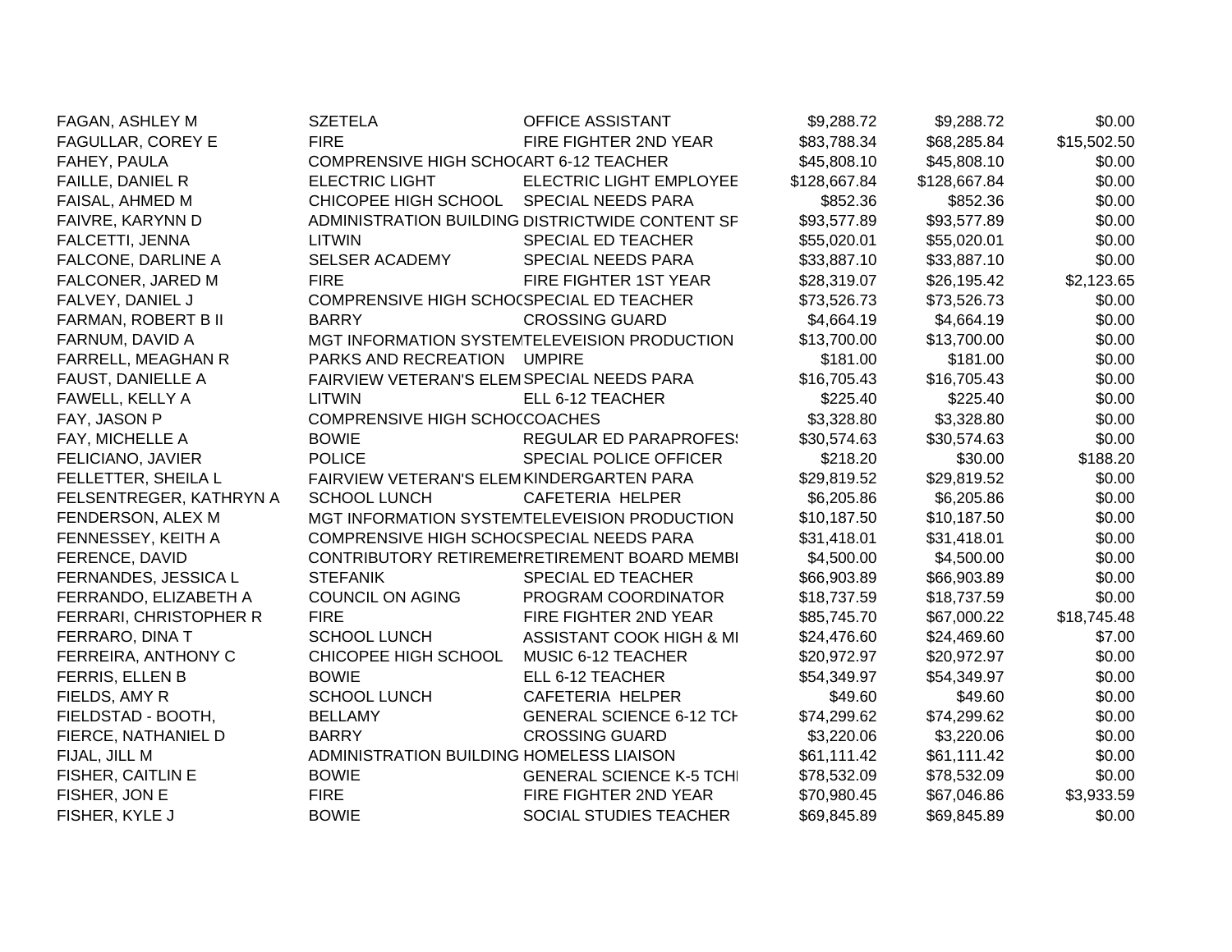| | | | | | |
|---|---|---|---|---|---|
| FAGAN, ASHLEY M | SZETELA | OFFICE ASSISTANT | $9,288.72 | $9,288.72 | $0.00 |
| FAGULLAR, COREY E | FIRE | FIRE FIGHTER 2ND YEAR | $83,788.34 | $68,285.84 | $15,502.50 |
| FAHEY, PAULA | COMPRENSIVE HIGH SCHOC | ART 6-12 TEACHER | $45,808.10 | $45,808.10 | $0.00 |
| FAILLE, DANIEL R | ELECTRIC LIGHT | ELECTRIC LIGHT EMPLOYEE | $128,667.84 | $128,667.84 | $0.00 |
| FAISAL, AHMED M | CHICOPEE HIGH SCHOOL | SPECIAL NEEDS PARA | $852.36 | $852.36 | $0.00 |
| FAIVRE, KARYNN D | ADMINISTRATION BUILDING | DISTRICTWIDE CONTENT SF | $93,577.89 | $93,577.89 | $0.00 |
| FALCETTI, JENNA | LITWIN | SPECIAL ED TEACHER | $55,020.01 | $55,020.01 | $0.00 |
| FALCONE, DARLINE A | SELSER ACADEMY | SPECIAL NEEDS PARA | $33,887.10 | $33,887.10 | $0.00 |
| FALCONER, JARED M | FIRE | FIRE FIGHTER 1ST YEAR | $28,319.07 | $26,195.42 | $2,123.65 |
| FALVEY, DANIEL J | COMPRENSIVE HIGH SCHOC | SPECIAL ED TEACHER | $73,526.73 | $73,526.73 | $0.00 |
| FARMAN, ROBERT B II | BARRY | CROSSING GUARD | $4,664.19 | $4,664.19 | $0.00 |
| FARNUM, DAVID A | MGT INFORMATION SYSTEM | TELEVEISION PRODUCTION | $13,700.00 | $13,700.00 | $0.00 |
| FARRELL, MEAGHAN R | PARKS AND RECREATION | UMPIRE | $181.00 | $181.00 | $0.00 |
| FAUST, DANIELLE A | FAIRVIEW VETERAN'S ELEM | SPECIAL NEEDS PARA | $16,705.43 | $16,705.43 | $0.00 |
| FAWELL, KELLY A | LITWIN | ELL 6-12 TEACHER | $225.40 | $225.40 | $0.00 |
| FAY, JASON P | COMPRENSIVE HIGH SCHOC | COACHES | $3,328.80 | $3,328.80 | $0.00 |
| FAY, MICHELLE A | BOWIE | REGULAR ED PARAPROFES | $30,574.63 | $30,574.63 | $0.00 |
| FELICIANO, JAVIER | POLICE | SPECIAL POLICE OFFICER | $218.20 | $30.00 | $188.20 |
| FELLETTER, SHEILA L | FAIRVIEW VETERAN'S ELEM | KINDERGARTEN PARA | $29,819.52 | $29,819.52 | $0.00 |
| FELSENTREGER, KATHRYN A | SCHOOL LUNCH | CAFETERIA HELPER | $6,205.86 | $6,205.86 | $0.00 |
| FENDERSON, ALEX M | MGT INFORMATION SYSTEM | TELEVEISION PRODUCTION | $10,187.50 | $10,187.50 | $0.00 |
| FENNESSEY, KEITH A | COMPRENSIVE HIGH SCHOC | SPECIAL NEEDS PARA | $31,418.01 | $31,418.01 | $0.00 |
| FERENCE, DAVID | CONTRIBUTORY RETIREMEI | RETIREMENT BOARD MEMBI | $4,500.00 | $4,500.00 | $0.00 |
| FERNANDES, JESSICA L | STEFANIK | SPECIAL ED TEACHER | $66,903.89 | $66,903.89 | $0.00 |
| FERRANDO, ELIZABETH A | COUNCIL ON AGING | PROGRAM COORDINATOR | $18,737.59 | $18,737.59 | $0.00 |
| FERRARI, CHRISTOPHER R | FIRE | FIRE FIGHTER 2ND YEAR | $85,745.70 | $67,000.22 | $18,745.48 |
| FERRARO, DINA T | SCHOOL LUNCH | ASSISTANT COOK HIGH & MI | $24,476.60 | $24,469.60 | $7.00 |
| FERREIRA, ANTHONY C | CHICOPEE HIGH SCHOOL | MUSIC 6-12 TEACHER | $20,972.97 | $20,972.97 | $0.00 |
| FERRIS, ELLEN B | BOWIE | ELL 6-12 TEACHER | $54,349.97 | $54,349.97 | $0.00 |
| FIELDS, AMY R | SCHOOL LUNCH | CAFETERIA HELPER | $49.60 | $49.60 | $0.00 |
| FIELDSTAD - BOOTH, | BELLAMY | GENERAL SCIENCE 6-12 TCH | $74,299.62 | $74,299.62 | $0.00 |
| FIERCE, NATHANIEL D | BARRY | CROSSING GUARD | $3,220.06 | $3,220.06 | $0.00 |
| FIJAL, JILL M | ADMINISTRATION BUILDING | HOMELESS LIAISON | $61,111.42 | $61,111.42 | $0.00 |
| FISHER, CAITLIN E | BOWIE | GENERAL SCIENCE K-5 TCH | $78,532.09 | $78,532.09 | $0.00 |
| FISHER, JON E | FIRE | FIRE FIGHTER 2ND YEAR | $70,980.45 | $67,046.86 | $3,933.59 |
| FISHER, KYLE J | BOWIE | SOCIAL STUDIES TEACHER | $69,845.89 | $69,845.89 | $0.00 |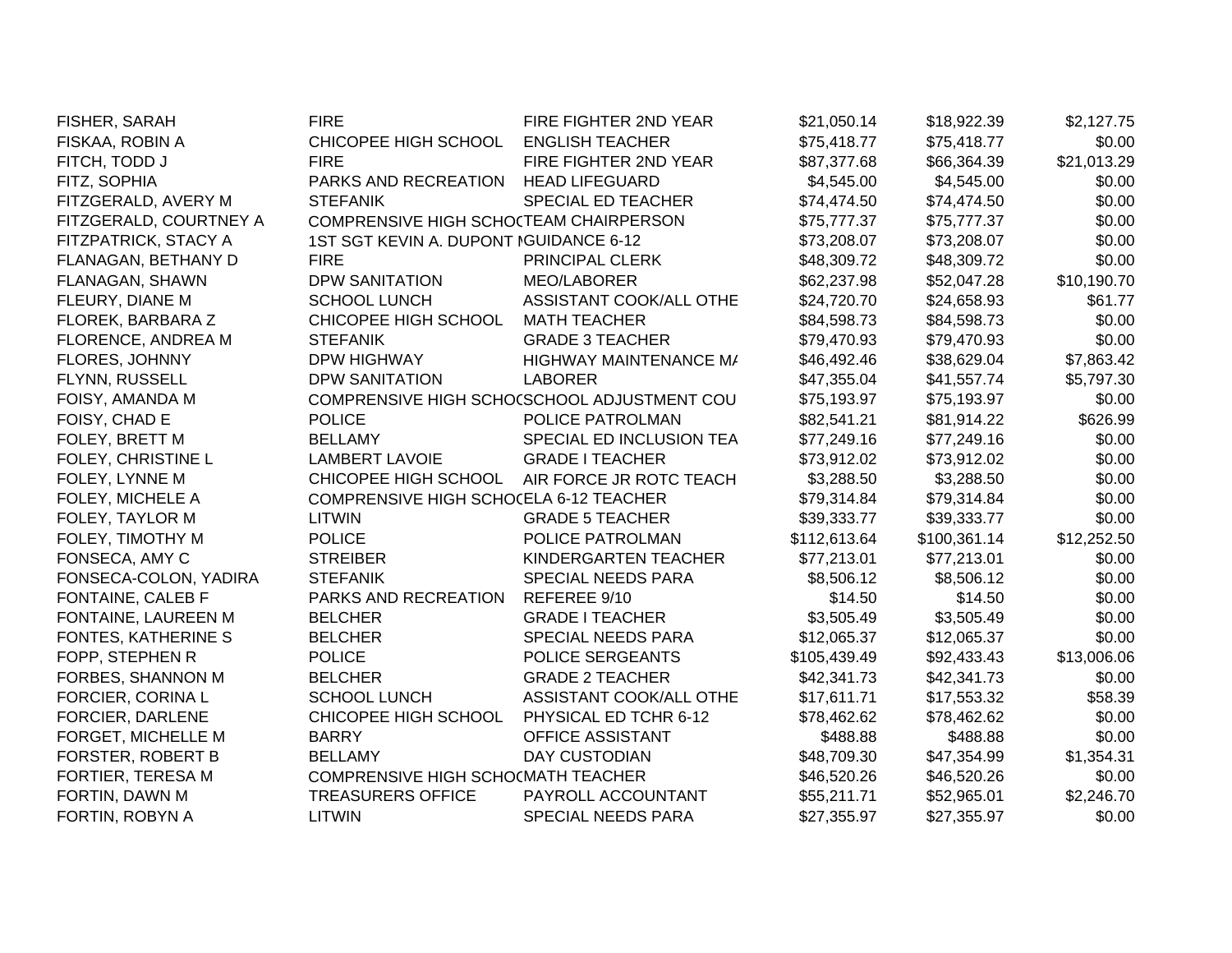| | | | | | |
|---|---|---|---|---|---|
| FISHER, SARAH | FIRE | FIRE FIGHTER 2ND YEAR | $21,050.14 | $18,922.39 | $2,127.75 |
| FISKAA, ROBIN A | CHICOPEE HIGH SCHOOL | ENGLISH TEACHER | $75,418.77 | $75,418.77 | $0.00 |
| FITCH, TODD J | FIRE | FIRE FIGHTER 2ND YEAR | $87,377.68 | $66,364.39 | $21,013.29 |
| FITZ, SOPHIA | PARKS AND RECREATION | HEAD LIFEGUARD | $4,545.00 | $4,545.00 | $0.00 |
| FITZGERALD, AVERY M | STEFANIK | SPECIAL ED TEACHER | $74,474.50 | $74,474.50 | $0.00 |
| FITZGERALD, COURTNEY A | COMPRENSIVE HIGH SCHOO | TEAM CHAIRPERSON | $75,777.37 | $75,777.37 | $0.00 |
| FITZPATRICK, STACY A | 1ST SGT KEVIN A. DUPONT M | GUIDANCE 6-12 | $73,208.07 | $73,208.07 | $0.00 |
| FLANAGAN, BETHANY D | FIRE | PRINCIPAL CLERK | $48,309.72 | $48,309.72 | $0.00 |
| FLANAGAN, SHAWN | DPW SANITATION | MEO/LABORER | $62,237.98 | $52,047.28 | $10,190.70 |
| FLEURY, DIANE M | SCHOOL LUNCH | ASSISTANT COOK/ALL OTHE | $24,720.70 | $24,658.93 | $61.77 |
| FLOREK, BARBARA Z | CHICOPEE HIGH SCHOOL | MATH TEACHER | $84,598.73 | $84,598.73 | $0.00 |
| FLORENCE, ANDREA M | STEFANIK | GRADE 3 TEACHER | $79,470.93 | $79,470.93 | $0.00 |
| FLORES, JOHNNY | DPW HIGHWAY | HIGHWAY MAINTENANCE MA | $46,492.46 | $38,629.04 | $7,863.42 |
| FLYNN, RUSSELL | DPW SANITATION | LABORER | $47,355.04 | $41,557.74 | $5,797.30 |
| FOISY, AMANDA M | COMPRENSIVE HIGH SCHOO | SCHOOL ADJUSTMENT COU | $75,193.97 | $75,193.97 | $0.00 |
| FOISY, CHAD E | POLICE | POLICE PATROLMAN | $82,541.21 | $81,914.22 | $626.99 |
| FOLEY, BRETT M | BELLAMY | SPECIAL ED INCLUSION TEA | $77,249.16 | $77,249.16 | $0.00 |
| FOLEY, CHRISTINE L | LAMBERT LAVOIE | GRADE I TEACHER | $73,912.02 | $73,912.02 | $0.00 |
| FOLEY, LYNNE M | CHICOPEE HIGH SCHOOL | AIR FORCE JR ROTC TEACH | $3,288.50 | $3,288.50 | $0.00 |
| FOLEY, MICHELE A | COMPRENSIVE HIGH SCHOO | ELA 6-12 TEACHER | $79,314.84 | $79,314.84 | $0.00 |
| FOLEY, TAYLOR M | LITWIN | GRADE 5 TEACHER | $39,333.77 | $39,333.77 | $0.00 |
| FOLEY, TIMOTHY M | POLICE | POLICE PATROLMAN | $112,613.64 | $100,361.14 | $12,252.50 |
| FONSECA, AMY C | STREIBER | KINDERGARTEN TEACHER | $77,213.01 | $77,213.01 | $0.00 |
| FONSECA-COLON, YADIRA | STEFANIK | SPECIAL NEEDS PARA | $8,506.12 | $8,506.12 | $0.00 |
| FONTAINE, CALEB F | PARKS AND RECREATION | REFEREE 9/10 | $14.50 | $14.50 | $0.00 |
| FONTAINE, LAUREEN M | BELCHER | GRADE I TEACHER | $3,505.49 | $3,505.49 | $0.00 |
| FONTES, KATHERINE S | BELCHER | SPECIAL NEEDS PARA | $12,065.37 | $12,065.37 | $0.00 |
| FOPP, STEPHEN R | POLICE | POLICE SERGEANTS | $105,439.49 | $92,433.43 | $13,006.06 |
| FORBES, SHANNON M | BELCHER | GRADE 2 TEACHER | $42,341.73 | $42,341.73 | $0.00 |
| FORCIER, CORINA L | SCHOOL LUNCH | ASSISTANT COOK/ALL OTHE | $17,611.71 | $17,553.32 | $58.39 |
| FORCIER, DARLENE | CHICOPEE HIGH SCHOOL | PHYSICAL ED TCHR 6-12 | $78,462.62 | $78,462.62 | $0.00 |
| FORGET, MICHELLE M | BARRY | OFFICE ASSISTANT | $488.88 | $488.88 | $0.00 |
| FORSTER, ROBERT B | BELLAMY | DAY CUSTODIAN | $48,709.30 | $47,354.99 | $1,354.31 |
| FORTIER, TERESA M | COMPRENSIVE HIGH SCHOO | MATH TEACHER | $46,520.26 | $46,520.26 | $0.00 |
| FORTIN, DAWN M | TREASURERS OFFICE | PAYROLL ACCOUNTANT | $55,211.71 | $52,965.01 | $2,246.70 |
| FORTIN, ROBYN A | LITWIN | SPECIAL NEEDS PARA | $27,355.97 | $27,355.97 | $0.00 |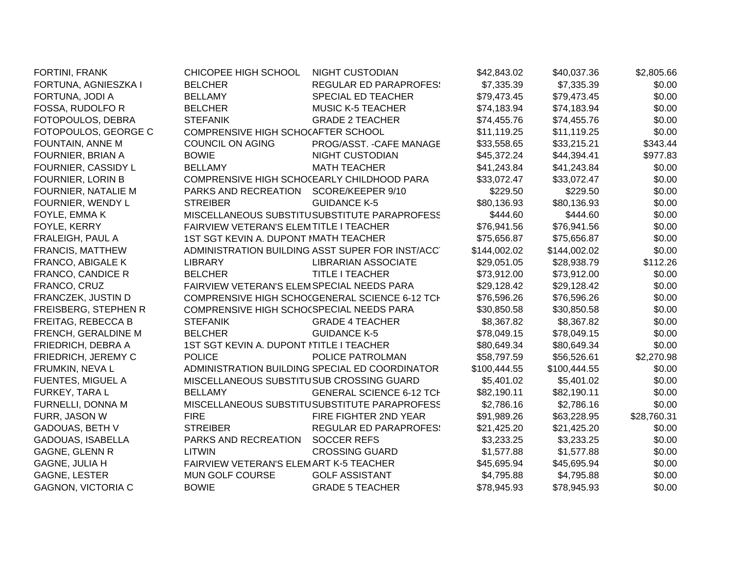| | | | | | |
|---|---|---|---|---|---|
| FORTINI, FRANK | CHICOPEE HIGH SCHOOL | NIGHT CUSTODIAN | $42,843.02 | $40,037.36 | $2,805.66 |
| FORTUNA, AGNIESZKA I | BELCHER | REGULAR ED PARAPROFESS | $7,335.39 | $7,335.39 | $0.00 |
| FORTUNA, JODI A | BELLAMY | SPECIAL ED TEACHER | $79,473.45 | $79,473.45 | $0.00 |
| FOSSA, RUDOLFO R | BELCHER | MUSIC K-5 TEACHER | $74,183.94 | $74,183.94 | $0.00 |
| FOTOPOULOS, DEBRA | STEFANIK | GRADE 2 TEACHER | $74,455.76 | $74,455.76 | $0.00 |
| FOTOPOULOS, GEORGE C | COMPRENSIVE HIGH SCHOO | AFTER SCHOOL | $11,119.25 | $11,119.25 | $0.00 |
| FOUNTAIN, ANNE M | COUNCIL ON AGING | PROG/ASST. -CAFE MANAGE | $33,558.65 | $33,215.21 | $343.44 |
| FOURNIER, BRIAN A | BOWIE | NIGHT CUSTODIAN | $45,372.24 | $44,394.41 | $977.83 |
| FOURNIER, CASSIDY L | BELLAMY | MATH TEACHER | $41,243.84 | $41,243.84 | $0.00 |
| FOURNIER, LORIN B | COMPRENSIVE HIGH SCHOO | EARLY CHILDHOOD PARA | $33,072.47 | $33,072.47 | $0.00 |
| FOURNIER, NATALIE M | PARKS AND RECREATION | SCORE/KEEPER 9/10 | $229.50 | $229.50 | $0.00 |
| FOURNIER, WENDY L | STREIBER | GUIDANCE K-5 | $80,136.93 | $80,136.93 | $0.00 |
| FOYLE, EMMA K | MISCELLANEOUS SUBSTITU | SUBSTITUTE PARAPROFESS | $444.60 | $444.60 | $0.00 |
| FOYLE, KERRY | FAIRVIEW VETERAN'S ELEM | TITLE I TEACHER | $76,941.56 | $76,941.56 | $0.00 |
| FRALEIGH, PAUL A | 1ST SGT KEVIN A. DUPONT M | MATH TEACHER | $75,656.87 | $75,656.87 | $0.00 |
| FRANCIS, MATTHEW | ADMINISTRATION BUILDING | ASST SUPER FOR INST/ACCT | $144,002.02 | $144,002.02 | $0.00 |
| FRANCO, ABIGALE K | LIBRARY | LIBRARIAN ASSOCIATE | $29,051.05 | $28,938.79 | $112.26 |
| FRANCO, CANDICE R | BELCHER | TITLE I TEACHER | $73,912.00 | $73,912.00 | $0.00 |
| FRANCO, CRUZ | FAIRVIEW VETERAN'S ELEM | SPECIAL NEEDS PARA | $29,128.42 | $29,128.42 | $0.00 |
| FRANCZEK, JUSTIN D | COMPRENSIVE HIGH SCHOO | GENERAL SCIENCE 6-12 TCH | $76,596.26 | $76,596.26 | $0.00 |
| FREISBERG, STEPHEN R | COMPRENSIVE HIGH SCHOO | SPECIAL NEEDS PARA | $30,850.58 | $30,850.58 | $0.00 |
| FREITAG, REBECCA B | STEFANIK | GRADE 4 TEACHER | $8,367.82 | $8,367.82 | $0.00 |
| FRENCH, GERALDINE M | BELCHER | GUIDANCE K-5 | $78,049.15 | $78,049.15 | $0.00 |
| FRIEDRICH, DEBRA A | 1ST SGT KEVIN A. DUPONT M | TITLE I TEACHER | $80,649.34 | $80,649.34 | $0.00 |
| FRIEDRICH, JEREMY C | POLICE | POLICE PATROLMAN | $58,797.59 | $56,526.61 | $2,270.98 |
| FRUMKIN, NEVA L | ADMINISTRATION BUILDING | SPECIAL ED COORDINATOR | $100,444.55 | $100,444.55 | $0.00 |
| FUENTES, MIGUEL A | MISCELLANEOUS SUBSTITU | SUB CROSSING GUARD | $5,401.02 | $5,401.02 | $0.00 |
| FURKEY, TARA L | BELLAMY | GENERAL SCIENCE 6-12 TCH | $82,190.11 | $82,190.11 | $0.00 |
| FURNELLI, DONNA M | MISCELLANEOUS SUBSTITU | SUBSTITUTE PARAPROFESS | $2,786.16 | $2,786.16 | $0.00 |
| FURR, JASON W | FIRE | FIRE FIGHTER 2ND YEAR | $91,989.26 | $63,228.95 | $28,760.31 |
| GADOUAS, BETH V | STREIBER | REGULAR ED PARAPROFESS | $21,425.20 | $21,425.20 | $0.00 |
| GADOUAS, ISABELLA | PARKS AND RECREATION | SOCCER REFS | $3,233.25 | $3,233.25 | $0.00 |
| GAGNE, GLENN R | LITWIN | CROSSING GUARD | $1,577.88 | $1,577.88 | $0.00 |
| GAGNE, JULIA H | FAIRVIEW VETERAN'S ELEM | ART K-5 TEACHER | $45,695.94 | $45,695.94 | $0.00 |
| GAGNE, LESTER | MUN GOLF COURSE | GOLF ASSISTANT | $4,795.88 | $4,795.88 | $0.00 |
| GAGNON, VICTORIA C | BOWIE | GRADE 5 TEACHER | $78,945.93 | $78,945.93 | $0.00 |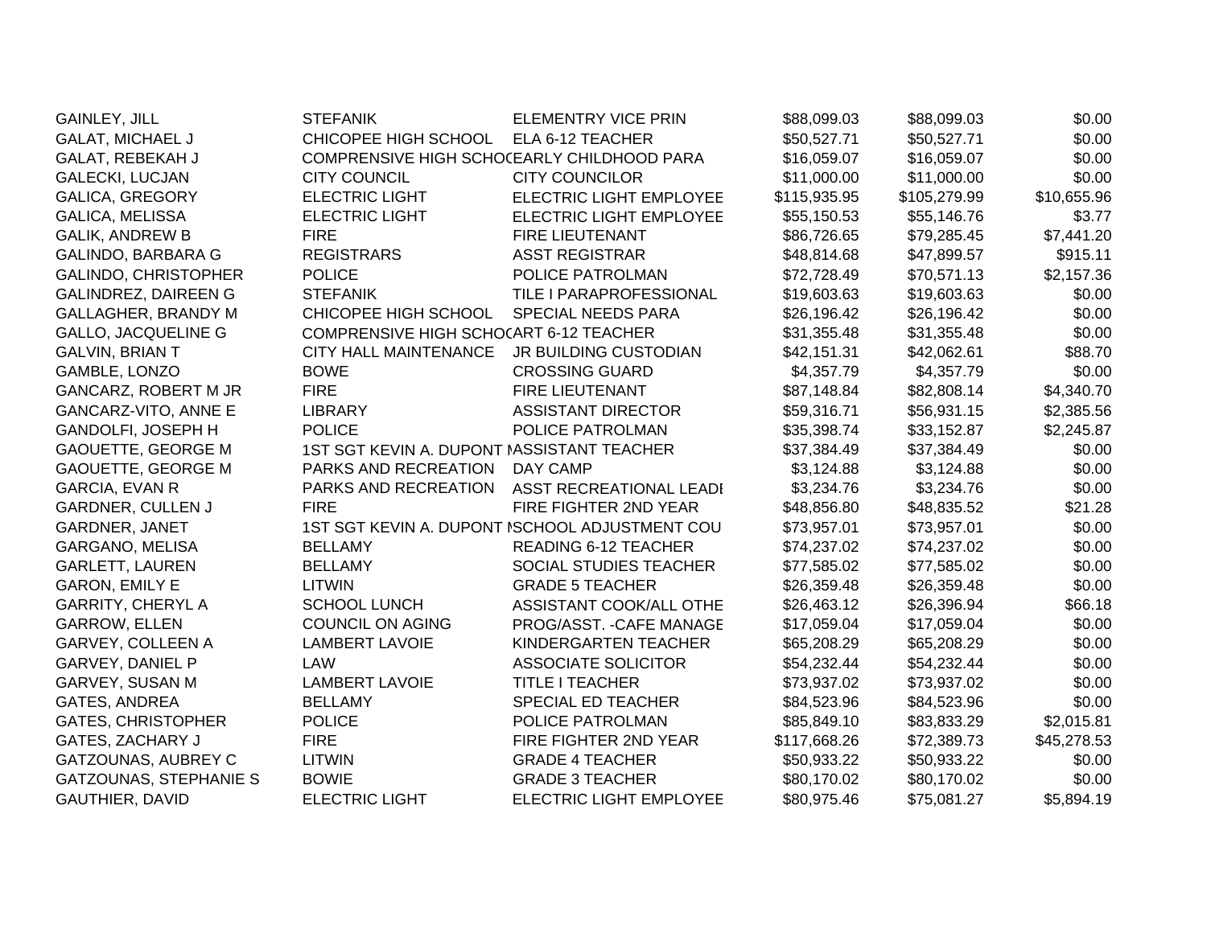| | | | | | |
|---|---|---|---|---|---|
| GAINLEY, JILL | STEFANIK | ELEMENTRY VICE PRIN | $88,099.03 | $88,099.03 | $0.00 |
| GALAT, MICHAEL J | CHICOPEE HIGH SCHOOL | ELA 6-12 TEACHER | $50,527.71 | $50,527.71 | $0.00 |
| GALAT, REBEKAH J | COMPRENSIVE HIGH SCHOO | EARLY CHILDHOOD PARA | $16,059.07 | $16,059.07 | $0.00 |
| GALECKI, LUCJAN | CITY COUNCIL | CITY COUNCILOR | $11,000.00 | $11,000.00 | $0.00 |
| GALICA, GREGORY | ELECTRIC LIGHT | ELECTRIC LIGHT EMPLOYEE | $115,935.95 | $105,279.99 | $10,655.96 |
| GALICA, MELISSA | ELECTRIC LIGHT | ELECTRIC LIGHT EMPLOYEE | $55,150.53 | $55,146.76 | $3.77 |
| GALIK, ANDREW B | FIRE | FIRE LIEUTENANT | $86,726.65 | $79,285.45 | $7,441.20 |
| GALINDO, BARBARA G | REGISTRARS | ASST REGISTRAR | $48,814.68 | $47,899.57 | $915.11 |
| GALINDO, CHRISTOPHER | POLICE | POLICE PATROLMAN | $72,728.49 | $70,571.13 | $2,157.36 |
| GALINDREZ, DAIREEN G | STEFANIK | TILE I PARAPROFESSIONAL | $19,603.63 | $19,603.63 | $0.00 |
| GALLAGHER, BRANDY M | CHICOPEE HIGH SCHOOL | SPECIAL NEEDS PARA | $26,196.42 | $26,196.42 | $0.00 |
| GALLO, JACQUELINE G | COMPRENSIVE HIGH SCHOO | ART 6-12 TEACHER | $31,355.48 | $31,355.48 | $0.00 |
| GALVIN, BRIAN T | CITY HALL MAINTENANCE | JR BUILDING CUSTODIAN | $42,151.31 | $42,062.61 | $88.70 |
| GAMBLE, LONZO | BOWE | CROSSING GUARD | $4,357.79 | $4,357.79 | $0.00 |
| GANCARZ, ROBERT M JR | FIRE | FIRE LIEUTENANT | $87,148.84 | $82,808.14 | $4,340.70 |
| GANCARZ-VITO, ANNE E | LIBRARY | ASSISTANT DIRECTOR | $59,316.71 | $56,931.15 | $2,385.56 |
| GANDOLFI, JOSEPH H | POLICE | POLICE PATROLMAN | $35,398.74 | $33,152.87 | $2,245.87 |
| GAOUETTE, GEORGE M | 1ST SGT KEVIN A. DUPONT M | ASSISTANT TEACHER | $37,384.49 | $37,384.49 | $0.00 |
| GAOUETTE, GEORGE M | PARKS AND RECREATION | DAY CAMP | $3,124.88 | $3,124.88 | $0.00 |
| GARCIA, EVAN R | PARKS AND RECREATION | ASST RECREATIONAL LEADI | $3,234.76 | $3,234.76 | $0.00 |
| GARDNER, CULLEN J | FIRE | FIRE FIGHTER 2ND YEAR | $48,856.80 | $48,835.52 | $21.28 |
| GARDNER, JANET | 1ST SGT KEVIN A. DUPONT M | SCHOOL ADJUSTMENT COU | $73,957.01 | $73,957.01 | $0.00 |
| GARGANO, MELISA | BELLAMY | READING 6-12 TEACHER | $74,237.02 | $74,237.02 | $0.00 |
| GARLETT, LAUREN | BELLAMY | SOCIAL STUDIES TEACHER | $77,585.02 | $77,585.02 | $0.00 |
| GARON, EMILY E | LITWIN | GRADE 5 TEACHER | $26,359.48 | $26,359.48 | $0.00 |
| GARRITY, CHERYL A | SCHOOL LUNCH | ASSISTANT COOK/ALL OTHE | $26,463.12 | $26,396.94 | $66.18 |
| GARROW, ELLEN | COUNCIL ON AGING | PROG/ASST. -CAFE MANAGE | $17,059.04 | $17,059.04 | $0.00 |
| GARVEY, COLLEEN A | LAMBERT LAVOIE | KINDERGARTEN TEACHER | $65,208.29 | $65,208.29 | $0.00 |
| GARVEY, DANIEL P | LAW | ASSOCIATE SOLICITOR | $54,232.44 | $54,232.44 | $0.00 |
| GARVEY, SUSAN M | LAMBERT LAVOIE | TITLE I TEACHER | $73,937.02 | $73,937.02 | $0.00 |
| GATES, ANDREA | BELLAMY | SPECIAL ED TEACHER | $84,523.96 | $84,523.96 | $0.00 |
| GATES, CHRISTOPHER | POLICE | POLICE PATROLMAN | $85,849.10 | $83,833.29 | $2,015.81 |
| GATES, ZACHARY J | FIRE | FIRE FIGHTER 2ND YEAR | $117,668.26 | $72,389.73 | $45,278.53 |
| GATZOUNAS, AUBREY C | LITWIN | GRADE 4 TEACHER | $50,933.22 | $50,933.22 | $0.00 |
| GATZOUNAS, STEPHANIE S | BOWIE | GRADE 3 TEACHER | $80,170.02 | $80,170.02 | $0.00 |
| GAUTHIER, DAVID | ELECTRIC LIGHT | ELECTRIC LIGHT EMPLOYEE | $80,975.46 | $75,081.27 | $5,894.19 |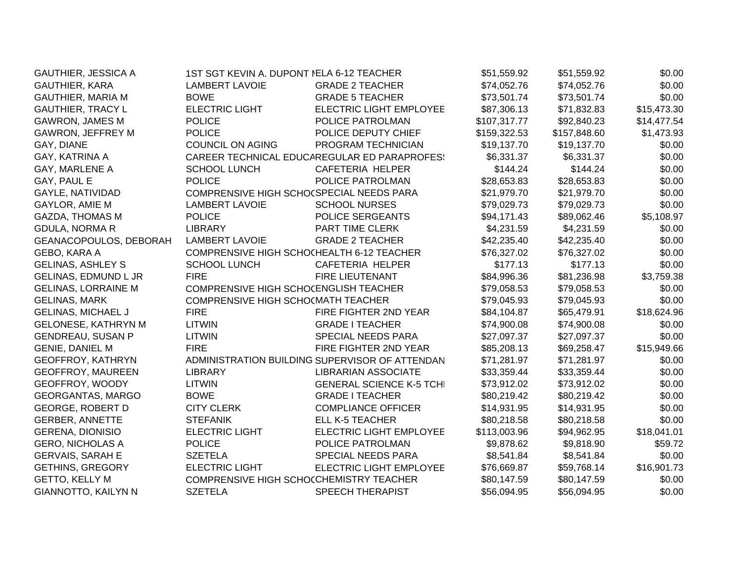| | | | | | |
|---|---|---|---|---|---|
| GAUTHIER, JESSICA A | 1ST SGT KEVIN A. DUPONT M | ELA 6-12 TEACHER | $51,559.92 | $51,559.92 | $0.00 |
| GAUTHIER, KARA | LAMBERT LAVOIE | GRADE 2 TEACHER | $74,052.76 | $74,052.76 | $0.00 |
| GAUTHIER, MARIA M | BOWE | GRADE 5 TEACHER | $73,501.74 | $73,501.74 | $0.00 |
| GAUTHIER, TRACY L | ELECTRIC LIGHT | ELECTRIC LIGHT EMPLOYEE | $87,306.13 | $71,832.83 | $15,473.30 |
| GAWRON, JAMES M | POLICE | POLICE PATROLMAN | $107,317.77 | $92,840.23 | $14,477.54 |
| GAWRON, JEFFREY M | POLICE | POLICE DEPUTY CHIEF | $159,322.53 | $157,848.60 | $1,473.93 |
| GAY, DIANE | COUNCIL ON AGING | PROGRAM TECHNICIAN | $19,137.70 | $19,137.70 | $0.00 |
| GAY, KATRINA A | CAREER TECHNICAL EDUCA | REGULAR ED PARAPROFESS | $6,331.37 | $6,331.37 | $0.00 |
| GAY, MARLENE A | SCHOOL LUNCH | CAFETERIA HELPER | $144.24 | $144.24 | $0.00 |
| GAY, PAUL E | POLICE | POLICE PATROLMAN | $28,653.83 | $28,653.83 | $0.00 |
| GAYLE, NATIVIDAD | COMPRENSIVE HIGH SCHOO | SPECIAL NEEDS PARA | $21,979.70 | $21,979.70 | $0.00 |
| GAYLOR, AMIE M | LAMBERT LAVOIE | SCHOOL NURSES | $79,029.73 | $79,029.73 | $0.00 |
| GAZDA, THOMAS M | POLICE | POLICE SERGEANTS | $94,171.43 | $89,062.46 | $5,108.97 |
| GDULA, NORMA R | LIBRARY | PART TIME CLERK | $4,231.59 | $4,231.59 | $0.00 |
| GEANACOPOULOS, DEBORAH | LAMBERT LAVOIE | GRADE 2 TEACHER | $42,235.40 | $42,235.40 | $0.00 |
| GEBO, KARA A | COMPRENSIVE HIGH SCHOO | HEALTH 6-12 TEACHER | $76,327.02 | $76,327.02 | $0.00 |
| GELINAS, ASHLEY S | SCHOOL LUNCH | CAFETERIA HELPER | $177.13 | $177.13 | $0.00 |
| GELINAS, EDMUND L JR | FIRE | FIRE LIEUTENANT | $84,996.36 | $81,236.98 | $3,759.38 |
| GELINAS, LORRAINE M | COMPRENSIVE HIGH SCHOO | ENGLISH TEACHER | $79,058.53 | $79,058.53 | $0.00 |
| GELINAS, MARK | COMPRENSIVE HIGH SCHOO | MATH TEACHER | $79,045.93 | $79,045.93 | $0.00 |
| GELINAS, MICHAEL J | FIRE | FIRE FIGHTER 2ND YEAR | $84,104.87 | $65,479.91 | $18,624.96 |
| GELONESE, KATHRYN M | LITWIN | GRADE I TEACHER | $74,900.08 | $74,900.08 | $0.00 |
| GENDREAU, SUSAN P | LITWIN | SPECIAL NEEDS PARA | $27,097.37 | $27,097.37 | $0.00 |
| GENIE, DANIEL M | FIRE | FIRE FIGHTER 2ND YEAR | $85,208.13 | $69,258.47 | $15,949.66 |
| GEOFFROY, KATHRYN | ADMINISTRATION BUILDING | SUPERVISOR OF ATTENDAN | $71,281.97 | $71,281.97 | $0.00 |
| GEOFFROY, MAUREEN | LIBRARY | LIBRARIAN ASSOCIATE | $33,359.44 | $33,359.44 | $0.00 |
| GEOFFROY, WOODY | LITWIN | GENERAL SCIENCE K-5 TCH | $73,912.02 | $73,912.02 | $0.00 |
| GEORGANTAS, MARGO | BOWE | GRADE I TEACHER | $80,219.42 | $80,219.42 | $0.00 |
| GEORGE, ROBERT D | CITY CLERK | COMPLIANCE OFFICER | $14,931.95 | $14,931.95 | $0.00 |
| GERBER, ANNETTE | STEFANIK | ELL K-5 TEACHER | $80,218.58 | $80,218.58 | $0.00 |
| GERENA, DIONISIO | ELECTRIC LIGHT | ELECTRIC LIGHT EMPLOYEE | $113,003.96 | $94,962.95 | $18,041.01 |
| GERO, NICHOLAS A | POLICE | POLICE PATROLMAN | $9,878.62 | $9,818.90 | $59.72 |
| GERVAIS, SARAH E | SZETELA | SPECIAL NEEDS PARA | $8,541.84 | $8,541.84 | $0.00 |
| GETHINS, GREGORY | ELECTRIC LIGHT | ELECTRIC LIGHT EMPLOYEE | $76,669.87 | $59,768.14 | $16,901.73 |
| GETTO, KELLY M | COMPRENSIVE HIGH SCHOO | CHEMISTRY TEACHER | $80,147.59 | $80,147.59 | $0.00 |
| GIANNOTTO, KAILYN N | SZETELA | SPEECH THERAPIST | $56,094.95 | $56,094.95 | $0.00 |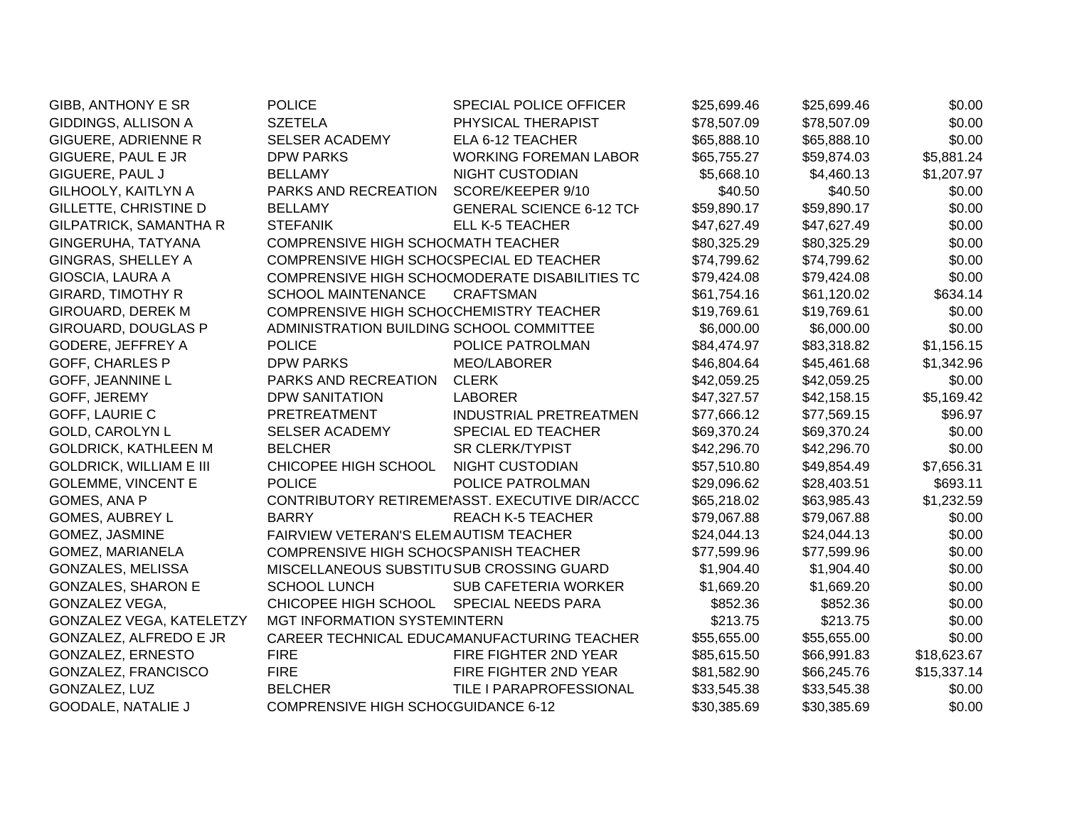| | | | | | |
|---|---|---|---|---|---|
| GIBB, ANTHONY E SR | POLICE | SPECIAL POLICE OFFICER | $25,699.46 | $25,699.46 | $0.00 |
| GIDDINGS, ALLISON A | SZETELA | PHYSICAL THERAPIST | $78,507.09 | $78,507.09 | $0.00 |
| GIGUERE, ADRIENNE R | SELSER ACADEMY | ELA 6-12 TEACHER | $65,888.10 | $65,888.10 | $0.00 |
| GIGUERE, PAUL E JR | DPW PARKS | WORKING FOREMAN LABOR | $65,755.27 | $59,874.03 | $5,881.24 |
| GIGUERE, PAUL J | BELLAMY | NIGHT CUSTODIAN | $5,668.10 | $4,460.13 | $1,207.97 |
| GILHOOLY, KAITLYN A | PARKS AND RECREATION | SCORE/KEEPER 9/10 | $40.50 | $40.50 | $0.00 |
| GILLETTE, CHRISTINE D | BELLAMY | GENERAL SCIENCE 6-12 TCH | $59,890.17 | $59,890.17 | $0.00 |
| GILPATRICK, SAMANTHA R | STEFANIK | ELL K-5 TEACHER | $47,627.49 | $47,627.49 | $0.00 |
| GINGERUHA, TATYANA | COMPRENSIVE HIGH SCHOOL | MATH TEACHER | $80,325.29 | $80,325.29 | $0.00 |
| GINGRAS, SHELLEY A | COMPRENSIVE HIGH SCHOOL | SPECIAL ED TEACHER | $74,799.62 | $74,799.62 | $0.00 |
| GIOSCIA, LAURA A | COMPRENSIVE HIGH SCHOOL | MODERATE DISABILITIES TC | $79,424.08 | $79,424.08 | $0.00 |
| GIRARD, TIMOTHY R | SCHOOL MAINTENANCE | CRAFTSMAN | $61,754.16 | $61,120.02 | $634.14 |
| GIROUARD, DEREK M | COMPRENSIVE HIGH SCHOOL | CHEMISTRY TEACHER | $19,769.61 | $19,769.61 | $0.00 |
| GIROUARD, DOUGLAS P | ADMINISTRATION BUILDING | SCHOOL COMMITTEE | $6,000.00 | $6,000.00 | $0.00 |
| GODERE, JEFFREY A | POLICE | POLICE PATROLMAN | $84,474.97 | $83,318.82 | $1,156.15 |
| GOFF, CHARLES P | DPW PARKS | MEO/LABORER | $46,804.64 | $45,461.68 | $1,342.96 |
| GOFF, JEANNINE L | PARKS AND RECREATION | CLERK | $42,059.25 | $42,059.25 | $0.00 |
| GOFF, JEREMY | DPW SANITATION | LABORER | $47,327.57 | $42,158.15 | $5,169.42 |
| GOFF, LAURIE C | PRETREATMENT | INDUSTRIAL PRETREATMEN | $77,666.12 | $77,569.15 | $96.97 |
| GOLD, CAROLYN L | SELSER ACADEMY | SPECIAL ED TEACHER | $69,370.24 | $69,370.24 | $0.00 |
| GOLDRICK, KATHLEEN M | BELCHER | SR CLERK/TYPIST | $42,296.70 | $42,296.70 | $0.00 |
| GOLDRICK, WILLIAM E III | CHICOPEE HIGH SCHOOL | NIGHT CUSTODIAN | $57,510.80 | $49,854.49 | $7,656.31 |
| GOLEMME, VINCENT E | POLICE | POLICE PATROLMAN | $29,096.62 | $28,403.51 | $693.11 |
| GOMES, ANA P | CONTRIBUTORY RETIREMENT | ASST. EXECUTIVE DIR/ACCC | $65,218.02 | $63,985.43 | $1,232.59 |
| GOMES, AUBREY L | BARRY | REACH K-5 TEACHER | $79,067.88 | $79,067.88 | $0.00 |
| GOMEZ, JASMINE | FAIRVIEW VETERAN'S ELEM | AUTISM TEACHER | $24,044.13 | $24,044.13 | $0.00 |
| GOMEZ, MARIANELA | COMPRENSIVE HIGH SCHOOL | SPANISH TEACHER | $77,599.96 | $77,599.96 | $0.00 |
| GONZALES, MELISSA | MISCELLANEOUS SUBSTITU | SUB CROSSING GUARD | $1,904.40 | $1,904.40 | $0.00 |
| GONZALES, SHARON E | SCHOOL LUNCH | SUB CAFETERIA WORKER | $1,669.20 | $1,669.20 | $0.00 |
| GONZALEZ VEGA, | CHICOPEE HIGH SCHOOL | SPECIAL NEEDS PARA | $852.36 | $852.36 | $0.00 |
| GONZALEZ VEGA, KATELETZY | MGT INFORMATION SYSTEM | INTERN | $213.75 | $213.75 | $0.00 |
| GONZALEZ, ALFREDO E JR | CAREER TECHNICAL EDUCA | MANUFACTURING TEACHER | $55,655.00 | $55,655.00 | $0.00 |
| GONZALEZ, ERNESTO | FIRE | FIRE FIGHTER 2ND YEAR | $85,615.50 | $66,991.83 | $18,623.67 |
| GONZALEZ, FRANCISCO | FIRE | FIRE FIGHTER 2ND YEAR | $81,582.90 | $66,245.76 | $15,337.14 |
| GONZALEZ, LUZ | BELCHER | TILE I PARAPROFESSIONAL | $33,545.38 | $33,545.38 | $0.00 |
| GOODALE, NATALIE J | COMPRENSIVE HIGH SCHOOL | GUIDANCE 6-12 | $30,385.69 | $30,385.69 | $0.00 |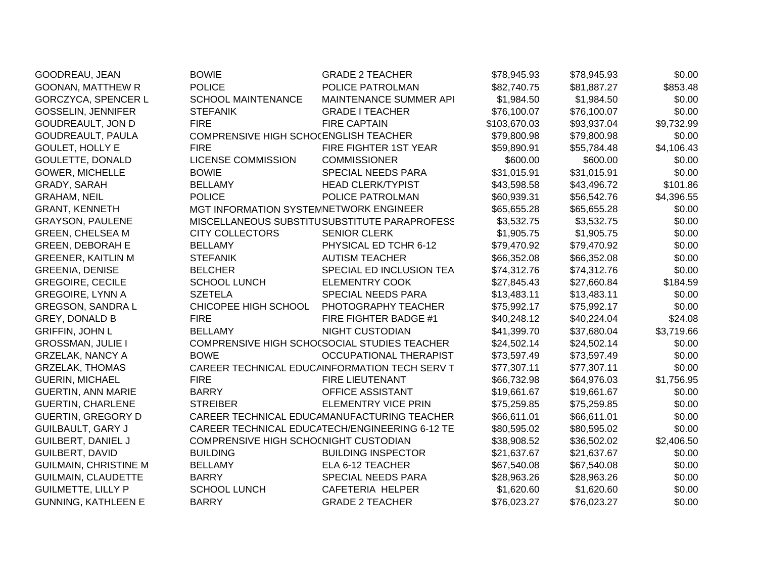| | | | | | |
|---|---|---|---|---|---|
| GOODREAU, JEAN | BOWIE | GRADE 2 TEACHER | $78,945.93 | $78,945.93 | $0.00 |
| GOONAN, MATTHEW R | POLICE | POLICE PATROLMAN | $82,740.75 | $81,887.27 | $853.48 |
| GORCZYCA, SPENCER L | SCHOOL MAINTENANCE | MAINTENANCE SUMMER API | $1,984.50 | $1,984.50 | $0.00 |
| GOSSELIN, JENNIFER | STEFANIK | GRADE I TEACHER | $76,100.07 | $76,100.07 | $0.00 |
| GOUDREAULT, JON D | FIRE | FIRE CAPTAIN | $103,670.03 | $93,937.04 | $9,732.99 |
| GOUDREAULT, PAULA | COMPRENSIVE HIGH SCHOO | ENGLISH TEACHER | $79,800.98 | $79,800.98 | $0.00 |
| GOULET, HOLLY E | FIRE | FIRE FIGHTER 1ST YEAR | $59,890.91 | $55,784.48 | $4,106.43 |
| GOULETTE, DONALD | LICENSE COMMISSION | COMMISSIONER | $600.00 | $600.00 | $0.00 |
| GOWER, MICHELLE | BOWIE | SPECIAL NEEDS PARA | $31,015.91 | $31,015.91 | $0.00 |
| GRADY, SARAH | BELLAMY | HEAD CLERK/TYPIST | $43,598.58 | $43,496.72 | $101.86 |
| GRAHAM, NEIL | POLICE | POLICE PATROLMAN | $60,939.31 | $56,542.76 | $4,396.55 |
| GRANT, KENNETH | MGT INFORMATION SYSTEM | NETWORK ENGINEER | $65,655.28 | $65,655.28 | $0.00 |
| GRAYSON, PAULENE | MISCELLANEOUS SUBSTITU | SUBSTITUTE PARAPROFESS | $3,532.75 | $3,532.75 | $0.00 |
| GREEN, CHELSEA M | CITY COLLECTORS | SENIOR CLERK | $1,905.75 | $1,905.75 | $0.00 |
| GREEN, DEBORAH E | BELLAMY | PHYSICAL ED TCHR 6-12 | $79,470.92 | $79,470.92 | $0.00 |
| GREENER, KAITLIN M | STEFANIK | AUTISM TEACHER | $66,352.08 | $66,352.08 | $0.00 |
| GREENIA, DENISE | BELCHER | SPECIAL ED INCLUSION TEA | $74,312.76 | $74,312.76 | $0.00 |
| GREGOIRE, CECILE | SCHOOL LUNCH | ELEMENTRY COOK | $27,845.43 | $27,660.84 | $184.59 |
| GREGOIRE, LYNN A | SZETELA | SPECIAL NEEDS PARA | $13,483.11 | $13,483.11 | $0.00 |
| GREGSON, SANDRA L | CHICOPEE HIGH SCHOOL | PHOTOGRAPHY TEACHER | $75,992.17 | $75,992.17 | $0.00 |
| GREY, DONALD B | FIRE | FIRE FIGHTER BADGE #1 | $40,248.12 | $40,224.04 | $24.08 |
| GRIFFIN, JOHN L | BELLAMY | NIGHT CUSTODIAN | $41,399.70 | $37,680.04 | $3,719.66 |
| GROSSMAN, JULIE I | COMPRENSIVE HIGH SCHOO | SOCIAL STUDIES TEACHER | $24,502.14 | $24,502.14 | $0.00 |
| GRZELAK, NANCY A | BOWE | OCCUPATIONAL THERAPIST | $73,597.49 | $73,597.49 | $0.00 |
| GRZELAK, THOMAS | CAREER TECHNICAL EDUCA | INFORMATION TECH SERV T | $77,307.11 | $77,307.11 | $0.00 |
| GUERIN, MICHAEL | FIRE | FIRE LIEUTENANT | $66,732.98 | $64,976.03 | $1,756.95 |
| GUERTIN, ANN MARIE | BARRY | OFFICE ASSISTANT | $19,661.67 | $19,661.67 | $0.00 |
| GUERTIN, CHARLENE | STREIBER | ELEMENTRY VICE PRIN | $75,259.85 | $75,259.85 | $0.00 |
| GUERTIN, GREGORY D | CAREER TECHNICAL EDUCA | MANUFACTURING TEACHER | $66,611.01 | $66,611.01 | $0.00 |
| GUILBAULT, GARY J | CAREER TECHNICAL EDUCA | TECH/ENGINEERING 6-12 TE | $80,595.02 | $80,595.02 | $0.00 |
| GUILBERT, DANIEL J | COMPRENSIVE HIGH SCHOO | NIGHT CUSTODIAN | $38,908.52 | $36,502.02 | $2,406.50 |
| GUILBERT, DAVID | BUILDING | BUILDING INSPECTOR | $21,637.67 | $21,637.67 | $0.00 |
| GUILMAIN, CHRISTINE M | BELLAMY | ELA 6-12 TEACHER | $67,540.08 | $67,540.08 | $0.00 |
| GUILMAIN, CLAUDETTE | BARRY | SPECIAL NEEDS PARA | $28,963.26 | $28,963.26 | $0.00 |
| GUILMETTE, LILLY P | SCHOOL LUNCH | CAFETERIA HELPER | $1,620.60 | $1,620.60 | $0.00 |
| GUNNING, KATHLEEN E | BARRY | GRADE 2 TEACHER | $76,023.27 | $76,023.27 | $0.00 |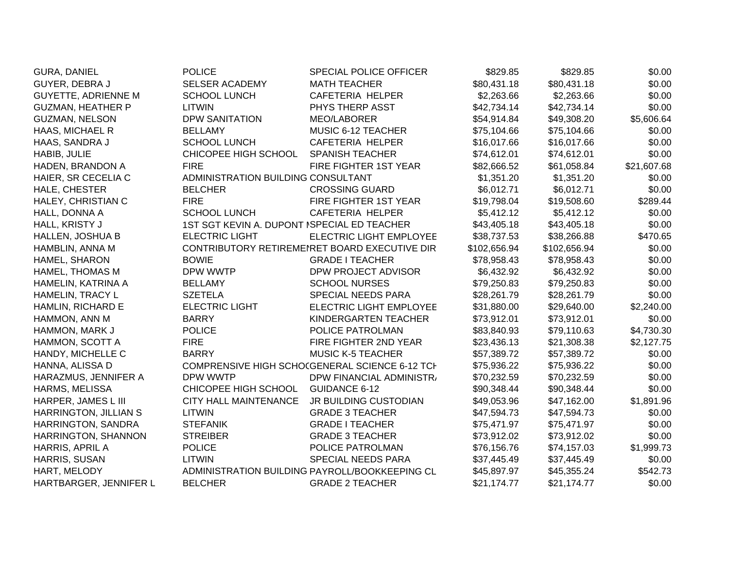| | | | | | |
|---|---|---|---|---|---|
| GURA, DANIEL | POLICE | SPECIAL POLICE OFFICER | $829.85 | $829.85 | $0.00 |
| GUYER, DEBRA J | SELSER ACADEMY | MATH TEACHER | $80,431.18 | $80,431.18 | $0.00 |
| GUYETTE, ADRIENNE M | SCHOOL LUNCH | CAFETERIA HELPER | $2,263.66 | $2,263.66 | $0.00 |
| GUZMAN, HEATHER P | LITWIN | PHYS THERP ASST | $42,734.14 | $42,734.14 | $0.00 |
| GUZMAN, NELSON | DPW SANITATION | MEO/LABORER | $54,914.84 | $49,308.20 | $5,606.64 |
| HAAS, MICHAEL R | BELLAMY | MUSIC 6-12 TEACHER | $75,104.66 | $75,104.66 | $0.00 |
| HAAS, SANDRA J | SCHOOL LUNCH | CAFETERIA HELPER | $16,017.66 | $16,017.66 | $0.00 |
| HABIB, JULIE | CHICOPEE HIGH SCHOOL | SPANISH TEACHER | $74,612.01 | $74,612.01 | $0.00 |
| HADEN, BRANDON A | FIRE | FIRE FIGHTER 1ST YEAR | $82,666.52 | $61,058.84 | $21,607.68 |
| HAIER, SR CECELIA C | ADMINISTRATION BUILDING | CONSULTANT | $1,351.20 | $1,351.20 | $0.00 |
| HALE, CHESTER | BELCHER | CROSSING GUARD | $6,012.71 | $6,012.71 | $0.00 |
| HALEY, CHRISTIAN C | FIRE | FIRE FIGHTER 1ST YEAR | $19,798.04 | $19,508.60 | $289.44 |
| HALL, DONNA A | SCHOOL LUNCH | CAFETERIA HELPER | $5,412.12 | $5,412.12 | $0.00 |
| HALL, KRISTY J | 1ST SGT KEVIN A. DUPONT M | SPECIAL ED TEACHER | $43,405.18 | $43,405.18 | $0.00 |
| HALLEN, JOSHUA B | ELECTRIC LIGHT | ELECTRIC LIGHT EMPLOYEE | $38,737.53 | $38,266.88 | $470.65 |
| HAMBLIN, ANNA M | CONTRIBUTORY RETIREMENT | RET BOARD EXECUTIVE DIR | $102,656.94 | $102,656.94 | $0.00 |
| HAMEL, SHARON | BOWIE | GRADE I TEACHER | $78,958.43 | $78,958.43 | $0.00 |
| HAMEL, THOMAS M | DPW WWTP | DPW PROJECT ADVISOR | $6,432.92 | $6,432.92 | $0.00 |
| HAMELIN, KATRINA A | BELLAMY | SCHOOL NURSES | $79,250.83 | $79,250.83 | $0.00 |
| HAMELIN, TRACY L | SZETELA | SPECIAL NEEDS PARA | $28,261.79 | $28,261.79 | $0.00 |
| HAMLIN, RICHARD E | ELECTRIC LIGHT | ELECTRIC LIGHT EMPLOYEE | $31,880.00 | $29,640.00 | $2,240.00 |
| HAMMON, ANN M | BARRY | KINDERGARTEN TEACHER | $73,912.01 | $73,912.01 | $0.00 |
| HAMMON, MARK J | POLICE | POLICE PATROLMAN | $83,840.93 | $79,110.63 | $4,730.30 |
| HAMMON, SCOTT A | FIRE | FIRE FIGHTER 2ND YEAR | $23,436.13 | $21,308.38 | $2,127.75 |
| HANDY, MICHELLE C | BARRY | MUSIC K-5 TEACHER | $57,389.72 | $57,389.72 | $0.00 |
| HANNA, ALISSA D | COMPRENSIVE HIGH SCHOOL | GENERAL SCIENCE 6-12 TCH | $75,936.22 | $75,936.22 | $0.00 |
| HARAZMUS, JENNIFER A | DPW WWTP | DPW FINANCIAL ADMINISTRA | $70,232.59 | $70,232.59 | $0.00 |
| HARMS, MELISSA | CHICOPEE HIGH SCHOOL | GUIDANCE 6-12 | $90,348.44 | $90,348.44 | $0.00 |
| HARPER, JAMES L III | CITY HALL MAINTENANCE | JR BUILDING CUSTODIAN | $49,053.96 | $47,162.00 | $1,891.96 |
| HARRINGTON, JILLIAN S | LITWIN | GRADE 3 TEACHER | $47,594.73 | $47,594.73 | $0.00 |
| HARRINGTON, SANDRA | STEFANIK | GRADE I TEACHER | $75,471.97 | $75,471.97 | $0.00 |
| HARRINGTON, SHANNON | STREIBER | GRADE 3 TEACHER | $73,912.02 | $73,912.02 | $0.00 |
| HARRIS, APRIL A | POLICE | POLICE PATROLMAN | $76,156.76 | $74,157.03 | $1,999.73 |
| HARRIS, SUSAN | LITWIN | SPECIAL NEEDS PARA | $37,445.49 | $37,445.49 | $0.00 |
| HART, MELODY | ADMINISTRATION BUILDING | PAYROLL/BOOKKEEPING CL | $45,897.97 | $45,355.24 | $542.73 |
| HARTBARGER, JENNIFER L | BELCHER | GRADE 2 TEACHER | $21,174.77 | $21,174.77 | $0.00 |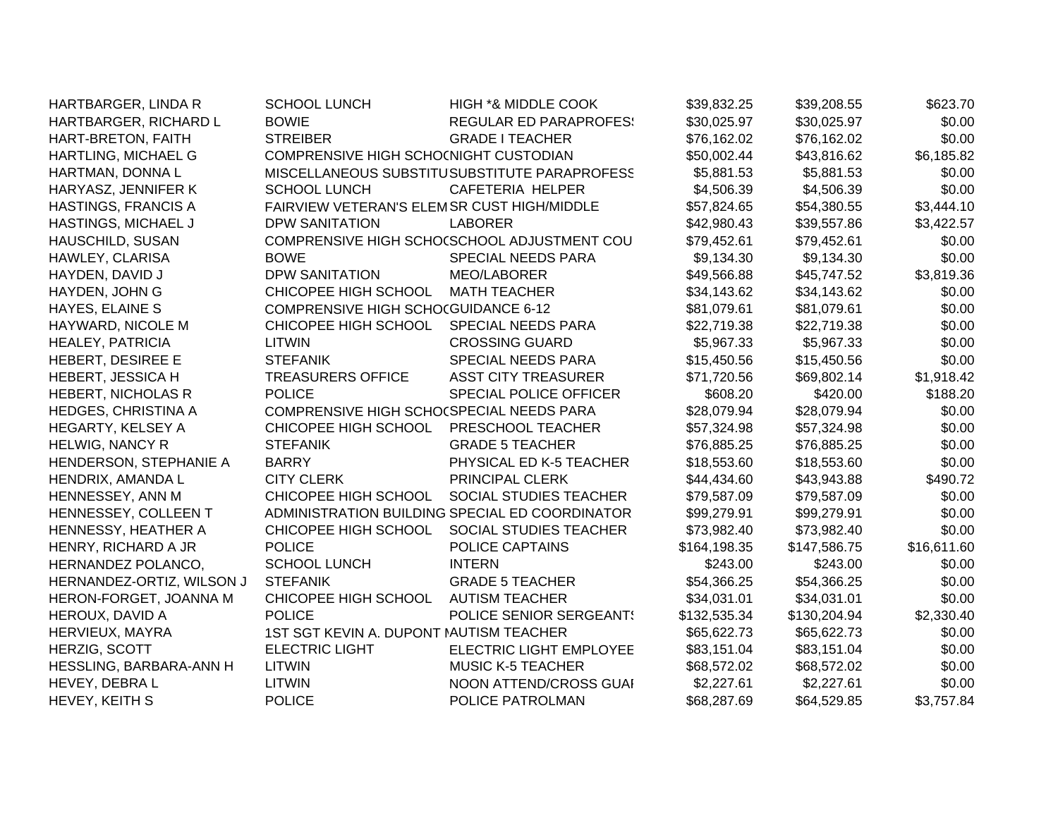| | | | | | |
|---|---|---|---|---|---|
| HARTBARGER, LINDA R | SCHOOL LUNCH | HIGH *& MIDDLE COOK | $39,832.25 | $39,208.55 | $623.70 |
| HARTBARGER, RICHARD L | BOWIE | REGULAR ED PARAPROFES! | $30,025.97 | $30,025.97 | $0.00 |
| HART-BRETON, FAITH | STREIBER | GRADE I TEACHER | $76,162.02 | $76,162.02 | $0.00 |
| HARTLING, MICHAEL G | COMPRENSIVE HIGH SCHOOL | NIGHT CUSTODIAN | $50,002.44 | $43,816.62 | $6,185.82 |
| HARTMAN, DONNA L | MISCELLANEOUS SUBSTITU | SUBSTITUTE PARAPROFESS | $5,881.53 | $5,881.53 | $0.00 |
| HARYASZ, JENNIFER K | SCHOOL LUNCH | CAFETERIA HELPER | $4,506.39 | $4,506.39 | $0.00 |
| HASTINGS, FRANCIS A | FAIRVIEW VETERAN'S ELEM | SR CUST HIGH/MIDDLE | $57,824.65 | $54,380.55 | $3,444.10 |
| HASTINGS, MICHAEL J | DPW SANITATION | LABORER | $42,980.43 | $39,557.86 | $3,422.57 |
| HAUSCHILD, SUSAN | COMPRENSIVE HIGH SCHOOL | SCHOOL ADJUSTMENT COU | $79,452.61 | $79,452.61 | $0.00 |
| HAWLEY, CLARISA | BOWE | SPECIAL NEEDS PARA | $9,134.30 | $9,134.30 | $0.00 |
| HAYDEN, DAVID J | DPW SANITATION | MEO/LABORER | $49,566.88 | $45,747.52 | $3,819.36 |
| HAYDEN, JOHN G | CHICOPEE HIGH SCHOOL | MATH TEACHER | $34,143.62 | $34,143.62 | $0.00 |
| HAYES, ELAINE S | COMPRENSIVE HIGH SCHOOL | GUIDANCE 6-12 | $81,079.61 | $81,079.61 | $0.00 |
| HAYWARD, NICOLE M | CHICOPEE HIGH SCHOOL | SPECIAL NEEDS PARA | $22,719.38 | $22,719.38 | $0.00 |
| HEALEY, PATRICIA | LITWIN | CROSSING GUARD | $5,967.33 | $5,967.33 | $0.00 |
| HEBERT, DESIREE E | STEFANIK | SPECIAL NEEDS PARA | $15,450.56 | $15,450.56 | $0.00 |
| HEBERT, JESSICA H | TREASURERS OFFICE | ASST CITY TREASURER | $71,720.56 | $69,802.14 | $1,918.42 |
| HEBERT, NICHOLAS R | POLICE | SPECIAL POLICE OFFICER | $608.20 | $420.00 | $188.20 |
| HEDGES, CHRISTINA A | COMPRENSIVE HIGH SCHOOL | SPECIAL NEEDS PARA | $28,079.94 | $28,079.94 | $0.00 |
| HEGARTY, KELSEY A | CHICOPEE HIGH SCHOOL | PRESCHOOL TEACHER | $57,324.98 | $57,324.98 | $0.00 |
| HELWIG, NANCY R | STEFANIK | GRADE 5 TEACHER | $76,885.25 | $76,885.25 | $0.00 |
| HENDERSON, STEPHANIE A | BARRY | PHYSICAL ED K-5 TEACHER | $18,553.60 | $18,553.60 | $0.00 |
| HENDRIX, AMANDA L | CITY CLERK | PRINCIPAL CLERK | $44,434.60 | $43,943.88 | $490.72 |
| HENNESSEY, ANN M | CHICOPEE HIGH SCHOOL | SOCIAL STUDIES TEACHER | $79,587.09 | $79,587.09 | $0.00 |
| HENNESSEY, COLLEEN T | ADMINISTRATION BUILDING | SPECIAL ED COORDINATOR | $99,279.91 | $99,279.91 | $0.00 |
| HENNESSY, HEATHER A | CHICOPEE HIGH SCHOOL | SOCIAL STUDIES TEACHER | $73,982.40 | $73,982.40 | $0.00 |
| HENRY, RICHARD A JR | POLICE | POLICE CAPTAINS | $164,198.35 | $147,586.75 | $16,611.60 |
| HERNANDEZ POLANCO, | SCHOOL LUNCH | INTERN | $243.00 | $243.00 | $0.00 |
| HERNANDEZ-ORTIZ, WILSON J | STEFANIK | GRADE 5 TEACHER | $54,366.25 | $54,366.25 | $0.00 |
| HERON-FORGET, JOANNA M | CHICOPEE HIGH SCHOOL | AUTISM TEACHER | $34,031.01 | $34,031.01 | $0.00 |
| HEROUX, DAVID A | POLICE | POLICE SENIOR SERGEANT! | $132,535.34 | $130,204.94 | $2,330.40 |
| HERVIEUX, MAYRA | 1ST SGT KEVIN A. DUPONT M | AUTISM TEACHER | $65,622.73 | $65,622.73 | $0.00 |
| HERZIG, SCOTT | ELECTRIC LIGHT | ELECTRIC LIGHT EMPLOYEE | $83,151.04 | $83,151.04 | $0.00 |
| HESSLING, BARBARA-ANN H | LITWIN | MUSIC K-5 TEACHER | $68,572.02 | $68,572.02 | $0.00 |
| HEVEY, DEBRA L | LITWIN | NOON ATTEND/CROSS GUAI | $2,227.61 | $2,227.61 | $0.00 |
| HEVEY, KEITH S | POLICE | POLICE PATROLMAN | $68,287.69 | $64,529.85 | $3,757.84 |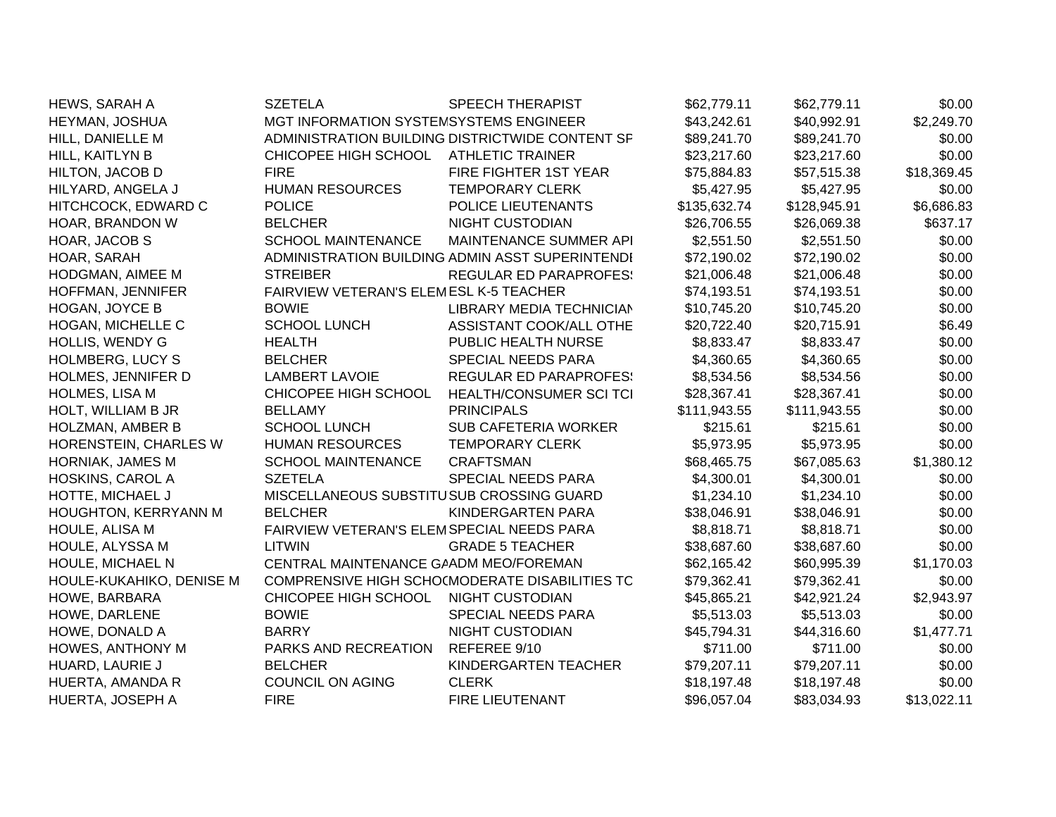| | | | | | |
|---|---|---|---|---|---|
| HEWS, SARAH A | SZETELA | SPEECH THERAPIST | $62,779.11 | $62,779.11 | $0.00 |
| HEYMAN, JOSHUA | MGT INFORMATION SYSTEM | SYSTEMS ENGINEER | $43,242.61 | $40,992.91 | $2,249.70 |
| HILL, DANIELLE M | ADMINISTRATION BUILDING | DISTRICTWIDE CONTENT SF | $89,241.70 | $89,241.70 | $0.00 |
| HILL, KAITLYN B | CHICOPEE HIGH SCHOOL | ATHLETIC TRAINER | $23,217.60 | $23,217.60 | $0.00 |
| HILTON, JACOB D | FIRE | FIRE FIGHTER 1ST YEAR | $75,884.83 | $57,515.38 | $18,369.45 |
| HILYARD, ANGELA J | HUMAN RESOURCES | TEMPORARY CLERK | $5,427.95 | $5,427.95 | $0.00 |
| HITCHCOCK, EDWARD C | POLICE | POLICE LIEUTENANTS | $135,632.74 | $128,945.91 | $6,686.83 |
| HOAR, BRANDON W | BELCHER | NIGHT CUSTODIAN | $26,706.55 | $26,069.38 | $637.17 |
| HOAR, JACOB S | SCHOOL MAINTENANCE | MAINTENANCE SUMMER API | $2,551.50 | $2,551.50 | $0.00 |
| HOAR, SARAH | ADMINISTRATION BUILDING | ADMIN ASST SUPERINTENDI | $72,190.02 | $72,190.02 | $0.00 |
| HODGMAN, AIMEE M | STREIBER | REGULAR ED PARAPROFES | $21,006.48 | $21,006.48 | $0.00 |
| HOFFMAN, JENNIFER | FAIRVIEW VETERAN'S ELEM | ESL K-5 TEACHER | $74,193.51 | $74,193.51 | $0.00 |
| HOGAN, JOYCE B | BOWIE | LIBRARY MEDIA TECHNICIAN | $10,745.20 | $10,745.20 | $0.00 |
| HOGAN, MICHELLE C | SCHOOL LUNCH | ASSISTANT COOK/ALL OTHE | $20,722.40 | $20,715.91 | $6.49 |
| HOLLIS, WENDY G | HEALTH | PUBLIC HEALTH NURSE | $8,833.47 | $8,833.47 | $0.00 |
| HOLMBERG, LUCY S | BELCHER | SPECIAL NEEDS PARA | $4,360.65 | $4,360.65 | $0.00 |
| HOLMES, JENNIFER D | LAMBERT LAVOIE | REGULAR ED PARAPROFES | $8,534.56 | $8,534.56 | $0.00 |
| HOLMES, LISA M | CHICOPEE HIGH SCHOOL | HEALTH/CONSUMER SCI TCI | $28,367.41 | $28,367.41 | $0.00 |
| HOLT, WILLIAM B JR | BELLAMY | PRINCIPALS | $111,943.55 | $111,943.55 | $0.00 |
| HOLZMAN, AMBER B | SCHOOL LUNCH | SUB CAFETERIA WORKER | $215.61 | $215.61 | $0.00 |
| HORENSTEIN, CHARLES W | HUMAN RESOURCES | TEMPORARY CLERK | $5,973.95 | $5,973.95 | $0.00 |
| HORNIAK, JAMES M | SCHOOL MAINTENANCE | CRAFTSMAN | $68,465.75 | $67,085.63 | $1,380.12 |
| HOSKINS, CAROL A | SZETELA | SPECIAL NEEDS PARA | $4,300.01 | $4,300.01 | $0.00 |
| HOTTE, MICHAEL J | MISCELLANEOUS SUBSTITU | SUB CROSSING GUARD | $1,234.10 | $1,234.10 | $0.00 |
| HOUGHTON, KERRYANN M | BELCHER | KINDERGARTEN PARA | $38,046.91 | $38,046.91 | $0.00 |
| HOULE, ALISA M | FAIRVIEW VETERAN'S ELEM | SPECIAL NEEDS PARA | $8,818.71 | $8,818.71 | $0.00 |
| HOULE, ALYSSA M | LITWIN | GRADE 5 TEACHER | $38,687.60 | $38,687.60 | $0.00 |
| HOULE, MICHAEL N | CENTRAL MAINTENANCE GA | ADM MEO/FOREMAN | $62,165.42 | $60,995.39 | $1,170.03 |
| HOULE-KUKAHIKO, DENISE M | COMPRENSIVE HIGH SCHOO | MODERATE DISABILITIES TC | $79,362.41 | $79,362.41 | $0.00 |
| HOWE, BARBARA | CHICOPEE HIGH SCHOOL | NIGHT CUSTODIAN | $45,865.21 | $42,921.24 | $2,943.97 |
| HOWE, DARLENE | BOWIE | SPECIAL NEEDS PARA | $5,513.03 | $5,513.03 | $0.00 |
| HOWE, DONALD A | BARRY | NIGHT CUSTODIAN | $45,794.31 | $44,316.60 | $1,477.71 |
| HOWES, ANTHONY M | PARKS AND RECREATION | REFEREE 9/10 | $711.00 | $711.00 | $0.00 |
| HUARD, LAURIE J | BELCHER | KINDERGARTEN TEACHER | $79,207.11 | $79,207.11 | $0.00 |
| HUERTA, AMANDA R | COUNCIL ON AGING | CLERK | $18,197.48 | $18,197.48 | $0.00 |
| HUERTA, JOSEPH A | FIRE | FIRE LIEUTENANT | $96,057.04 | $83,034.93 | $13,022.11 |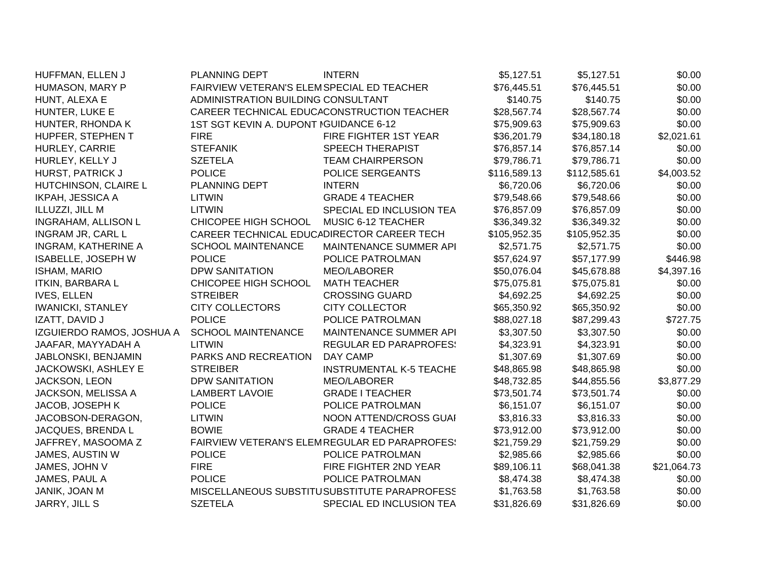| | | | | | |
|---|---|---|---|---|---|
| HUFFMAN, ELLEN J | PLANNING DEPT | INTERN | $5,127.51 | $5,127.51 | $0.00 |
| HUMASON, MARY P | FAIRVIEW VETERAN'S ELEM | SPECIAL ED TEACHER | $76,445.51 | $76,445.51 | $0.00 |
| HUNT, ALEXA E | ADMINISTRATION BUILDING | CONSULTANT | $140.75 | $140.75 | $0.00 |
| HUNTER, LUKE E | CAREER TECHNICAL EDUCA | CONSTRUCTION TEACHER | $28,567.74 | $28,567.74 | $0.00 |
| HUNTER, RHONDA K | 1ST SGT KEVIN A. DUPONT M | GUIDANCE 6-12 | $75,909.63 | $75,909.63 | $0.00 |
| HUPFER, STEPHEN T | FIRE | FIRE FIGHTER 1ST YEAR | $36,201.79 | $34,180.18 | $2,021.61 |
| HURLEY, CARRIE | STEFANIK | SPEECH THERAPIST | $76,857.14 | $76,857.14 | $0.00 |
| HURLEY, KELLY J | SZETELA | TEAM CHAIRPERSON | $79,786.71 | $79,786.71 | $0.00 |
| HURST, PATRICK J | POLICE | POLICE SERGEANTS | $116,589.13 | $112,585.61 | $4,003.52 |
| HUTCHINSON, CLAIRE L | PLANNING DEPT | INTERN | $6,720.06 | $6,720.06 | $0.00 |
| IKPAH, JESSICA A | LITWIN | GRADE 4 TEACHER | $79,548.66 | $79,548.66 | $0.00 |
| ILLUZZI, JILL M | LITWIN | SPECIAL ED INCLUSION TEA | $76,857.09 | $76,857.09 | $0.00 |
| INGRAHAM, ALLISON L | CHICOPEE HIGH SCHOOL | MUSIC 6-12 TEACHER | $36,349.32 | $36,349.32 | $0.00 |
| INGRAM JR, CARL L | CAREER TECHNICAL EDUCA | DIRECTOR CAREER TECH | $105,952.35 | $105,952.35 | $0.00 |
| INGRAM, KATHERINE A | SCHOOL MAINTENANCE | MAINTENANCE SUMMER API | $2,571.75 | $2,571.75 | $0.00 |
| ISABELLE, JOSEPH W | POLICE | POLICE PATROLMAN | $57,624.97 | $57,177.99 | $446.98 |
| ISHAM, MARIO | DPW SANITATION | MEO/LABORER | $50,076.04 | $45,678.88 | $4,397.16 |
| ITKIN, BARBARA L | CHICOPEE HIGH SCHOOL | MATH TEACHER | $75,075.81 | $75,075.81 | $0.00 |
| IVES, ELLEN | STREIBER | CROSSING GUARD | $4,692.25 | $4,692.25 | $0.00 |
| IWANICKI, STANLEY | CITY COLLECTORS | CITY COLLECTOR | $65,350.92 | $65,350.92 | $0.00 |
| IZATT, DAVID J | POLICE | POLICE PATROLMAN | $88,027.18 | $87,299.43 | $727.75 |
| IZGUIERDO RAMOS, JOSHUA A | SCHOOL MAINTENANCE | MAINTENANCE SUMMER API | $3,307.50 | $3,307.50 | $0.00 |
| JAAFAR, MAYYADAH A | LITWIN | REGULAR ED PARAPROFESS | $4,323.91 | $4,323.91 | $0.00 |
| JABLONSKI, BENJAMIN | PARKS AND RECREATION | DAY CAMP | $1,307.69 | $1,307.69 | $0.00 |
| JACKOWSKI, ASHLEY E | STREIBER | INSTRUMENTAL K-5 TEACHE | $48,865.98 | $48,865.98 | $0.00 |
| JACKSON, LEON | DPW SANITATION | MEO/LABORER | $48,732.85 | $44,855.56 | $3,877.29 |
| JACKSON, MELISSA A | LAMBERT LAVOIE | GRADE I TEACHER | $73,501.74 | $73,501.74 | $0.00 |
| JACOB, JOSEPH K | POLICE | POLICE PATROLMAN | $6,151.07 | $6,151.07 | $0.00 |
| JACOBSON-DERAGON, | LITWIN | NOON ATTEND/CROSS GUAI | $3,816.33 | $3,816.33 | $0.00 |
| JACQUES, BRENDA L | BOWIE | GRADE 4 TEACHER | $73,912.00 | $73,912.00 | $0.00 |
| JAFFREY, MASOOMA Z | FAIRVIEW VETERAN'S ELEM | REGULAR ED PARAPROFESS | $21,759.29 | $21,759.29 | $0.00 |
| JAMES, AUSTIN W | POLICE | POLICE PATROLMAN | $2,985.66 | $2,985.66 | $0.00 |
| JAMES, JOHN V | FIRE | FIRE FIGHTER 2ND YEAR | $89,106.11 | $68,041.38 | $21,064.73 |
| JAMES, PAUL A | POLICE | POLICE PATROLMAN | $8,474.38 | $8,474.38 | $0.00 |
| JANIK, JOAN M | MISCELLANEOUS SUBSTITU | SUBSTITUTE PARAPROFESS | $1,763.58 | $1,763.58 | $0.00 |
| JARRY, JILL S | SZETELA | SPECIAL ED INCLUSION TEA | $31,826.69 | $31,826.69 | $0.00 |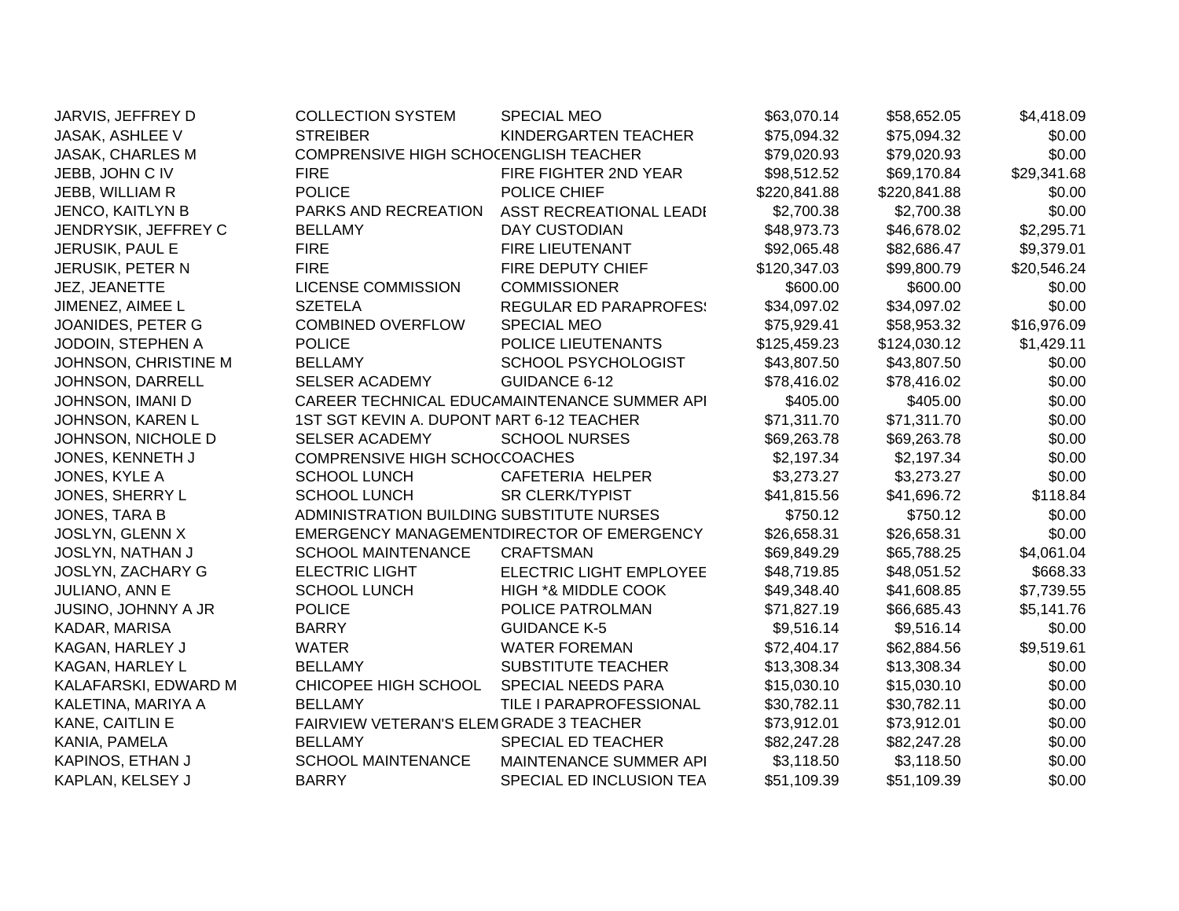| | | | | | |
|---|---|---|---|---|---|
| JARVIS, JEFFREY D | COLLECTION SYSTEM | SPECIAL MEO | $63,070.14 | $58,652.05 | $4,418.09 |
| JASAK, ASHLEE V | STREIBER | KINDERGARTEN TEACHER | $75,094.32 | $75,094.32 | $0.00 |
| JASAK, CHARLES M | COMPRENSIVE HIGH SCHOOL | ENGLISH TEACHER | $79,020.93 | $79,020.93 | $0.00 |
| JEBB, JOHN C IV | FIRE | FIRE FIGHTER 2ND YEAR | $98,512.52 | $69,170.84 | $29,341.68 |
| JEBB, WILLIAM R | POLICE | POLICE CHIEF | $220,841.88 | $220,841.88 | $0.00 |
| JENCO, KAITLYN B | PARKS AND RECREATION | ASST RECREATIONAL LEADI | $2,700.38 | $2,700.38 | $0.00 |
| JENDRYSIK, JEFFREY C | BELLAMY | DAY CUSTODIAN | $48,973.73 | $46,678.02 | $2,295.71 |
| JERUSIK, PAUL E | FIRE | FIRE LIEUTENANT | $92,065.48 | $82,686.47 | $9,379.01 |
| JERUSIK, PETER N | FIRE | FIRE DEPUTY CHIEF | $120,347.03 | $99,800.79 | $20,546.24 |
| JEZ, JEANETTE | LICENSE COMMISSION | COMMISSIONER | $600.00 | $600.00 | $0.00 |
| JIMENEZ, AIMEE L | SZETELA | REGULAR ED PARAPROFES | $34,097.02 | $34,097.02 | $0.00 |
| JOANIDES, PETER G | COMBINED OVERFLOW | SPECIAL MEO | $75,929.41 | $58,953.32 | $16,976.09 |
| JODOIN, STEPHEN A | POLICE | POLICE LIEUTENANTS | $125,459.23 | $124,030.12 | $1,429.11 |
| JOHNSON, CHRISTINE M | BELLAMY | SCHOOL PSYCHOLOGIST | $43,807.50 | $43,807.50 | $0.00 |
| JOHNSON, DARRELL | SELSER ACADEMY | GUIDANCE 6-12 | $78,416.02 | $78,416.02 | $0.00 |
| JOHNSON, IMANI D | CAREER TECHNICAL EDUCA | MAINTENANCE SUMMER API | $405.00 | $405.00 | $0.00 |
| JOHNSON, KAREN L | 1ST SGT KEVIN A. DUPONT M | ART 6-12 TEACHER | $71,311.70 | $71,311.70 | $0.00 |
| JOHNSON, NICHOLE D | SELSER ACADEMY | SCHOOL NURSES | $69,263.78 | $69,263.78 | $0.00 |
| JONES, KENNETH J | COMPRENSIVE HIGH SCHOOL | COACHES | $2,197.34 | $2,197.34 | $0.00 |
| JONES, KYLE A | SCHOOL LUNCH | CAFETERIA HELPER | $3,273.27 | $3,273.27 | $0.00 |
| JONES, SHERRY L | SCHOOL LUNCH | SR CLERK/TYPIST | $41,815.56 | $41,696.72 | $118.84 |
| JONES, TARA B | ADMINISTRATION BUILDING | SUBSTITUTE NURSES | $750.12 | $750.12 | $0.00 |
| JOSLYN, GLENN X | EMERGENCY MANAGEMENT | DIRECTOR OF EMERGENCY | $26,658.31 | $26,658.31 | $0.00 |
| JOSLYN, NATHAN J | SCHOOL MAINTENANCE | CRAFTSMAN | $69,849.29 | $65,788.25 | $4,061.04 |
| JOSLYN, ZACHARY G | ELECTRIC LIGHT | ELECTRIC LIGHT EMPLOYEE | $48,719.85 | $48,051.52 | $668.33 |
| JULIANO, ANN E | SCHOOL LUNCH | HIGH *& MIDDLE COOK | $49,348.40 | $41,608.85 | $7,739.55 |
| JUSINO, JOHNNY A JR | POLICE | POLICE PATROLMAN | $71,827.19 | $66,685.43 | $5,141.76 |
| KADAR, MARISA | BARRY | GUIDANCE K-5 | $9,516.14 | $9,516.14 | $0.00 |
| KAGAN, HARLEY J | WATER | WATER FOREMAN | $72,404.17 | $62,884.56 | $9,519.61 |
| KAGAN, HARLEY L | BELLAMY | SUBSTITUTE TEACHER | $13,308.34 | $13,308.34 | $0.00 |
| KALAFARSKI, EDWARD M | CHICOPEE HIGH SCHOOL | SPECIAL NEEDS PARA | $15,030.10 | $15,030.10 | $0.00 |
| KALETINA, MARIYA A | BELLAMY | TILE I PARAPROFESSIONAL | $30,782.11 | $30,782.11 | $0.00 |
| KANE, CAITLIN E | FAIRVIEW VETERAN'S ELEM | GRADE 3 TEACHER | $73,912.01 | $73,912.01 | $0.00 |
| KANIA, PAMELA | BELLAMY | SPECIAL ED TEACHER | $82,247.28 | $82,247.28 | $0.00 |
| KAPINOS, ETHAN J | SCHOOL MAINTENANCE | MAINTENANCE SUMMER API | $3,118.50 | $3,118.50 | $0.00 |
| KAPLAN, KELSEY J | BARRY | SPECIAL ED INCLUSION TEA | $51,109.39 | $51,109.39 | $0.00 |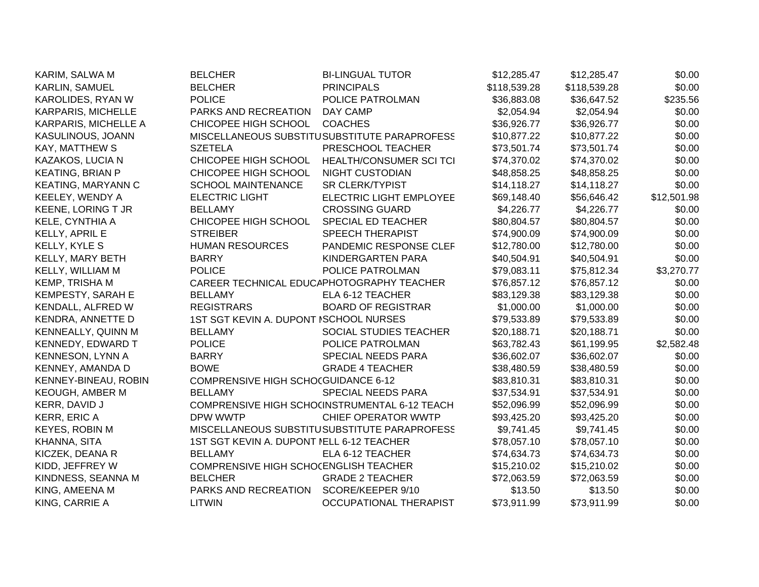| | | | | | |
|---|---|---|---|---|---|
| KARIM, SALWA M | BELCHER | BI-LINGUAL TUTOR | $12,285.47 | $12,285.47 | $0.00 |
| KARLIN, SAMUEL | BELCHER | PRINCIPALS | $118,539.28 | $118,539.28 | $0.00 |
| KAROLIDES, RYAN W | POLICE | POLICE PATROLMAN | $36,883.08 | $36,647.52 | $235.56 |
| KARPARIS, MICHELLE | PARKS AND RECREATION | DAY CAMP | $2,054.94 | $2,054.94 | $0.00 |
| KARPARIS, MICHELLE A | CHICOPEE HIGH SCHOOL | COACHES | $36,926.77 | $36,926.77 | $0.00 |
| KASULINOUS, JOANN | MISCELLANEOUS SUBSTITU | SUBSTITUTE PARAPROFESS | $10,877.22 | $10,877.22 | $0.00 |
| KAY, MATTHEW S | SZETELA | PRESCHOOL TEACHER | $73,501.74 | $73,501.74 | $0.00 |
| KAZAKOS, LUCIA N | CHICOPEE HIGH SCHOOL | HEALTH/CONSUMER SCI TCI | $74,370.02 | $74,370.02 | $0.00 |
| KEATING, BRIAN P | CHICOPEE HIGH SCHOOL | NIGHT CUSTODIAN | $48,858.25 | $48,858.25 | $0.00 |
| KEATING, MARYANN C | SCHOOL MAINTENANCE | SR CLERK/TYPIST | $14,118.27 | $14,118.27 | $0.00 |
| KEELEY, WENDY A | ELECTRIC LIGHT | ELECTRIC LIGHT EMPLOYEE | $69,148.40 | $56,646.42 | $12,501.98 |
| KEENE, LORING T JR | BELLAMY | CROSSING GUARD | $4,226.77 | $4,226.77 | $0.00 |
| KELE, CYNTHIA A | CHICOPEE HIGH SCHOOL | SPECIAL ED TEACHER | $80,804.57 | $80,804.57 | $0.00 |
| KELLY, APRIL E | STREIBER | SPEECH THERAPIST | $74,900.09 | $74,900.09 | $0.00 |
| KELLY, KYLE S | HUMAN RESOURCES | PANDEMIC RESPONSE CLEF | $12,780.00 | $12,780.00 | $0.00 |
| KELLY, MARY BETH | BARRY | KINDERGARTEN PARA | $40,504.91 | $40,504.91 | $0.00 |
| KELLY, WILLIAM M | POLICE | POLICE PATROLMAN | $79,083.11 | $75,812.34 | $3,270.77 |
| KEMP, TRISHA M | CAREER TECHNICAL EDUCA | PHOTOGRAPHY TEACHER | $76,857.12 | $76,857.12 | $0.00 |
| KEMPESTY, SARAH E | BELLAMY | ELA 6-12 TEACHER | $83,129.38 | $83,129.38 | $0.00 |
| KENDALL, ALFRED W | REGISTRARS | BOARD OF REGISTRAR | $1,000.00 | $1,000.00 | $0.00 |
| KENDRA, ANNETTE D | 1ST SGT KEVIN A. DUPONT M | SCHOOL NURSES | $79,533.89 | $79,533.89 | $0.00 |
| KENNEALLY, QUINN M | BELLAMY | SOCIAL STUDIES TEACHER | $20,188.71 | $20,188.71 | $0.00 |
| KENNEDY, EDWARD T | POLICE | POLICE PATROLMAN | $63,782.43 | $61,199.95 | $2,582.48 |
| KENNESON, LYNN A | BARRY | SPECIAL NEEDS PARA | $36,602.07 | $36,602.07 | $0.00 |
| KENNEY, AMANDA D | BOWE | GRADE 4 TEACHER | $38,480.59 | $38,480.59 | $0.00 |
| KENNEY-BINEAU, ROBIN | COMPRENSIVE HIGH SCHOC | GUIDANCE 6-12 | $83,810.31 | $83,810.31 | $0.00 |
| KEOUGH, AMBER M | BELLAMY | SPECIAL NEEDS PARA | $37,534.91 | $37,534.91 | $0.00 |
| KERR, DAVID J | COMPRENSIVE HIGH SCHOC | INSTRUMENTAL 6-12 TEACH | $52,096.99 | $52,096.99 | $0.00 |
| KERR, ERIC A | DPW WWTP | CHIEF OPERATOR WWTP | $93,425.20 | $93,425.20 | $0.00 |
| KEYES, ROBIN M | MISCELLANEOUS SUBSTITU | SUBSTITUTE PARAPROFESS | $9,741.45 | $9,741.45 | $0.00 |
| KHANNA, SITA | 1ST SGT KEVIN A. DUPONT M | ELL 6-12 TEACHER | $78,057.10 | $78,057.10 | $0.00 |
| KICZEK, DEANA R | BELLAMY | ELA 6-12 TEACHER | $74,634.73 | $74,634.73 | $0.00 |
| KIDD, JEFFREY W | COMPRENSIVE HIGH SCHOC | ENGLISH TEACHER | $15,210.02 | $15,210.02 | $0.00 |
| KINDNESS, SEANNA M | BELCHER | GRADE 2 TEACHER | $72,063.59 | $72,063.59 | $0.00 |
| KING, AMEENA M | PARKS AND RECREATION | SCORE/KEEPER 9/10 | $13.50 | $13.50 | $0.00 |
| KING, CARRIE A | LITWIN | OCCUPATIONAL THERAPIST | $73,911.99 | $73,911.99 | $0.00 |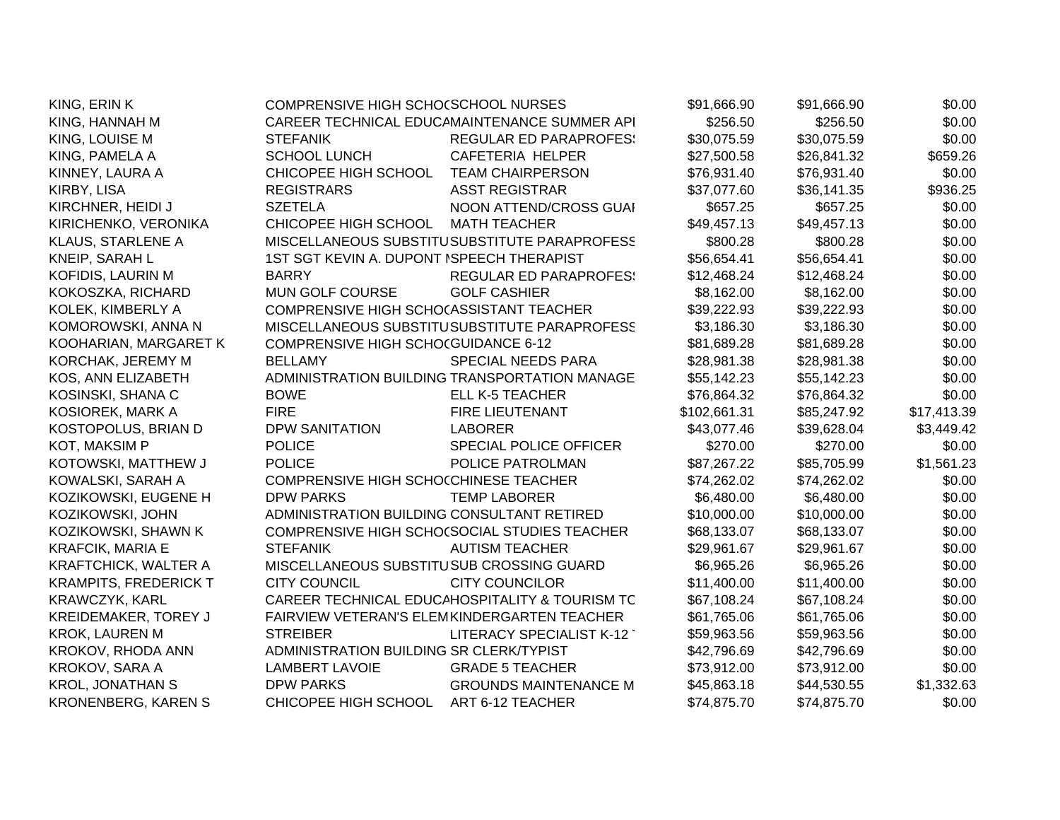| | | | | | |
|---|---|---|---|---|---|
| KING, ERIN K | COMPRENSIVE HIGH SCHOC | SCHOOL NURSES | $91,666.90 | $91,666.90 | $0.00 |
| KING, HANNAH M | CAREER TECHNICAL EDUCA | MAINTENANCE SUMMER API | $256.50 | $256.50 | $0.00 |
| KING, LOUISE M | STEFANIK | REGULAR ED PARAPROFES! | $30,075.59 | $30,075.59 | $0.00 |
| KING, PAMELA A | SCHOOL LUNCH | CAFETERIA HELPER | $27,500.58 | $26,841.32 | $659.26 |
| KINNEY, LAURA A | CHICOPEE HIGH SCHOOL | TEAM CHAIRPERSON | $76,931.40 | $76,931.40 | $0.00 |
| KIRBY, LISA | REGISTRARS | ASST REGISTRAR | $37,077.60 | $36,141.35 | $936.25 |
| KIRCHNER, HEIDI J | SZETELA | NOON ATTEND/CROSS GUAI | $657.25 | $657.25 | $0.00 |
| KIRICHENKO, VERONIKA | CHICOPEE HIGH SCHOOL | MATH TEACHER | $49,457.13 | $49,457.13 | $0.00 |
| KLAUS, STARLENE A | MISCELLANEOUS SUBSTITU | SUBSTITUTE PARAPROFESS | $800.28 | $800.28 | $0.00 |
| KNEIP, SARAH L | 1ST SGT KEVIN A. DUPONT M | SPEECH THERAPIST | $56,654.41 | $56,654.41 | $0.00 |
| KOFIDIS, LAURIN M | BARRY | REGULAR ED PARAPROFES! | $12,468.24 | $12,468.24 | $0.00 |
| KOKOSZKA, RICHARD | MUN GOLF COURSE | GOLF CASHIER | $8,162.00 | $8,162.00 | $0.00 |
| KOLEK, KIMBERLY A | COMPRENSIVE HIGH SCHOC | ASSISTANT TEACHER | $39,222.93 | $39,222.93 | $0.00 |
| KOMOROWSKI, ANNA N | MISCELLANEOUS SUBSTITU | SUBSTITUTE PARAPROFESS | $3,186.30 | $3,186.30 | $0.00 |
| KOOHARIAN, MARGARET K | COMPRENSIVE HIGH SCHOC | GUIDANCE 6-12 | $81,689.28 | $81,689.28 | $0.00 |
| KORCHAK, JEREMY M | BELLAMY | SPECIAL NEEDS PARA | $28,981.38 | $28,981.38 | $0.00 |
| KOS, ANN ELIZABETH | ADMINISTRATION BUILDING | TRANSPORTATION MANAGE | $55,142.23 | $55,142.23 | $0.00 |
| KOSINSKI, SHANA C | BOWE | ELL K-5 TEACHER | $76,864.32 | $76,864.32 | $0.00 |
| KOSIOREK, MARK A | FIRE | FIRE LIEUTENANT | $102,661.31 | $85,247.92 | $17,413.39 |
| KOSTOPOLUS, BRIAN D | DPW SANITATION | LABORER | $43,077.46 | $39,628.04 | $3,449.42 |
| KOT, MAKSIM P | POLICE | SPECIAL POLICE OFFICER | $270.00 | $270.00 | $0.00 |
| KOTOWSKI, MATTHEW J | POLICE | POLICE PATROLMAN | $87,267.22 | $85,705.99 | $1,561.23 |
| KOWALSKI, SARAH A | COMPRENSIVE HIGH SCHOC | CHINESE TEACHER | $74,262.02 | $74,262.02 | $0.00 |
| KOZIKOWSKI, EUGENE H | DPW PARKS | TEMP LABORER | $6,480.00 | $6,480.00 | $0.00 |
| KOZIKOWSKI, JOHN | ADMINISTRATION BUILDING | CONSULTANT RETIRED | $10,000.00 | $10,000.00 | $0.00 |
| KOZIKOWSKI, SHAWN K | COMPRENSIVE HIGH SCHOC | SOCIAL STUDIES TEACHER | $68,133.07 | $68,133.07 | $0.00 |
| KRAFCIK, MARIA E | STEFANIK | AUTISM TEACHER | $29,961.67 | $29,961.67 | $0.00 |
| KRAFTCHICK, WALTER A | MISCELLANEOUS SUBSTITU | SUB CROSSING GUARD | $6,965.26 | $6,965.26 | $0.00 |
| KRAMPITS, FREDERICK T | CITY COUNCIL | CITY COUNCILOR | $11,400.00 | $11,400.00 | $0.00 |
| KRAWCZYK, KARL | CAREER TECHNICAL EDUCA | HOSPITALITY & TOURISM TC | $67,108.24 | $67,108.24 | $0.00 |
| KREIDEMAKER, TOREY J | FAIRVIEW VETERAN'S ELEM | KINDERGARTEN TEACHER | $61,765.06 | $61,765.06 | $0.00 |
| KROK, LAUREN M | STREIBER | LITERACY SPECIALIST K-12 | $59,963.56 | $59,963.56 | $0.00 |
| KROKOV, RHODA ANN | ADMINISTRATION BUILDING | SR CLERK/TYPIST | $42,796.69 | $42,796.69 | $0.00 |
| KROKOV, SARA A | LAMBERT LAVOIE | GRADE 5 TEACHER | $73,912.00 | $73,912.00 | $0.00 |
| KROL, JONATHAN S | DPW PARKS | GROUNDS MAINTENANCE M | $45,863.18 | $44,530.55 | $1,332.63 |
| KRONENBERG, KAREN S | CHICOPEE HIGH SCHOOL | ART 6-12 TEACHER | $74,875.70 | $74,875.70 | $0.00 |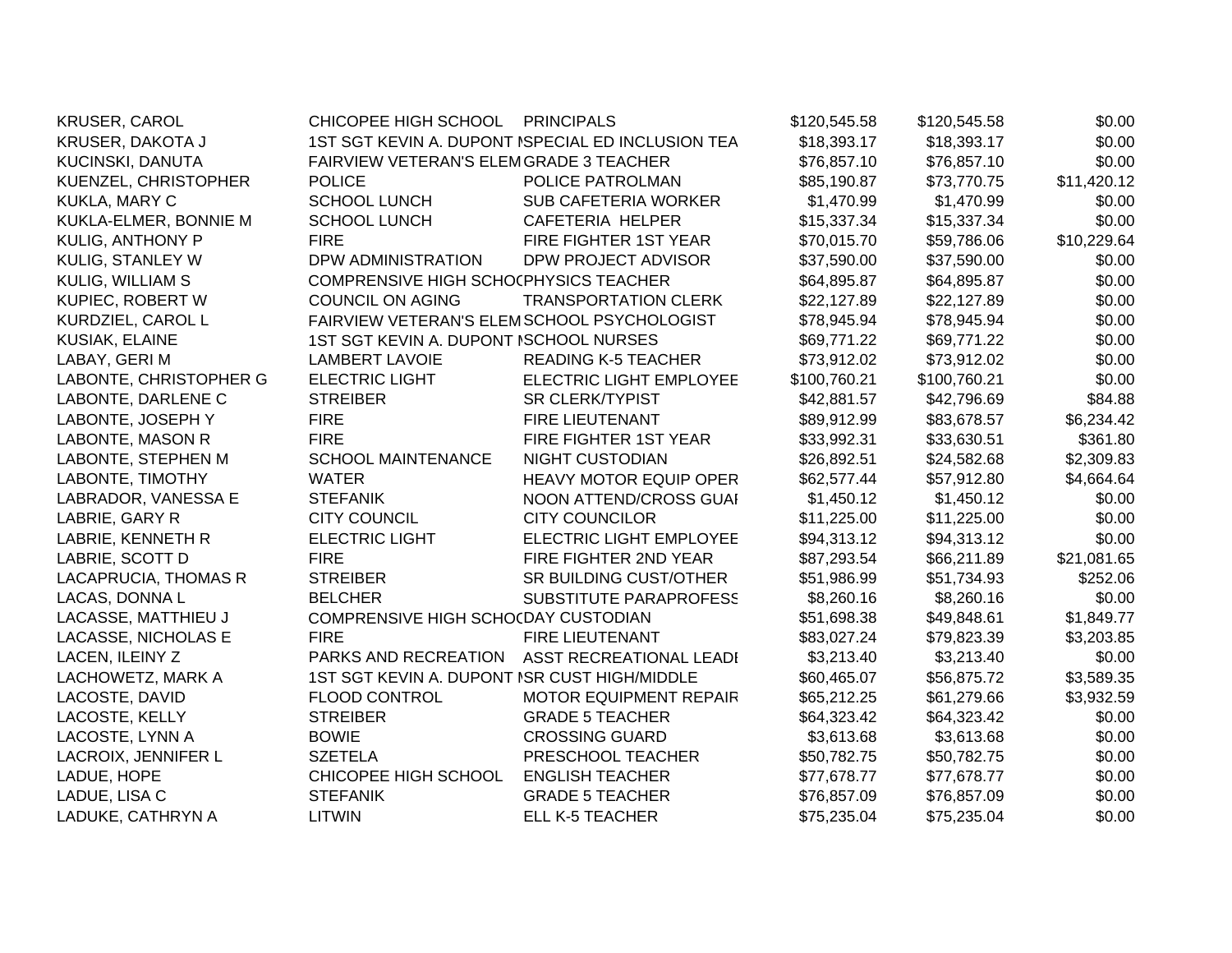| | | | | | |
|---|---|---|---|---|---|
| KRUSER, CAROL | CHICOPEE HIGH SCHOOL | PRINCIPALS | $120,545.58 | $120,545.58 | $0.00 |
| KRUSER, DAKOTA J | 1ST SGT KEVIN A. DUPONT M | SPECIAL ED INCLUSION TEA | $18,393.17 | $18,393.17 | $0.00 |
| KUCINSKI, DANUTA | FAIRVIEW VETERAN'S ELEM | GRADE 3 TEACHER | $76,857.10 | $76,857.10 | $0.00 |
| KUENZEL, CHRISTOPHER | POLICE | POLICE PATROLMAN | $85,190.87 | $73,770.75 | $11,420.12 |
| KUKLA, MARY C | SCHOOL LUNCH | SUB CAFETERIA WORKER | $1,470.99 | $1,470.99 | $0.00 |
| KUKLA-ELMER, BONNIE M | SCHOOL LUNCH | CAFETERIA HELPER | $15,337.34 | $15,337.34 | $0.00 |
| KULIG, ANTHONY P | FIRE | FIRE FIGHTER 1ST YEAR | $70,015.70 | $59,786.06 | $10,229.64 |
| KULIG, STANLEY W | DPW ADMINISTRATION | DPW PROJECT ADVISOR | $37,590.00 | $37,590.00 | $0.00 |
| KULIG, WILLIAM S | COMPRENSIVE HIGH SCHOO | PHYSICS TEACHER | $64,895.87 | $64,895.87 | $0.00 |
| KUPIEC, ROBERT W | COUNCIL ON AGING | TRANSPORTATION CLERK | $22,127.89 | $22,127.89 | $0.00 |
| KURDZIEL, CAROL L | FAIRVIEW VETERAN'S ELEM | SCHOOL PSYCHOLOGIST | $78,945.94 | $78,945.94 | $0.00 |
| KUSIAK, ELAINE | 1ST SGT KEVIN A. DUPONT M | SCHOOL NURSES | $69,771.22 | $69,771.22 | $0.00 |
| LABAY, GERI M | LAMBERT LAVOIE | READING K-5 TEACHER | $73,912.02 | $73,912.02 | $0.00 |
| LABONTE, CHRISTOPHER G | ELECTRIC LIGHT | ELECTRIC LIGHT EMPLOYEE | $100,760.21 | $100,760.21 | $0.00 |
| LABONTE, DARLENE C | STREIBER | SR CLERK/TYPIST | $42,881.57 | $42,796.69 | $84.88 |
| LABONTE, JOSEPH Y | FIRE | FIRE LIEUTENANT | $89,912.99 | $83,678.57 | $6,234.42 |
| LABONTE, MASON R | FIRE | FIRE FIGHTER 1ST YEAR | $33,992.31 | $33,630.51 | $361.80 |
| LABONTE, STEPHEN M | SCHOOL MAINTENANCE | NIGHT CUSTODIAN | $26,892.51 | $24,582.68 | $2,309.83 |
| LABONTE, TIMOTHY | WATER | HEAVY MOTOR EQUIP OPER | $62,577.44 | $57,912.80 | $4,664.64 |
| LABRADOR, VANESSA E | STEFANIK | NOON ATTEND/CROSS GUAI | $1,450.12 | $1,450.12 | $0.00 |
| LABRIE, GARY R | CITY COUNCIL | CITY COUNCILOR | $11,225.00 | $11,225.00 | $0.00 |
| LABRIE, KENNETH R | ELECTRIC LIGHT | ELECTRIC LIGHT EMPLOYEE | $94,313.12 | $94,313.12 | $0.00 |
| LABRIE, SCOTT D | FIRE | FIRE FIGHTER 2ND YEAR | $87,293.54 | $66,211.89 | $21,081.65 |
| LACAPRUCIA, THOMAS R | STREIBER | SR BUILDING CUST/OTHER | $51,986.99 | $51,734.93 | $252.06 |
| LACAS, DONNA L | BELCHER | SUBSTITUTE PARAPROFESS | $8,260.16 | $8,260.16 | $0.00 |
| LACASSE, MATTHIEU J | COMPRENSIVE HIGH SCHOO | DAY CUSTODIAN | $51,698.38 | $49,848.61 | $1,849.77 |
| LACASSE, NICHOLAS E | FIRE | FIRE LIEUTENANT | $83,027.24 | $79,823.39 | $3,203.85 |
| LACEN, ILEINY Z | PARKS AND RECREATION | ASST RECREATIONAL LEADI | $3,213.40 | $3,213.40 | $0.00 |
| LACHOWETZ, MARK A | 1ST SGT KEVIN A. DUPONT M | SR CUST HIGH/MIDDLE | $60,465.07 | $56,875.72 | $3,589.35 |
| LACOSTE, DAVID | FLOOD CONTROL | MOTOR EQUIPMENT REPAIR | $65,212.25 | $61,279.66 | $3,932.59 |
| LACOSTE, KELLY | STREIBER | GRADE 5 TEACHER | $64,323.42 | $64,323.42 | $0.00 |
| LACOSTE, LYNN A | BOWIE | CROSSING GUARD | $3,613.68 | $3,613.68 | $0.00 |
| LACROIX, JENNIFER L | SZETELA | PRESCHOOL TEACHER | $50,782.75 | $50,782.75 | $0.00 |
| LADUE, HOPE | CHICOPEE HIGH SCHOOL | ENGLISH TEACHER | $77,678.77 | $77,678.77 | $0.00 |
| LADUE, LISA C | STEFANIK | GRADE 5 TEACHER | $76,857.09 | $76,857.09 | $0.00 |
| LADUKE, CATHRYN A | LITWIN | ELL K-5 TEACHER | $75,235.04 | $75,235.04 | $0.00 |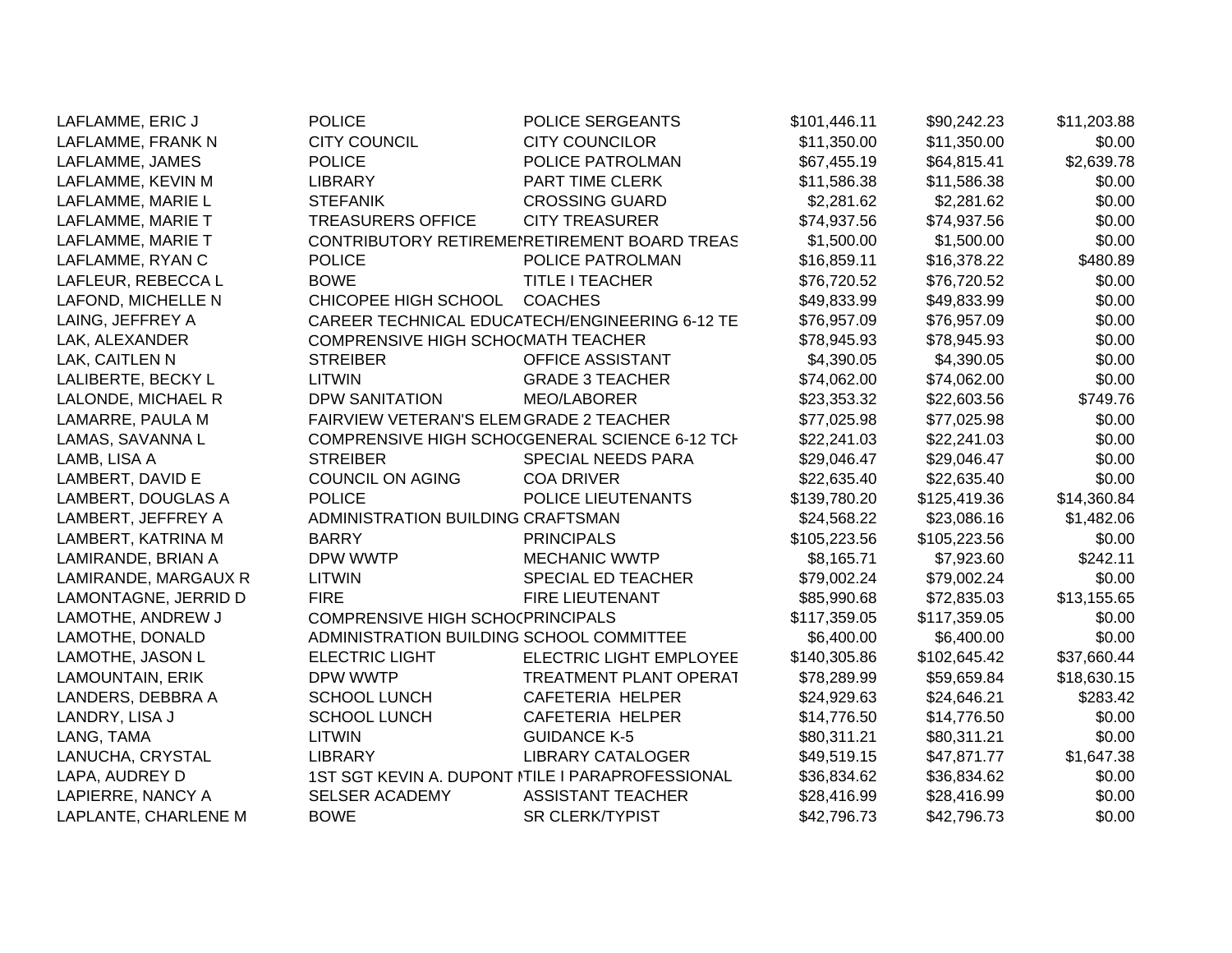| | | | | | |
|---|---|---|---|---|---|
| LAFLAMME, ERIC J | POLICE | POLICE SERGEANTS | $101,446.11 | $90,242.23 | $11,203.88 |
| LAFLAMME, FRANK N | CITY COUNCIL | CITY COUNCILOR | $11,350.00 | $11,350.00 | $0.00 |
| LAFLAMME, JAMES | POLICE | POLICE PATROLMAN | $67,455.19 | $64,815.41 | $2,639.78 |
| LAFLAMME, KEVIN M | LIBRARY | PART TIME CLERK | $11,586.38 | $11,586.38 | $0.00 |
| LAFLAMME, MARIE L | STEFANIK | CROSSING GUARD | $2,281.62 | $2,281.62 | $0.00 |
| LAFLAMME, MARIE T | TREASURERS OFFICE | CITY TREASURER | $74,937.56 | $74,937.56 | $0.00 |
| LAFLAMME, MARIE T | CONTRIBUTORY RETIREMEN | RETIREMENT BOARD TREAS | $1,500.00 | $1,500.00 | $0.00 |
| LAFLAMME, RYAN C | POLICE | POLICE PATROLMAN | $16,859.11 | $16,378.22 | $480.89 |
| LAFLEUR, REBECCA L | BOWE | TITLE I TEACHER | $76,720.52 | $76,720.52 | $0.00 |
| LAFOND, MICHELLE N | CHICOPEE HIGH SCHOOL | COACHES | $49,833.99 | $49,833.99 | $0.00 |
| LAING, JEFFREY A | CAREER TECHNICAL EDUCA | TECH/ENGINEERING 6-12 TE | $76,957.09 | $76,957.09 | $0.00 |
| LAK, ALEXANDER | COMPRENSIVE HIGH SCHOC | MATH TEACHER | $78,945.93 | $78,945.93 | $0.00 |
| LAK, CAITLEN N | STREIBER | OFFICE ASSISTANT | $4,390.05 | $4,390.05 | $0.00 |
| LALIBERTE, BECKY L | LITWIN | GRADE 3 TEACHER | $74,062.00 | $74,062.00 | $0.00 |
| LALONDE, MICHAEL R | DPW SANITATION | MEO/LABORER | $23,353.32 | $22,603.56 | $749.76 |
| LAMARRE, PAULA M | FAIRVIEW VETERAN'S ELEM | GRADE 2 TEACHER | $77,025.98 | $77,025.98 | $0.00 |
| LAMAS, SAVANNA L | COMPRENSIVE HIGH SCHOC | GENERAL SCIENCE 6-12 TCH | $22,241.03 | $22,241.03 | $0.00 |
| LAMB, LISA A | STREIBER | SPECIAL NEEDS PARA | $29,046.47 | $29,046.47 | $0.00 |
| LAMBERT, DAVID E | COUNCIL ON AGING | COA DRIVER | $22,635.40 | $22,635.40 | $0.00 |
| LAMBERT, DOUGLAS A | POLICE | POLICE LIEUTENANTS | $139,780.20 | $125,419.36 | $14,360.84 |
| LAMBERT, JEFFREY A | ADMINISTRATION BUILDING | CRAFTSMAN | $24,568.22 | $23,086.16 | $1,482.06 |
| LAMBERT, KATRINA M | BARRY | PRINCIPALS | $105,223.56 | $105,223.56 | $0.00 |
| LAMIRANDE, BRIAN A | DPW WWTP | MECHANIC WWTP | $8,165.71 | $7,923.60 | $242.11 |
| LAMIRANDE, MARGAUX R | LITWIN | SPECIAL ED TEACHER | $79,002.24 | $79,002.24 | $0.00 |
| LAMONTAGNE, JERRID D | FIRE | FIRE LIEUTENANT | $85,990.68 | $72,835.03 | $13,155.65 |
| LAMOTHE, ANDREW J | COMPRENSIVE HIGH SCHOC | PRINCIPALS | $117,359.05 | $117,359.05 | $0.00 |
| LAMOTHE, DONALD | ADMINISTRATION BUILDING | SCHOOL COMMITTEE | $6,400.00 | $6,400.00 | $0.00 |
| LAMOTHE, JASON L | ELECTRIC LIGHT | ELECTRIC LIGHT EMPLOYEE | $140,305.86 | $102,645.42 | $37,660.44 |
| LAMOUNTAIN, ERIK | DPW WWTP | TREATMENT PLANT OPERAT | $78,289.99 | $59,659.84 | $18,630.15 |
| LANDERS, DEBBRA A | SCHOOL LUNCH | CAFETERIA HELPER | $24,929.63 | $24,646.21 | $283.42 |
| LANDRY, LISA J | SCHOOL LUNCH | CAFETERIA HELPER | $14,776.50 | $14,776.50 | $0.00 |
| LANG, TAMA | LITWIN | GUIDANCE K-5 | $80,311.21 | $80,311.21 | $0.00 |
| LANUCHA, CRYSTAL | LIBRARY | LIBRARY CATALOGER | $49,519.15 | $47,871.77 | $1,647.38 |
| LAPA, AUDREY D | 1ST SGT KEVIN A. DUPONT M | TILE I PARAPROFESSIONAL | $36,834.62 | $36,834.62 | $0.00 |
| LAPIERRE, NANCY A | SELSER ACADEMY | ASSISTANT TEACHER | $28,416.99 | $28,416.99 | $0.00 |
| LAPLANTE, CHARLENE M | BOWE | SR CLERK/TYPIST | $42,796.73 | $42,796.73 | $0.00 |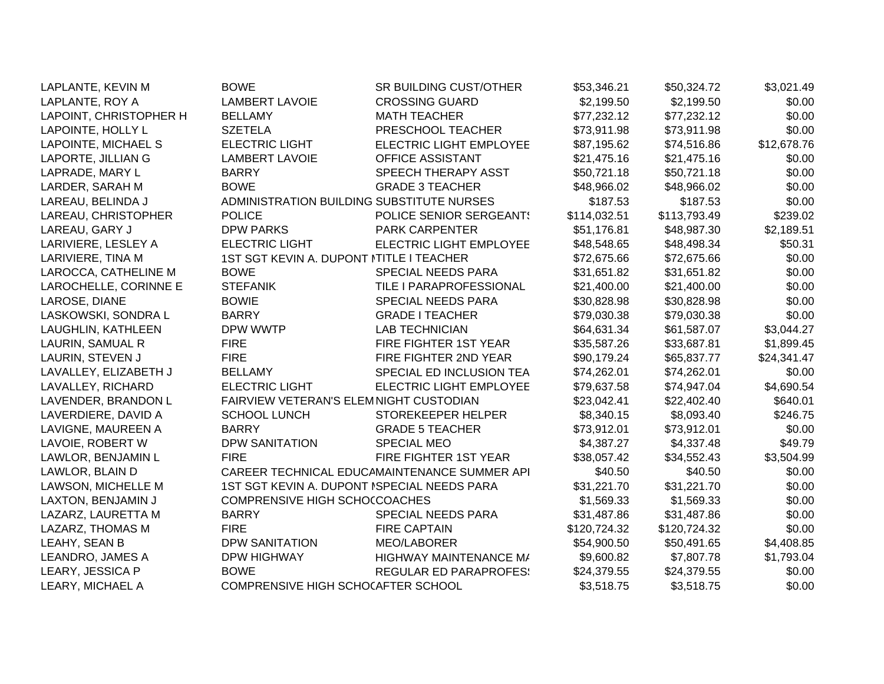| | | | | | |
|---|---|---|---|---|---|
| LAPLANTE, KEVIN M | BOWE | SR BUILDING CUST/OTHER | $53,346.21 | $50,324.72 | $3,021.49 |
| LAPLANTE, ROY A | LAMBERT LAVOIE | CROSSING GUARD | $2,199.50 | $2,199.50 | $0.00 |
| LAPOINT, CHRISTOPHER H | BELLAMY | MATH TEACHER | $77,232.12 | $77,232.12 | $0.00 |
| LAPOINTE, HOLLY L | SZETELA | PRESCHOOL TEACHER | $73,911.98 | $73,911.98 | $0.00 |
| LAPOINTE, MICHAEL S | ELECTRIC LIGHT | ELECTRIC LIGHT EMPLOYEE | $87,195.62 | $74,516.86 | $12,678.76 |
| LAPORTE, JILLIAN G | LAMBERT LAVOIE | OFFICE ASSISTANT | $21,475.16 | $21,475.16 | $0.00 |
| LAPRADE, MARY L | BARRY | SPEECH THERAPY ASST | $50,721.18 | $50,721.18 | $0.00 |
| LARDER, SARAH M | BOWE | GRADE 3 TEACHER | $48,966.02 | $48,966.02 | $0.00 |
| LAREAU, BELINDA J | ADMINISTRATION BUILDING | SUBSTITUTE NURSES | $187.53 | $187.53 | $0.00 |
| LAREAU, CHRISTOPHER | POLICE | POLICE SENIOR SERGEANTS | $114,032.51 | $113,793.49 | $239.02 |
| LAREAU, GARY J | DPW PARKS | PARK CARPENTER | $51,176.81 | $48,987.30 | $2,189.51 |
| LARIVIERE, LESLEY A | ELECTRIC LIGHT | ELECTRIC LIGHT EMPLOYEE | $48,548.65 | $48,498.34 | $50.31 |
| LARIVIERE, TINA M | 1ST SGT KEVIN A. DUPONT M | TITLE I TEACHER | $72,675.66 | $72,675.66 | $0.00 |
| LAROCCA, CATHELINE M | BOWE | SPECIAL NEEDS PARA | $31,651.82 | $31,651.82 | $0.00 |
| LAROCHELLE, CORINNE E | STEFANIK | TILE I PARAPROFESSIONAL | $21,400.00 | $21,400.00 | $0.00 |
| LAROSE, DIANE | BOWIE | SPECIAL NEEDS PARA | $30,828.98 | $30,828.98 | $0.00 |
| LASKOWSKI, SONDRA L | BARRY | GRADE I TEACHER | $79,030.38 | $79,030.38 | $0.00 |
| LAUGHLIN, KATHLEEN | DPW WWTP | LAB TECHNICIAN | $64,631.34 | $61,587.07 | $3,044.27 |
| LAURIN, SAMUAL R | FIRE | FIRE FIGHTER 1ST YEAR | $35,587.26 | $33,687.81 | $1,899.45 |
| LAURIN, STEVEN J | FIRE | FIRE FIGHTER 2ND YEAR | $90,179.24 | $65,837.77 | $24,341.47 |
| LAVALLEY, ELIZABETH J | BELLAMY | SPECIAL ED INCLUSION TEA | $74,262.01 | $74,262.01 | $0.00 |
| LAVALLEY, RICHARD | ELECTRIC LIGHT | ELECTRIC LIGHT EMPLOYEE | $79,637.58 | $74,947.04 | $4,690.54 |
| LAVENDER, BRANDON L | FAIRVIEW VETERAN'S ELEM | NIGHT CUSTODIAN | $23,042.41 | $22,402.40 | $640.01 |
| LAVERDIERE, DAVID A | SCHOOL LUNCH | STOREKEEPER HELPER | $8,340.15 | $8,093.40 | $246.75 |
| LAVIGNE, MAUREEN A | BARRY | GRADE 5 TEACHER | $73,912.01 | $73,912.01 | $0.00 |
| LAVOIE, ROBERT W | DPW SANITATION | SPECIAL MEO | $4,387.27 | $4,337.48 | $49.79 |
| LAWLOR, BENJAMIN L | FIRE | FIRE FIGHTER 1ST YEAR | $38,057.42 | $34,552.43 | $3,504.99 |
| LAWLOR, BLAIN D | CAREER TECHNICAL EDUCA | MAINTENANCE SUMMER API | $40.50 | $40.50 | $0.00 |
| LAWSON, MICHELLE M | 1ST SGT KEVIN A. DUPONT M | SPECIAL NEEDS PARA | $31,221.70 | $31,221.70 | $0.00 |
| LAXTON, BENJAMIN J | COMPRENSIVE HIGH SCHOO | COACHES | $1,569.33 | $1,569.33 | $0.00 |
| LAZARZ, LAURETTA M | BARRY | SPECIAL NEEDS PARA | $31,487.86 | $31,487.86 | $0.00 |
| LAZARZ, THOMAS M | FIRE | FIRE CAPTAIN | $120,724.32 | $120,724.32 | $0.00 |
| LEAHY, SEAN B | DPW SANITATION | MEO/LABORER | $54,900.50 | $50,491.65 | $4,408.85 |
| LEANDRO, JAMES A | DPW HIGHWAY | HIGHWAY MAINTENANCE MA | $9,600.82 | $7,807.78 | $1,793.04 |
| LEARY, JESSICA P | BOWE | REGULAR ED PARAPROFESS | $24,379.55 | $24,379.55 | $0.00 |
| LEARY, MICHAEL A | COMPRENSIVE HIGH SCHOO | AFTER SCHOOL | $3,518.75 | $3,518.75 | $0.00 |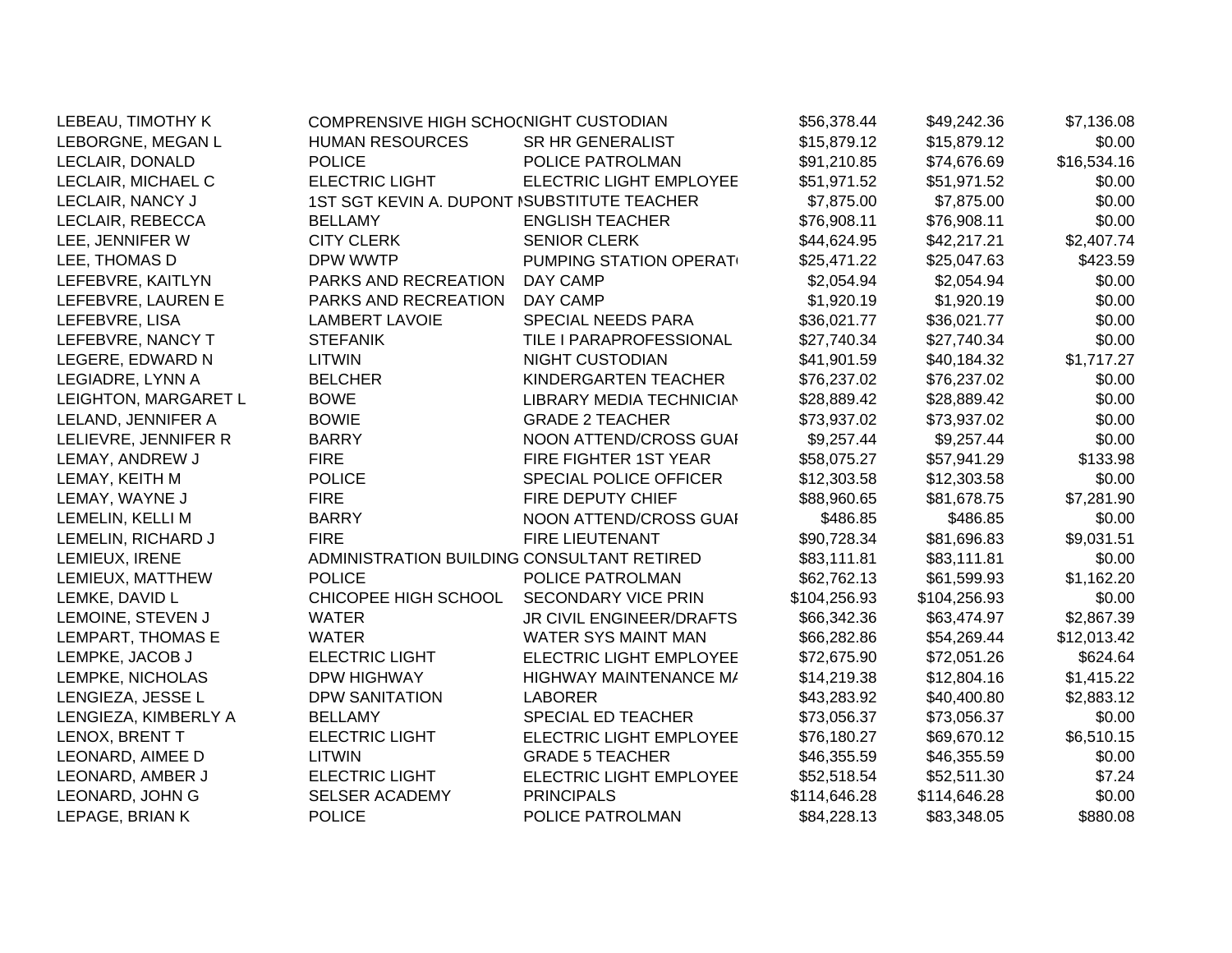| | | | | | |
|---|---|---|---|---|---|
| LEBEAU, TIMOTHY K | COMPRENSIVE HIGH SCHO( | NIGHT CUSTODIAN | $56,378.44 | $49,242.36 | $7,136.08 |
| LEBORGNE, MEGAN L | HUMAN RESOURCES | SR HR GENERALIST | $15,879.12 | $15,879.12 | $0.00 |
| LECLAIR, DONALD | POLICE | POLICE PATROLMAN | $91,210.85 | $74,676.69 | $16,534.16 |
| LECLAIR, MICHAEL C | ELECTRIC LIGHT | ELECTRIC LIGHT EMPLOYEE | $51,971.52 | $51,971.52 | $0.00 |
| LECLAIR, NANCY J | 1ST SGT KEVIN A. DUPONT I | SUBSTITUTE TEACHER | $7,875.00 | $7,875.00 | $0.00 |
| LECLAIR, REBECCA | BELLAMY | ENGLISH TEACHER | $76,908.11 | $76,908.11 | $0.00 |
| LEE, JENNIFER W | CITY CLERK | SENIOR CLERK | $44,624.95 | $42,217.21 | $2,407.74 |
| LEE, THOMAS D | DPW WWTP | PUMPING STATION OPERAT( | $25,471.22 | $25,047.63 | $423.59 |
| LEFEBVRE, KAITLYN | PARKS AND RECREATION | DAY CAMP | $2,054.94 | $2,054.94 | $0.00 |
| LEFEBVRE, LAUREN E | PARKS AND RECREATION | DAY CAMP | $1,920.19 | $1,920.19 | $0.00 |
| LEFEBVRE, LISA | LAMBERT LAVOIE | SPECIAL NEEDS PARA | $36,021.77 | $36,021.77 | $0.00 |
| LEFEBVRE, NANCY T | STEFANIK | TILE I PARAPROFESSIONAL | $27,740.34 | $27,740.34 | $0.00 |
| LEGERE, EDWARD N | LITWIN | NIGHT CUSTODIAN | $41,901.59 | $40,184.32 | $1,717.27 |
| LEGIADRE, LYNN A | BELCHER | KINDERGARTEN TEACHER | $76,237.02 | $76,237.02 | $0.00 |
| LEIGHTON, MARGARET L | BOWE | LIBRARY MEDIA TECHNICIAN | $28,889.42 | $28,889.42 | $0.00 |
| LELAND, JENNIFER A | BOWIE | GRADE 2 TEACHER | $73,937.02 | $73,937.02 | $0.00 |
| LELIEVRE, JENNIFER R | BARRY | NOON ATTEND/CROSS GUAI | $9,257.44 | $9,257.44 | $0.00 |
| LEMAY, ANDREW J | FIRE | FIRE FIGHTER 1ST YEAR | $58,075.27 | $57,941.29 | $133.98 |
| LEMAY, KEITH M | POLICE | SPECIAL POLICE OFFICER | $12,303.58 | $12,303.58 | $0.00 |
| LEMAY, WAYNE J | FIRE | FIRE DEPUTY CHIEF | $88,960.65 | $81,678.75 | $7,281.90 |
| LEMELIN, KELLI M | BARRY | NOON ATTEND/CROSS GUAI | $486.85 | $486.85 | $0.00 |
| LEMELIN, RICHARD J | FIRE | FIRE LIEUTENANT | $90,728.34 | $81,696.83 | $9,031.51 |
| LEMIEUX, IRENE | ADMINISTRATION BUILDING | CONSULTANT RETIRED | $83,111.81 | $83,111.81 | $0.00 |
| LEMIEUX, MATTHEW | POLICE | POLICE PATROLMAN | $62,762.13 | $61,599.93 | $1,162.20 |
| LEMKE, DAVID L | CHICOPEE HIGH SCHOOL | SECONDARY VICE PRIN | $104,256.93 | $104,256.93 | $0.00 |
| LEMOINE, STEVEN J | WATER | JR CIVIL ENGINEER/DRAFTS | $66,342.36 | $63,474.97 | $2,867.39 |
| LEMPART, THOMAS E | WATER | WATER SYS MAINT MAN | $66,282.86 | $54,269.44 | $12,013.42 |
| LEMPKE, JACOB J | ELECTRIC LIGHT | ELECTRIC LIGHT EMPLOYEE | $72,675.90 | $72,051.26 | $624.64 |
| LEMPKE, NICHOLAS | DPW HIGHWAY | HIGHWAY MAINTENANCE M/ | $14,219.38 | $12,804.16 | $1,415.22 |
| LENGIEZA, JESSE L | DPW SANITATION | LABORER | $43,283.92 | $40,400.80 | $2,883.12 |
| LENGIEZA, KIMBERLY A | BELLAMY | SPECIAL ED TEACHER | $73,056.37 | $73,056.37 | $0.00 |
| LENOX, BRENT T | ELECTRIC LIGHT | ELECTRIC LIGHT EMPLOYEE | $76,180.27 | $69,670.12 | $6,510.15 |
| LEONARD, AIMEE D | LITWIN | GRADE 5 TEACHER | $46,355.59 | $46,355.59 | $0.00 |
| LEONARD, AMBER J | ELECTRIC LIGHT | ELECTRIC LIGHT EMPLOYEE | $52,518.54 | $52,511.30 | $7.24 |
| LEONARD, JOHN G | SELSER ACADEMY | PRINCIPALS | $114,646.28 | $114,646.28 | $0.00 |
| LEPAGE, BRIAN K | POLICE | POLICE PATROLMAN | $84,228.13 | $83,348.05 | $880.08 |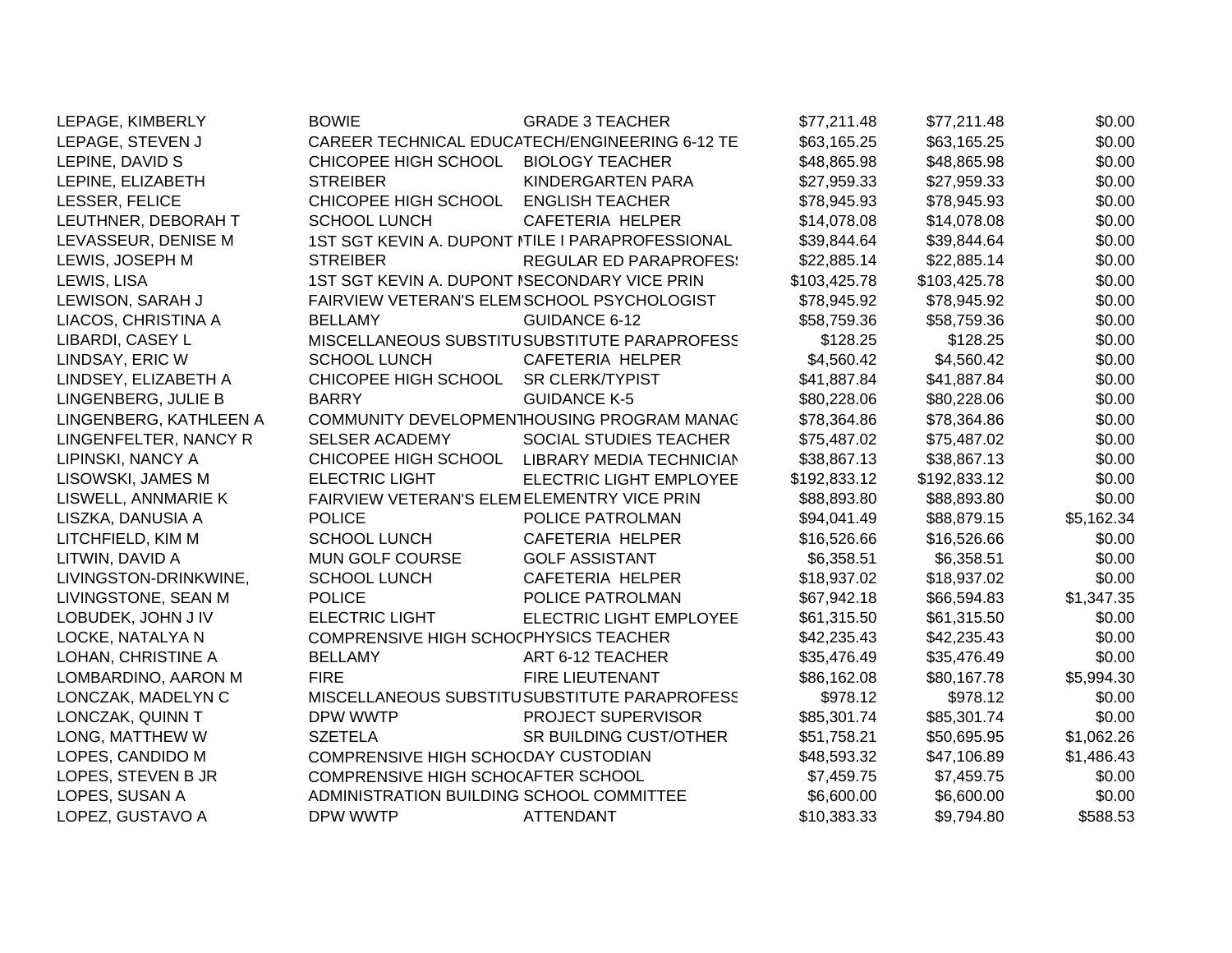| | | | | | |
|---|---|---|---|---|---|
| LEPAGE, KIMBERLY | BOWIE | GRADE 3 TEACHER | $77,211.48 | $77,211.48 | $0.00 |
| LEPAGE, STEVEN J | CAREER TECHNICAL EDUCA | TECH/ENGINEERING 6-12 TE | $63,165.25 | $63,165.25 | $0.00 |
| LEPINE, DAVID S | CHICOPEE HIGH SCHOOL | BIOLOGY TEACHER | $48,865.98 | $48,865.98 | $0.00 |
| LEPINE, ELIZABETH | STREIBER | KINDERGARTEN PARA | $27,959.33 | $27,959.33 | $0.00 |
| LESSER, FELICE | CHICOPEE HIGH SCHOOL | ENGLISH TEACHER | $78,945.93 | $78,945.93 | $0.00 |
| LEUTHNER, DEBORAH T | SCHOOL LUNCH | CAFETERIA HELPER | $14,078.08 | $14,078.08 | $0.00 |
| LEVASSEUR, DENISE M | 1ST SGT KEVIN A. DUPONT M | TILE I PARAPROFESSIONAL | $39,844.64 | $39,844.64 | $0.00 |
| LEWIS, JOSEPH M | STREIBER | REGULAR ED PARAPROFES | $22,885.14 | $22,885.14 | $0.00 |
| LEWIS, LISA | 1ST SGT KEVIN A. DUPONT M | SECONDARY VICE PRIN | $103,425.78 | $103,425.78 | $0.00 |
| LEWISON, SARAH J | FAIRVIEW VETERAN'S ELEM | SCHOOL PSYCHOLOGIST | $78,945.92 | $78,945.92 | $0.00 |
| LIACOS, CHRISTINA A | BELLAMY | GUIDANCE 6-12 | $58,759.36 | $58,759.36 | $0.00 |
| LIBARDI, CASEY L | MISCELLANEOUS SUBSTITU | SUBSTITUTE PARAPROFESS | $128.25 | $128.25 | $0.00 |
| LINDSAY, ERIC W | SCHOOL LUNCH | CAFETERIA HELPER | $4,560.42 | $4,560.42 | $0.00 |
| LINDSEY, ELIZABETH A | CHICOPEE HIGH SCHOOL | SR CLERK/TYPIST | $41,887.84 | $41,887.84 | $0.00 |
| LINGENBERG, JULIE B | BARRY | GUIDANCE K-5 | $80,228.06 | $80,228.06 | $0.00 |
| LINGENBERG, KATHLEEN A | COMMUNITY DEVELOPMENT | HOUSING PROGRAM MANAG | $78,364.86 | $78,364.86 | $0.00 |
| LINGENFELTER, NANCY R | SELSER ACADEMY | SOCIAL STUDIES TEACHER | $75,487.02 | $75,487.02 | $0.00 |
| LIPINSKI, NANCY A | CHICOPEE HIGH SCHOOL | LIBRARY MEDIA TECHNICIAN | $38,867.13 | $38,867.13 | $0.00 |
| LISOWSKI, JAMES M | ELECTRIC LIGHT | ELECTRIC LIGHT EMPLOYEE | $192,833.12 | $192,833.12 | $0.00 |
| LISWELL, ANNMARIE K | FAIRVIEW VETERAN'S ELEM | ELEMENTRY VICE PRIN | $88,893.80 | $88,893.80 | $0.00 |
| LISZKA, DANUSIA A | POLICE | POLICE PATROLMAN | $94,041.49 | $88,879.15 | $5,162.34 |
| LITCHFIELD, KIM M | SCHOOL LUNCH | CAFETERIA HELPER | $16,526.66 | $16,526.66 | $0.00 |
| LITWIN, DAVID A | MUN GOLF COURSE | GOLF ASSISTANT | $6,358.51 | $6,358.51 | $0.00 |
| LIVINGSTON-DRINKWINE, | SCHOOL LUNCH | CAFETERIA HELPER | $18,937.02 | $18,937.02 | $0.00 |
| LIVINGSTONE, SEAN M | POLICE | POLICE PATROLMAN | $67,942.18 | $66,594.83 | $1,347.35 |
| LOBUDEK, JOHN J IV | ELECTRIC LIGHT | ELECTRIC LIGHT EMPLOYEE | $61,315.50 | $61,315.50 | $0.00 |
| LOCKE, NATALYA N | COMPRENSIVE HIGH SCHOO | PHYSICS TEACHER | $42,235.43 | $42,235.43 | $0.00 |
| LOHAN, CHRISTINE A | BELLAMY | ART 6-12 TEACHER | $35,476.49 | $35,476.49 | $0.00 |
| LOMBARDINO, AARON M | FIRE | FIRE LIEUTENANT | $86,162.08 | $80,167.78 | $5,994.30 |
| LONCZAK, MADELYN C | MISCELLANEOUS SUBSTITU | SUBSTITUTE PARAPROFESS | $978.12 | $978.12 | $0.00 |
| LONCZAK, QUINN T | DPW WWTP | PROJECT SUPERVISOR | $85,301.74 | $85,301.74 | $0.00 |
| LONG, MATTHEW W | SZETELA | SR BUILDING CUST/OTHER | $51,758.21 | $50,695.95 | $1,062.26 |
| LOPES, CANDIDO M | COMPRENSIVE HIGH SCHOO | DAY CUSTODIAN | $48,593.32 | $47,106.89 | $1,486.43 |
| LOPES, STEVEN B JR | COMPRENSIVE HIGH SCHOO | AFTER SCHOOL | $7,459.75 | $7,459.75 | $0.00 |
| LOPES, SUSAN A | ADMINISTRATION BUILDING | SCHOOL COMMITTEE | $6,600.00 | $6,600.00 | $0.00 |
| LOPEZ, GUSTAVO A | DPW WWTP | ATTENDANT | $10,383.33 | $9,794.80 | $588.53 |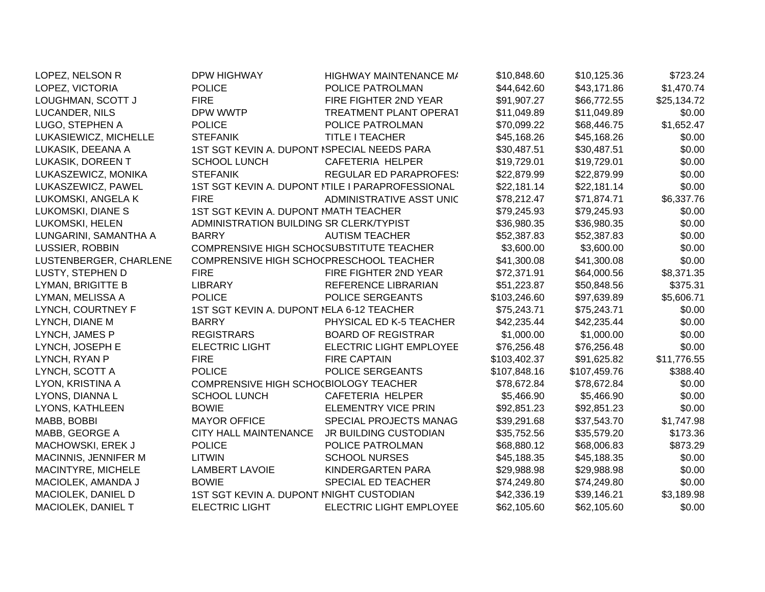| | | | | | |
|---|---|---|---|---|---|
| LOPEZ, NELSON R | DPW HIGHWAY | HIGHWAY MAINTENANCE MA | $10,848.60 | $10,125.36 | $723.24 |
| LOPEZ, VICTORIA | POLICE | POLICE PATROLMAN | $44,642.60 | $43,171.86 | $1,470.74 |
| LOUGHMAN, SCOTT J | FIRE | FIRE FIGHTER 2ND YEAR | $91,907.27 | $66,772.55 | $25,134.72 |
| LUCANDER, NILS | DPW WWTP | TREATMENT PLANT OPERAT | $11,049.89 | $11,049.89 | $0.00 |
| LUGO, STEPHEN A | POLICE | POLICE PATROLMAN | $70,099.22 | $68,446.75 | $1,652.47 |
| LUKASIEWICZ, MICHELLE | STEFANIK | TITLE I TEACHER | $45,168.26 | $45,168.26 | $0.00 |
| LUKASIK, DEEANA A | 1ST SGT KEVIN A. DUPONT M | SPECIAL NEEDS PARA | $30,487.51 | $30,487.51 | $0.00 |
| LUKASIK, DOREEN T | SCHOOL LUNCH | CAFETERIA HELPER | $19,729.01 | $19,729.01 | $0.00 |
| LUKASZEWICZ, MONIKA | STEFANIK | REGULAR ED PARAPROFESS | $22,879.99 | $22,879.99 | $0.00 |
| LUKASZEWICZ, PAWEL | 1ST SGT KEVIN A. DUPONT M | TILE I PARAPROFESSIONAL | $22,181.14 | $22,181.14 | $0.00 |
| LUKOMSKI, ANGELA K | FIRE | ADMINISTRATIVE ASST UNIO | $78,212.47 | $71,874.71 | $6,337.76 |
| LUKOMSKI, DIANE S | 1ST SGT KEVIN A. DUPONT M | MATH TEACHER | $79,245.93 | $79,245.93 | $0.00 |
| LUKOMSKI, HELEN | ADMINISTRATION BUILDING | SR CLERK/TYPIST | $36,980.35 | $36,980.35 | $0.00 |
| LUNGARINI, SAMANTHA A | BARRY | AUTISM TEACHER | $52,387.83 | $52,387.83 | $0.00 |
| LUSSIER, ROBBIN | COMPRENSIVE HIGH SCHOO | SUBSTITUTE TEACHER | $3,600.00 | $3,600.00 | $0.00 |
| LUSTENBERGER, CHARLENE | COMPRENSIVE HIGH SCHOO | PRESCHOOL TEACHER | $41,300.08 | $41,300.08 | $0.00 |
| LUSTY, STEPHEN D | FIRE | FIRE FIGHTER 2ND YEAR | $72,371.91 | $64,000.56 | $8,371.35 |
| LYMAN, BRIGITTE B | LIBRARY | REFERENCE LIBRARIAN | $51,223.87 | $50,848.56 | $375.31 |
| LYMAN, MELISSA A | POLICE | POLICE SERGEANTS | $103,246.60 | $97,639.89 | $5,606.71 |
| LYNCH, COURTNEY F | 1ST SGT KEVIN A. DUPONT M | ELA 6-12 TEACHER | $75,243.71 | $75,243.71 | $0.00 |
| LYNCH, DIANE M | BARRY | PHYSICAL ED K-5 TEACHER | $42,235.44 | $42,235.44 | $0.00 |
| LYNCH, JAMES P | REGISTRARS | BOARD OF REGISTRAR | $1,000.00 | $1,000.00 | $0.00 |
| LYNCH, JOSEPH E | ELECTRIC LIGHT | ELECTRIC LIGHT EMPLOYEE | $76,256.48 | $76,256.48 | $0.00 |
| LYNCH, RYAN P | FIRE | FIRE CAPTAIN | $103,402.37 | $91,625.82 | $11,776.55 |
| LYNCH, SCOTT A | POLICE | POLICE SERGEANTS | $107,848.16 | $107,459.76 | $388.40 |
| LYON, KRISTINA A | COMPRENSIVE HIGH SCHOO | BIOLOGY TEACHER | $78,672.84 | $78,672.84 | $0.00 |
| LYONS, DIANNA L | SCHOOL LUNCH | CAFETERIA HELPER | $5,466.90 | $5,466.90 | $0.00 |
| LYONS, KATHLEEN | BOWIE | ELEMENTRY VICE PRIN | $92,851.23 | $92,851.23 | $0.00 |
| MABB, BOBBI | MAYOR OFFICE | SPECIAL PROJECTS MANAG | $39,291.68 | $37,543.70 | $1,747.98 |
| MABB, GEORGE A | CITY HALL MAINTENANCE | JR BUILDING CUSTODIAN | $35,752.56 | $35,579.20 | $173.36 |
| MACHOWSKI, EREK J | POLICE | POLICE PATROLMAN | $68,880.12 | $68,006.83 | $873.29 |
| MACINNIS, JENNIFER M | LITWIN | SCHOOL NURSES | $45,188.35 | $45,188.35 | $0.00 |
| MACINTYRE, MICHELE | LAMBERT LAVOIE | KINDERGARTEN PARA | $29,988.98 | $29,988.98 | $0.00 |
| MACIOLEK, AMANDA J | BOWIE | SPECIAL ED TEACHER | $74,249.80 | $74,249.80 | $0.00 |
| MACIOLEK, DANIEL D | 1ST SGT KEVIN A. DUPONT M | NIGHT CUSTODIAN | $42,336.19 | $39,146.21 | $3,189.98 |
| MACIOLEK, DANIEL T | ELECTRIC LIGHT | ELECTRIC LIGHT EMPLOYEE | $62,105.60 | $62,105.60 | $0.00 |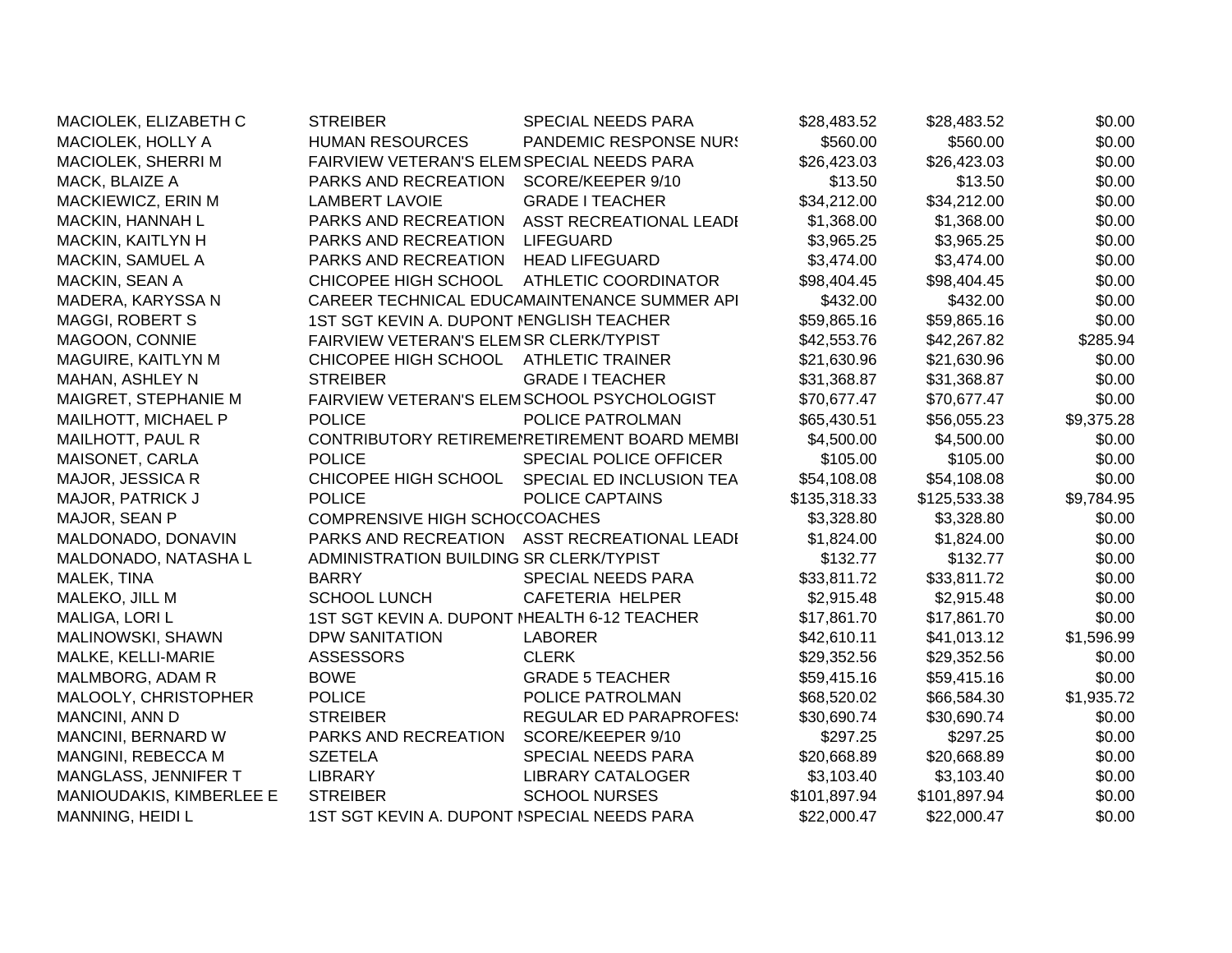| | | | | | |
|---|---|---|---|---|---|
| MACIOLEK, ELIZABETH C | STREIBER | SPECIAL NEEDS PARA | $28,483.52 | $28,483.52 | $0.00 |
| MACIOLEK, HOLLY A | HUMAN RESOURCES | PANDEMIC RESPONSE NURS | $560.00 | $560.00 | $0.00 |
| MACIOLEK, SHERRI M | FAIRVIEW VETERAN'S ELEM | SPECIAL NEEDS PARA | $26,423.03 | $26,423.03 | $0.00 |
| MACK, BLAIZE A | PARKS AND RECREATION | SCORE/KEEPER 9/10 | $13.50 | $13.50 | $0.00 |
| MACKIEWICZ, ERIN M | LAMBERT LAVOIE | GRADE I TEACHER | $34,212.00 | $34,212.00 | $0.00 |
| MACKIN, HANNAH L | PARKS AND RECREATION | ASST RECREATIONAL LEADI | $1,368.00 | $1,368.00 | $0.00 |
| MACKIN, KAITLYN H | PARKS AND RECREATION | LIFEGUARD | $3,965.25 | $3,965.25 | $0.00 |
| MACKIN, SAMUEL A | PARKS AND RECREATION | HEAD LIFEGUARD | $3,474.00 | $3,474.00 | $0.00 |
| MACKIN, SEAN A | CHICOPEE HIGH SCHOOL | ATHLETIC COORDINATOR | $98,404.45 | $98,404.45 | $0.00 |
| MADERA, KARYSSA N | CAREER TECHNICAL EDUCA | MAINTENANCE SUMMER API | $432.00 | $432.00 | $0.00 |
| MAGGI, ROBERT S | 1ST SGT KEVIN A. DUPONT M | ENGLISH TEACHER | $59,865.16 | $59,865.16 | $0.00 |
| MAGOON, CONNIE | FAIRVIEW VETERAN'S ELEM | SR CLERK/TYPIST | $42,553.76 | $42,267.82 | $285.94 |
| MAGUIRE, KAITLYN M | CHICOPEE HIGH SCHOOL | ATHLETIC TRAINER | $21,630.96 | $21,630.96 | $0.00 |
| MAHAN, ASHLEY N | STREIBER | GRADE I TEACHER | $31,368.87 | $31,368.87 | $0.00 |
| MAIGRET, STEPHANIE M | FAIRVIEW VETERAN'S ELEM | SCHOOL PSYCHOLOGIST | $70,677.47 | $70,677.47 | $0.00 |
| MAILHOTT, MICHAEL P | POLICE | POLICE PATROLMAN | $65,430.51 | $56,055.23 | $9,375.28 |
| MAILHOTT, PAUL R | CONTRIBUTORY RETIREMEN | RETIREMENT BOARD MEMBI | $4,500.00 | $4,500.00 | $0.00 |
| MAISONET, CARLA | POLICE | SPECIAL POLICE OFFICER | $105.00 | $105.00 | $0.00 |
| MAJOR, JESSICA R | CHICOPEE HIGH SCHOOL | SPECIAL ED INCLUSION TEA | $54,108.08 | $54,108.08 | $0.00 |
| MAJOR, PATRICK J | POLICE | POLICE CAPTAINS | $135,318.33 | $125,533.38 | $9,784.95 |
| MAJOR, SEAN P | COMPRENSIVE HIGH SCHOO | COACHES | $3,328.80 | $3,328.80 | $0.00 |
| MALDONADO, DONAVIN | PARKS AND RECREATION | ASST RECREATIONAL LEADI | $1,824.00 | $1,824.00 | $0.00 |
| MALDONADO, NATASHA L | ADMINISTRATION BUILDING | SR CLERK/TYPIST | $132.77 | $132.77 | $0.00 |
| MALEK, TINA | BARRY | SPECIAL NEEDS PARA | $33,811.72 | $33,811.72 | $0.00 |
| MALEKO, JILL M | SCHOOL LUNCH | CAFETERIA HELPER | $2,915.48 | $2,915.48 | $0.00 |
| MALIGA, LORI L | 1ST SGT KEVIN A. DUPONT M | HEALTH 6-12 TEACHER | $17,861.70 | $17,861.70 | $0.00 |
| MALINOWSKI, SHAWN | DPW SANITATION | LABORER | $42,610.11 | $41,013.12 | $1,596.99 |
| MALKE, KELLI-MARIE | ASSESSORS | CLERK | $29,352.56 | $29,352.56 | $0.00 |
| MALMBORG, ADAM R | BOWE | GRADE 5 TEACHER | $59,415.16 | $59,415.16 | $0.00 |
| MALOOLY, CHRISTOPHER | POLICE | POLICE PATROLMAN | $68,520.02 | $66,584.30 | $1,935.72 |
| MANCINI, ANN D | STREIBER | REGULAR ED PARAPROFESS | $30,690.74 | $30,690.74 | $0.00 |
| MANCINI, BERNARD W | PARKS AND RECREATION | SCORE/KEEPER 9/10 | $297.25 | $297.25 | $0.00 |
| MANGINI, REBECCA M | SZETELA | SPECIAL NEEDS PARA | $20,668.89 | $20,668.89 | $0.00 |
| MANGLASS, JENNIFER T | LIBRARY | LIBRARY CATALOGER | $3,103.40 | $3,103.40 | $0.00 |
| MANIOUDAKIS, KIMBERLEE E | STREIBER | SCHOOL NURSES | $101,897.94 | $101,897.94 | $0.00 |
| MANNING, HEIDI L | 1ST SGT KEVIN A. DUPONT M | SPECIAL NEEDS PARA | $22,000.47 | $22,000.47 | $0.00 |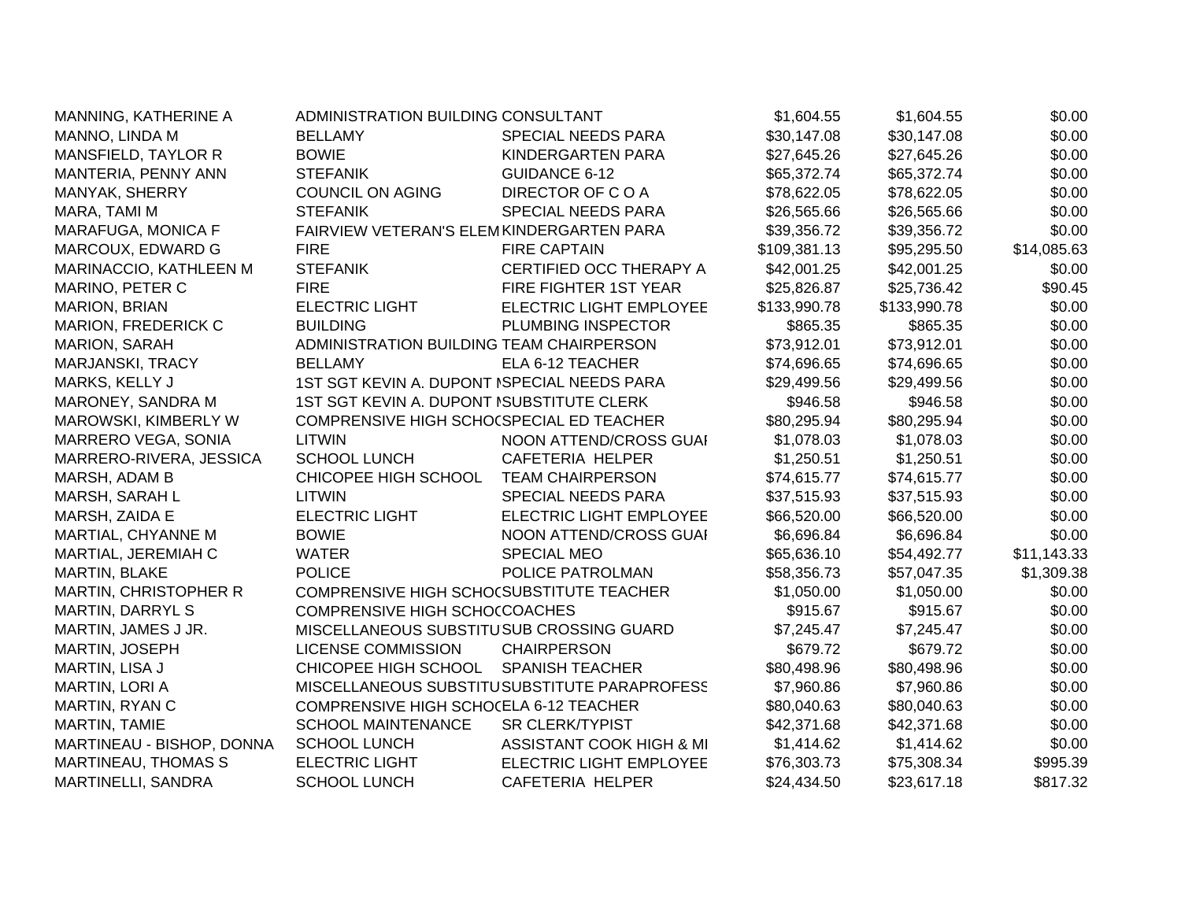| | | | | | |
|---|---|---|---|---|---|
| MANNING, KATHERINE A | ADMINISTRATION BUILDING | CONSULTANT | $1,604.55 | $1,604.55 | $0.00 |
| MANNO, LINDA M | BELLAMY | SPECIAL NEEDS PARA | $30,147.08 | $30,147.08 | $0.00 |
| MANSFIELD, TAYLOR R | BOWIE | KINDERGARTEN PARA | $27,645.26 | $27,645.26 | $0.00 |
| MANTERIA, PENNY ANN | STEFANIK | GUIDANCE 6-12 | $65,372.74 | $65,372.74 | $0.00 |
| MANYAK, SHERRY | COUNCIL ON AGING | DIRECTOR OF C O A | $78,622.05 | $78,622.05 | $0.00 |
| MARA, TAMI M | STEFANIK | SPECIAL NEEDS PARA | $26,565.66 | $26,565.66 | $0.00 |
| MARAFUGA, MONICA F | FAIRVIEW VETERAN'S ELEM | KINDERGARTEN PARA | $39,356.72 | $39,356.72 | $0.00 |
| MARCOUX, EDWARD G | FIRE | FIRE CAPTAIN | $109,381.13 | $95,295.50 | $14,085.63 |
| MARINACCIO, KATHLEEN M | STEFANIK | CERTIFIED OCC THERAPY A | $42,001.25 | $42,001.25 | $0.00 |
| MARINO, PETER C | FIRE | FIRE FIGHTER 1ST YEAR | $25,826.87 | $25,736.42 | $90.45 |
| MARION, BRIAN | ELECTRIC LIGHT | ELECTRIC LIGHT EMPLOYEE | $133,990.78 | $133,990.78 | $0.00 |
| MARION, FREDERICK C | BUILDING | PLUMBING INSPECTOR | $865.35 | $865.35 | $0.00 |
| MARION, SARAH | ADMINISTRATION BUILDING | TEAM CHAIRPERSON | $73,912.01 | $73,912.01 | $0.00 |
| MARJANSKI, TRACY | BELLAMY | ELA 6-12 TEACHER | $74,696.65 | $74,696.65 | $0.00 |
| MARKS, KELLY J | 1ST SGT KEVIN A. DUPONT M | SPECIAL NEEDS PARA | $29,499.56 | $29,499.56 | $0.00 |
| MARONEY, SANDRA M | 1ST SGT KEVIN A. DUPONT M | SUBSTITUTE CLERK | $946.58 | $946.58 | $0.00 |
| MAROWSKI, KIMBERLY W | COMPRENSIVE HIGH SCHOOL | SPECIAL ED TEACHER | $80,295.94 | $80,295.94 | $0.00 |
| MARRERO VEGA, SONIA | LITWIN | NOON ATTEND/CROSS GUAI | $1,078.03 | $1,078.03 | $0.00 |
| MARRERO-RIVERA, JESSICA | SCHOOL LUNCH | CAFETERIA HELPER | $1,250.51 | $1,250.51 | $0.00 |
| MARSH, ADAM B | CHICOPEE HIGH SCHOOL | TEAM CHAIRPERSON | $74,615.77 | $74,615.77 | $0.00 |
| MARSH, SARAH L | LITWIN | SPECIAL NEEDS PARA | $37,515.93 | $37,515.93 | $0.00 |
| MARSH, ZAIDA E | ELECTRIC LIGHT | ELECTRIC LIGHT EMPLOYEE | $66,520.00 | $66,520.00 | $0.00 |
| MARTIAL, CHYANNE M | BOWIE | NOON ATTEND/CROSS GUAI | $6,696.84 | $6,696.84 | $0.00 |
| MARTIAL, JEREMIAH C | WATER | SPECIAL MEO | $65,636.10 | $54,492.77 | $11,143.33 |
| MARTIN, BLAKE | POLICE | POLICE PATROLMAN | $58,356.73 | $57,047.35 | $1,309.38 |
| MARTIN, CHRISTOPHER R | COMPRENSIVE HIGH SCHOOL | SUBSTITUTE TEACHER | $1,050.00 | $1,050.00 | $0.00 |
| MARTIN, DARRYL S | COMPRENSIVE HIGH SCHOOL | COACHES | $915.67 | $915.67 | $0.00 |
| MARTIN, JAMES J JR. | MISCELLANEOUS SUBSTITU | SUB CROSSING GUARD | $7,245.47 | $7,245.47 | $0.00 |
| MARTIN, JOSEPH | LICENSE COMMISSION | CHAIRPERSON | $679.72 | $679.72 | $0.00 |
| MARTIN, LISA J | CHICOPEE HIGH SCHOOL | SPANISH TEACHER | $80,498.96 | $80,498.96 | $0.00 |
| MARTIN, LORI A | MISCELLANEOUS SUBSTITU | SUBSTITUTE PARAPROFESS | $7,960.86 | $7,960.86 | $0.00 |
| MARTIN, RYAN C | COMPRENSIVE HIGH SCHOOL | ELA 6-12 TEACHER | $80,040.63 | $80,040.63 | $0.00 |
| MARTIN, TAMIE | SCHOOL MAINTENANCE | SR CLERK/TYPIST | $42,371.68 | $42,371.68 | $0.00 |
| MARTINEAU - BISHOP, DONNA | SCHOOL LUNCH | ASSISTANT COOK HIGH & MI | $1,414.62 | $1,414.62 | $0.00 |
| MARTINEAU, THOMAS S | ELECTRIC LIGHT | ELECTRIC LIGHT EMPLOYEE | $76,303.73 | $75,308.34 | $995.39 |
| MARTINELLI, SANDRA | SCHOOL LUNCH | CAFETERIA HELPER | $24,434.50 | $23,617.18 | $817.32 |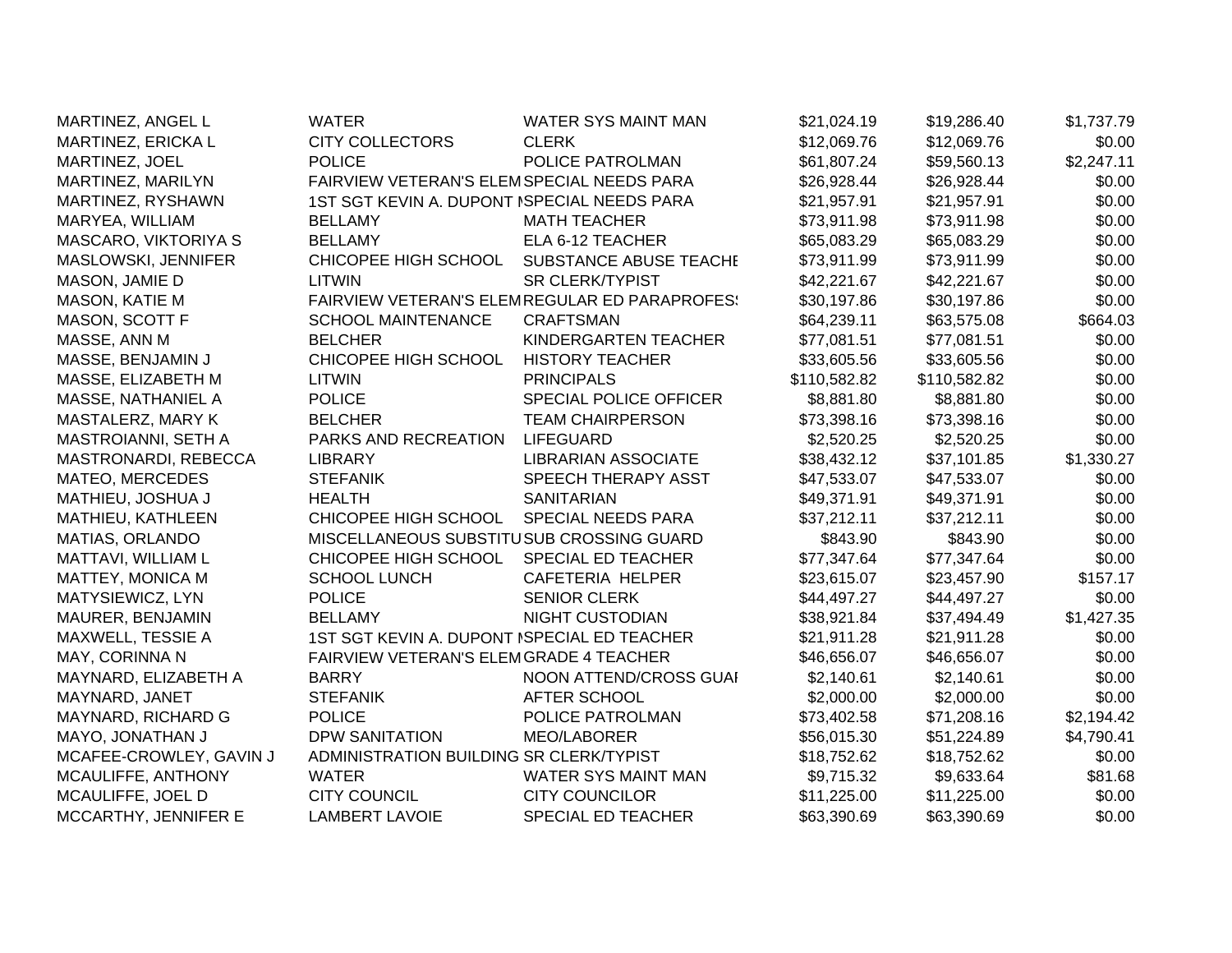| | | | | | |
|---|---|---|---|---|---|
| MARTINEZ, ANGEL L | WATER | WATER SYS MAINT MAN | $21,024.19 | $19,286.40 | $1,737.79 |
| MARTINEZ, ERICKA L | CITY COLLECTORS | CLERK | $12,069.76 | $12,069.76 | $0.00 |
| MARTINEZ, JOEL | POLICE | POLICE PATROLMAN | $61,807.24 | $59,560.13 | $2,247.11 |
| MARTINEZ, MARILYN | FAIRVIEW VETERAN'S ELEM | SPECIAL NEEDS PARA | $26,928.44 | $26,928.44 | $0.00 |
| MARTINEZ, RYSHAWN | 1ST SGT KEVIN A. DUPONT M | SPECIAL NEEDS PARA | $21,957.91 | $21,957.91 | $0.00 |
| MARYEA, WILLIAM | BELLAMY | MATH TEACHER | $73,911.98 | $73,911.98 | $0.00 |
| MASCARO, VIKTORIYA S | BELLAMY | ELA 6-12 TEACHER | $65,083.29 | $65,083.29 | $0.00 |
| MASLOWSKI, JENNIFER | CHICOPEE HIGH SCHOOL | SUBSTANCE ABUSE TEACHE | $73,911.99 | $73,911.99 | $0.00 |
| MASON, JAMIE D | LITWIN | SR CLERK/TYPIST | $42,221.67 | $42,221.67 | $0.00 |
| MASON, KATIE M | FAIRVIEW VETERAN'S ELEM | REGULAR ED PARAPROFES | $30,197.86 | $30,197.86 | $0.00 |
| MASON, SCOTT F | SCHOOL MAINTENANCE | CRAFTSMAN | $64,239.11 | $63,575.08 | $664.03 |
| MASSE, ANN M | BELCHER | KINDERGARTEN TEACHER | $77,081.51 | $77,081.51 | $0.00 |
| MASSE, BENJAMIN J | CHICOPEE HIGH SCHOOL | HISTORY TEACHER | $33,605.56 | $33,605.56 | $0.00 |
| MASSE, ELIZABETH M | LITWIN | PRINCIPALS | $110,582.82 | $110,582.82 | $0.00 |
| MASSE, NATHANIEL A | POLICE | SPECIAL POLICE OFFICER | $8,881.80 | $8,881.80 | $0.00 |
| MASTALERZ, MARY K | BELCHER | TEAM CHAIRPERSON | $73,398.16 | $73,398.16 | $0.00 |
| MASTROIANNI, SETH A | PARKS AND RECREATION | LIFEGUARD | $2,520.25 | $2,520.25 | $0.00 |
| MASTRONARDI, REBECCA | LIBRARY | LIBRARIAN ASSOCIATE | $38,432.12 | $37,101.85 | $1,330.27 |
| MATEO, MERCEDES | STEFANIK | SPEECH THERAPY ASST | $47,533.07 | $47,533.07 | $0.00 |
| MATHIEU, JOSHUA J | HEALTH | SANITARIAN | $49,371.91 | $49,371.91 | $0.00 |
| MATHIEU, KATHLEEN | CHICOPEE HIGH SCHOOL | SPECIAL NEEDS PARA | $37,212.11 | $37,212.11 | $0.00 |
| MATIAS, ORLANDO | MISCELLANEOUS SUBSTITU | SUB CROSSING GUARD | $843.90 | $843.90 | $0.00 |
| MATTAVI, WILLIAM L | CHICOPEE HIGH SCHOOL | SPECIAL ED TEACHER | $77,347.64 | $77,347.64 | $0.00 |
| MATTEY, MONICA M | SCHOOL LUNCH | CAFETERIA HELPER | $23,615.07 | $23,457.90 | $157.17 |
| MATYSIEWICZ, LYN | POLICE | SENIOR CLERK | $44,497.27 | $44,497.27 | $0.00 |
| MAURER, BENJAMIN | BELLAMY | NIGHT CUSTODIAN | $38,921.84 | $37,494.49 | $1,427.35 |
| MAXWELL, TESSIE A | 1ST SGT KEVIN A. DUPONT M | SPECIAL ED TEACHER | $21,911.28 | $21,911.28 | $0.00 |
| MAY, CORINNA N | FAIRVIEW VETERAN'S ELEM | GRADE 4 TEACHER | $46,656.07 | $46,656.07 | $0.00 |
| MAYNARD, ELIZABETH A | BARRY | NOON ATTEND/CROSS GUAI | $2,140.61 | $2,140.61 | $0.00 |
| MAYNARD, JANET | STEFANIK | AFTER SCHOOL | $2,000.00 | $2,000.00 | $0.00 |
| MAYNARD, RICHARD G | POLICE | POLICE PATROLMAN | $73,402.58 | $71,208.16 | $2,194.42 |
| MAYO, JONATHAN J | DPW SANITATION | MEO/LABORER | $56,015.30 | $51,224.89 | $4,790.41 |
| MCAFEE-CROWLEY, GAVIN J | ADMINISTRATION BUILDING | SR CLERK/TYPIST | $18,752.62 | $18,752.62 | $0.00 |
| MCAULIFFE, ANTHONY | WATER | WATER SYS MAINT MAN | $9,715.32 | $9,633.64 | $81.68 |
| MCAULIFFE, JOEL D | CITY COUNCIL | CITY COUNCILOR | $11,225.00 | $11,225.00 | $0.00 |
| MCCARTHY, JENNIFER E | LAMBERT LAVOIE | SPECIAL ED TEACHER | $63,390.69 | $63,390.69 | $0.00 |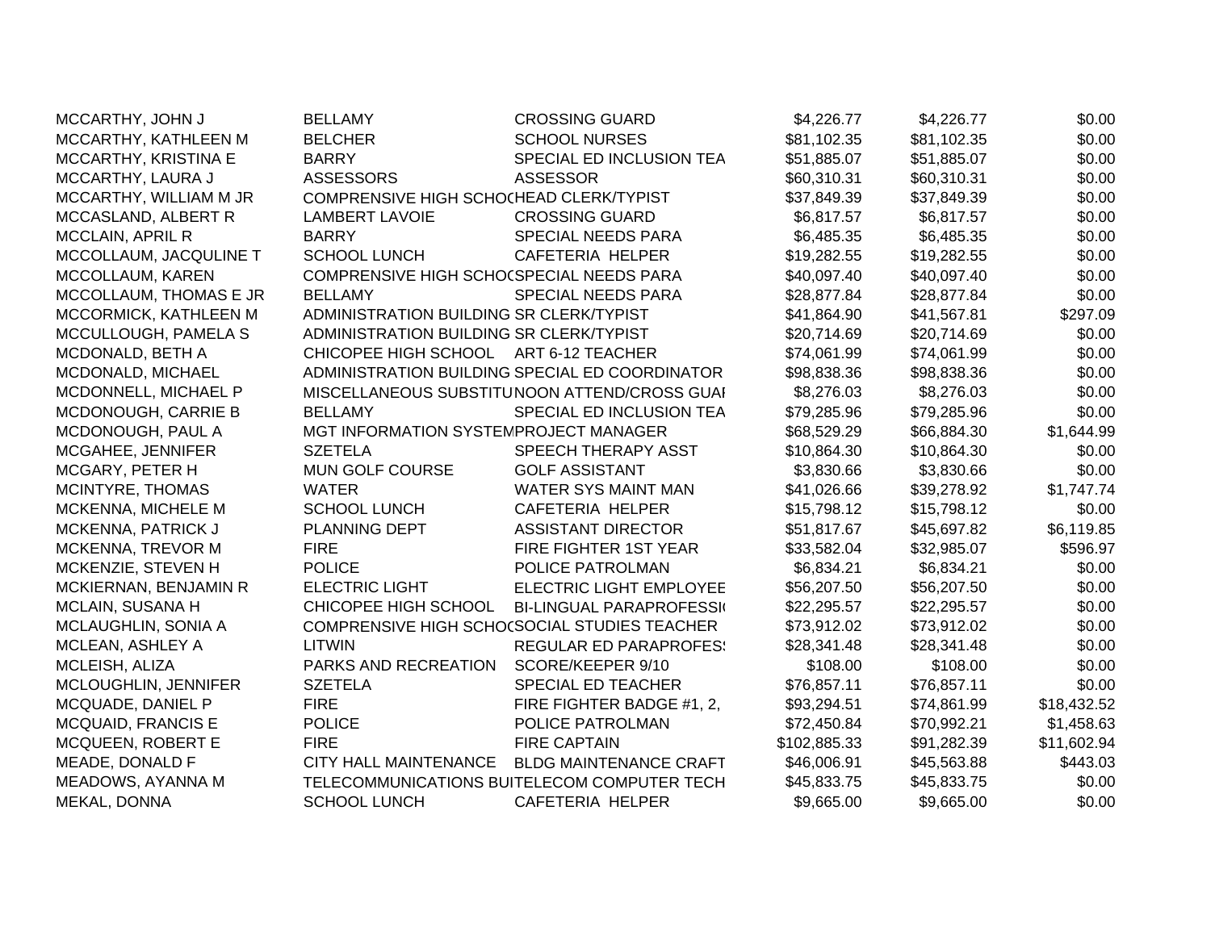| | | | | | |
|---|---|---|---|---|---|
| MCCARTHY, JOHN J | BELLAMY | CROSSING GUARD | $4,226.77 | $4,226.77 | $0.00 |
| MCCARTHY, KATHLEEN M | BELCHER | SCHOOL NURSES | $81,102.35 | $81,102.35 | $0.00 |
| MCCARTHY, KRISTINA E | BARRY | SPECIAL ED INCLUSION TEA | $51,885.07 | $51,885.07 | $0.00 |
| MCCARTHY, LAURA J | ASSESSORS | ASSESSOR | $60,310.31 | $60,310.31 | $0.00 |
| MCCARTHY, WILLIAM M JR | COMPRENSIVE HIGH SCHOC | HEAD CLERK/TYPIST | $37,849.39 | $37,849.39 | $0.00 |
| MCCASLAND, ALBERT R | LAMBERT LAVOIE | CROSSING GUARD | $6,817.57 | $6,817.57 | $0.00 |
| MCCLAIN, APRIL R | BARRY | SPECIAL NEEDS PARA | $6,485.35 | $6,485.35 | $0.00 |
| MCCOLLAUM, JACQULINE T | SCHOOL LUNCH | CAFETERIA HELPER | $19,282.55 | $19,282.55 | $0.00 |
| MCCOLLAUM, KAREN | COMPRENSIVE HIGH SCHOC | SPECIAL NEEDS PARA | $40,097.40 | $40,097.40 | $0.00 |
| MCCOLLAUM, THOMAS E JR | BELLAMY | SPECIAL NEEDS PARA | $28,877.84 | $28,877.84 | $0.00 |
| MCCORMICK, KATHLEEN M | ADMINISTRATION BUILDING | SR CLERK/TYPIST | $41,864.90 | $41,567.81 | $297.09 |
| MCCULLOUGH, PAMELA S | ADMINISTRATION BUILDING | SR CLERK/TYPIST | $20,714.69 | $20,714.69 | $0.00 |
| MCDONALD, BETH A | CHICOPEE HIGH SCHOOL | ART 6-12 TEACHER | $74,061.99 | $74,061.99 | $0.00 |
| MCDONALD, MICHAEL | ADMINISTRATION BUILDING | SPECIAL ED COORDINATOR | $98,838.36 | $98,838.36 | $0.00 |
| MCDONNELL, MICHAEL P | MISCELLANEOUS SUBSTITU | NOON ATTEND/CROSS GUAI | $8,276.03 | $8,276.03 | $0.00 |
| MCDONOUGH, CARRIE B | BELLAMY | SPECIAL ED INCLUSION TEA | $79,285.96 | $79,285.96 | $0.00 |
| MCDONOUGH, PAUL A | MGT INFORMATION SYSTEM | PROJECT MANAGER | $68,529.29 | $66,884.30 | $1,644.99 |
| MCGAHEE, JENNIFER | SZETELA | SPEECH THERAPY ASST | $10,864.30 | $10,864.30 | $0.00 |
| MCGARY, PETER H | MUN GOLF COURSE | GOLF ASSISTANT | $3,830.66 | $3,830.66 | $0.00 |
| MCINTYRE, THOMAS | WATER | WATER SYS MAINT MAN | $41,026.66 | $39,278.92 | $1,747.74 |
| MCKENNA, MICHELE M | SCHOOL LUNCH | CAFETERIA HELPER | $15,798.12 | $15,798.12 | $0.00 |
| MCKENNA, PATRICK J | PLANNING DEPT | ASSISTANT DIRECTOR | $51,817.67 | $45,697.82 | $6,119.85 |
| MCKENNA, TREVOR M | FIRE | FIRE FIGHTER 1ST YEAR | $33,582.04 | $32,985.07 | $596.97 |
| MCKENZIE, STEVEN H | POLICE | POLICE PATROLMAN | $6,834.21 | $6,834.21 | $0.00 |
| MCKIERNAN, BENJAMIN R | ELECTRIC LIGHT | ELECTRIC LIGHT EMPLOYEE | $56,207.50 | $56,207.50 | $0.00 |
| MCLAIN, SUSANA H | CHICOPEE HIGH SCHOOL | BI-LINGUAL PARAPROFESSI | $22,295.57 | $22,295.57 | $0.00 |
| MCLAUGHLIN, SONIA A | COMPRENSIVE HIGH SCHOC | SOCIAL STUDIES TEACHER | $73,912.02 | $73,912.02 | $0.00 |
| MCLEAN, ASHLEY A | LITWIN | REGULAR ED PARAPROFES | $28,341.48 | $28,341.48 | $0.00 |
| MCLEISH, ALIZA | PARKS AND RECREATION | SCORE/KEEPER 9/10 | $108.00 | $108.00 | $0.00 |
| MCLOUGHLIN, JENNIFER | SZETELA | SPECIAL ED TEACHER | $76,857.11 | $76,857.11 | $0.00 |
| MCQUADE, DANIEL P | FIRE | FIRE FIGHTER BADGE #1, 2, | $93,294.51 | $74,861.99 | $18,432.52 |
| MCQUAID, FRANCIS E | POLICE | POLICE PATROLMAN | $72,450.84 | $70,992.21 | $1,458.63 |
| MCQUEEN, ROBERT E | FIRE | FIRE CAPTAIN | $102,885.33 | $91,282.39 | $11,602.94 |
| MEADE, DONALD F | CITY HALL MAINTENANCE | BLDG MAINTENANCE CRAFT | $46,006.91 | $45,563.88 | $443.03 |
| MEADOWS, AYANNA M | TELECOMMUNICATIONS BUI | TELECOM COMPUTER TECH | $45,833.75 | $45,833.75 | $0.00 |
| MEKAL, DONNA | SCHOOL LUNCH | CAFETERIA HELPER | $9,665.00 | $9,665.00 | $0.00 |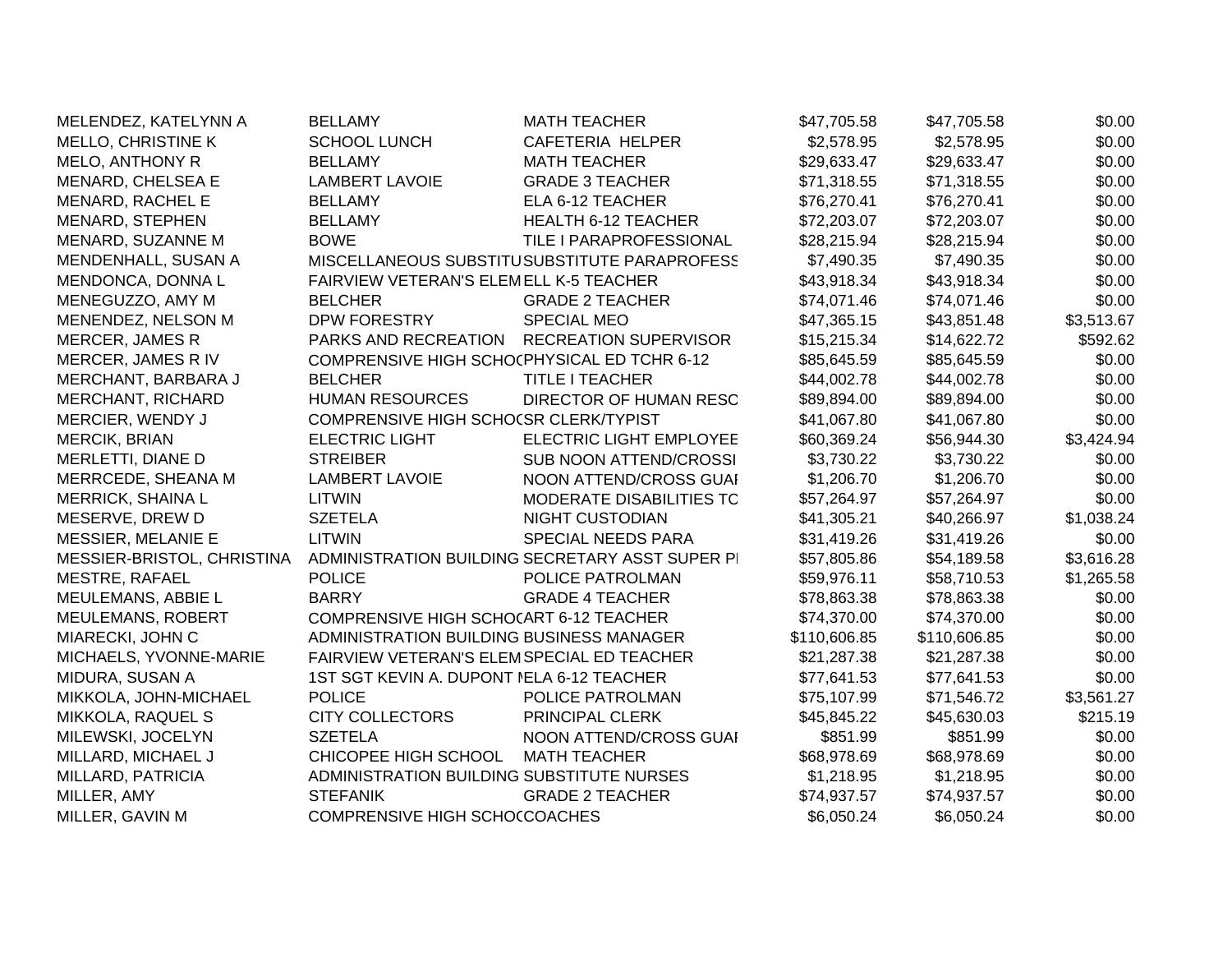| | | | | | |
|---|---|---|---|---|---|
| MELENDEZ, KATELYNN A | BELLAMY | MATH TEACHER | $47,705.58 | $47,705.58 | $0.00 |
| MELLO, CHRISTINE K | SCHOOL LUNCH | CAFETERIA HELPER | $2,578.95 | $2,578.95 | $0.00 |
| MELO, ANTHONY R | BELLAMY | MATH TEACHER | $29,633.47 | $29,633.47 | $0.00 |
| MENARD, CHELSEA E | LAMBERT LAVOIE | GRADE 3 TEACHER | $71,318.55 | $71,318.55 | $0.00 |
| MENARD, RACHEL E | BELLAMY | ELA 6-12 TEACHER | $76,270.41 | $76,270.41 | $0.00 |
| MENARD, STEPHEN | BELLAMY | HEALTH 6-12 TEACHER | $72,203.07 | $72,203.07 | $0.00 |
| MENARD, SUZANNE M | BOWE | TILE I PARAPROFESSIONAL | $28,215.94 | $28,215.94 | $0.00 |
| MENDENHALL, SUSAN A | MISCELLANEOUS SUBSTITU | SUBSTITUTE PARAPROFESS | $7,490.35 | $7,490.35 | $0.00 |
| MENDONCA, DONNA L | FAIRVIEW VETERAN'S ELEM | ELL K-5 TEACHER | $43,918.34 | $43,918.34 | $0.00 |
| MENEGUZZO, AMY M | BELCHER | GRADE 2 TEACHER | $74,071.46 | $74,071.46 | $0.00 |
| MENENDEZ, NELSON M | DPW FORESTRY | SPECIAL MEO | $47,365.15 | $43,851.48 | $3,513.67 |
| MERCER, JAMES R | PARKS AND RECREATION | RECREATION SUPERVISOR | $15,215.34 | $14,622.72 | $592.62 |
| MERCER, JAMES R IV | COMPRENSIVE HIGH SCHOO | PHYSICAL ED TCHR 6-12 | $85,645.59 | $85,645.59 | $0.00 |
| MERCHANT, BARBARA J | BELCHER | TITLE I TEACHER | $44,002.78 | $44,002.78 | $0.00 |
| MERCHANT, RICHARD | HUMAN RESOURCES | DIRECTOR OF HUMAN RESO | $89,894.00 | $89,894.00 | $0.00 |
| MERCIER, WENDY J | COMPRENSIVE HIGH SCHOO | SR CLERK/TYPIST | $41,067.80 | $41,067.80 | $0.00 |
| MERCIK, BRIAN | ELECTRIC LIGHT | ELECTRIC LIGHT EMPLOYEE | $60,369.24 | $56,944.30 | $3,424.94 |
| MERLETTI, DIANE D | STREIBER | SUB NOON ATTEND/CROSSI | $3,730.22 | $3,730.22 | $0.00 |
| MERRCEDE, SHEANA M | LAMBERT LAVOIE | NOON ATTEND/CROSS GUAI | $1,206.70 | $1,206.70 | $0.00 |
| MERRICK, SHAINA L | LITWIN | MODERATE DISABILITIES TC | $57,264.97 | $57,264.97 | $0.00 |
| MESERVE, DREW D | SZETELA | NIGHT CUSTODIAN | $41,305.21 | $40,266.97 | $1,038.24 |
| MESSIER, MELANIE E | LITWIN | SPECIAL NEEDS PARA | $31,419.26 | $31,419.26 | $0.00 |
| MESSIER-BRISTOL, CHRISTINA | ADMINISTRATION BUILDING | SECRETARY ASST SUPER PI | $57,805.86 | $54,189.58 | $3,616.28 |
| MESTRE, RAFAEL | POLICE | POLICE PATROLMAN | $59,976.11 | $58,710.53 | $1,265.58 |
| MEULEMANS, ABBIE L | BARRY | GRADE 4 TEACHER | $78,863.38 | $78,863.38 | $0.00 |
| MEULEMANS, ROBERT | COMPRENSIVE HIGH SCHOO | ART 6-12 TEACHER | $74,370.00 | $74,370.00 | $0.00 |
| MIARECKI, JOHN C | ADMINISTRATION BUILDING | BUSINESS MANAGER | $110,606.85 | $110,606.85 | $0.00 |
| MICHAELS, YVONNE-MARIE | FAIRVIEW VETERAN'S ELEM | SPECIAL ED TEACHER | $21,287.38 | $21,287.38 | $0.00 |
| MIDURA, SUSAN A | 1ST SGT KEVIN A. DUPONT I | ELA 6-12 TEACHER | $77,641.53 | $77,641.53 | $0.00 |
| MIKKOLA, JOHN-MICHAEL | POLICE | POLICE PATROLMAN | $75,107.99 | $71,546.72 | $3,561.27 |
| MIKKOLA, RAQUEL S | CITY COLLECTORS | PRINCIPAL CLERK | $45,845.22 | $45,630.03 | $215.19 |
| MILEWSKI, JOCELYN | SZETELA | NOON ATTEND/CROSS GUAI | $851.99 | $851.99 | $0.00 |
| MILLARD, MICHAEL J | CHICOPEE HIGH SCHOOL | MATH TEACHER | $68,978.69 | $68,978.69 | $0.00 |
| MILLARD, PATRICIA | ADMINISTRATION BUILDING | SUBSTITUTE NURSES | $1,218.95 | $1,218.95 | $0.00 |
| MILLER, AMY | STEFANIK | GRADE 2 TEACHER | $74,937.57 | $74,937.57 | $0.00 |
| MILLER, GAVIN M | COMPRENSIVE HIGH SCHOO | COACHES | $6,050.24 | $6,050.24 | $0.00 |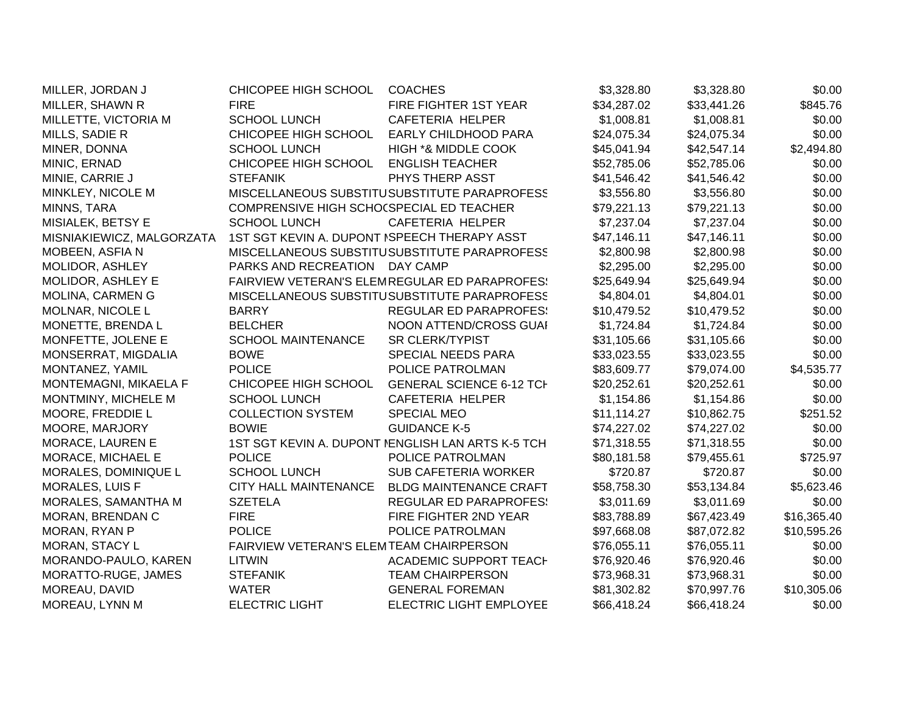| | | | | | |
|---|---|---|---|---|---|
| MILLER, JORDAN J | CHICOPEE HIGH SCHOOL | COACHES | $3,328.80 | $3,328.80 | $0.00 |
| MILLER, SHAWN R | FIRE | FIRE FIGHTER 1ST YEAR | $34,287.02 | $33,441.26 | $845.76 |
| MILLETTE, VICTORIA M | SCHOOL LUNCH | CAFETERIA HELPER | $1,008.81 | $1,008.81 | $0.00 |
| MILLS, SADIE R | CHICOPEE HIGH SCHOOL | EARLY CHILDHOOD PARA | $24,075.34 | $24,075.34 | $0.00 |
| MINER, DONNA | SCHOOL LUNCH | HIGH *& MIDDLE COOK | $45,041.94 | $42,547.14 | $2,494.80 |
| MINIC, ERNAD | CHICOPEE HIGH SCHOOL | ENGLISH TEACHER | $52,785.06 | $52,785.06 | $0.00 |
| MINIE, CARRIE J | STEFANIK | PHYS THERP ASST | $41,546.42 | $41,546.42 | $0.00 |
| MINKLEY, NICOLE M | MISCELLANEOUS SUBSTITU | SUBSTITUTE PARAPROFESS | $3,556.80 | $3,556.80 | $0.00 |
| MINNS, TARA | COMPRENSIVE HIGH SCHO( | SPECIAL ED TEACHER | $79,221.13 | $79,221.13 | $0.00 |
| MISIALEK, BETSY E | SCHOOL LUNCH | CAFETERIA HELPER | $7,237.04 | $7,237.04 | $0.00 |
| MISNIAKIEWICZ, MALGORZATA | 1ST SGT KEVIN A. DUPONT I | SPEECH THERAPY ASST | $47,146.11 | $47,146.11 | $0.00 |
| MOBEEN, ASFIA N | MISCELLANEOUS SUBSTITU | SUBSTITUTE PARAPROFESS | $2,800.98 | $2,800.98 | $0.00 |
| MOLIDOR, ASHLEY | PARKS AND RECREATION | DAY CAMP | $2,295.00 | $2,295.00 | $0.00 |
| MOLIDOR, ASHLEY E | FAIRVIEW VETERAN'S ELEM | REGULAR ED PARAPROFES! | $25,649.94 | $25,649.94 | $0.00 |
| MOLINA, CARMEN G | MISCELLANEOUS SUBSTITU | SUBSTITUTE PARAPROFESS | $4,804.01 | $4,804.01 | $0.00 |
| MOLNAR, NICOLE L | BARRY | REGULAR ED PARAPROFES! | $10,479.52 | $10,479.52 | $0.00 |
| MONETTE, BRENDA L | BELCHER | NOON ATTEND/CROSS GUAI | $1,724.84 | $1,724.84 | $0.00 |
| MONFETTE, JOLENE E | SCHOOL MAINTENANCE | SR CLERK/TYPIST | $31,105.66 | $31,105.66 | $0.00 |
| MONSERRAT, MIGDALIA | BOWE | SPECIAL NEEDS PARA | $33,023.55 | $33,023.55 | $0.00 |
| MONTANEZ, YAMIL | POLICE | POLICE PATROLMAN | $83,609.77 | $79,074.00 | $4,535.77 |
| MONTEMAGNI, MIKAELA F | CHICOPEE HIGH SCHOOL | GENERAL SCIENCE 6-12 TCH | $20,252.61 | $20,252.61 | $0.00 |
| MONTMINY, MICHELE M | SCHOOL LUNCH | CAFETERIA HELPER | $1,154.86 | $1,154.86 | $0.00 |
| MOORE, FREDDIE L | COLLECTION SYSTEM | SPECIAL MEO | $11,114.27 | $10,862.75 | $251.52 |
| MOORE, MARJORY | BOWIE | GUIDANCE K-5 | $74,227.02 | $74,227.02 | $0.00 |
| MORACE, LAUREN E | 1ST SGT KEVIN A. DUPONT I | ENGLISH LAN ARTS K-5 TCH | $71,318.55 | $71,318.55 | $0.00 |
| MORACE, MICHAEL E | POLICE | POLICE PATROLMAN | $80,181.58 | $79,455.61 | $725.97 |
| MORALES, DOMINIQUE L | SCHOOL LUNCH | SUB CAFETERIA WORKER | $720.87 | $720.87 | $0.00 |
| MORALES, LUIS F | CITY HALL MAINTENANCE | BLDG MAINTENANCE CRAFT | $58,758.30 | $53,134.84 | $5,623.46 |
| MORALES, SAMANTHA M | SZETELA | REGULAR ED PARAPROFES! | $3,011.69 | $3,011.69 | $0.00 |
| MORAN, BRENDAN C | FIRE | FIRE FIGHTER 2ND YEAR | $83,788.89 | $67,423.49 | $16,365.40 |
| MORAN, RYAN P | POLICE | POLICE PATROLMAN | $97,668.08 | $87,072.82 | $10,595.26 |
| MORAN, STACY L | FAIRVIEW VETERAN'S ELEM | TEAM CHAIRPERSON | $76,055.11 | $76,055.11 | $0.00 |
| MORANDO-PAULO, KAREN | LITWIN | ACADEMIC SUPPORT TEACH | $76,920.46 | $76,920.46 | $0.00 |
| MORATTO-RUGE, JAMES | STEFANIK | TEAM CHAIRPERSON | $73,968.31 | $73,968.31 | $0.00 |
| MOREAU, DAVID | WATER | GENERAL FOREMAN | $81,302.82 | $70,997.76 | $10,305.06 |
| MOREAU, LYNN M | ELECTRIC LIGHT | ELECTRIC LIGHT EMPLOYEE | $66,418.24 | $66,418.24 | $0.00 |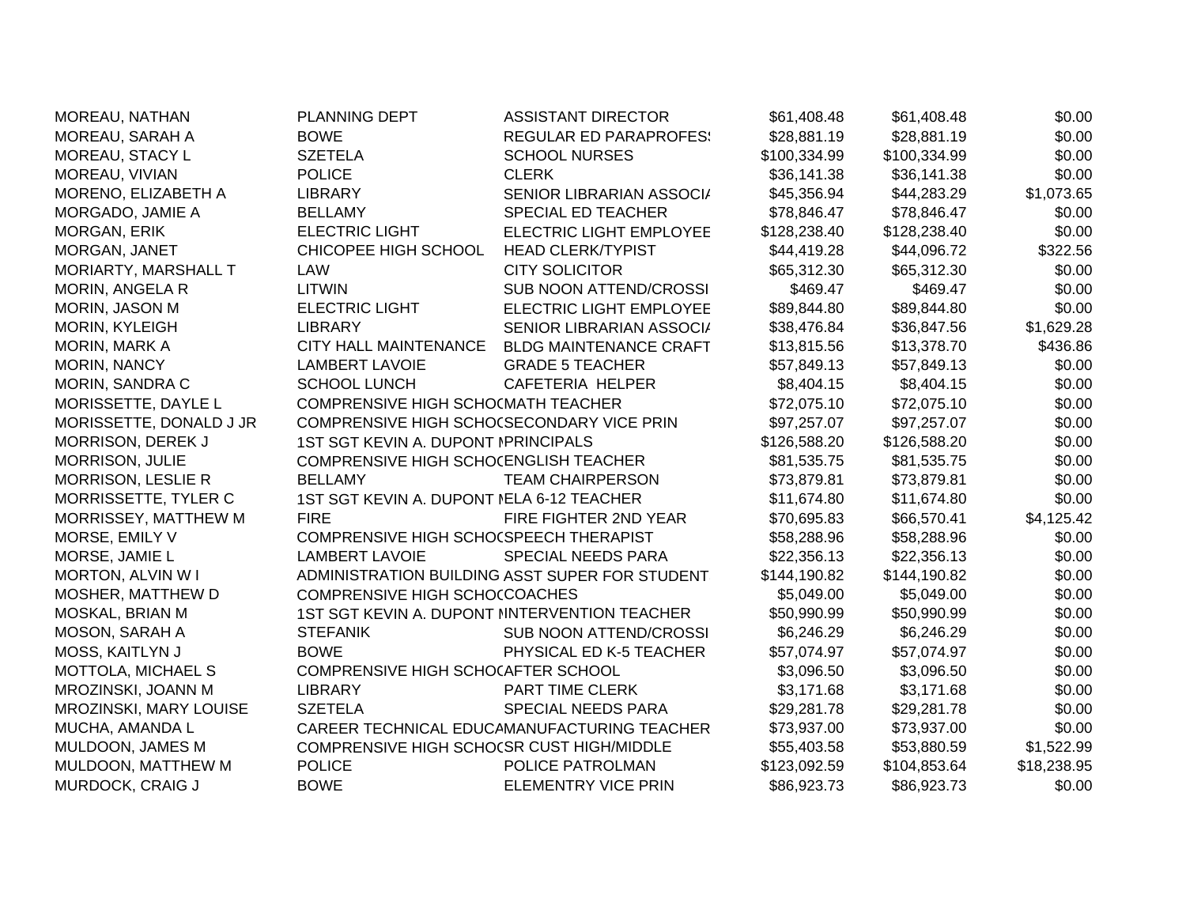| | | | | | |
|---|---|---|---|---|---|
| MOREAU, NATHAN | PLANNING DEPT | ASSISTANT DIRECTOR | $61,408.48 | $61,408.48 | $0.00 |
| MOREAU, SARAH A | BOWE | REGULAR ED PARAPROFES: | $28,881.19 | $28,881.19 | $0.00 |
| MOREAU, STACY L | SZETELA | SCHOOL NURSES | $100,334.99 | $100,334.99 | $0.00 |
| MOREAU, VIVIAN | POLICE | CLERK | $36,141.38 | $36,141.38 | $0.00 |
| MORENO, ELIZABETH A | LIBRARY | SENIOR LIBRARIAN ASSOCI/ | $45,356.94 | $44,283.29 | $1,073.65 |
| MORGADO, JAMIE A | BELLAMY | SPECIAL ED TEACHER | $78,846.47 | $78,846.47 | $0.00 |
| MORGAN, ERIK | ELECTRIC LIGHT | ELECTRIC LIGHT EMPLOYEE | $128,238.40 | $128,238.40 | $0.00 |
| MORGAN, JANET | CHICOPEE HIGH SCHOOL | HEAD CLERK/TYPIST | $44,419.28 | $44,096.72 | $322.56 |
| MORIARTY, MARSHALL T | LAW | CITY SOLICITOR | $65,312.30 | $65,312.30 | $0.00 |
| MORIN, ANGELA R | LITWIN | SUB NOON ATTEND/CROSSI | $469.47 | $469.47 | $0.00 |
| MORIN, JASON M | ELECTRIC LIGHT | ELECTRIC LIGHT EMPLOYEE | $89,844.80 | $89,844.80 | $0.00 |
| MORIN, KYLEIGH | LIBRARY | SENIOR LIBRARIAN ASSOCI/ | $38,476.84 | $36,847.56 | $1,629.28 |
| MORIN, MARK A | CITY HALL MAINTENANCE | BLDG MAINTENANCE CRAFT | $13,815.56 | $13,378.70 | $436.86 |
| MORIN, NANCY | LAMBERT LAVOIE | GRADE 5 TEACHER | $57,849.13 | $57,849.13 | $0.00 |
| MORIN, SANDRA C | SCHOOL LUNCH | CAFETERIA HELPER | $8,404.15 | $8,404.15 | $0.00 |
| MORISSETTE, DAYLE L | COMPRENSIVE HIGH SCHO( | MATH TEACHER | $72,075.10 | $72,075.10 | $0.00 |
| MORISSETTE, DONALD J JR | COMPRENSIVE HIGH SCHO( | SECONDARY VICE PRIN | $97,257.07 | $97,257.07 | $0.00 |
| MORRISON, DEREK J | 1ST SGT KEVIN A. DUPONT I | PRINCIPALS | $126,588.20 | $126,588.20 | $0.00 |
| MORRISON, JULIE | COMPRENSIVE HIGH SCHO( | ENGLISH TEACHER | $81,535.75 | $81,535.75 | $0.00 |
| MORRISON, LESLIE R | BELLAMY | TEAM CHAIRPERSON | $73,879.81 | $73,879.81 | $0.00 |
| MORRISSETTE, TYLER C | 1ST SGT KEVIN A. DUPONT I | ELA 6-12 TEACHER | $11,674.80 | $11,674.80 | $0.00 |
| MORRISSEY, MATTHEW M | FIRE | FIRE FIGHTER 2ND YEAR | $70,695.83 | $66,570.41 | $4,125.42 |
| MORSE, EMILY V | COMPRENSIVE HIGH SCHO( | SPEECH THERAPIST | $58,288.96 | $58,288.96 | $0.00 |
| MORSE, JAMIE L | LAMBERT LAVOIE | SPECIAL NEEDS PARA | $22,356.13 | $22,356.13 | $0.00 |
| MORTON, ALVIN W I | ADMINISTRATION BUILDING | ASST SUPER FOR STUDENT | $144,190.82 | $144,190.82 | $0.00 |
| MOSHER, MATTHEW D | COMPRENSIVE HIGH SCHO( | COACHES | $5,049.00 | $5,049.00 | $0.00 |
| MOSKAL, BRIAN M | 1ST SGT KEVIN A. DUPONT I | INTERVENTION TEACHER | $50,990.99 | $50,990.99 | $0.00 |
| MOSON, SARAH A | STEFANIK | SUB NOON ATTEND/CROSSI | $6,246.29 | $6,246.29 | $0.00 |
| MOSS, KAITLYN J | BOWE | PHYSICAL ED K-5 TEACHER | $57,074.97 | $57,074.97 | $0.00 |
| MOTTOLA, MICHAEL S | COMPRENSIVE HIGH SCHO( | AFTER SCHOOL | $3,096.50 | $3,096.50 | $0.00 |
| MROZINSKI, JOANN M | LIBRARY | PART TIME CLERK | $3,171.68 | $3,171.68 | $0.00 |
| MROZINSKI, MARY LOUISE | SZETELA | SPECIAL NEEDS PARA | $29,281.78 | $29,281.78 | $0.00 |
| MUCHA, AMANDA L | CAREER TECHNICAL EDUCA | MANUFACTURING TEACHER | $73,937.00 | $73,937.00 | $0.00 |
| MULDOON, JAMES M | COMPRENSIVE HIGH SCHO( | SR CUST HIGH/MIDDLE | $55,403.58 | $53,880.59 | $1,522.99 |
| MULDOON, MATTHEW M | POLICE | POLICE PATROLMAN | $123,092.59 | $104,853.64 | $18,238.95 |
| MURDOCK, CRAIG J | BOWE | ELEMENTRY VICE PRIN | $86,923.73 | $86,923.73 | $0.00 |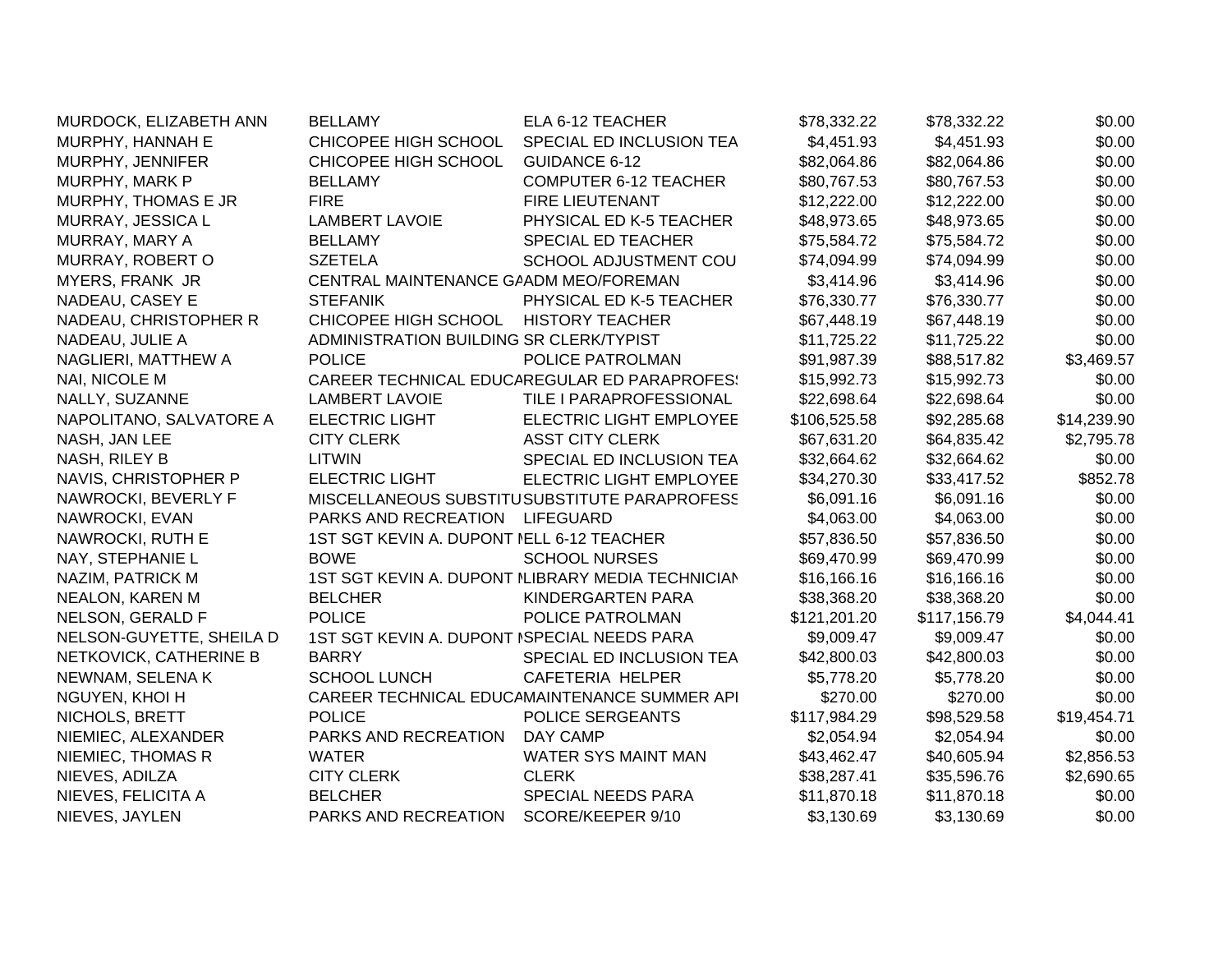| | | | | | |
|---|---|---|---|---|---|
| MURDOCK, ELIZABETH ANN | BELLAMY | ELA 6-12 TEACHER | $78,332.22 | $78,332.22 | $0.00 |
| MURPHY, HANNAH E | CHICOPEE HIGH SCHOOL | SPECIAL ED INCLUSION TEA | $4,451.93 | $4,451.93 | $0.00 |
| MURPHY, JENNIFER | CHICOPEE HIGH SCHOOL | GUIDANCE 6-12 | $82,064.86 | $82,064.86 | $0.00 |
| MURPHY, MARK P | BELLAMY | COMPUTER 6-12 TEACHER | $80,767.53 | $80,767.53 | $0.00 |
| MURPHY, THOMAS E JR | FIRE | FIRE LIEUTENANT | $12,222.00 | $12,222.00 | $0.00 |
| MURRAY, JESSICA L | LAMBERT LAVOIE | PHYSICAL ED K-5 TEACHER | $48,973.65 | $48,973.65 | $0.00 |
| MURRAY, MARY A | BELLAMY | SPECIAL ED TEACHER | $75,584.72 | $75,584.72 | $0.00 |
| MURRAY, ROBERT O | SZETELA | SCHOOL ADJUSTMENT COU | $74,094.99 | $74,094.99 | $0.00 |
| MYERS, FRANK JR | CENTRAL MAINTENANCE GA | ADM MEO/FOREMAN | $3,414.96 | $3,414.96 | $0.00 |
| NADEAU, CASEY E | STEFANIK | PHYSICAL ED K-5 TEACHER | $76,330.77 | $76,330.77 | $0.00 |
| NADEAU, CHRISTOPHER R | CHICOPEE HIGH SCHOOL | HISTORY TEACHER | $67,448.19 | $67,448.19 | $0.00 |
| NADEAU, JULIE A | ADMINISTRATION BUILDING | SR CLERK/TYPIST | $11,725.22 | $11,725.22 | $0.00 |
| NAGLIERI, MATTHEW A | POLICE | POLICE PATROLMAN | $91,987.39 | $88,517.82 | $3,469.57 |
| NAI, NICOLE M | CAREER TECHNICAL EDUCA | REGULAR ED PARAPROFES | $15,992.73 | $15,992.73 | $0.00 |
| NALLY, SUZANNE | LAMBERT LAVOIE | TILE I PARAPROFESSIONAL | $22,698.64 | $22,698.64 | $0.00 |
| NAPOLITANO, SALVATORE A | ELECTRIC LIGHT | ELECTRIC LIGHT EMPLOYEE | $106,525.58 | $92,285.68 | $14,239.90 |
| NASH, JAN LEE | CITY CLERK | ASST CITY CLERK | $67,631.20 | $64,835.42 | $2,795.78 |
| NASH, RILEY B | LITWIN | SPECIAL ED INCLUSION TEA | $32,664.62 | $32,664.62 | $0.00 |
| NAVIS, CHRISTOPHER P | ELECTRIC LIGHT | ELECTRIC LIGHT EMPLOYEE | $34,270.30 | $33,417.52 | $852.78 |
| NAWROCKI, BEVERLY F | MISCELLANEOUS SUBSTITU | SUBSTITUTE PARAPROFESS | $6,091.16 | $6,091.16 | $0.00 |
| NAWROCKI, EVAN | PARKS AND RECREATION | LIFEGUARD | $4,063.00 | $4,063.00 | $0.00 |
| NAWROCKI, RUTH E | 1ST SGT KEVIN A. DUPONT M | ELL 6-12 TEACHER | $57,836.50 | $57,836.50 | $0.00 |
| NAY, STEPHANIE L | BOWE | SCHOOL NURSES | $69,470.99 | $69,470.99 | $0.00 |
| NAZIM, PATRICK M | 1ST SGT KEVIN A. DUPONT M | LIBRARY MEDIA TECHNICIAN | $16,166.16 | $16,166.16 | $0.00 |
| NEALON, KAREN M | BELCHER | KINDERGARTEN PARA | $38,368.20 | $38,368.20 | $0.00 |
| NELSON, GERALD F | POLICE | POLICE PATROLMAN | $121,201.20 | $117,156.79 | $4,044.41 |
| NELSON-GUYETTE, SHEILA D | 1ST SGT KEVIN A. DUPONT M | SPECIAL NEEDS PARA | $9,009.47 | $9,009.47 | $0.00 |
| NETKOVICK, CATHERINE B | BARRY | SPECIAL ED INCLUSION TEA | $42,800.03 | $42,800.03 | $0.00 |
| NEWNAM, SELENA K | SCHOOL LUNCH | CAFETERIA HELPER | $5,778.20 | $5,778.20 | $0.00 |
| NGUYEN, KHOI H | CAREER TECHNICAL EDUCA | MAINTENANCE SUMMER API | $270.00 | $270.00 | $0.00 |
| NICHOLS, BRETT | POLICE | POLICE SERGEANTS | $117,984.29 | $98,529.58 | $19,454.71 |
| NIEMIEC, ALEXANDER | PARKS AND RECREATION | DAY CAMP | $2,054.94 | $2,054.94 | $0.00 |
| NIEMIEC, THOMAS R | WATER | WATER SYS MAINT MAN | $43,462.47 | $40,605.94 | $2,856.53 |
| NIEVES, ADILZA | CITY CLERK | CLERK | $38,287.41 | $35,596.76 | $2,690.65 |
| NIEVES, FELICITA A | BELCHER | SPECIAL NEEDS PARA | $11,870.18 | $11,870.18 | $0.00 |
| NIEVES, JAYLEN | PARKS AND RECREATION | SCORE/KEEPER 9/10 | $3,130.69 | $3,130.69 | $0.00 |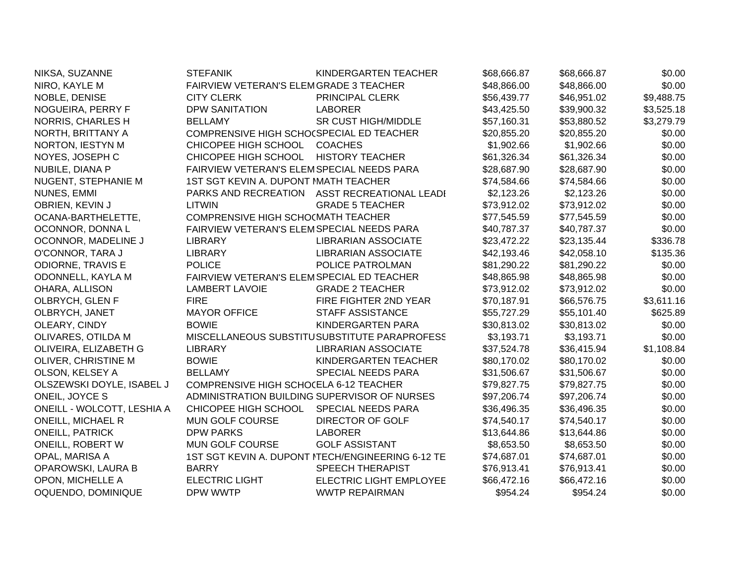| | | | | | |
|---|---|---|---|---|---|
| NIKSA, SUZANNE | STEFANIK | KINDERGARTEN TEACHER | $68,666.87 | $68,666.87 | $0.00 |
| NIRO, KAYLE M | FAIRVIEW VETERAN'S ELEM | GRADE 3 TEACHER | $48,866.00 | $48,866.00 | $0.00 |
| NOBLE, DENISE | CITY CLERK | PRINCIPAL CLERK | $56,439.77 | $46,951.02 | $9,488.75 |
| NOGUEIRA, PERRY F | DPW SANITATION | LABORER | $43,425.50 | $39,900.32 | $3,525.18 |
| NORRIS, CHARLES H | BELLAMY | SR CUST HIGH/MIDDLE | $57,160.31 | $53,880.52 | $3,279.79 |
| NORTH, BRITTANY A | COMPRENSIVE HIGH SCHOO | SPECIAL ED TEACHER | $20,855.20 | $20,855.20 | $0.00 |
| NORTON, IESTYN M | CHICOPEE HIGH SCHOOL | COACHES | $1,902.66 | $1,902.66 | $0.00 |
| NOYES, JOSEPH C | CHICOPEE HIGH SCHOOL | HISTORY TEACHER | $61,326.34 | $61,326.34 | $0.00 |
| NUBILE, DIANA P | FAIRVIEW VETERAN'S ELEM | SPECIAL NEEDS PARA | $28,687.90 | $28,687.90 | $0.00 |
| NUGENT, STEPHANIE M | 1ST SGT KEVIN A. DUPONT M | MATH TEACHER | $74,584.66 | $74,584.66 | $0.00 |
| NUNES, EMMI | PARKS AND RECREATION | ASST RECREATIONAL LEADI | $2,123.26 | $2,123.26 | $0.00 |
| OBRIEN, KEVIN J | LITWIN | GRADE 5 TEACHER | $73,912.02 | $73,912.02 | $0.00 |
| OCANA-BARTHELETTE, | COMPRENSIVE HIGH SCHOO | MATH TEACHER | $77,545.59 | $77,545.59 | $0.00 |
| OCONNOR, DONNA L | FAIRVIEW VETERAN'S ELEM | SPECIAL NEEDS PARA | $40,787.37 | $40,787.37 | $0.00 |
| OCONNOR, MADELINE J | LIBRARY | LIBRARIAN ASSOCIATE | $23,472.22 | $23,135.44 | $336.78 |
| O'CONNOR, TARA J | LIBRARY | LIBRARIAN ASSOCIATE | $42,193.46 | $42,058.10 | $135.36 |
| ODIORNE, TRAVIS E | POLICE | POLICE PATROLMAN | $81,290.22 | $81,290.22 | $0.00 |
| ODONNELL, KAYLA M | FAIRVIEW VETERAN'S ELEM | SPECIAL ED TEACHER | $48,865.98 | $48,865.98 | $0.00 |
| OHARA, ALLISON | LAMBERT LAVOIE | GRADE 2 TEACHER | $73,912.02 | $73,912.02 | $0.00 |
| OLBRYCH, GLEN F | FIRE | FIRE FIGHTER 2ND YEAR | $70,187.91 | $66,576.75 | $3,611.16 |
| OLBRYCH, JANET | MAYOR OFFICE | STAFF ASSISTANCE | $55,727.29 | $55,101.40 | $625.89 |
| OLEARY, CINDY | BOWIE | KINDERGARTEN PARA | $30,813.02 | $30,813.02 | $0.00 |
| OLIVARES, OTILDA M | MISCELLANEOUS SUBSTITU | SUBSTITUTE PARAPROFESS | $3,193.71 | $3,193.71 | $0.00 |
| OLIVEIRA, ELIZABETH G | LIBRARY | LIBRARIAN ASSOCIATE | $37,524.78 | $36,415.94 | $1,108.84 |
| OLIVER, CHRISTINE M | BOWIE | KINDERGARTEN TEACHER | $80,170.02 | $80,170.02 | $0.00 |
| OLSON, KELSEY A | BELLAMY | SPECIAL NEEDS PARA | $31,506.67 | $31,506.67 | $0.00 |
| OLSZEWSKI DOYLE, ISABEL J | COMPRENSIVE HIGH SCHOO | ELA 6-12 TEACHER | $79,827.75 | $79,827.75 | $0.00 |
| ONEIL, JOYCE S | ADMINISTRATION BUILDING | SUPERVISOR OF NURSES | $97,206.74 | $97,206.74 | $0.00 |
| ONEILL - WOLCOTT, LESHIA A | CHICOPEE HIGH SCHOOL | SPECIAL NEEDS PARA | $36,496.35 | $36,496.35 | $0.00 |
| ONEILL, MICHAEL R | MUN GOLF COURSE | DIRECTOR OF GOLF | $74,540.17 | $74,540.17 | $0.00 |
| ONEILL, PATRICK | DPW PARKS | LABORER | $13,644.86 | $13,644.86 | $0.00 |
| ONEILL, ROBERT W | MUN GOLF COURSE | GOLF ASSISTANT | $8,653.50 | $8,653.50 | $0.00 |
| OPAL, MARISA A | 1ST SGT KEVIN A. DUPONT M | TECH/ENGINEERING 6-12 TE | $74,687.01 | $74,687.01 | $0.00 |
| OPAROWSKI, LAURA B | BARRY | SPEECH THERAPIST | $76,913.41 | $76,913.41 | $0.00 |
| OPON, MICHELLE A | ELECTRIC LIGHT | ELECTRIC LIGHT EMPLOYEE | $66,472.16 | $66,472.16 | $0.00 |
| OQUENDO, DOMINIQUE | DPW WWTP | WWTP REPAIRMAN | $954.24 | $954.24 | $0.00 |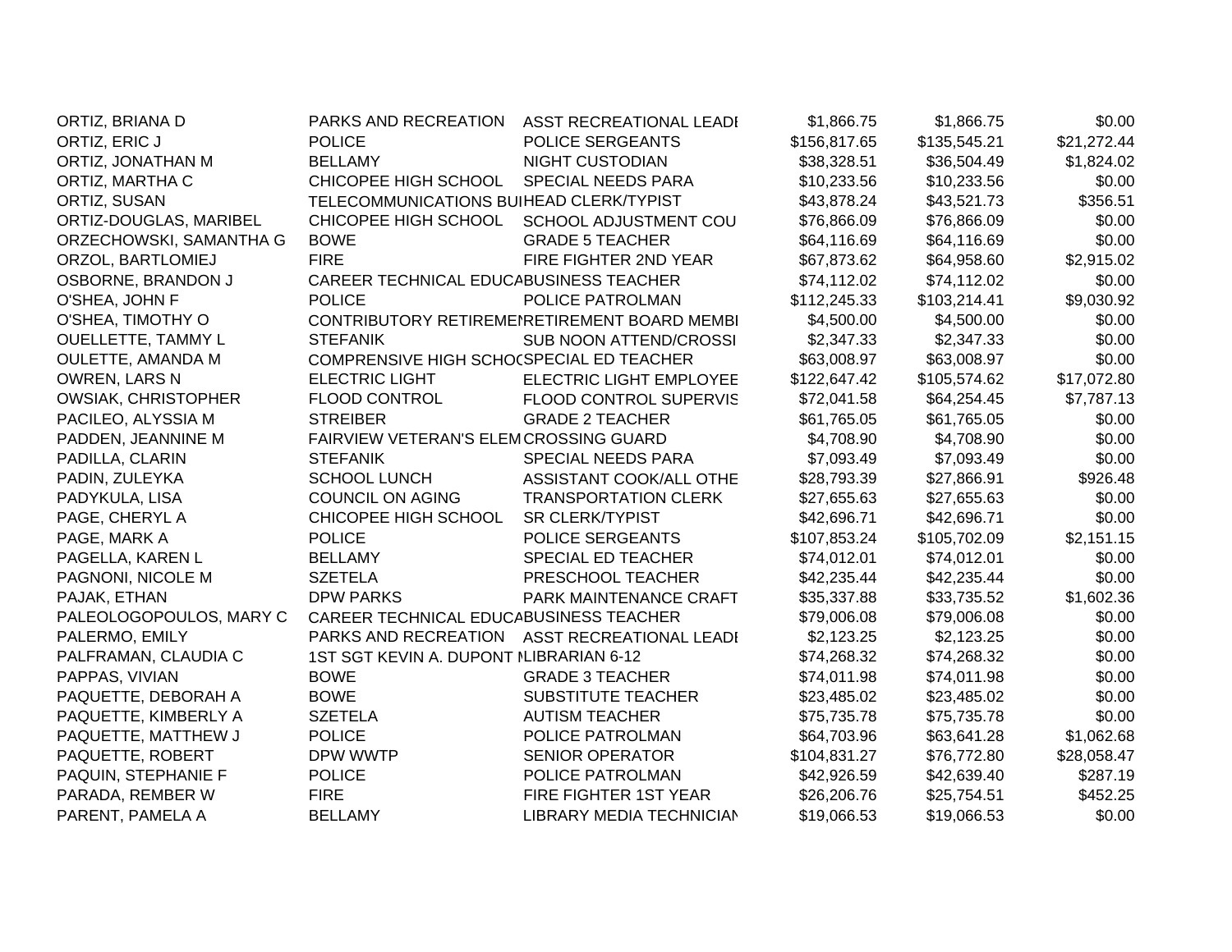| | | | | | |
|---|---|---|---|---|---|
| ORTIZ, BRIANA D | PARKS AND RECREATION | ASST RECREATIONAL LEADI | $1,866.75 | $1,866.75 | $0.00 |
| ORTIZ, ERIC J | POLICE | POLICE SERGEANTS | $156,817.65 | $135,545.21 | $21,272.44 |
| ORTIZ, JONATHAN M | BELLAMY | NIGHT CUSTODIAN | $38,328.51 | $36,504.49 | $1,824.02 |
| ORTIZ, MARTHA C | CHICOPEE HIGH SCHOOL | SPECIAL NEEDS PARA | $10,233.56 | $10,233.56 | $0.00 |
| ORTIZ, SUSAN | TELECOMMUNICATIONS BUI | HEAD CLERK/TYPIST | $43,878.24 | $43,521.73 | $356.51 |
| ORTIZ-DOUGLAS, MARIBEL | CHICOPEE HIGH SCHOOL | SCHOOL ADJUSTMENT COU | $76,866.09 | $76,866.09 | $0.00 |
| ORZECHOWSKI, SAMANTHA G | BOWE | GRADE 5 TEACHER | $64,116.69 | $64,116.69 | $0.00 |
| ORZOL, BARTLOMIEJ | FIRE | FIRE FIGHTER 2ND YEAR | $67,873.62 | $64,958.60 | $2,915.02 |
| OSBORNE, BRANDON J | CAREER TECHNICAL EDUCA | BUSINESS TEACHER | $74,112.02 | $74,112.02 | $0.00 |
| O'SHEA, JOHN F | POLICE | POLICE PATROLMAN | $112,245.33 | $103,214.41 | $9,030.92 |
| O'SHEA, TIMOTHY O | CONTRIBUTORY RETIREMEI | RETIREMENT BOARD MEMBI | $4,500.00 | $4,500.00 | $0.00 |
| OUELLETTE, TAMMY L | STEFANIK | SUB NOON ATTEND/CROSSI | $2,347.33 | $2,347.33 | $0.00 |
| OULETTE, AMANDA M | COMPRENSIVE HIGH SCHOC | SPECIAL ED TEACHER | $63,008.97 | $63,008.97 | $0.00 |
| OWREN, LARS N | ELECTRIC LIGHT | ELECTRIC LIGHT EMPLOYEE | $122,647.42 | $105,574.62 | $17,072.80 |
| OWSIAK, CHRISTOPHER | FLOOD CONTROL | FLOOD CONTROL SUPERVIS | $72,041.58 | $64,254.45 | $7,787.13 |
| PACILEO, ALYSSIA M | STREIBER | GRADE 2 TEACHER | $61,765.05 | $61,765.05 | $0.00 |
| PADDEN, JEANNINE M | FAIRVIEW VETERAN'S ELEM | CROSSING GUARD | $4,708.90 | $4,708.90 | $0.00 |
| PADILLA, CLARIN | STEFANIK | SPECIAL NEEDS PARA | $7,093.49 | $7,093.49 | $0.00 |
| PADIN, ZULEYKA | SCHOOL LUNCH | ASSISTANT COOK/ALL OTHE | $28,793.39 | $27,866.91 | $926.48 |
| PADYKULA, LISA | COUNCIL ON AGING | TRANSPORTATION CLERK | $27,655.63 | $27,655.63 | $0.00 |
| PAGE, CHERYL A | CHICOPEE HIGH SCHOOL | SR CLERK/TYPIST | $42,696.71 | $42,696.71 | $0.00 |
| PAGE, MARK A | POLICE | POLICE SERGEANTS | $107,853.24 | $105,702.09 | $2,151.15 |
| PAGELLA, KAREN L | BELLAMY | SPECIAL ED TEACHER | $74,012.01 | $74,012.01 | $0.00 |
| PAGNONI, NICOLE M | SZETELA | PRESCHOOL TEACHER | $42,235.44 | $42,235.44 | $0.00 |
| PAJAK, ETHAN | DPW PARKS | PARK MAINTENANCE CRAFT | $35,337.88 | $33,735.52 | $1,602.36 |
| PALEOLOGOPOULOS, MARY C | CAREER TECHNICAL EDUCA | BUSINESS TEACHER | $79,006.08 | $79,006.08 | $0.00 |
| PALERMO, EMILY | PARKS AND RECREATION | ASST RECREATIONAL LEADI | $2,123.25 | $2,123.25 | $0.00 |
| PALFRAMAN, CLAUDIA C | 1ST SGT KEVIN A. DUPONT I | LIBRARIAN 6-12 | $74,268.32 | $74,268.32 | $0.00 |
| PAPPAS, VIVIAN | BOWE | GRADE 3 TEACHER | $74,011.98 | $74,011.98 | $0.00 |
| PAQUETTE, DEBORAH A | BOWE | SUBSTITUTE TEACHER | $23,485.02 | $23,485.02 | $0.00 |
| PAQUETTE, KIMBERLY A | SZETELA | AUTISM TEACHER | $75,735.78 | $75,735.78 | $0.00 |
| PAQUETTE, MATTHEW J | POLICE | POLICE PATROLMAN | $64,703.96 | $63,641.28 | $1,062.68 |
| PAQUETTE, ROBERT | DPW WWTP | SENIOR OPERATOR | $104,831.27 | $76,772.80 | $28,058.47 |
| PAQUIN, STEPHANIE F | POLICE | POLICE PATROLMAN | $42,926.59 | $42,639.40 | $287.19 |
| PARADA, REMBER W | FIRE | FIRE FIGHTER 1ST YEAR | $26,206.76 | $25,754.51 | $452.25 |
| PARENT, PAMELA A | BELLAMY | LIBRARY MEDIA TECHNICIAN | $19,066.53 | $19,066.53 | $0.00 |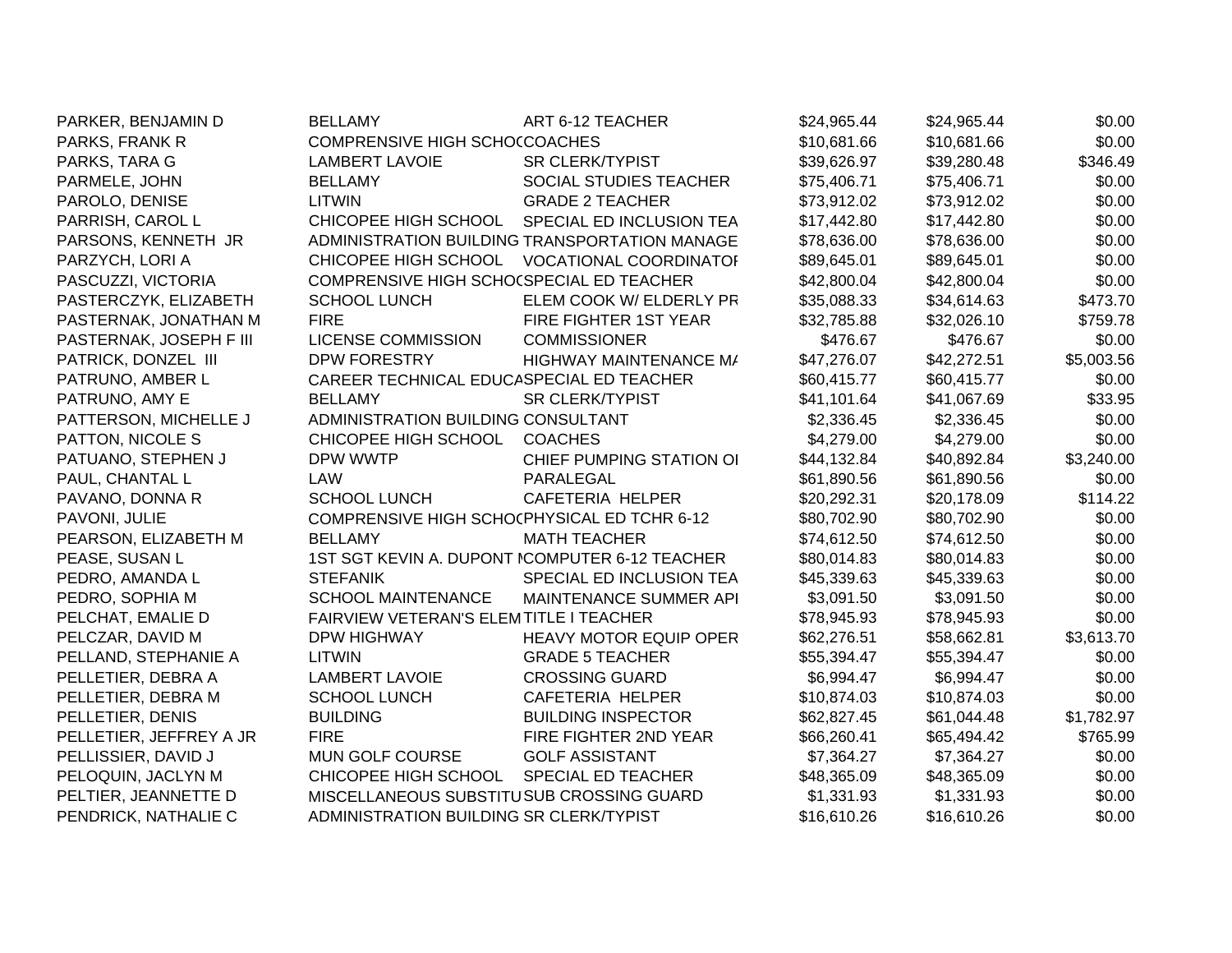| | | | | | |
|---|---|---|---|---|---|
| PARKER, BENJAMIN D | BELLAMY | ART 6-12 TEACHER | $24,965.44 | $24,965.44 | $0.00 |
| PARKS, FRANK R | COMPRENSIVE HIGH SCHOC | COACHES | $10,681.66 | $10,681.66 | $0.00 |
| PARKS, TARA G | LAMBERT LAVOIE | SR CLERK/TYPIST | $39,626.97 | $39,280.48 | $346.49 |
| PARMELE, JOHN | BELLAMY | SOCIAL STUDIES TEACHER | $75,406.71 | $75,406.71 | $0.00 |
| PAROLO, DENISE | LITWIN | GRADE 2 TEACHER | $73,912.02 | $73,912.02 | $0.00 |
| PARRISH, CAROL L | CHICOPEE HIGH SCHOOL | SPECIAL ED INCLUSION TEA | $17,442.80 | $17,442.80 | $0.00 |
| PARSONS, KENNETH JR | ADMINISTRATION BUILDING | TRANSPORTATION MANAGE | $78,636.00 | $78,636.00 | $0.00 |
| PARZYCH, LORI A | CHICOPEE HIGH SCHOOL | VOCATIONAL COORDINATOI | $89,645.01 | $89,645.01 | $0.00 |
| PASCUZZI, VICTORIA | COMPRENSIVE HIGH SCHOC | SPECIAL ED TEACHER | $42,800.04 | $42,800.04 | $0.00 |
| PASTERCZYK, ELIZABETH | SCHOOL LUNCH | ELEM COOK W/ ELDERLY PR | $35,088.33 | $34,614.63 | $473.70 |
| PASTERNAK, JONATHAN M | FIRE | FIRE FIGHTER 1ST YEAR | $32,785.88 | $32,026.10 | $759.78 |
| PASTERNAK, JOSEPH F III | LICENSE COMMISSION | COMMISSIONER | $476.67 | $476.67 | $0.00 |
| PATRICK, DONZEL III | DPW FORESTRY | HIGHWAY MAINTENANCE MA | $47,276.07 | $42,272.51 | $5,003.56 |
| PATRUNO, AMBER L | CAREER TECHNICAL EDUCA | SPECIAL ED TEACHER | $60,415.77 | $60,415.77 | $0.00 |
| PATRUNO, AMY E | BELLAMY | SR CLERK/TYPIST | $41,101.64 | $41,067.69 | $33.95 |
| PATTERSON, MICHELLE J | ADMINISTRATION BUILDING | CONSULTANT | $2,336.45 | $2,336.45 | $0.00 |
| PATTON, NICOLE S | CHICOPEE HIGH SCHOOL | COACHES | $4,279.00 | $4,279.00 | $0.00 |
| PATUANO, STEPHEN J | DPW WWTP | CHIEF PUMPING STATION OI | $44,132.84 | $40,892.84 | $3,240.00 |
| PAUL, CHANTAL L | LAW | PARALEGAL | $61,890.56 | $61,890.56 | $0.00 |
| PAVANO, DONNA R | SCHOOL LUNCH | CAFETERIA HELPER | $20,292.31 | $20,178.09 | $114.22 |
| PAVONI, JULIE | COMPRENSIVE HIGH SCHOC | PHYSICAL ED TCHR 6-12 | $80,702.90 | $80,702.90 | $0.00 |
| PEARSON, ELIZABETH M | BELLAMY | MATH TEACHER | $74,612.50 | $74,612.50 | $0.00 |
| PEASE, SUSAN L | 1ST SGT KEVIN A. DUPONT I | COMPUTER 6-12 TEACHER | $80,014.83 | $80,014.83 | $0.00 |
| PEDRO, AMANDA L | STEFANIK | SPECIAL ED INCLUSION TEA | $45,339.63 | $45,339.63 | $0.00 |
| PEDRO, SOPHIA M | SCHOOL MAINTENANCE | MAINTENANCE SUMMER API | $3,091.50 | $3,091.50 | $0.00 |
| PELCHAT, EMALIE D | FAIRVIEW VETERAN'S ELEM | TITLE I TEACHER | $78,945.93 | $78,945.93 | $0.00 |
| PELCZAR, DAVID M | DPW HIGHWAY | HEAVY MOTOR EQUIP OPER | $62,276.51 | $58,662.81 | $3,613.70 |
| PELLAND, STEPHANIE A | LITWIN | GRADE 5 TEACHER | $55,394.47 | $55,394.47 | $0.00 |
| PELLETIER, DEBRA A | LAMBERT LAVOIE | CROSSING GUARD | $6,994.47 | $6,994.47 | $0.00 |
| PELLETIER, DEBRA M | SCHOOL LUNCH | CAFETERIA HELPER | $10,874.03 | $10,874.03 | $0.00 |
| PELLETIER, DENIS | BUILDING | BUILDING INSPECTOR | $62,827.45 | $61,044.48 | $1,782.97 |
| PELLETIER, JEFFREY A JR | FIRE | FIRE FIGHTER 2ND YEAR | $66,260.41 | $65,494.42 | $765.99 |
| PELLISSIER, DAVID J | MUN GOLF COURSE | GOLF ASSISTANT | $7,364.27 | $7,364.27 | $0.00 |
| PELOQUIN, JACLYN M | CHICOPEE HIGH SCHOOL | SPECIAL ED TEACHER | $48,365.09 | $48,365.09 | $0.00 |
| PELTIER, JEANNETTE D | MISCELLANEOUS SUBSTITU | SUB CROSSING GUARD | $1,331.93 | $1,331.93 | $0.00 |
| PENDRICK, NATHALIE C | ADMINISTRATION BUILDING | SR CLERK/TYPIST | $16,610.26 | $16,610.26 | $0.00 |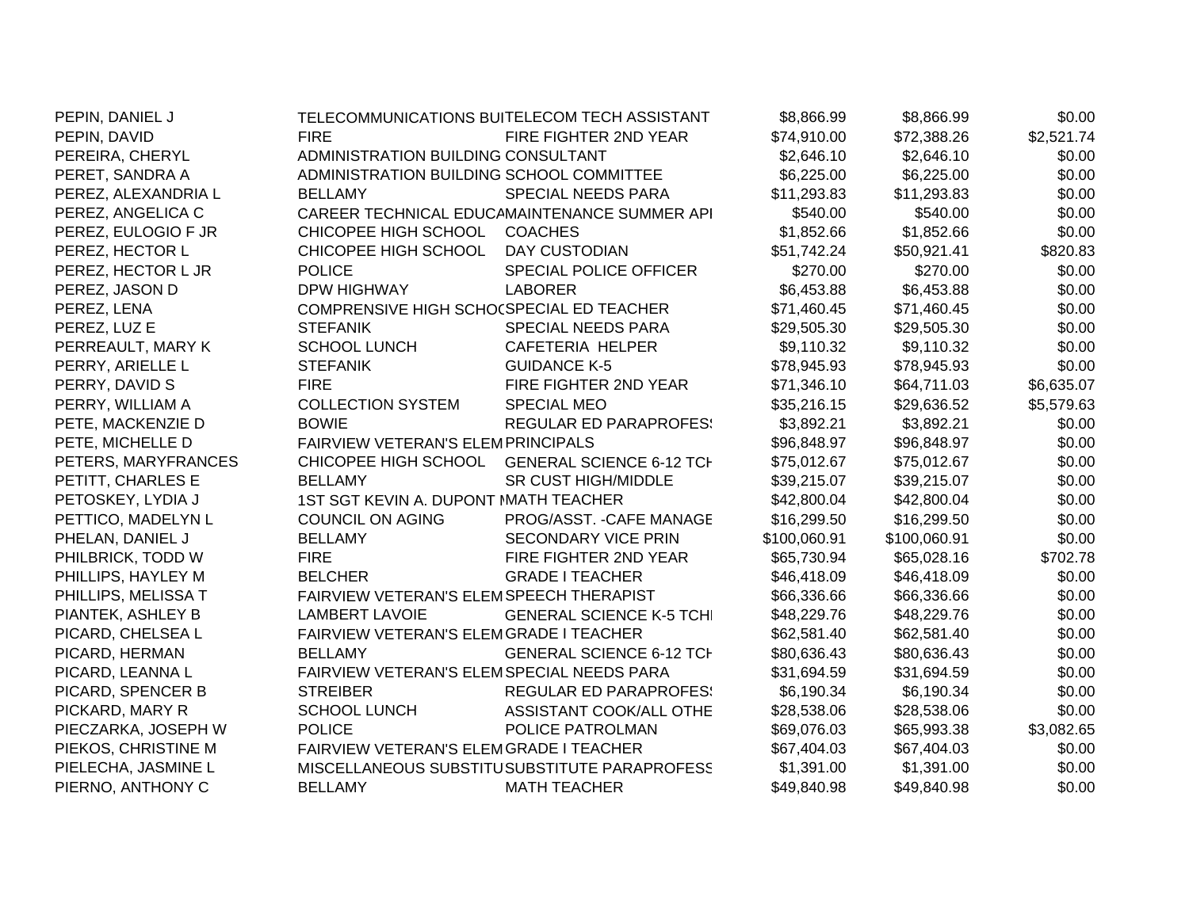| | | | | | |
|---|---|---|---|---|---|
| PEPIN, DANIEL J | TELECOMMUNICATIONS BUI | TELECOM TECH ASSISTANT | $8,866.99 | $8,866.99 | $0.00 |
| PEPIN, DAVID | FIRE | FIRE FIGHTER 2ND YEAR | $74,910.00 | $72,388.26 | $2,521.74 |
| PEREIRA, CHERYL | ADMINISTRATION BUILDING | CONSULTANT | $2,646.10 | $2,646.10 | $0.00 |
| PERET, SANDRA A | ADMINISTRATION BUILDING | SCHOOL COMMITTEE | $6,225.00 | $6,225.00 | $0.00 |
| PEREZ, ALEXANDRIA L | BELLAMY | SPECIAL NEEDS PARA | $11,293.83 | $11,293.83 | $0.00 |
| PEREZ, ANGELICA C | CAREER TECHNICAL EDUCA | MAINTENANCE SUMMER API | $540.00 | $540.00 | $0.00 |
| PEREZ, EULOGIO F JR | CHICOPEE HIGH SCHOOL | COACHES | $1,852.66 | $1,852.66 | $0.00 |
| PEREZ, HECTOR L | CHICOPEE HIGH SCHOOL | DAY CUSTODIAN | $51,742.24 | $50,921.41 | $820.83 |
| PEREZ, HECTOR L JR | POLICE | SPECIAL POLICE OFFICER | $270.00 | $270.00 | $0.00 |
| PEREZ, JASON D | DPW HIGHWAY | LABORER | $6,453.88 | $6,453.88 | $0.00 |
| PEREZ, LENA | COMPRENSIVE HIGH SCHOO | SPECIAL ED TEACHER | $71,460.45 | $71,460.45 | $0.00 |
| PEREZ, LUZ E | STEFANIK | SPECIAL NEEDS PARA | $29,505.30 | $29,505.30 | $0.00 |
| PERREAULT, MARY K | SCHOOL LUNCH | CAFETERIA HELPER | $9,110.32 | $9,110.32 | $0.00 |
| PERRY, ARIELLE L | STEFANIK | GUIDANCE K-5 | $78,945.93 | $78,945.93 | $0.00 |
| PERRY, DAVID S | FIRE | FIRE FIGHTER 2ND YEAR | $71,346.10 | $64,711.03 | $6,635.07 |
| PERRY, WILLIAM A | COLLECTION SYSTEM | SPECIAL MEO | $35,216.15 | $29,636.52 | $5,579.63 |
| PETE, MACKENZIE D | BOWIE | REGULAR ED PARAPROFES | $3,892.21 | $3,892.21 | $0.00 |
| PETE, MICHELLE D | FAIRVIEW VETERAN'S ELEM | PRINCIPALS | $96,848.97 | $96,848.97 | $0.00 |
| PETERS, MARYFRANCES | CHICOPEE HIGH SCHOOL | GENERAL SCIENCE 6-12 TCH | $75,012.67 | $75,012.67 | $0.00 |
| PETITT, CHARLES E | BELLAMY | SR CUST HIGH/MIDDLE | $39,215.07 | $39,215.07 | $0.00 |
| PETOSKEY, LYDIA J | 1ST SGT KEVIN A. DUPONT M | MATH TEACHER | $42,800.04 | $42,800.04 | $0.00 |
| PETTICO, MADELYN L | COUNCIL ON AGING | PROG/ASST. -CAFE MANAGE | $16,299.50 | $16,299.50 | $0.00 |
| PHELAN, DANIEL J | BELLAMY | SECONDARY VICE PRIN | $100,060.91 | $100,060.91 | $0.00 |
| PHILBRICK, TODD W | FIRE | FIRE FIGHTER 2ND YEAR | $65,730.94 | $65,028.16 | $702.78 |
| PHILLIPS, HAYLEY M | BELCHER | GRADE I TEACHER | $46,418.09 | $46,418.09 | $0.00 |
| PHILLIPS, MELISSA T | FAIRVIEW VETERAN'S ELEM | SPEECH THERAPIST | $66,336.66 | $66,336.66 | $0.00 |
| PIANTEK, ASHLEY B | LAMBERT LAVOIE | GENERAL SCIENCE K-5 TCH | $48,229.76 | $48,229.76 | $0.00 |
| PICARD, CHELSEA L | FAIRVIEW VETERAN'S ELEM | GRADE I TEACHER | $62,581.40 | $62,581.40 | $0.00 |
| PICARD, HERMAN | BELLAMY | GENERAL SCIENCE 6-12 TCH | $80,636.43 | $80,636.43 | $0.00 |
| PICARD, LEANNA L | FAIRVIEW VETERAN'S ELEM | SPECIAL NEEDS PARA | $31,694.59 | $31,694.59 | $0.00 |
| PICARD, SPENCER B | STREIBER | REGULAR ED PARAPROFES | $6,190.34 | $6,190.34 | $0.00 |
| PICKARD, MARY R | SCHOOL LUNCH | ASSISTANT COOK/ALL OTHE | $28,538.06 | $28,538.06 | $0.00 |
| PIECZARKA, JOSEPH W | POLICE | POLICE PATROLMAN | $69,076.03 | $65,993.38 | $3,082.65 |
| PIEKOS, CHRISTINE M | FAIRVIEW VETERAN'S ELEM | GRADE I TEACHER | $67,404.03 | $67,404.03 | $0.00 |
| PIELECHA, JASMINE L | MISCELLANEOUS SUBSTITU | SUBSTITUTE PARAPROFESS | $1,391.00 | $1,391.00 | $0.00 |
| PIERNO, ANTHONY C | BELLAMY | MATH TEACHER | $49,840.98 | $49,840.98 | $0.00 |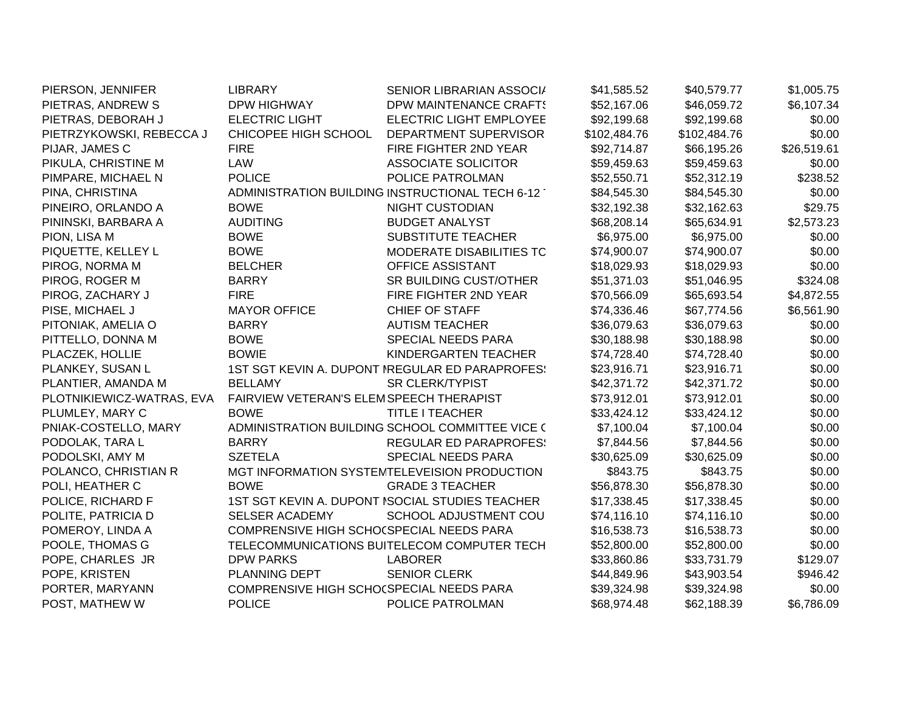| | | | | | |
|---|---|---|---|---|---|
| PIERSON, JENNIFER | LIBRARY | SENIOR LIBRARIAN ASSOCI/ | $41,585.52 | $40,579.77 | $1,005.75 |
| PIETRAS, ANDREW S | DPW HIGHWAY | DPW MAINTENANCE CRAFTS | $52,167.06 | $46,059.72 | $6,107.34 |
| PIETRAS, DEBORAH J | ELECTRIC LIGHT | ELECTRIC LIGHT EMPLOYEE | $92,199.68 | $92,199.68 | $0.00 |
| PIETRZYKOWSKI, REBECCA J | CHICOPEE HIGH SCHOOL | DEPARTMENT SUPERVISOR | $102,484.76 | $102,484.76 | $0.00 |
| PIJAR, JAMES C | FIRE | FIRE FIGHTER 2ND YEAR | $92,714.87 | $66,195.26 | $26,519.61 |
| PIKULA, CHRISTINE M | LAW | ASSOCIATE SOLICITOR | $59,459.63 | $59,459.63 | $0.00 |
| PIMPARE, MICHAEL N | POLICE | POLICE PATROLMAN | $52,550.71 | $52,312.19 | $238.52 |
| PINA, CHRISTINA | ADMINISTRATION BUILDING | INSTRUCTIONAL TECH 6-12 | $84,545.30 | $84,545.30 | $0.00 |
| PINEIRO, ORLANDO A | BOWE | NIGHT CUSTODIAN | $32,192.38 | $32,162.63 | $29.75 |
| PININSKI, BARBARA A | AUDITING | BUDGET ANALYST | $68,208.14 | $65,634.91 | $2,573.23 |
| PION, LISA M | BOWE | SUBSTITUTE TEACHER | $6,975.00 | $6,975.00 | $0.00 |
| PIQUETTE, KELLEY L | BOWE | MODERATE DISABILITIES TC | $74,900.07 | $74,900.07 | $0.00 |
| PIROG, NORMA M | BELCHER | OFFICE ASSISTANT | $18,029.93 | $18,029.93 | $0.00 |
| PIROG, ROGER M | BARRY | SR BUILDING CUST/OTHER | $51,371.03 | $51,046.95 | $324.08 |
| PIROG, ZACHARY J | FIRE | FIRE FIGHTER 2ND YEAR | $70,566.09 | $65,693.54 | $4,872.55 |
| PISE, MICHAEL J | MAYOR OFFICE | CHIEF OF STAFF | $74,336.46 | $67,774.56 | $6,561.90 |
| PITONIAK, AMELIA O | BARRY | AUTISM TEACHER | $36,079.63 | $36,079.63 | $0.00 |
| PITTELLO, DONNA M | BOWE | SPECIAL NEEDS PARA | $30,188.98 | $30,188.98 | $0.00 |
| PLACZEK, HOLLIE | BOWIE | KINDERGARTEN TEACHER | $74,728.40 | $74,728.40 | $0.00 |
| PLANKEY, SUSAN L | 1ST SGT KEVIN A. DUPONT M | REGULAR ED PARAPROFESS | $23,916.71 | $23,916.71 | $0.00 |
| PLANTIER, AMANDA M | BELLAMY | SR CLERK/TYPIST | $42,371.72 | $42,371.72 | $0.00 |
| PLOTNIKIEWICZ-WATRAS, EVA | FAIRVIEW VETERAN'S ELEM | SPEECH THERAPIST | $73,912.01 | $73,912.01 | $0.00 |
| PLUMLEY, MARY C | BOWE | TITLE I TEACHER | $33,424.12 | $33,424.12 | $0.00 |
| PNIAK-COSTELLO, MARY | ADMINISTRATION BUILDING | SCHOOL COMMITTEE VICE C | $7,100.04 | $7,100.04 | $0.00 |
| PODOLAK, TARA L | BARRY | REGULAR ED PARAPROFESS | $7,844.56 | $7,844.56 | $0.00 |
| PODOLSKI, AMY M | SZETELA | SPECIAL NEEDS PARA | $30,625.09 | $30,625.09 | $0.00 |
| POLANCO, CHRISTIAN R | MGT INFORMATION SYSTEM | TELEVEISION PRODUCTION | $843.75 | $843.75 | $0.00 |
| POLI, HEATHER C | BOWE | GRADE 3 TEACHER | $56,878.30 | $56,878.30 | $0.00 |
| POLICE, RICHARD F | 1ST SGT KEVIN A. DUPONT M | SOCIAL STUDIES TEACHER | $17,338.45 | $17,338.45 | $0.00 |
| POLITE, PATRICIA D | SELSER ACADEMY | SCHOOL ADJUSTMENT COU | $74,116.10 | $74,116.10 | $0.00 |
| POMEROY, LINDA A | COMPRENSIVE HIGH SCHOO | SPECIAL NEEDS PARA | $16,538.73 | $16,538.73 | $0.00 |
| POOLE, THOMAS G | TELECOMMUNICATIONS BUI | TELECOM COMPUTER TECH | $52,800.00 | $52,800.00 | $0.00 |
| POPE, CHARLES JR | DPW PARKS | LABORER | $33,860.86 | $33,731.79 | $129.07 |
| POPE, KRISTEN | PLANNING DEPT | SENIOR CLERK | $44,849.96 | $43,903.54 | $946.42 |
| PORTER, MARYANN | COMPRENSIVE HIGH SCHOO | SPECIAL NEEDS PARA | $39,324.98 | $39,324.98 | $0.00 |
| POST, MATHEW W | POLICE | POLICE PATROLMAN | $68,974.48 | $62,188.39 | $6,786.09 |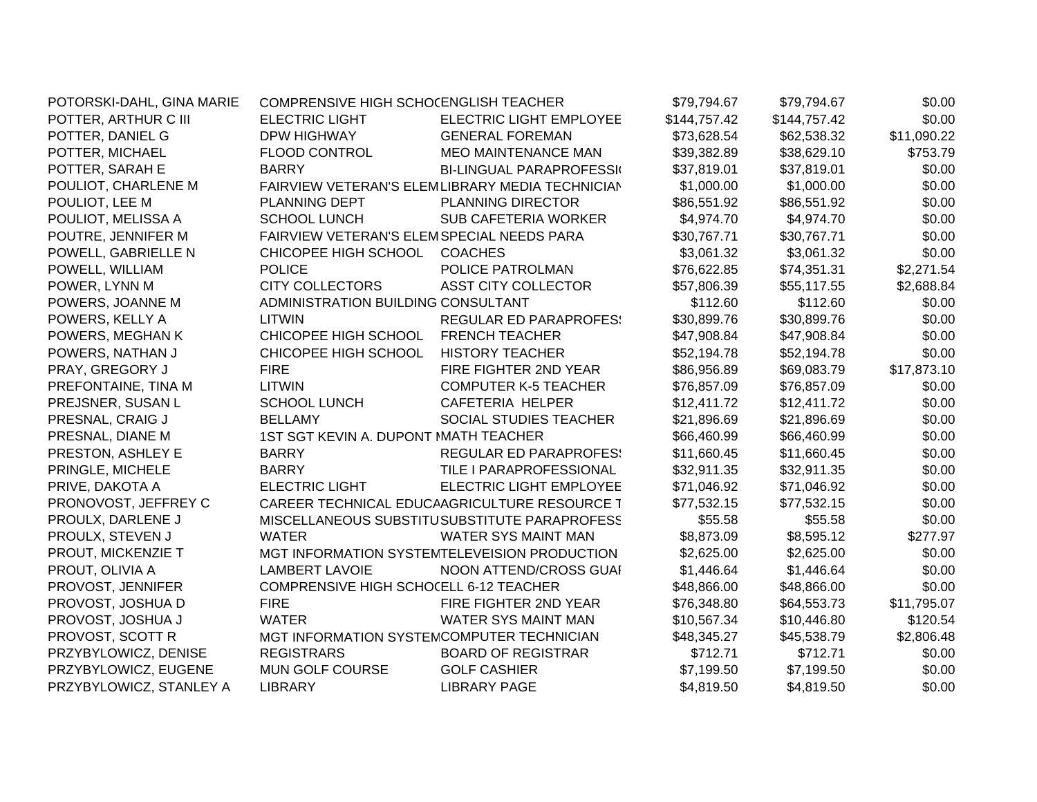| | | | | | |
|---|---|---|---|---|---|
| POTORSKI-DAHL, GINA MARIE | COMPRENSIVE HIGH SCHOOL | ENGLISH TEACHER | $79,794.67 | $79,794.67 | $0.00 |
| POTTER, ARTHUR C III | ELECTRIC LIGHT | ELECTRIC LIGHT EMPLOYEE | $144,757.42 | $144,757.42 | $0.00 |
| POTTER, DANIEL G | DPW HIGHWAY | GENERAL FOREMAN | $73,628.54 | $62,538.32 | $11,090.22 |
| POTTER, MICHAEL | FLOOD CONTROL | MEO MAINTENANCE MAN | $39,382.89 | $38,629.10 | $753.79 |
| POTTER, SARAH E | BARRY | BI-LINGUAL PARAPROFESSI | $37,819.01 | $37,819.01 | $0.00 |
| POULIOT, CHARLENE M | FAIRVIEW VETERAN'S ELEM | LIBRARY MEDIA TECHNICIAN | $1,000.00 | $1,000.00 | $0.00 |
| POULIOT, LEE M | PLANNING DEPT | PLANNING DIRECTOR | $86,551.92 | $86,551.92 | $0.00 |
| POULIOT, MELISSA A | SCHOOL LUNCH | SUB CAFETERIA WORKER | $4,974.70 | $4,974.70 | $0.00 |
| POUTRE, JENNIFER M | FAIRVIEW VETERAN'S ELEM | SPECIAL NEEDS PARA | $30,767.71 | $30,767.71 | $0.00 |
| POWELL, GABRIELLE N | CHICOPEE HIGH SCHOOL | COACHES | $3,061.32 | $3,061.32 | $0.00 |
| POWELL, WILLIAM | POLICE | POLICE PATROLMAN | $76,622.85 | $74,351.31 | $2,271.54 |
| POWER, LYNN M | CITY COLLECTORS | ASST CITY COLLECTOR | $57,806.39 | $55,117.55 | $2,688.84 |
| POWERS, JOANNE M | ADMINISTRATION BUILDING | CONSULTANT | $112.60 | $112.60 | $0.00 |
| POWERS, KELLY A | LITWIN | REGULAR ED PARAPROFES | $30,899.76 | $30,899.76 | $0.00 |
| POWERS, MEGHAN K | CHICOPEE HIGH SCHOOL | FRENCH TEACHER | $47,908.84 | $47,908.84 | $0.00 |
| POWERS, NATHAN J | CHICOPEE HIGH SCHOOL | HISTORY TEACHER | $52,194.78 | $52,194.78 | $0.00 |
| PRAY, GREGORY J | FIRE | FIRE FIGHTER 2ND YEAR | $86,956.89 | $69,083.79 | $17,873.10 |
| PREFONTAINE, TINA M | LITWIN | COMPUTER K-5 TEACHER | $76,857.09 | $76,857.09 | $0.00 |
| PREJSNER, SUSAN L | SCHOOL LUNCH | CAFETERIA HELPER | $12,411.72 | $12,411.72 | $0.00 |
| PRESNAL, CRAIG J | BELLAMY | SOCIAL STUDIES TEACHER | $21,896.69 | $21,896.69 | $0.00 |
| PRESNAL, DIANE M | 1ST SGT KEVIN A. DUPONT M | MATH TEACHER | $66,460.99 | $66,460.99 | $0.00 |
| PRESTON, ASHLEY E | BARRY | REGULAR ED PARAPROFES | $11,660.45 | $11,660.45 | $0.00 |
| PRINGLE, MICHELE | BARRY | TILE I PARAPROFESSIONAL | $32,911.35 | $32,911.35 | $0.00 |
| PRIVE, DAKOTA A | ELECTRIC LIGHT | ELECTRIC LIGHT EMPLOYEE | $71,046.92 | $71,046.92 | $0.00 |
| PRONOVOST, JEFFREY C | CAREER TECHNICAL EDUCA | AGRICULTURE RESOURCE T | $77,532.15 | $77,532.15 | $0.00 |
| PROULX, DARLENE J | MISCELLANEOUS SUBSTITU | SUBSTITUTE PARAPROFESS | $55.58 | $55.58 | $0.00 |
| PROULX, STEVEN J | WATER | WATER SYS MAINT MAN | $8,873.09 | $8,595.12 | $277.97 |
| PROUT, MICKENZIE T | MGT INFORMATION SYSTEM | TELEVEISION PRODUCTION | $2,625.00 | $2,625.00 | $0.00 |
| PROUT, OLIVIA A | LAMBERT LAVOIE | NOON ATTEND/CROSS GUAI | $1,446.64 | $1,446.64 | $0.00 |
| PROVOST, JENNIFER | COMPRENSIVE HIGH SCHOOL | ELL 6-12 TEACHER | $48,866.00 | $48,866.00 | $0.00 |
| PROVOST, JOSHUA D | FIRE | FIRE FIGHTER 2ND YEAR | $76,348.80 | $64,553.73 | $11,795.07 |
| PROVOST, JOSHUA J | WATER | WATER SYS MAINT MAN | $10,567.34 | $10,446.80 | $120.54 |
| PROVOST, SCOTT R | MGT INFORMATION SYSTEM | COMPUTER TECHNICIAN | $48,345.27 | $45,538.79 | $2,806.48 |
| PRZYBYLOWICZ, DENISE | REGISTRARS | BOARD OF REGISTRAR | $712.71 | $712.71 | $0.00 |
| PRZYBYLOWICZ, EUGENE | MUN GOLF COURSE | GOLF CASHIER | $7,199.50 | $7,199.50 | $0.00 |
| PRZYBYLOWICZ, STANLEY A | LIBRARY | LIBRARY PAGE | $4,819.50 | $4,819.50 | $0.00 |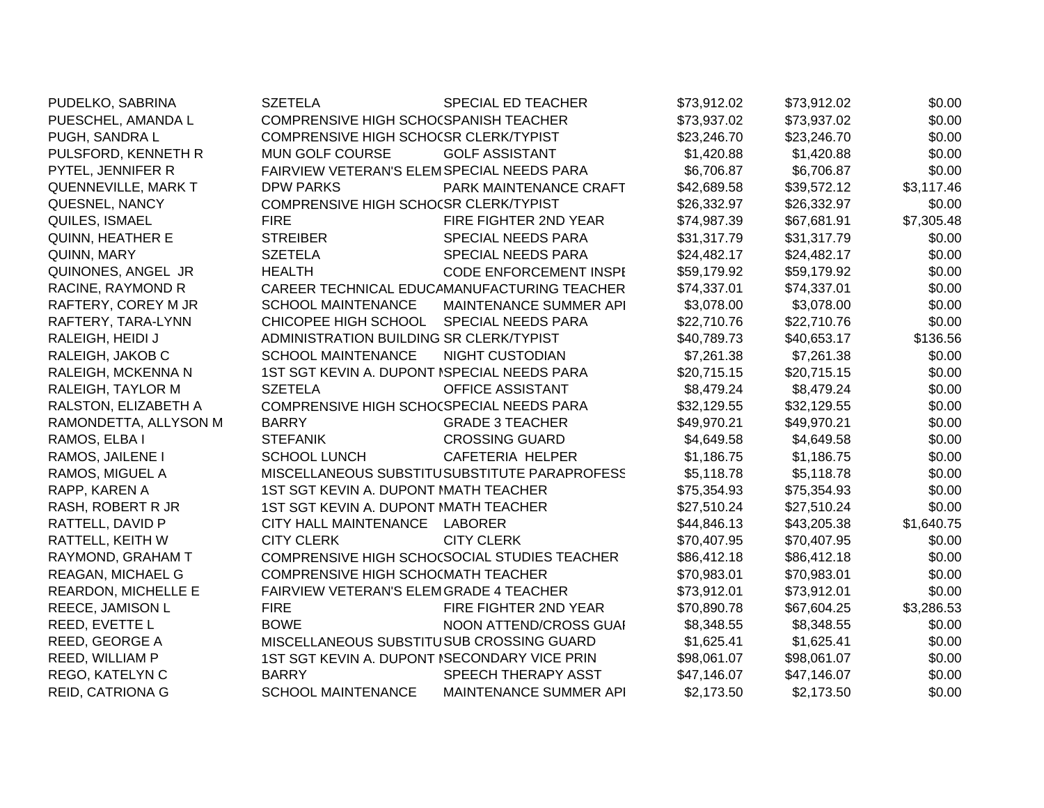| | | | | | |
|---|---|---|---|---|---|
| PUDELKO, SABRINA | SZETELA | SPECIAL ED TEACHER | $73,912.02 | $73,912.02 | $0.00 |
| PUESCHEL, AMANDA L | COMPRENSIVE HIGH SCHOO | SPANISH TEACHER | $73,937.02 | $73,937.02 | $0.00 |
| PUGH, SANDRA L | COMPRENSIVE HIGH SCHOO | SR CLERK/TYPIST | $23,246.70 | $23,246.70 | $0.00 |
| PULSFORD, KENNETH R | MUN GOLF COURSE | GOLF ASSISTANT | $1,420.88 | $1,420.88 | $0.00 |
| PYTEL, JENNIFER R | FAIRVIEW VETERAN'S ELEM | SPECIAL NEEDS PARA | $6,706.87 | $6,706.87 | $0.00 |
| QUENNEVILLE, MARK T | DPW PARKS | PARK MAINTENANCE CRAFT | $42,689.58 | $39,572.12 | $3,117.46 |
| QUESNEL, NANCY | COMPRENSIVE HIGH SCHOO | SR CLERK/TYPIST | $26,332.97 | $26,332.97 | $0.00 |
| QUILES, ISMAEL | FIRE | FIRE FIGHTER 2ND YEAR | $74,987.39 | $67,681.91 | $7,305.48 |
| QUINN, HEATHER E | STREIBER | SPECIAL NEEDS PARA | $31,317.79 | $31,317.79 | $0.00 |
| QUINN, MARY | SZETELA | SPECIAL NEEDS PARA | $24,482.17 | $24,482.17 | $0.00 |
| QUINONES, ANGEL JR | HEALTH | CODE ENFORCEMENT INSPE | $59,179.92 | $59,179.92 | $0.00 |
| RACINE, RAYMOND R | CAREER TECHNICAL EDUCA | MANUFACTURING TEACHER | $74,337.01 | $74,337.01 | $0.00 |
| RAFTERY, COREY M JR | SCHOOL MAINTENANCE | MAINTENANCE SUMMER API | $3,078.00 | $3,078.00 | $0.00 |
| RAFTERY, TARA-LYNN | CHICOPEE HIGH SCHOOL | SPECIAL NEEDS PARA | $22,710.76 | $22,710.76 | $0.00 |
| RALEIGH, HEIDI J | ADMINISTRATION BUILDING | SR CLERK/TYPIST | $40,789.73 | $40,653.17 | $136.56 |
| RALEIGH, JAKOB C | SCHOOL MAINTENANCE | NIGHT CUSTODIAN | $7,261.38 | $7,261.38 | $0.00 |
| RALEIGH, MCKENNA N | 1ST SGT KEVIN A. DUPONT M | SPECIAL NEEDS PARA | $20,715.15 | $20,715.15 | $0.00 |
| RALEIGH, TAYLOR M | SZETELA | OFFICE ASSISTANT | $8,479.24 | $8,479.24 | $0.00 |
| RALSTON, ELIZABETH A | COMPRENSIVE HIGH SCHOO | SPECIAL NEEDS PARA | $32,129.55 | $32,129.55 | $0.00 |
| RAMONDETTA, ALLYSON M | BARRY | GRADE 3 TEACHER | $49,970.21 | $49,970.21 | $0.00 |
| RAMOS, ELBA I | STEFANIK | CROSSING GUARD | $4,649.58 | $4,649.58 | $0.00 |
| RAMOS, JAILENE I | SCHOOL LUNCH | CAFETERIA HELPER | $1,186.75 | $1,186.75 | $0.00 |
| RAMOS, MIGUEL A | MISCELLANEOUS SUBSTITU | SUBSTITUTE PARAPROFESS | $5,118.78 | $5,118.78 | $0.00 |
| RAPP, KAREN A | 1ST SGT KEVIN A. DUPONT M | MATH TEACHER | $75,354.93 | $75,354.93 | $0.00 |
| RASH, ROBERT R JR | 1ST SGT KEVIN A. DUPONT M | MATH TEACHER | $27,510.24 | $27,510.24 | $0.00 |
| RATTELL, DAVID P | CITY HALL MAINTENANCE | LABORER | $44,846.13 | $43,205.38 | $1,640.75 |
| RATTELL, KEITH W | CITY CLERK | CITY CLERK | $70,407.95 | $70,407.95 | $0.00 |
| RAYMOND, GRAHAM T | COMPRENSIVE HIGH SCHOO | SOCIAL STUDIES TEACHER | $86,412.18 | $86,412.18 | $0.00 |
| REAGAN, MICHAEL G | COMPRENSIVE HIGH SCHOO | MATH TEACHER | $70,983.01 | $70,983.01 | $0.00 |
| REARDON, MICHELLE E | FAIRVIEW VETERAN'S ELEM | GRADE 4 TEACHER | $73,912.01 | $73,912.01 | $0.00 |
| REECE, JAMISON L | FIRE | FIRE FIGHTER 2ND YEAR | $70,890.78 | $67,604.25 | $3,286.53 |
| REED, EVETTE L | BOWE | NOON ATTEND/CROSS GUAI | $8,348.55 | $8,348.55 | $0.00 |
| REED, GEORGE A | MISCELLANEOUS SUBSTITU | SUB CROSSING GUARD | $1,625.41 | $1,625.41 | $0.00 |
| REED, WILLIAM P | 1ST SGT KEVIN A. DUPONT M | SECONDARY VICE PRIN | $98,061.07 | $98,061.07 | $0.00 |
| REGO, KATELYN C | BARRY | SPEECH THERAPY ASST | $47,146.07 | $47,146.07 | $0.00 |
| REID, CATRIONA G | SCHOOL MAINTENANCE | MAINTENANCE SUMMER API | $2,173.50 | $2,173.50 | $0.00 |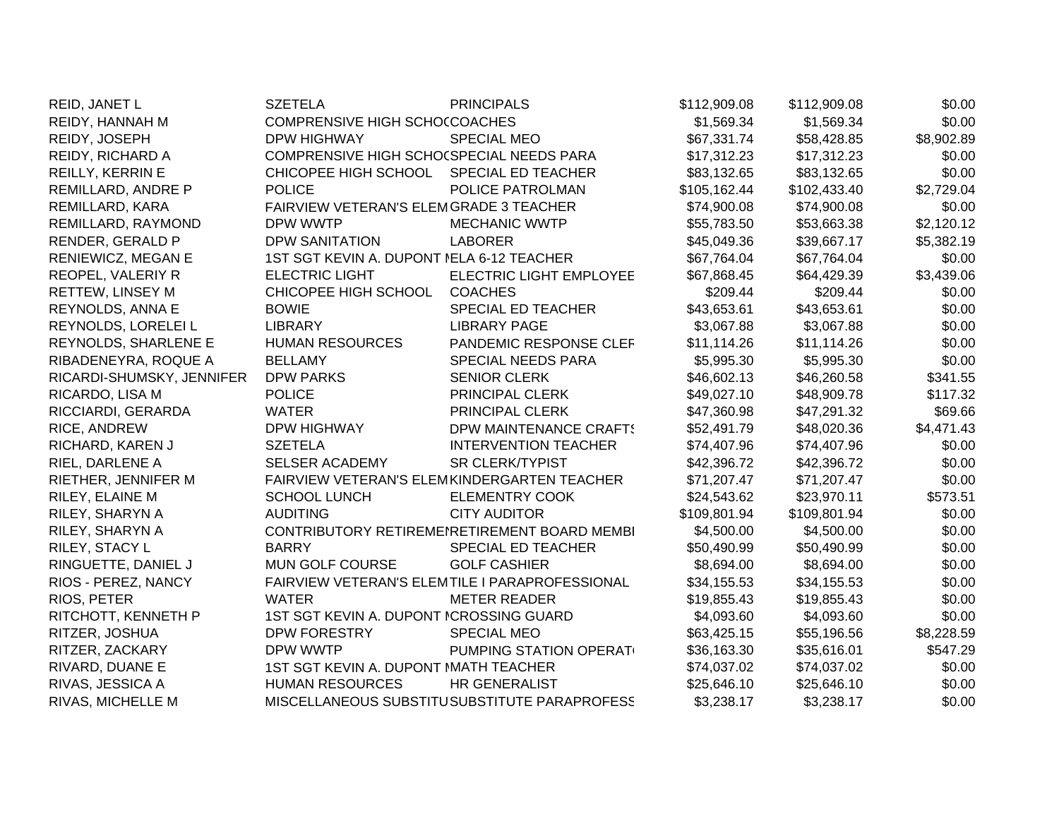| | | | | | |
|---|---|---|---|---|---|
| REID, JANET L | SZETELA | PRINCIPALS | $112,909.08 | $112,909.08 | $0.00 |
| REIDY, HANNAH M | COMPRENSIVE HIGH SCHOC | COACHES | $1,569.34 | $1,569.34 | $0.00 |
| REIDY, JOSEPH | DPW HIGHWAY | SPECIAL MEO | $67,331.74 | $58,428.85 | $8,902.89 |
| REIDY, RICHARD A | COMPRENSIVE HIGH SCHOC | SPECIAL NEEDS PARA | $17,312.23 | $17,312.23 | $0.00 |
| REILLY, KERRIN E | CHICOPEE HIGH SCHOOL | SPECIAL ED TEACHER | $83,132.65 | $83,132.65 | $0.00 |
| REMILLARD, ANDRE P | POLICE | POLICE PATROLMAN | $105,162.44 | $102,433.40 | $2,729.04 |
| REMILLARD, KARA | FAIRVIEW VETERAN'S ELEM | GRADE 3 TEACHER | $74,900.08 | $74,900.08 | $0.00 |
| REMILLARD, RAYMOND | DPW WWTP | MECHANIC WWTP | $55,783.50 | $53,663.38 | $2,120.12 |
| RENDER, GERALD P | DPW SANITATION | LABORER | $45,049.36 | $39,667.17 | $5,382.19 |
| RENIEWICZ, MEGAN E | 1ST SGT KEVIN A. DUPONT M | ELA 6-12 TEACHER | $67,764.04 | $67,764.04 | $0.00 |
| REOPEL, VALERIY R | ELECTRIC LIGHT | ELECTRIC LIGHT EMPLOYEE | $67,868.45 | $64,429.39 | $3,439.06 |
| RETTEW, LINSEY M | CHICOPEE HIGH SCHOOL | COACHES | $209.44 | $209.44 | $0.00 |
| REYNOLDS, ANNA E | BOWIE | SPECIAL ED TEACHER | $43,653.61 | $43,653.61 | $0.00 |
| REYNOLDS, LORELEI L | LIBRARY | LIBRARY PAGE | $3,067.88 | $3,067.88 | $0.00 |
| REYNOLDS, SHARLENE E | HUMAN RESOURCES | PANDEMIC RESPONSE CLER | $11,114.26 | $11,114.26 | $0.00 |
| RIBADENEYRA, ROQUE A | BELLAMY | SPECIAL NEEDS PARA | $5,995.30 | $5,995.30 | $0.00 |
| RICARDI-SHUMSKY, JENNIFER | DPW PARKS | SENIOR CLERK | $46,602.13 | $46,260.58 | $341.55 |
| RICARDO, LISA M | POLICE | PRINCIPAL CLERK | $49,027.10 | $48,909.78 | $117.32 |
| RICCIARDI, GERARDA | WATER | PRINCIPAL CLERK | $47,360.98 | $47,291.32 | $69.66 |
| RICE, ANDREW | DPW HIGHWAY | DPW MAINTENANCE CRAFTS | $52,491.79 | $48,020.36 | $4,471.43 |
| RICHARD, KAREN J | SZETELA | INTERVENTION TEACHER | $74,407.96 | $74,407.96 | $0.00 |
| RIEL, DARLENE A | SELSER ACADEMY | SR CLERK/TYPIST | $42,396.72 | $42,396.72 | $0.00 |
| RIETHER, JENNIFER M | FAIRVIEW VETERAN'S ELEM | KINDERGARTEN TEACHER | $71,207.47 | $71,207.47 | $0.00 |
| RILEY, ELAINE M | SCHOOL LUNCH | ELEMENTRY COOK | $24,543.62 | $23,970.11 | $573.51 |
| RILEY, SHARYN A | AUDITING | CITY AUDITOR | $109,801.94 | $109,801.94 | $0.00 |
| RILEY, SHARYN A | CONTRIBUTORY RETIREMEN | RETIREMENT BOARD MEMBI | $4,500.00 | $4,500.00 | $0.00 |
| RILEY, STACY L | BARRY | SPECIAL ED TEACHER | $50,490.99 | $50,490.99 | $0.00 |
| RINGUETTE, DANIEL J | MUN GOLF COURSE | GOLF CASHIER | $8,694.00 | $8,694.00 | $0.00 |
| RIOS - PEREZ, NANCY | FAIRVIEW VETERAN'S ELEM | TILE I PARAPROFESSIONAL | $34,155.53 | $34,155.53 | $0.00 |
| RIOS, PETER | WATER | METER READER | $19,855.43 | $19,855.43 | $0.00 |
| RITCHOTT, KENNETH P | 1ST SGT KEVIN A. DUPONT M | CROSSING GUARD | $4,093.60 | $4,093.60 | $0.00 |
| RITZER, JOSHUA | DPW FORESTRY | SPECIAL MEO | $63,425.15 | $55,196.56 | $8,228.59 |
| RITZER, ZACKARY | DPW WWTP | PUMPING STATION OPERAT | $36,163.30 | $35,616.01 | $547.29 |
| RIVARD, DUANE E | 1ST SGT KEVIN A. DUPONT M | MATH TEACHER | $74,037.02 | $74,037.02 | $0.00 |
| RIVAS, JESSICA A | HUMAN RESOURCES | HR GENERALIST | $25,646.10 | $25,646.10 | $0.00 |
| RIVAS, MICHELLE M | MISCELLANEOUS SUBSTITU | SUBSTITUTE PARAPROFESS | $3,238.17 | $3,238.17 | $0.00 |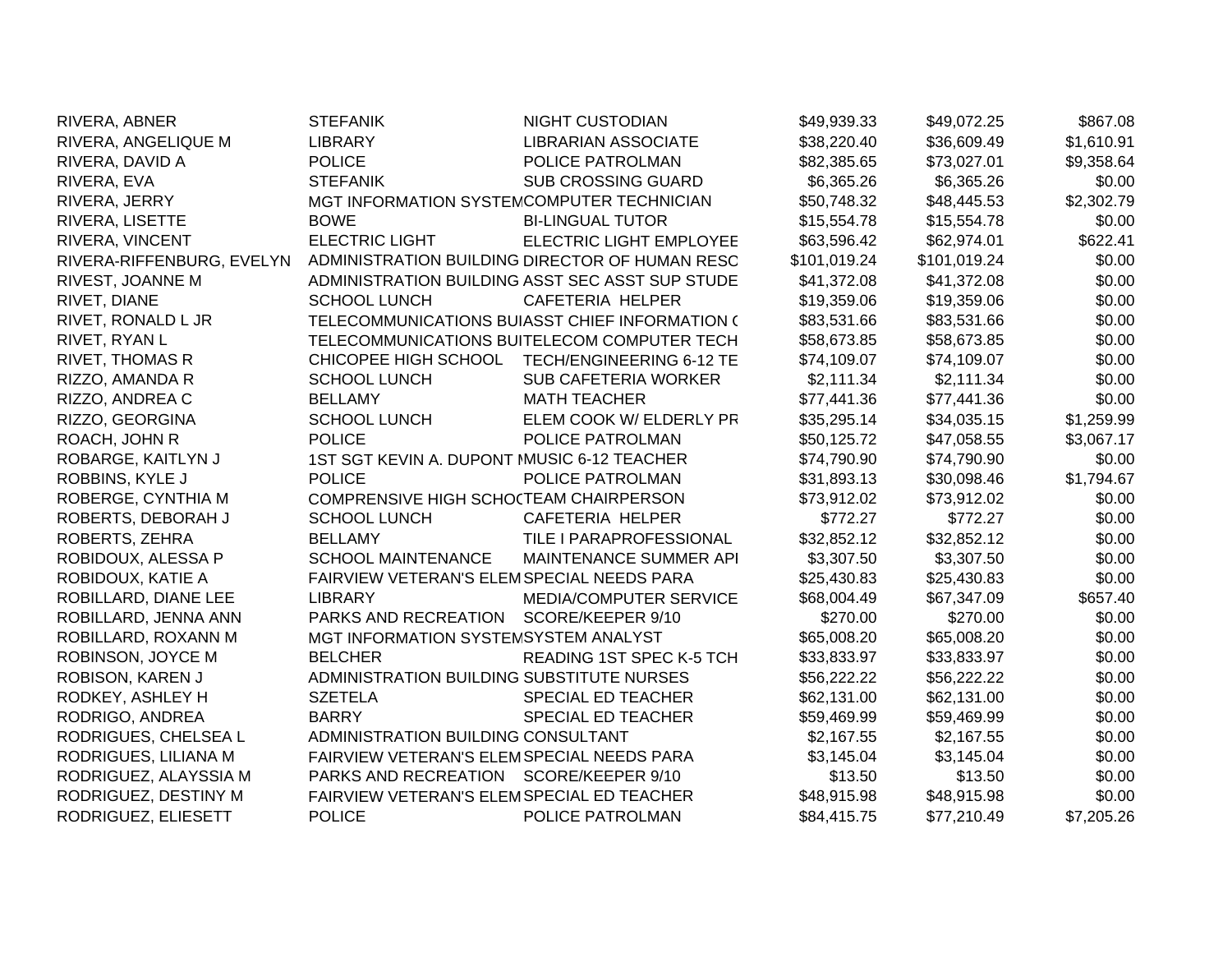| | | | | | |
|---|---|---|---|---|---|
| RIVERA, ABNER | STEFANIK | NIGHT CUSTODIAN | $49,939.33 | $49,072.25 | $867.08 |
| RIVERA, ANGELIQUE M | LIBRARY | LIBRARIAN ASSOCIATE | $38,220.40 | $36,609.49 | $1,610.91 |
| RIVERA, DAVID A | POLICE | POLICE PATROLMAN | $82,385.65 | $73,027.01 | $9,358.64 |
| RIVERA, EVA | STEFANIK | SUB CROSSING GUARD | $6,365.26 | $6,365.26 | $0.00 |
| RIVERA, JERRY | MGT INFORMATION SYSTEM | COMPUTER TECHNICIAN | $50,748.32 | $48,445.53 | $2,302.79 |
| RIVERA, LISETTE | BOWE | BI-LINGUAL TUTOR | $15,554.78 | $15,554.78 | $0.00 |
| RIVERA, VINCENT | ELECTRIC LIGHT | ELECTRIC LIGHT EMPLOYEE | $63,596.42 | $62,974.01 | $622.41 |
| RIVERA-RIFFENBURG, EVELYN | ADMINISTRATION BUILDING | DIRECTOR OF HUMAN RESC | $101,019.24 | $101,019.24 | $0.00 |
| RIVEST, JOANNE M | ADMINISTRATION BUILDING | ASST SEC ASST SUP STUDE | $41,372.08 | $41,372.08 | $0.00 |
| RIVET, DIANE | SCHOOL LUNCH | CAFETERIA HELPER | $19,359.06 | $19,359.06 | $0.00 |
| RIVET, RONALD L JR | TELECOMMUNICATIONS BUI | ASST CHIEF INFORMATION ( | $83,531.66 | $83,531.66 | $0.00 |
| RIVET, RYAN L | TELECOMMUNICATIONS BUI | TELECOM COMPUTER TECH | $58,673.85 | $58,673.85 | $0.00 |
| RIVET, THOMAS R | CHICOPEE HIGH SCHOOL | TECH/ENGINEERING 6-12 TE | $74,109.07 | $74,109.07 | $0.00 |
| RIZZO, AMANDA R | SCHOOL LUNCH | SUB CAFETERIA WORKER | $2,111.34 | $2,111.34 | $0.00 |
| RIZZO, ANDREA C | BELLAMY | MATH TEACHER | $77,441.36 | $77,441.36 | $0.00 |
| RIZZO, GEORGINA | SCHOOL LUNCH | ELEM COOK W/ ELDERLY PR | $35,295.14 | $34,035.15 | $1,259.99 |
| ROACH, JOHN R | POLICE | POLICE PATROLMAN | $50,125.72 | $47,058.55 | $3,067.17 |
| ROBARGE, KAITLYN J | 1ST SGT KEVIN A. DUPONT M | MUSIC 6-12 TEACHER | $74,790.90 | $74,790.90 | $0.00 |
| ROBBINS, KYLE J | POLICE | POLICE PATROLMAN | $31,893.13 | $30,098.46 | $1,794.67 |
| ROBERGE, CYNTHIA M | COMPRENSIVE HIGH SCHOO | TEAM CHAIRPERSON | $73,912.02 | $73,912.02 | $0.00 |
| ROBERTS, DEBORAH J | SCHOOL LUNCH | CAFETERIA HELPER | $772.27 | $772.27 | $0.00 |
| ROBERTS, ZEHRA | BELLAMY | TILE I PARAPROFESSIONAL | $32,852.12 | $32,852.12 | $0.00 |
| ROBIDOUX, ALESSA P | SCHOOL MAINTENANCE | MAINTENANCE SUMMER API | $3,307.50 | $3,307.50 | $0.00 |
| ROBIDOUX, KATIE A | FAIRVIEW VETERAN'S ELEM | SPECIAL NEEDS PARA | $25,430.83 | $25,430.83 | $0.00 |
| ROBILLARD, DIANE LEE | LIBRARY | MEDIA/COMPUTER SERVICE | $68,004.49 | $67,347.09 | $657.40 |
| ROBILLARD, JENNA ANN | PARKS AND RECREATION | SCORE/KEEPER 9/10 | $270.00 | $270.00 | $0.00 |
| ROBILLARD, ROXANN M | MGT INFORMATION SYSTEM | SYSTEM ANALYST | $65,008.20 | $65,008.20 | $0.00 |
| ROBINSON, JOYCE M | BELCHER | READING 1ST SPEC K-5 TCH | $33,833.97 | $33,833.97 | $0.00 |
| ROBISON, KAREN J | ADMINISTRATION BUILDING | SUBSTITUTE NURSES | $56,222.22 | $56,222.22 | $0.00 |
| RODKEY, ASHLEY H | SZETELA | SPECIAL ED TEACHER | $62,131.00 | $62,131.00 | $0.00 |
| RODRIGO, ANDREA | BARRY | SPECIAL ED TEACHER | $59,469.99 | $59,469.99 | $0.00 |
| RODRIGUES, CHELSEA L | ADMINISTRATION BUILDING | CONSULTANT | $2,167.55 | $2,167.55 | $0.00 |
| RODRIGUES, LILIANA M | FAIRVIEW VETERAN'S ELEM | SPECIAL NEEDS PARA | $3,145.04 | $3,145.04 | $0.00 |
| RODRIGUEZ, ALAYSSIA M | PARKS AND RECREATION | SCORE/KEEPER 9/10 | $13.50 | $13.50 | $0.00 |
| RODRIGUEZ, DESTINY M | FAIRVIEW VETERAN'S ELEM | SPECIAL ED TEACHER | $48,915.98 | $48,915.98 | $0.00 |
| RODRIGUEZ, ELIESETT | POLICE | POLICE PATROLMAN | $84,415.75 | $77,210.49 | $7,205.26 |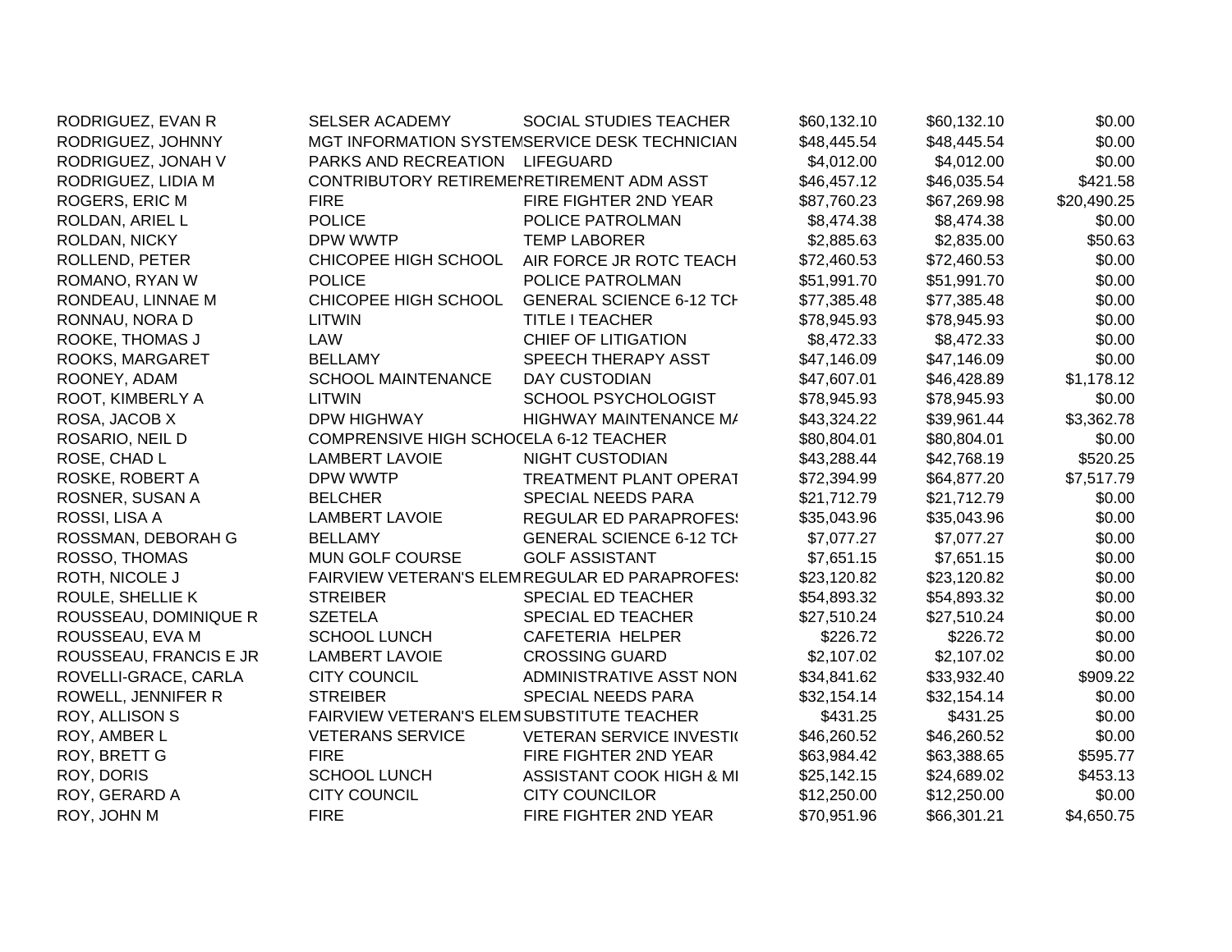| | | | | | |
|---|---|---|---|---|---|
| RODRIGUEZ, EVAN R | SELSER ACADEMY | SOCIAL STUDIES TEACHER | $60,132.10 | $60,132.10 | $0.00 |
| RODRIGUEZ, JOHNNY | MGT INFORMATION SYSTEM | SERVICE DESK TECHNICIAN | $48,445.54 | $48,445.54 | $0.00 |
| RODRIGUEZ, JONAH V | PARKS AND RECREATION | LIFEGUARD | $4,012.00 | $4,012.00 | $0.00 |
| RODRIGUEZ, LIDIA M | CONTRIBUTORY RETIREMEN | RETIREMENT ADM ASST | $46,457.12 | $46,035.54 | $421.58 |
| ROGERS, ERIC M | FIRE | FIRE FIGHTER 2ND YEAR | $87,760.23 | $67,269.98 | $20,490.25 |
| ROLDAN, ARIEL L | POLICE | POLICE PATROLMAN | $8,474.38 | $8,474.38 | $0.00 |
| ROLDAN, NICKY | DPW WWTP | TEMP LABORER | $2,885.63 | $2,835.00 | $50.63 |
| ROLLEND, PETER | CHICOPEE HIGH SCHOOL | AIR FORCE JR ROTC TEACH | $72,460.53 | $72,460.53 | $0.00 |
| ROMANO, RYAN W | POLICE | POLICE PATROLMAN | $51,991.70 | $51,991.70 | $0.00 |
| RONDEAU, LINNAE M | CHICOPEE HIGH SCHOOL | GENERAL SCIENCE 6-12 TCH | $77,385.48 | $77,385.48 | $0.00 |
| RONNAU, NORA D | LITWIN | TITLE I TEACHER | $78,945.93 | $78,945.93 | $0.00 |
| ROOKE, THOMAS J | LAW | CHIEF OF LITIGATION | $8,472.33 | $8,472.33 | $0.00 |
| ROOKS, MARGARET | BELLAMY | SPEECH THERAPY ASST | $47,146.09 | $47,146.09 | $0.00 |
| ROONEY, ADAM | SCHOOL MAINTENANCE | DAY CUSTODIAN | $47,607.01 | $46,428.89 | $1,178.12 |
| ROOT, KIMBERLY A | LITWIN | SCHOOL PSYCHOLOGIST | $78,945.93 | $78,945.93 | $0.00 |
| ROSA, JACOB X | DPW HIGHWAY | HIGHWAY MAINTENANCE MA | $43,324.22 | $39,961.44 | $3,362.78 |
| ROSARIO, NEIL D | COMPRENSIVE HIGH SCHOO | ELA 6-12 TEACHER | $80,804.01 | $80,804.01 | $0.00 |
| ROSE, CHAD L | LAMBERT LAVOIE | NIGHT CUSTODIAN | $43,288.44 | $42,768.19 | $520.25 |
| ROSKE, ROBERT A | DPW WWTP | TREATMENT PLANT OPERAT | $72,394.99 | $64,877.20 | $7,517.79 |
| ROSNER, SUSAN A | BELCHER | SPECIAL NEEDS PARA | $21,712.79 | $21,712.79 | $0.00 |
| ROSSI, LISA A | LAMBERT LAVOIE | REGULAR ED PARAPROFESS | $35,043.96 | $35,043.96 | $0.00 |
| ROSSMAN, DEBORAH G | BELLAMY | GENERAL SCIENCE 6-12 TCH | $7,077.27 | $7,077.27 | $0.00 |
| ROSSO, THOMAS | MUN GOLF COURSE | GOLF ASSISTANT | $7,651.15 | $7,651.15 | $0.00 |
| ROTH, NICOLE J | FAIRVIEW VETERAN'S ELEM | REGULAR ED PARAPROFESS | $23,120.82 | $23,120.82 | $0.00 |
| ROULE, SHELLIE K | STREIBER | SPECIAL ED TEACHER | $54,893.32 | $54,893.32 | $0.00 |
| ROUSSEAU, DOMINIQUE R | SZETELA | SPECIAL ED TEACHER | $27,510.24 | $27,510.24 | $0.00 |
| ROUSSEAU, EVA M | SCHOOL LUNCH | CAFETERIA HELPER | $226.72 | $226.72 | $0.00 |
| ROUSSEAU, FRANCIS E JR | LAMBERT LAVOIE | CROSSING GUARD | $2,107.02 | $2,107.02 | $0.00 |
| ROVELLI-GRACE, CARLA | CITY COUNCIL | ADMINISTRATIVE ASST NON | $34,841.62 | $33,932.40 | $909.22 |
| ROWELL, JENNIFER R | STREIBER | SPECIAL NEEDS PARA | $32,154.14 | $32,154.14 | $0.00 |
| ROY, ALLISON S | FAIRVIEW VETERAN'S ELEM | SUBSTITUTE TEACHER | $431.25 | $431.25 | $0.00 |
| ROY, AMBER L | VETERANS SERVICE | VETERAN SERVICE INVESTIG | $46,260.52 | $46,260.52 | $0.00 |
| ROY, BRETT G | FIRE | FIRE FIGHTER 2ND YEAR | $63,984.42 | $63,388.65 | $595.77 |
| ROY, DORIS | SCHOOL LUNCH | ASSISTANT COOK HIGH & MI | $25,142.15 | $24,689.02 | $453.13 |
| ROY, GERARD A | CITY COUNCIL | CITY COUNCILOR | $12,250.00 | $12,250.00 | $0.00 |
| ROY, JOHN M | FIRE | FIRE FIGHTER 2ND YEAR | $70,951.96 | $66,301.21 | $4,650.75 |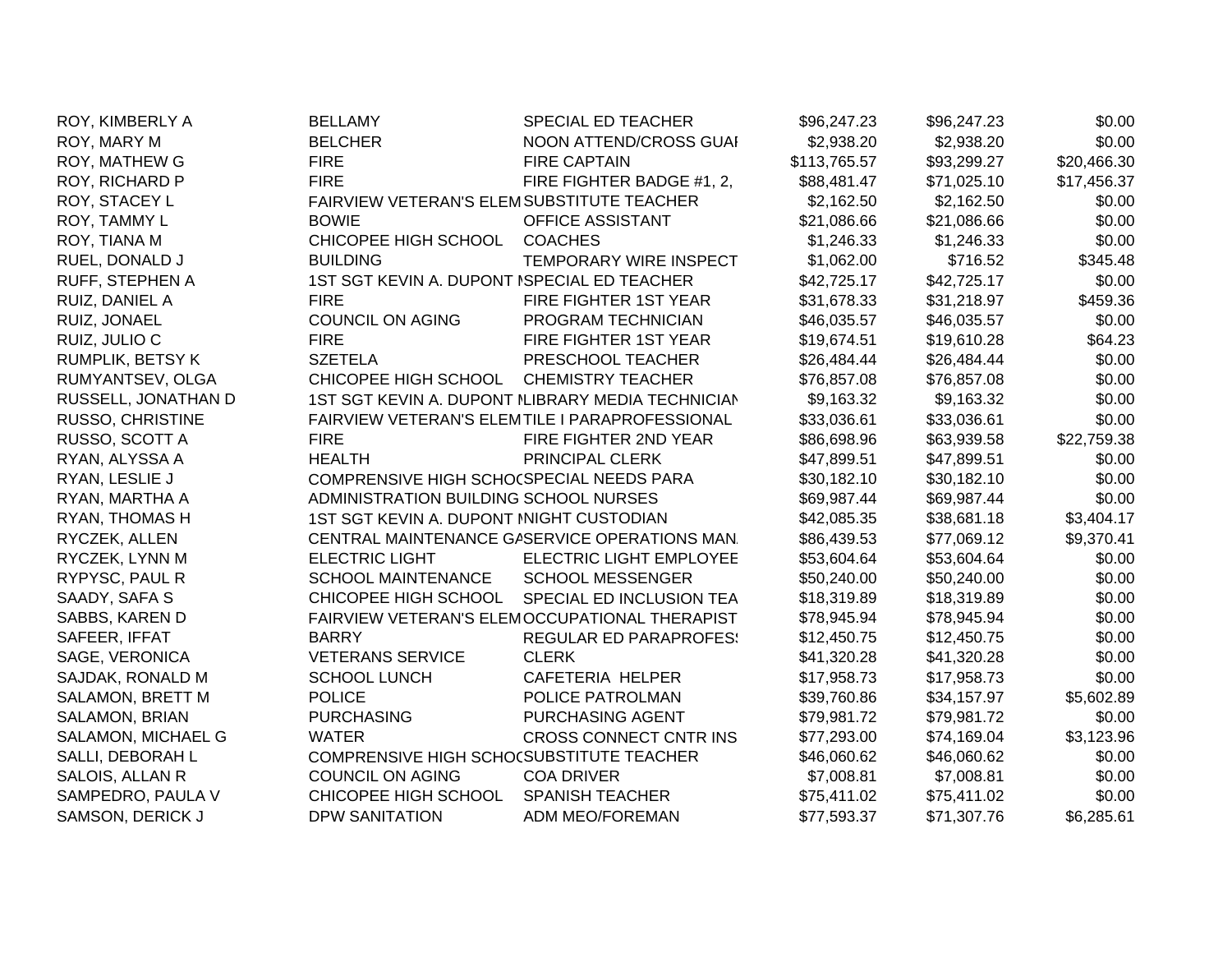| | | | | | |
|---|---|---|---|---|---|
| ROY, KIMBERLY A | BELLAMY | SPECIAL ED TEACHER | $96,247.23 | $96,247.23 | $0.00 |
| ROY, MARY M | BELCHER | NOON ATTEND/CROSS GUAI | $2,938.20 | $2,938.20 | $0.00 |
| ROY, MATHEW G | FIRE | FIRE CAPTAIN | $113,765.57 | $93,299.27 | $20,466.30 |
| ROY, RICHARD P | FIRE | FIRE FIGHTER BADGE #1, 2, | $88,481.47 | $71,025.10 | $17,456.37 |
| ROY, STACEY L | FAIRVIEW VETERAN'S ELEM | SUBSTITUTE TEACHER | $2,162.50 | $2,162.50 | $0.00 |
| ROY, TAMMY L | BOWIE | OFFICE ASSISTANT | $21,086.66 | $21,086.66 | $0.00 |
| ROY, TIANA M | CHICOPEE HIGH SCHOOL | COACHES | $1,246.33 | $1,246.33 | $0.00 |
| RUEL, DONALD J | BUILDING | TEMPORARY WIRE INSPECT | $1,062.00 | $716.52 | $345.48 |
| RUFF, STEPHEN A | 1ST SGT KEVIN A. DUPONT M | SPECIAL ED TEACHER | $42,725.17 | $42,725.17 | $0.00 |
| RUIZ, DANIEL A | FIRE | FIRE FIGHTER 1ST YEAR | $31,678.33 | $31,218.97 | $459.36 |
| RUIZ, JONAEL | COUNCIL ON AGING | PROGRAM TECHNICIAN | $46,035.57 | $46,035.57 | $0.00 |
| RUIZ, JULIO C | FIRE | FIRE FIGHTER 1ST YEAR | $19,674.51 | $19,610.28 | $64.23 |
| RUMPLIK, BETSY K | SZETELA | PRESCHOOL TEACHER | $26,484.44 | $26,484.44 | $0.00 |
| RUMYANTSEV, OLGA | CHICOPEE HIGH SCHOOL | CHEMISTRY TEACHER | $76,857.08 | $76,857.08 | $0.00 |
| RUSSELL, JONATHAN D | 1ST SGT KEVIN A. DUPONT M | LIBRARY MEDIA TECHNICIAN | $9,163.32 | $9,163.32 | $0.00 |
| RUSSO, CHRISTINE | FAIRVIEW VETERAN'S ELEM | TILE I PARAPROFESSIONAL | $33,036.61 | $33,036.61 | $0.00 |
| RUSSO, SCOTT A | FIRE | FIRE FIGHTER 2ND YEAR | $86,698.96 | $63,939.58 | $22,759.38 |
| RYAN, ALYSSA A | HEALTH | PRINCIPAL CLERK | $47,899.51 | $47,899.51 | $0.00 |
| RYAN, LESLIE J | COMPRENSIVE HIGH SCHOO | SPECIAL NEEDS PARA | $30,182.10 | $30,182.10 | $0.00 |
| RYAN, MARTHA A | ADMINISTRATION BUILDING | SCHOOL NURSES | $69,987.44 | $69,987.44 | $0.00 |
| RYAN, THOMAS H | 1ST SGT KEVIN A. DUPONT M | NIGHT CUSTODIAN | $42,085.35 | $38,681.18 | $3,404.17 |
| RYCZEK, ALLEN | CENTRAL MAINTENANCE GA | SERVICE OPERATIONS MAN. | $86,439.53 | $77,069.12 | $9,370.41 |
| RYCZEK, LYNN M | ELECTRIC LIGHT | ELECTRIC LIGHT EMPLOYEE | $53,604.64 | $53,604.64 | $0.00 |
| RYPYSC, PAUL R | SCHOOL MAINTENANCE | SCHOOL MESSENGER | $50,240.00 | $50,240.00 | $0.00 |
| SAADY, SAFA S | CHICOPEE HIGH SCHOOL | SPECIAL ED INCLUSION TEA | $18,319.89 | $18,319.89 | $0.00 |
| SABBS, KAREN D | FAIRVIEW VETERAN'S ELEM | OCCUPATIONAL THERAPIST | $78,945.94 | $78,945.94 | $0.00 |
| SAFEER, IFFAT | BARRY | REGULAR ED PARAPROFES | $12,450.75 | $12,450.75 | $0.00 |
| SAGE, VERONICA | VETERANS SERVICE | CLERK | $41,320.28 | $41,320.28 | $0.00 |
| SAJDAK, RONALD M | SCHOOL LUNCH | CAFETERIA HELPER | $17,958.73 | $17,958.73 | $0.00 |
| SALAMON, BRETT M | POLICE | POLICE PATROLMAN | $39,760.86 | $34,157.97 | $5,602.89 |
| SALAMON, BRIAN | PURCHASING | PURCHASING AGENT | $79,981.72 | $79,981.72 | $0.00 |
| SALAMON, MICHAEL G | WATER | CROSS CONNECT CNTR INS | $77,293.00 | $74,169.04 | $3,123.96 |
| SALLI, DEBORAH L | COMPRENSIVE HIGH SCHOO | SUBSTITUTE TEACHER | $46,060.62 | $46,060.62 | $0.00 |
| SALOIS, ALLAN R | COUNCIL ON AGING | COA DRIVER | $7,008.81 | $7,008.81 | $0.00 |
| SAMPEDRO, PAULA V | CHICOPEE HIGH SCHOOL | SPANISH TEACHER | $75,411.02 | $75,411.02 | $0.00 |
| SAMSON, DERICK J | DPW SANITATION | ADM MEO/FOREMAN | $77,593.37 | $71,307.76 | $6,285.61 |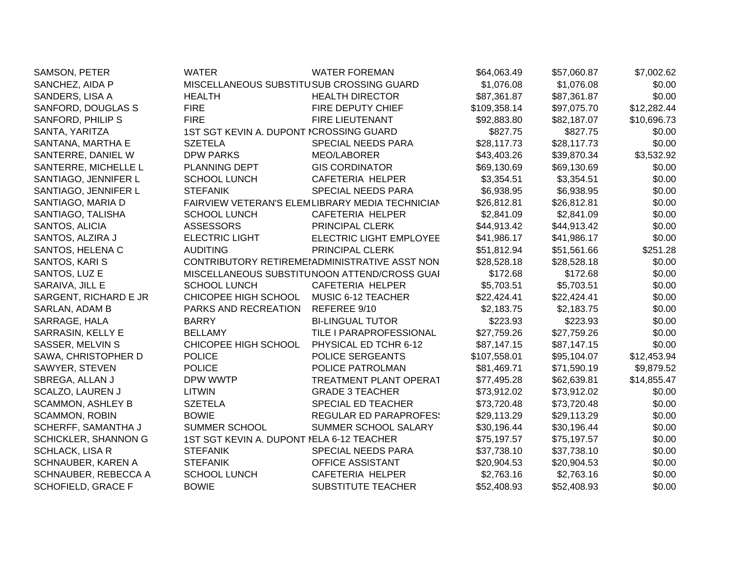| | | | | | |
|---|---|---|---|---|---|
| SAMSON, PETER | WATER | WATER FOREMAN | $64,063.49 | $57,060.87 | $7,002.62 |
| SANCHEZ, AIDA P | MISCELLANEOUS SUBSTITU | SUB CROSSING GUARD | $1,076.08 | $1,076.08 | $0.00 |
| SANDERS, LISA A | HEALTH | HEALTH DIRECTOR | $87,361.87 | $87,361.87 | $0.00 |
| SANFORD, DOUGLAS S | FIRE | FIRE DEPUTY CHIEF | $109,358.14 | $97,075.70 | $12,282.44 |
| SANFORD, PHILIP S | FIRE | FIRE LIEUTENANT | $92,883.80 | $82,187.07 | $10,696.73 |
| SANTA, YARITZA | 1ST SGT KEVIN A. DUPONT M | CROSSING GUARD | $827.75 | $827.75 | $0.00 |
| SANTANA, MARTHA E | SZETELA | SPECIAL NEEDS PARA | $28,117.73 | $28,117.73 | $0.00 |
| SANTERRE, DANIEL W | DPW PARKS | MEO/LABORER | $43,403.26 | $39,870.34 | $3,532.92 |
| SANTERRE, MICHELLE L | PLANNING DEPT | GIS CORDINATOR | $69,130.69 | $69,130.69 | $0.00 |
| SANTIAGO, JENNIFER L | SCHOOL LUNCH | CAFETERIA HELPER | $3,354.51 | $3,354.51 | $0.00 |
| SANTIAGO, JENNIFER L | STEFANIK | SPECIAL NEEDS PARA | $6,938.95 | $6,938.95 | $0.00 |
| SANTIAGO, MARIA D | FAIRVIEW VETERAN'S ELEM | LIBRARY MEDIA TECHNICIAN | $26,812.81 | $26,812.81 | $0.00 |
| SANTIAGO, TALISHA | SCHOOL LUNCH | CAFETERIA HELPER | $2,841.09 | $2,841.09 | $0.00 |
| SANTOS, ALICIA | ASSESSORS | PRINCIPAL CLERK | $44,913.42 | $44,913.42 | $0.00 |
| SANTOS, ALZIRA J | ELECTRIC LIGHT | ELECTRIC LIGHT EMPLOYEE | $41,986.17 | $41,986.17 | $0.00 |
| SANTOS, HELENA C | AUDITING | PRINCIPAL CLERK | $51,812.94 | $51,561.66 | $251.28 |
| SANTOS, KARI S | CONTRIBUTORY RETIREME | ADMINISTRATIVE ASST NON | $28,528.18 | $28,528.18 | $0.00 |
| SANTOS, LUZ E | MISCELLANEOUS SUBSTITU | NOON ATTEND/CROSS GUAI | $172.68 | $172.68 | $0.00 |
| SARAIVA, JILL E | SCHOOL LUNCH | CAFETERIA HELPER | $5,703.51 | $5,703.51 | $0.00 |
| SARGENT, RICHARD E JR | CHICOPEE HIGH SCHOOL | MUSIC 6-12 TEACHER | $22,424.41 | $22,424.41 | $0.00 |
| SARLAN, ADAM B | PARKS AND RECREATION | REFEREE 9/10 | $2,183.75 | $2,183.75 | $0.00 |
| SARRAGE, HALA | BARRY | BI-LINGUAL TUTOR | $223.93 | $223.93 | $0.00 |
| SARRASIN, KELLY E | BELLAMY | TILE I PARAPROFESSIONAL | $27,759.26 | $27,759.26 | $0.00 |
| SASSER, MELVIN S | CHICOPEE HIGH SCHOOL | PHYSICAL ED TCHR 6-12 | $87,147.15 | $87,147.15 | $0.00 |
| SAWA, CHRISTOPHER D | POLICE | POLICE SERGEANTS | $107,558.01 | $95,104.07 | $12,453.94 |
| SAWYER, STEVEN | POLICE | POLICE PATROLMAN | $81,469.71 | $71,590.19 | $9,879.52 |
| SBREGA, ALLAN J | DPW WWTP | TREATMENT PLANT OPERAT | $77,495.28 | $62,639.81 | $14,855.47 |
| SCALZO, LAUREN J | LITWIN | GRADE 3 TEACHER | $73,912.02 | $73,912.02 | $0.00 |
| SCAMMON, ASHLEY B | SZETELA | SPECIAL ED TEACHER | $73,720.48 | $73,720.48 | $0.00 |
| SCAMMON, ROBIN | BOWIE | REGULAR ED PARAPROFES | $29,113.29 | $29,113.29 | $0.00 |
| SCHERFF, SAMANTHA J | SUMMER SCHOOL | SUMMER SCHOOL SALARY | $30,196.44 | $30,196.44 | $0.00 |
| SCHICKLER, SHANNON G | 1ST SGT KEVIN A. DUPONT M | ELA 6-12 TEACHER | $75,197.57 | $75,197.57 | $0.00 |
| SCHLACK, LISA R | STEFANIK | SPECIAL NEEDS PARA | $37,738.10 | $37,738.10 | $0.00 |
| SCHNAUBER, KAREN A | STEFANIK | OFFICE ASSISTANT | $20,904.53 | $20,904.53 | $0.00 |
| SCHNAUBER, REBECCA A | SCHOOL LUNCH | CAFETERIA HELPER | $2,763.16 | $2,763.16 | $0.00 |
| SCHOFIELD, GRACE F | BOWIE | SUBSTITUTE TEACHER | $52,408.93 | $52,408.93 | $0.00 |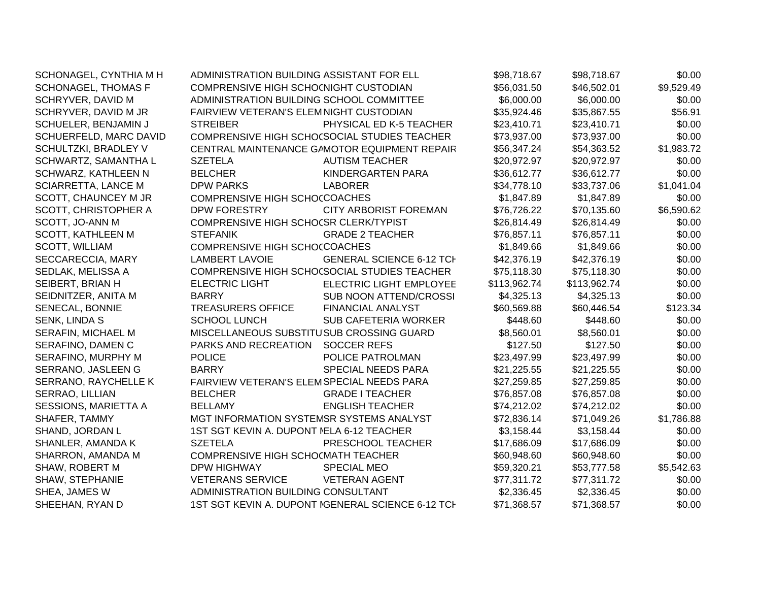| | | | | | |
|---|---|---|---|---|---|
| SCHONAGEL, CYNTHIA M H | ADMINISTRATION BUILDING | ASSISTANT FOR ELL | $98,718.67 | $98,718.67 | $0.00 |
| SCHONAGEL, THOMAS F | COMPRENSIVE HIGH SCHOC | NIGHT CUSTODIAN | $56,031.50 | $46,502.01 | $9,529.49 |
| SCHRYVER, DAVID M | ADMINISTRATION BUILDING | SCHOOL COMMITTEE | $6,000.00 | $6,000.00 | $0.00 |
| SCHRYVER, DAVID M JR | FAIRVIEW VETERAN'S ELEM | NIGHT CUSTODIAN | $35,924.46 | $35,867.55 | $56.91 |
| SCHUELER, BENJAMIN J | STREIBER | PHYSICAL ED K-5 TEACHER | $23,410.71 | $23,410.71 | $0.00 |
| SCHUERFELD, MARC DAVID | COMPRENSIVE HIGH SCHOC | SOCIAL STUDIES TEACHER | $73,937.00 | $73,937.00 | $0.00 |
| SCHULTZKI, BRADLEY V | CENTRAL MAINTENANCE GA | MOTOR EQUIPMENT REPAIR | $56,347.24 | $54,363.52 | $1,983.72 |
| SCHWARTZ, SAMANTHA L | SZETELA | AUTISM TEACHER | $20,972.97 | $20,972.97 | $0.00 |
| SCHWARZ, KATHLEEN N | BELCHER | KINDERGARTEN PARA | $36,612.77 | $36,612.77 | $0.00 |
| SCIARRETTA, LANCE M | DPW PARKS | LABORER | $34,778.10 | $33,737.06 | $1,041.04 |
| SCOTT, CHAUNCEY M JR | COMPRENSIVE HIGH SCHOC | COACHES | $1,847.89 | $1,847.89 | $0.00 |
| SCOTT, CHRISTOPHER A | DPW FORESTRY | CITY ARBORIST FOREMAN | $76,726.22 | $70,135.60 | $6,590.62 |
| SCOTT, JO-ANN M | COMPRENSIVE HIGH SCHOC | SR CLERK/TYPIST | $26,814.49 | $26,814.49 | $0.00 |
| SCOTT, KATHLEEN M | STEFANIK | GRADE 2 TEACHER | $76,857.11 | $76,857.11 | $0.00 |
| SCOTT, WILLIAM | COMPRENSIVE HIGH SCHOC | COACHES | $1,849.66 | $1,849.66 | $0.00 |
| SECCARECCIA, MARY | LAMBERT LAVOIE | GENERAL SCIENCE 6-12 TCH | $42,376.19 | $42,376.19 | $0.00 |
| SEDLAK, MELISSA A | COMPRENSIVE HIGH SCHOC | SOCIAL STUDIES TEACHER | $75,118.30 | $75,118.30 | $0.00 |
| SEIBERT, BRIAN H | ELECTRIC LIGHT | ELECTRIC LIGHT EMPLOYEE | $113,962.74 | $113,962.74 | $0.00 |
| SEIDNITZER, ANITA M | BARRY | SUB NOON ATTEND/CROSSI | $4,325.13 | $4,325.13 | $0.00 |
| SENECAL, BONNIE | TREASURERS OFFICE | FINANCIAL ANALYST | $60,569.88 | $60,446.54 | $123.34 |
| SENK, LINDA S | SCHOOL LUNCH | SUB CAFETERIA WORKER | $448.60 | $448.60 | $0.00 |
| SERAFIN, MICHAEL M | MISCELLANEOUS SUBSTITU | SUB CROSSING GUARD | $8,560.01 | $8,560.01 | $0.00 |
| SERAFINO, DAMEN C | PARKS AND RECREATION | SOCCER REFS | $127.50 | $127.50 | $0.00 |
| SERAFINO, MURPHY M | POLICE | POLICE PATROLMAN | $23,497.99 | $23,497.99 | $0.00 |
| SERRANO, JASLEEN G | BARRY | SPECIAL NEEDS PARA | $21,225.55 | $21,225.55 | $0.00 |
| SERRANO, RAYCHELLE K | FAIRVIEW VETERAN'S ELEM | SPECIAL NEEDS PARA | $27,259.85 | $27,259.85 | $0.00 |
| SERRAO, LILLIAN | BELCHER | GRADE I TEACHER | $76,857.08 | $76,857.08 | $0.00 |
| SESSIONS, MARIETTA A | BELLAMY | ENGLISH TEACHER | $74,212.02 | $74,212.02 | $0.00 |
| SHAFER, TAMMY | MGT INFORMATION SYSTEM | SR SYSTEMS ANALYST | $72,836.14 | $71,049.26 | $1,786.88 |
| SHAND, JORDAN L | 1ST SGT KEVIN A. DUPONT I | ELA 6-12 TEACHER | $3,158.44 | $3,158.44 | $0.00 |
| SHANLER, AMANDA K | SZETELA | PRESCHOOL TEACHER | $17,686.09 | $17,686.09 | $0.00 |
| SHARRON, AMANDA M | COMPRENSIVE HIGH SCHOC | MATH TEACHER | $60,948.60 | $60,948.60 | $0.00 |
| SHAW, ROBERT M | DPW HIGHWAY | SPECIAL MEO | $59,320.21 | $53,777.58 | $5,542.63 |
| SHAW, STEPHANIE | VETERANS SERVICE | VETERAN AGENT | $77,311.72 | $77,311.72 | $0.00 |
| SHEA, JAMES W | ADMINISTRATION BUILDING | CONSULTANT | $2,336.45 | $2,336.45 | $0.00 |
| SHEEHAN, RYAN D | 1ST SGT KEVIN A. DUPONT I | GENERAL SCIENCE 6-12 TCH | $71,368.57 | $71,368.57 | $0.00 |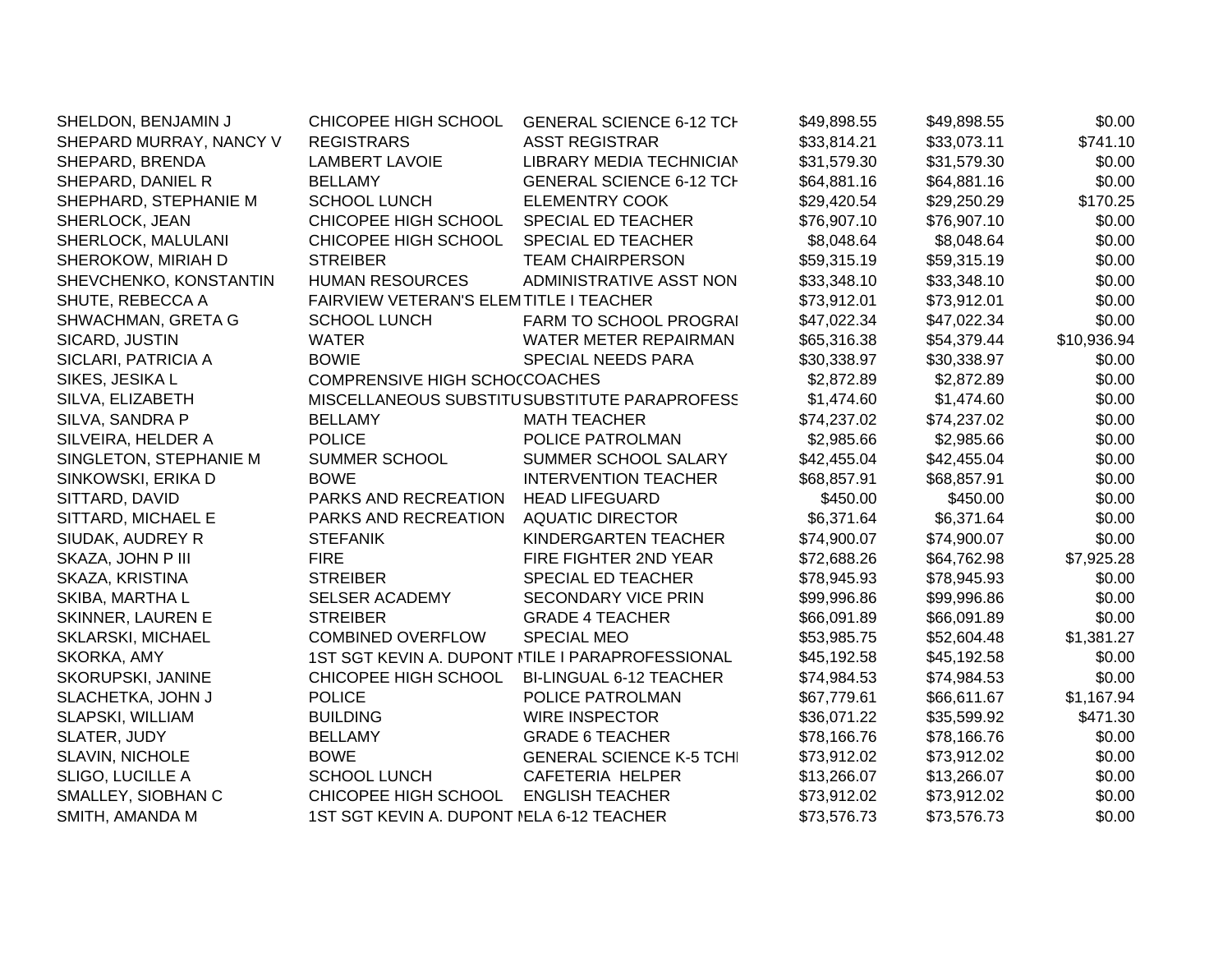| | | | | | |
|---|---|---|---|---|---|
| SHELDON, BENJAMIN J | CHICOPEE HIGH SCHOOL | GENERAL SCIENCE 6-12 TCH | $49,898.55 | $49,898.55 | $0.00 |
| SHEPARD MURRAY, NANCY V | REGISTRARS | ASST REGISTRAR | $33,814.21 | $33,073.11 | $741.10 |
| SHEPARD, BRENDA | LAMBERT LAVOIE | LIBRARY MEDIA TECHNICIAN | $31,579.30 | $31,579.30 | $0.00 |
| SHEPARD, DANIEL R | BELLAMY | GENERAL SCIENCE 6-12 TCH | $64,881.16 | $64,881.16 | $0.00 |
| SHEPHARD, STEPHANIE M | SCHOOL LUNCH | ELEMENTRY COOK | $29,420.54 | $29,250.29 | $170.25 |
| SHERLOCK, JEAN | CHICOPEE HIGH SCHOOL | SPECIAL ED TEACHER | $76,907.10 | $76,907.10 | $0.00 |
| SHERLOCK, MALULANI | CHICOPEE HIGH SCHOOL | SPECIAL ED TEACHER | $8,048.64 | $8,048.64 | $0.00 |
| SHEROKOW, MIRIAH D | STREIBER | TEAM CHAIRPERSON | $59,315.19 | $59,315.19 | $0.00 |
| SHEVCHENKO, KONSTANTIN | HUMAN RESOURCES | ADMINISTRATIVE ASST NON | $33,348.10 | $33,348.10 | $0.00 |
| SHUTE, REBECCA A | FAIRVIEW VETERAN'S ELEM | TITLE I TEACHER | $73,912.01 | $73,912.01 | $0.00 |
| SHWACHMAN, GRETA G | SCHOOL LUNCH | FARM TO SCHOOL PROGRAI | $47,022.34 | $47,022.34 | $0.00 |
| SICARD, JUSTIN | WATER | WATER METER REPAIRMAN | $65,316.38 | $54,379.44 | $10,936.94 |
| SICLARI, PATRICIA A | BOWIE | SPECIAL NEEDS PARA | $30,338.97 | $30,338.97 | $0.00 |
| SIKES, JESIKA L | COMPRENSIVE HIGH SCHOO | COACHES | $2,872.89 | $2,872.89 | $0.00 |
| SILVA, ELIZABETH | MISCELLANEOUS SUBSTITU | SUBSTITUTE PARAPROFESS | $1,474.60 | $1,474.60 | $0.00 |
| SILVA, SANDRA P | BELLAMY | MATH TEACHER | $74,237.02 | $74,237.02 | $0.00 |
| SILVEIRA, HELDER A | POLICE | POLICE PATROLMAN | $2,985.66 | $2,985.66 | $0.00 |
| SINGLETON, STEPHANIE M | SUMMER SCHOOL | SUMMER SCHOOL SALARY | $42,455.04 | $42,455.04 | $0.00 |
| SINKOWSKI, ERIKA D | BOWE | INTERVENTION TEACHER | $68,857.91 | $68,857.91 | $0.00 |
| SITTARD, DAVID | PARKS AND RECREATION | HEAD LIFEGUARD | $450.00 | $450.00 | $0.00 |
| SITTARD, MICHAEL E | PARKS AND RECREATION | AQUATIC DIRECTOR | $6,371.64 | $6,371.64 | $0.00 |
| SIUDAK, AUDREY R | STEFANIK | KINDERGARTEN TEACHER | $74,900.07 | $74,900.07 | $0.00 |
| SKAZA, JOHN P III | FIRE | FIRE FIGHTER 2ND YEAR | $72,688.26 | $64,762.98 | $7,925.28 |
| SKAZA, KRISTINA | STREIBER | SPECIAL ED TEACHER | $78,945.93 | $78,945.93 | $0.00 |
| SKIBA, MARTHA L | SELSER ACADEMY | SECONDARY VICE PRIN | $99,996.86 | $99,996.86 | $0.00 |
| SKINNER, LAUREN E | STREIBER | GRADE 4 TEACHER | $66,091.89 | $66,091.89 | $0.00 |
| SKLARSKI, MICHAEL | COMBINED OVERFLOW | SPECIAL MEO | $53,985.75 | $52,604.48 | $1,381.27 |
| SKORKA, AMY | 1ST SGT KEVIN A. DUPONT M | TILE I PARAPROFESSIONAL | $45,192.58 | $45,192.58 | $0.00 |
| SKORUPSKI, JANINE | CHICOPEE HIGH SCHOOL | BI-LINGUAL 6-12 TEACHER | $74,984.53 | $74,984.53 | $0.00 |
| SLACHETKA, JOHN J | POLICE | POLICE PATROLMAN | $67,779.61 | $66,611.67 | $1,167.94 |
| SLAPSKI, WILLIAM | BUILDING | WIRE INSPECTOR | $36,071.22 | $35,599.92 | $471.30 |
| SLATER, JUDY | BELLAMY | GRADE 6 TEACHER | $78,166.76 | $78,166.76 | $0.00 |
| SLAVIN, NICHOLE | BOWE | GENERAL SCIENCE K-5 TCHI | $73,912.02 | $73,912.02 | $0.00 |
| SLIGO, LUCILLE A | SCHOOL LUNCH | CAFETERIA HELPER | $13,266.07 | $13,266.07 | $0.00 |
| SMALLEY, SIOBHAN C | CHICOPEE HIGH SCHOOL | ENGLISH TEACHER | $73,912.02 | $73,912.02 | $0.00 |
| SMITH, AMANDA M | 1ST SGT KEVIN A. DUPONT M | ELA 6-12 TEACHER | $73,576.73 | $73,576.73 | $0.00 |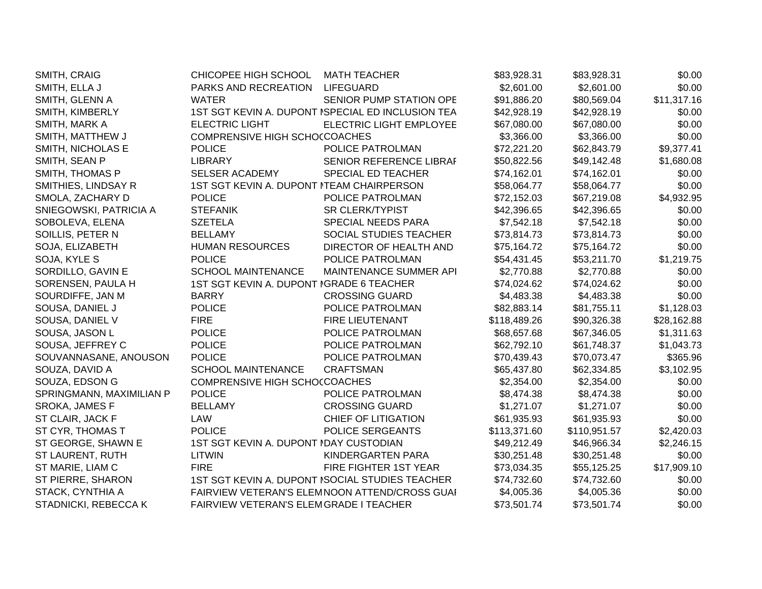| | | | | | |
|---|---|---|---|---|---|
| SMITH, CRAIG | CHICOPEE HIGH SCHOOL | MATH TEACHER | $83,928.31 | $83,928.31 | $0.00 |
| SMITH, ELLA J | PARKS AND RECREATION | LIFEGUARD | $2,601.00 | $2,601.00 | $0.00 |
| SMITH, GLENN A | WATER | SENIOR PUMP STATION OPE | $91,886.20 | $80,569.04 | $11,317.16 |
| SMITH, KIMBERLY | 1ST SGT KEVIN A. DUPONT I | SPECIAL ED INCLUSION TEA | $42,928.19 | $42,928.19 | $0.00 |
| SMITH, MARK A | ELECTRIC LIGHT | ELECTRIC LIGHT EMPLOYEE | $67,080.00 | $67,080.00 | $0.00 |
| SMITH, MATTHEW J | COMPRENSIVE HIGH SCHOC | COACHES | $3,366.00 | $3,366.00 | $0.00 |
| SMITH, NICHOLAS E | POLICE | POLICE PATROLMAN | $72,221.20 | $62,843.79 | $9,377.41 |
| SMITH, SEAN P | LIBRARY | SENIOR REFERENCE LIBRAI | $50,822.56 | $49,142.48 | $1,680.08 |
| SMITH, THOMAS P | SELSER ACADEMY | SPECIAL ED TEACHER | $74,162.01 | $74,162.01 | $0.00 |
| SMITHIES, LINDSAY R | 1ST SGT KEVIN A. DUPONT I | TEAM CHAIRPERSON | $58,064.77 | $58,064.77 | $0.00 |
| SMOLA, ZACHARY D | POLICE | POLICE PATROLMAN | $72,152.03 | $67,219.08 | $4,932.95 |
| SNIEGOWSKI, PATRICIA A | STEFANIK | SR CLERK/TYPIST | $42,396.65 | $42,396.65 | $0.00 |
| SOBOLEVA, ELENA | SZETELA | SPECIAL NEEDS PARA | $7,542.18 | $7,542.18 | $0.00 |
| SOILLIS, PETER N | BELLAMY | SOCIAL STUDIES TEACHER | $73,814.73 | $73,814.73 | $0.00 |
| SOJA, ELIZABETH | HUMAN RESOURCES | DIRECTOR OF HEALTH AND | $75,164.72 | $75,164.72 | $0.00 |
| SOJA, KYLE S | POLICE | POLICE PATROLMAN | $54,431.45 | $53,211.70 | $1,219.75 |
| SORDILLO, GAVIN E | SCHOOL MAINTENANCE | MAINTENANCE SUMMER API | $2,770.88 | $2,770.88 | $0.00 |
| SORENSEN, PAULA H | 1ST SGT KEVIN A. DUPONT I | GRADE 6 TEACHER | $74,024.62 | $74,024.62 | $0.00 |
| SOURDIFFE, JAN M | BARRY | CROSSING GUARD | $4,483.38 | $4,483.38 | $0.00 |
| SOUSA, DANIEL J | POLICE | POLICE PATROLMAN | $82,883.14 | $81,755.11 | $1,128.03 |
| SOUSA, DANIEL V | FIRE | FIRE LIEUTENANT | $118,489.26 | $90,326.38 | $28,162.88 |
| SOUSA, JASON L | POLICE | POLICE PATROLMAN | $68,657.68 | $67,346.05 | $1,311.63 |
| SOUSA, JEFFREY C | POLICE | POLICE PATROLMAN | $62,792.10 | $61,748.37 | $1,043.73 |
| SOUVANNASANE, ANOUSON | POLICE | POLICE PATROLMAN | $70,439.43 | $70,073.47 | $365.96 |
| SOUZA, DAVID A | SCHOOL MAINTENANCE | CRAFTSMAN | $65,437.80 | $62,334.85 | $3,102.95 |
| SOUZA, EDSON G | COMPRENSIVE HIGH SCHOC | COACHES | $2,354.00 | $2,354.00 | $0.00 |
| SPRINGMANN, MAXIMILIAN P | POLICE | POLICE PATROLMAN | $8,474.38 | $8,474.38 | $0.00 |
| SROKA, JAMES F | BELLAMY | CROSSING GUARD | $1,271.07 | $1,271.07 | $0.00 |
| ST CLAIR, JACK F | LAW | CHIEF OF LITIGATION | $61,935.93 | $61,935.93 | $0.00 |
| ST CYR, THOMAS T | POLICE | POLICE SERGEANTS | $113,371.60 | $110,951.57 | $2,420.03 |
| ST GEORGE, SHAWN E | 1ST SGT KEVIN A. DUPONT I | DAY CUSTODIAN | $49,212.49 | $46,966.34 | $2,246.15 |
| ST LAURENT, RUTH | LITWIN | KINDERGARTEN PARA | $30,251.48 | $30,251.48 | $0.00 |
| ST MARIE, LIAM C | FIRE | FIRE FIGHTER 1ST YEAR | $73,034.35 | $55,125.25 | $17,909.10 |
| ST PIERRE, SHARON | 1ST SGT KEVIN A. DUPONT I | SOCIAL STUDIES TEACHER | $74,732.60 | $74,732.60 | $0.00 |
| STACK, CYNTHIA A | FAIRVIEW VETERAN'S ELEM | NOON ATTEND/CROSS GUAI | $4,005.36 | $4,005.36 | $0.00 |
| STADNICKI, REBECCA K | FAIRVIEW VETERAN'S ELEM | GRADE I TEACHER | $73,501.74 | $73,501.74 | $0.00 |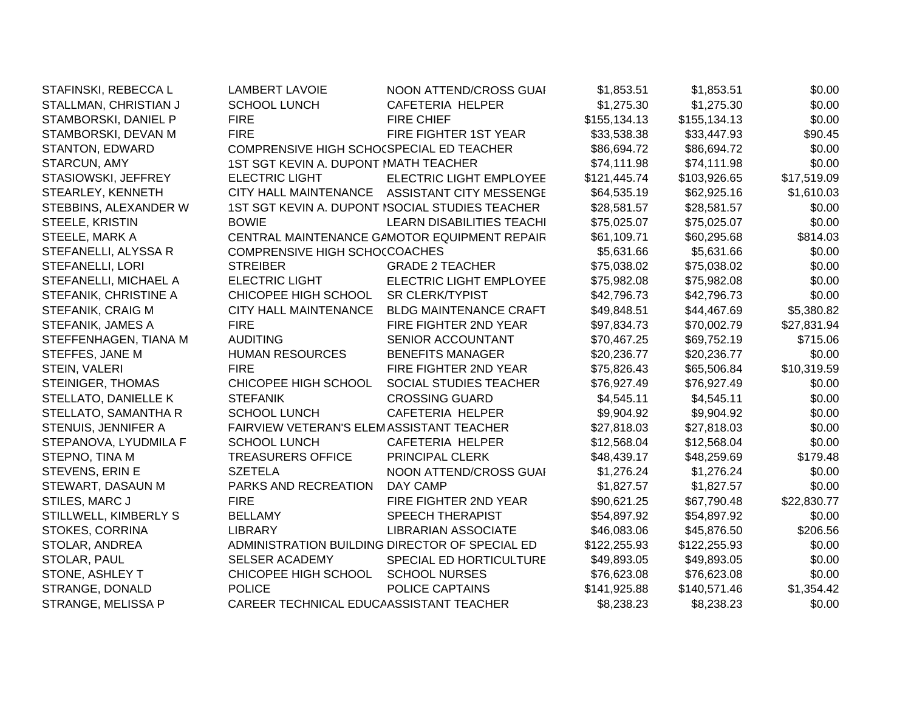| | | | | | |
|---|---|---|---|---|---|
| STAFINSKI, REBECCA L | LAMBERT LAVOIE | NOON ATTEND/CROSS GUAI | $1,853.51 | $1,853.51 | $0.00 |
| STALLMAN, CHRISTIAN J | SCHOOL LUNCH | CAFETERIA HELPER | $1,275.30 | $1,275.30 | $0.00 |
| STAMBORSKI, DANIEL P | FIRE | FIRE CHIEF | $155,134.13 | $155,134.13 | $0.00 |
| STAMBORSKI, DEVAN M | FIRE | FIRE FIGHTER 1ST YEAR | $33,538.38 | $33,447.93 | $90.45 |
| STANTON, EDWARD | COMPRENSIVE HIGH SCHOO | SPECIAL ED TEACHER | $86,694.72 | $86,694.72 | $0.00 |
| STARCUN, AMY | 1ST SGT KEVIN A. DUPONT M | MATH TEACHER | $74,111.98 | $74,111.98 | $0.00 |
| STASIOWSKI, JEFFREY | ELECTRIC LIGHT | ELECTRIC LIGHT EMPLOYEE | $121,445.74 | $103,926.65 | $17,519.09 |
| STEARLEY, KENNETH | CITY HALL MAINTENANCE | ASSISTANT CITY MESSENGE | $64,535.19 | $62,925.16 | $1,610.03 |
| STEBBINS, ALEXANDER W | 1ST SGT KEVIN A. DUPONT M | SOCIAL STUDIES TEACHER | $28,581.57 | $28,581.57 | $0.00 |
| STEELE, KRISTIN | BOWIE | LEARN DISABILITIES TEACHI | $75,025.07 | $75,025.07 | $0.00 |
| STEELE, MARK A | CENTRAL MAINTENANCE GA | MOTOR EQUIPMENT REPAIR | $61,109.71 | $60,295.68 | $814.03 |
| STEFANELLI, ALYSSA R | COMPRENSIVE HIGH SCHOO | COACHES | $5,631.66 | $5,631.66 | $0.00 |
| STEFANELLI, LORI | STREIBER | GRADE 2 TEACHER | $75,038.02 | $75,038.02 | $0.00 |
| STEFANELLI, MICHAEL A | ELECTRIC LIGHT | ELECTRIC LIGHT EMPLOYEE | $75,982.08 | $75,982.08 | $0.00 |
| STEFANIK, CHRISTINE A | CHICOPEE HIGH SCHOOL | SR CLERK/TYPIST | $42,796.73 | $42,796.73 | $0.00 |
| STEFANIK, CRAIG M | CITY HALL MAINTENANCE | BLDG MAINTENANCE CRAFT | $49,848.51 | $44,467.69 | $5,380.82 |
| STEFANIK, JAMES A | FIRE | FIRE FIGHTER 2ND YEAR | $97,834.73 | $70,002.79 | $27,831.94 |
| STEFFENHAGEN, TIANA M | AUDITING | SENIOR ACCOUNTANT | $70,467.25 | $69,752.19 | $715.06 |
| STEFFES, JANE M | HUMAN RESOURCES | BENEFITS MANAGER | $20,236.77 | $20,236.77 | $0.00 |
| STEIN, VALERI | FIRE | FIRE FIGHTER 2ND YEAR | $75,826.43 | $65,506.84 | $10,319.59 |
| STEINIGER, THOMAS | CHICOPEE HIGH SCHOOL | SOCIAL STUDIES TEACHER | $76,927.49 | $76,927.49 | $0.00 |
| STELLATO, DANIELLE K | STEFANIK | CROSSING GUARD | $4,545.11 | $4,545.11 | $0.00 |
| STELLATO, SAMANTHA R | SCHOOL LUNCH | CAFETERIA HELPER | $9,904.92 | $9,904.92 | $0.00 |
| STENUIS, JENNIFER A | FAIRVIEW VETERAN'S ELEM | ASSISTANT TEACHER | $27,818.03 | $27,818.03 | $0.00 |
| STEPANOVA, LYUDMILA F | SCHOOL LUNCH | CAFETERIA HELPER | $12,568.04 | $12,568.04 | $0.00 |
| STEPNO, TINA M | TREASURERS OFFICE | PRINCIPAL CLERK | $48,439.17 | $48,259.69 | $179.48 |
| STEVENS, ERIN E | SZETELA | NOON ATTEND/CROSS GUAI | $1,276.24 | $1,276.24 | $0.00 |
| STEWART, DASAUN M | PARKS AND RECREATION | DAY CAMP | $1,827.57 | $1,827.57 | $0.00 |
| STILES, MARC J | FIRE | FIRE FIGHTER 2ND YEAR | $90,621.25 | $67,790.48 | $22,830.77 |
| STILLWELL, KIMBERLY S | BELLAMY | SPEECH THERAPIST | $54,897.92 | $54,897.92 | $0.00 |
| STOKES, CORRINA | LIBRARY | LIBRARIAN ASSOCIATE | $46,083.06 | $45,876.50 | $206.56 |
| STOLAR, ANDREA | ADMINISTRATION BUILDING | DIRECTOR OF SPECIAL ED | $122,255.93 | $122,255.93 | $0.00 |
| STOLAR, PAUL | SELSER ACADEMY | SPECIAL ED HORTICULTURE | $49,893.05 | $49,893.05 | $0.00 |
| STONE, ASHLEY T | CHICOPEE HIGH SCHOOL | SCHOOL NURSES | $76,623.08 | $76,623.08 | $0.00 |
| STRANGE, DONALD | POLICE | POLICE CAPTAINS | $141,925.88 | $140,571.46 | $1,354.42 |
| STRANGE, MELISSA P | CAREER TECHNICAL EDUCA | ASSISTANT TEACHER | $8,238.23 | $8,238.23 | $0.00 |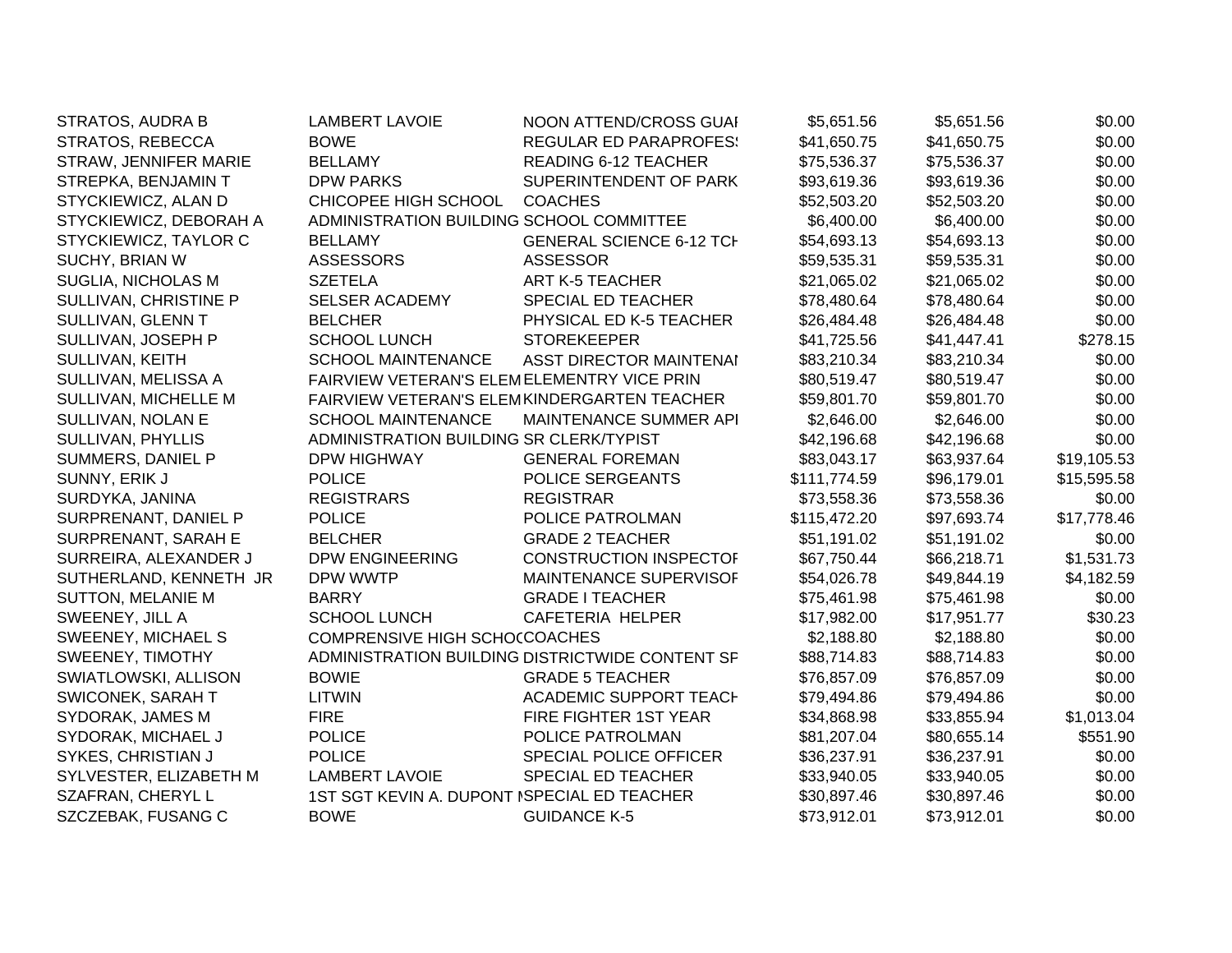| | | | | | |
|---|---|---|---|---|---|
| STRATOS, AUDRA B | LAMBERT LAVOIE | NOON ATTEND/CROSS GUAI | $5,651.56 | $5,651.56 | $0.00 |
| STRATOS, REBECCA | BOWE | REGULAR ED PARAPROFES! | $41,650.75 | $41,650.75 | $0.00 |
| STRAW, JENNIFER MARIE | BELLAMY | READING 6-12 TEACHER | $75,536.37 | $75,536.37 | $0.00 |
| STREPKA, BENJAMIN T | DPW PARKS | SUPERINTENDENT OF PARK | $93,619.36 | $93,619.36 | $0.00 |
| STYCKIEWICZ, ALAN D | CHICOPEE HIGH SCHOOL | COACHES | $52,503.20 | $52,503.20 | $0.00 |
| STYCKIEWICZ, DEBORAH A | ADMINISTRATION BUILDING | SCHOOL COMMITTEE | $6,400.00 | $6,400.00 | $0.00 |
| STYCKIEWICZ, TAYLOR C | BELLAMY | GENERAL SCIENCE 6-12 TCH | $54,693.13 | $54,693.13 | $0.00 |
| SUCHY, BRIAN W | ASSESSORS | ASSESSOR | $59,535.31 | $59,535.31 | $0.00 |
| SUGLIA, NICHOLAS M | SZETELA | ART K-5 TEACHER | $21,065.02 | $21,065.02 | $0.00 |
| SULLIVAN, CHRISTINE P | SELSER ACADEMY | SPECIAL ED TEACHER | $78,480.64 | $78,480.64 | $0.00 |
| SULLIVAN, GLENN T | BELCHER | PHYSICAL ED K-5 TEACHER | $26,484.48 | $26,484.48 | $0.00 |
| SULLIVAN, JOSEPH P | SCHOOL LUNCH | STOREKEEPER | $41,725.56 | $41,447.41 | $278.15 |
| SULLIVAN, KEITH | SCHOOL MAINTENANCE | ASST DIRECTOR MAINTENAI | $83,210.34 | $83,210.34 | $0.00 |
| SULLIVAN, MELISSA A | FAIRVIEW VETERAN'S ELEM | ELEMENTRY VICE PRIN | $80,519.47 | $80,519.47 | $0.00 |
| SULLIVAN, MICHELLE M | FAIRVIEW VETERAN'S ELEM | KINDERGARTEN TEACHER | $59,801.70 | $59,801.70 | $0.00 |
| SULLIVAN, NOLAN E | SCHOOL MAINTENANCE | MAINTENANCE SUMMER API | $2,646.00 | $2,646.00 | $0.00 |
| SULLIVAN, PHYLLIS | ADMINISTRATION BUILDING | SR CLERK/TYPIST | $42,196.68 | $42,196.68 | $0.00 |
| SUMMERS, DANIEL P | DPW HIGHWAY | GENERAL FOREMAN | $83,043.17 | $63,937.64 | $19,105.53 |
| SUNNY, ERIK J | POLICE | POLICE SERGEANTS | $111,774.59 | $96,179.01 | $15,595.58 |
| SURDYKA, JANINA | REGISTRARS | REGISTRAR | $73,558.36 | $73,558.36 | $0.00 |
| SURPRENANT, DANIEL P | POLICE | POLICE PATROLMAN | $115,472.20 | $97,693.74 | $17,778.46 |
| SURPRENANT, SARAH E | BELCHER | GRADE 2 TEACHER | $51,191.02 | $51,191.02 | $0.00 |
| SURREIRA, ALEXANDER J | DPW ENGINEERING | CONSTRUCTION INSPECTOI | $67,750.44 | $66,218.71 | $1,531.73 |
| SUTHERLAND, KENNETH JR | DPW WWTP | MAINTENANCE SUPERVISOI | $54,026.78 | $49,844.19 | $4,182.59 |
| SUTTON, MELANIE M | BARRY | GRADE I TEACHER | $75,461.98 | $75,461.98 | $0.00 |
| SWEENEY, JILL A | SCHOOL LUNCH | CAFETERIA HELPER | $17,982.00 | $17,951.77 | $30.23 |
| SWEENEY, MICHAEL S | COMPRENSIVE HIGH SCHOO | COACHES | $2,188.80 | $2,188.80 | $0.00 |
| SWEENEY, TIMOTHY | ADMINISTRATION BUILDING | DISTRICTWIDE CONTENT SF | $88,714.83 | $88,714.83 | $0.00 |
| SWIATLOWSKI, ALLISON | BOWIE | GRADE 5 TEACHER | $76,857.09 | $76,857.09 | $0.00 |
| SWICONEK, SARAH T | LITWIN | ACADEMIC SUPPORT TEACH | $79,494.86 | $79,494.86 | $0.00 |
| SYDORAK, JAMES M | FIRE | FIRE FIGHTER 1ST YEAR | $34,868.98 | $33,855.94 | $1,013.04 |
| SYDORAK, MICHAEL J | POLICE | POLICE PATROLMAN | $81,207.04 | $80,655.14 | $551.90 |
| SYKES, CHRISTIAN J | POLICE | SPECIAL POLICE OFFICER | $36,237.91 | $36,237.91 | $0.00 |
| SYLVESTER, ELIZABETH M | LAMBERT LAVOIE | SPECIAL ED TEACHER | $33,940.05 | $33,940.05 | $0.00 |
| SZAFRAN, CHERYL L | 1ST SGT KEVIN A. DUPONT I | SPECIAL ED TEACHER | $30,897.46 | $30,897.46 | $0.00 |
| SZCZEBAK, FUSANG C | BOWE | GUIDANCE K-5 | $73,912.01 | $73,912.01 | $0.00 |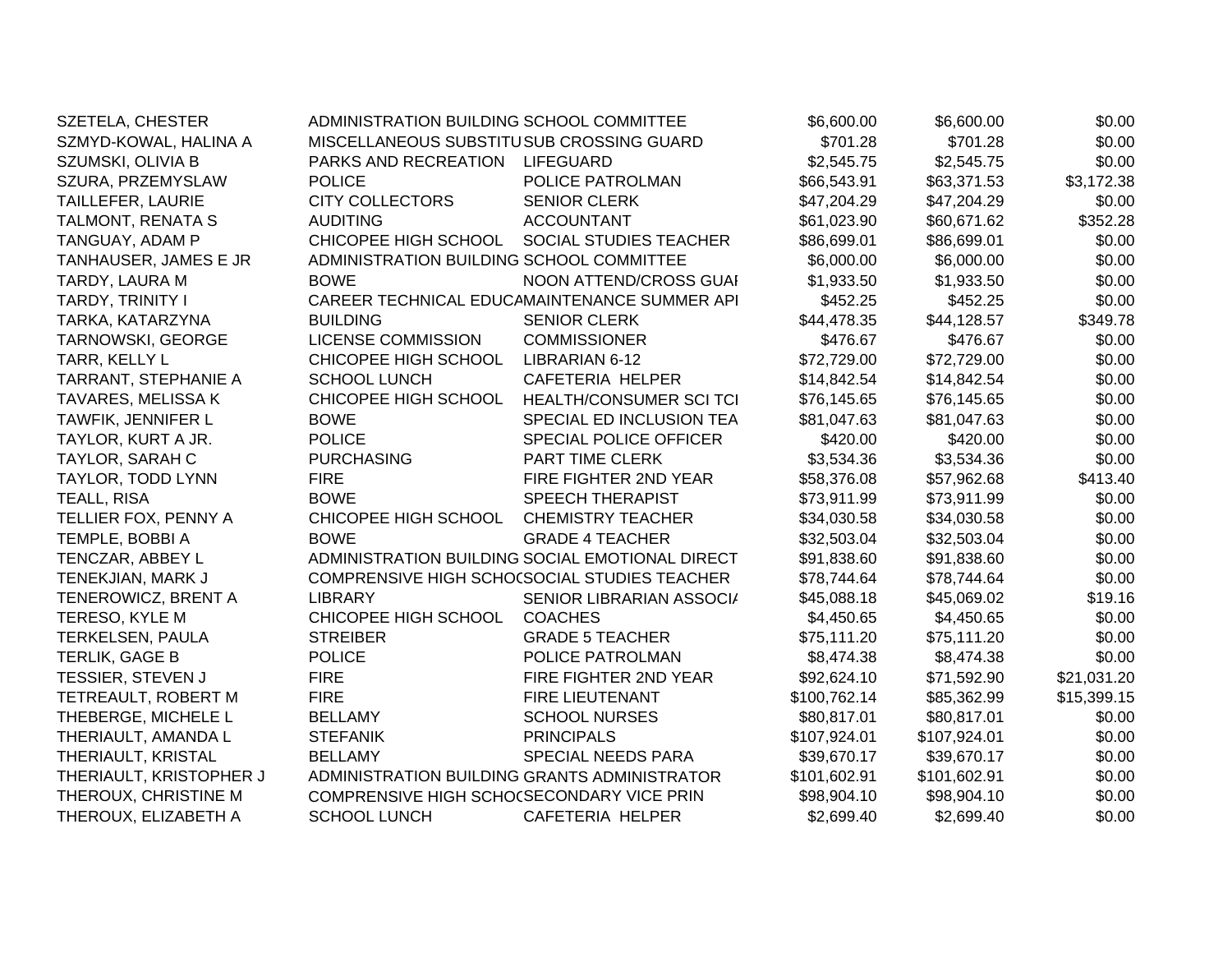| | | | | | |
|---|---|---|---|---|---|
| SZETELA, CHESTER | ADMINISTRATION BUILDING | SCHOOL COMMITTEE | $6,600.00 | $6,600.00 | $0.00 |
| SZMYD-KOWAL, HALINA A | MISCELLANEOUS SUBSTITU | SUB CROSSING GUARD | $701.28 | $701.28 | $0.00 |
| SZUMSKI, OLIVIA B | PARKS AND RECREATION | LIFEGUARD | $2,545.75 | $2,545.75 | $0.00 |
| SZURA, PRZEMYSLAW | POLICE | POLICE PATROLMAN | $66,543.91 | $63,371.53 | $3,172.38 |
| TAILLEFER, LAURIE | CITY COLLECTORS | SENIOR CLERK | $47,204.29 | $47,204.29 | $0.00 |
| TALMONT, RENATA S | AUDITING | ACCOUNTANT | $61,023.90 | $60,671.62 | $352.28 |
| TANGUAY, ADAM P | CHICOPEE HIGH SCHOOL | SOCIAL STUDIES TEACHER | $86,699.01 | $86,699.01 | $0.00 |
| TANHAUSER, JAMES E JR | ADMINISTRATION BUILDING | SCHOOL COMMITTEE | $6,000.00 | $6,000.00 | $0.00 |
| TARDY, LAURA M | BOWE | NOON ATTEND/CROSS GUAI | $1,933.50 | $1,933.50 | $0.00 |
| TARDY, TRINITY I | CAREER TECHNICAL EDUCA | MAINTENANCE SUMMER API | $452.25 | $452.25 | $0.00 |
| TARKA, KATARZYNA | BUILDING | SENIOR CLERK | $44,478.35 | $44,128.57 | $349.78 |
| TARNOWSKI, GEORGE | LICENSE COMMISSION | COMMISSIONER | $476.67 | $476.67 | $0.00 |
| TARR, KELLY L | CHICOPEE HIGH SCHOOL | LIBRARIAN 6-12 | $72,729.00 | $72,729.00 | $0.00 |
| TARRANT, STEPHANIE A | SCHOOL LUNCH | CAFETERIA HELPER | $14,842.54 | $14,842.54 | $0.00 |
| TAVARES, MELISSA K | CHICOPEE HIGH SCHOOL | HEALTH/CONSUMER SCI TCI | $76,145.65 | $76,145.65 | $0.00 |
| TAWFIK, JENNIFER L | BOWE | SPECIAL ED INCLUSION TEA | $81,047.63 | $81,047.63 | $0.00 |
| TAYLOR, KURT A JR. | POLICE | SPECIAL POLICE OFFICER | $420.00 | $420.00 | $0.00 |
| TAYLOR, SARAH C | PURCHASING | PART TIME CLERK | $3,534.36 | $3,534.36 | $0.00 |
| TAYLOR, TODD LYNN | FIRE | FIRE FIGHTER 2ND YEAR | $58,376.08 | $57,962.68 | $413.40 |
| TEALL, RISA | BOWE | SPEECH THERAPIST | $73,911.99 | $73,911.99 | $0.00 |
| TELLIER FOX, PENNY A | CHICOPEE HIGH SCHOOL | CHEMISTRY TEACHER | $34,030.58 | $34,030.58 | $0.00 |
| TEMPLE, BOBBI A | BOWE | GRADE 4 TEACHER | $32,503.04 | $32,503.04 | $0.00 |
| TENCZAR, ABBEY L | ADMINISTRATION BUILDING | SOCIAL EMOTIONAL DIRECT | $91,838.60 | $91,838.60 | $0.00 |
| TENEKJIAN, MARK J | COMPRENSIVE HIGH SCHOC | SOCIAL STUDIES TEACHER | $78,744.64 | $78,744.64 | $0.00 |
| TENEROWICZ, BRENT A | LIBRARY | SENIOR LIBRARIAN ASSOCI/ | $45,088.18 | $45,069.02 | $19.16 |
| TERESO, KYLE M | CHICOPEE HIGH SCHOOL | COACHES | $4,450.65 | $4,450.65 | $0.00 |
| TERKELSEN, PAULA | STREIBER | GRADE 5 TEACHER | $75,111.20 | $75,111.20 | $0.00 |
| TERLIK, GAGE B | POLICE | POLICE PATROLMAN | $8,474.38 | $8,474.38 | $0.00 |
| TESSIER, STEVEN J | FIRE | FIRE FIGHTER 2ND YEAR | $92,624.10 | $71,592.90 | $21,031.20 |
| TETREAULT, ROBERT M | FIRE | FIRE LIEUTENANT | $100,762.14 | $85,362.99 | $15,399.15 |
| THEBERGE, MICHELE L | BELLAMY | SCHOOL NURSES | $80,817.01 | $80,817.01 | $0.00 |
| THERIAULT, AMANDA L | STEFANIK | PRINCIPALS | $107,924.01 | $107,924.01 | $0.00 |
| THERIAULT, KRISTAL | BELLAMY | SPECIAL NEEDS PARA | $39,670.17 | $39,670.17 | $0.00 |
| THERIAULT, KRISTOPHER J | ADMINISTRATION BUILDING | GRANTS ADMINISTRATOR | $101,602.91 | $101,602.91 | $0.00 |
| THEROUX, CHRISTINE M | COMPRENSIVE HIGH SCHOC | SECONDARY VICE PRIN | $98,904.10 | $98,904.10 | $0.00 |
| THEROUX, ELIZABETH A | SCHOOL LUNCH | CAFETERIA HELPER | $2,699.40 | $2,699.40 | $0.00 |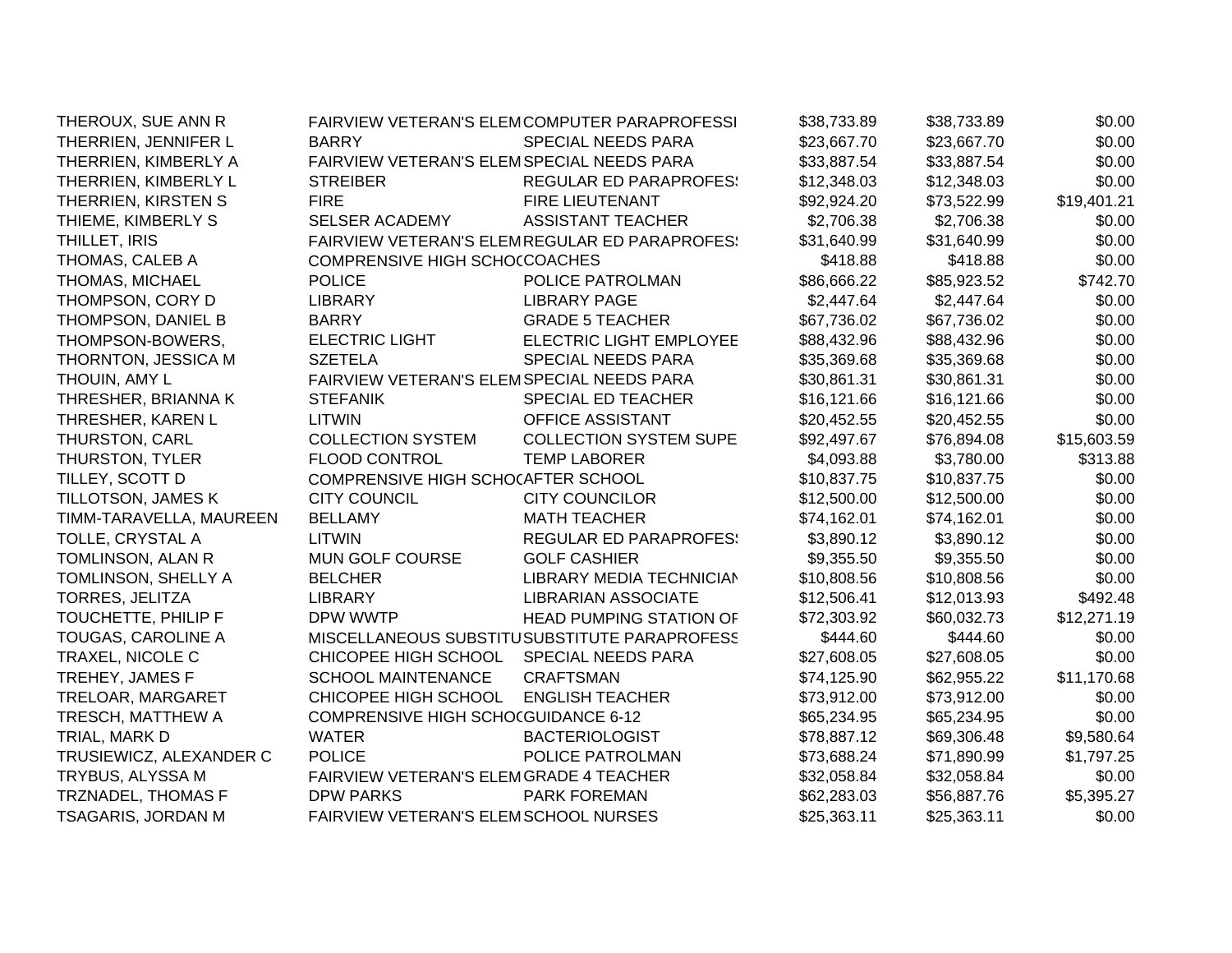| | | | | | |
|---|---|---|---|---|---|
| THEROUX, SUE ANN R | FAIRVIEW VETERAN'S ELEM | COMPUTER PARAPROFESSI | $38,733.89 | $38,733.89 | $0.00 |
| THERRIEN, JENNIFER L | BARRY | SPECIAL NEEDS PARA | $23,667.70 | $23,667.70 | $0.00 |
| THERRIEN, KIMBERLY A | FAIRVIEW VETERAN'S ELEM | SPECIAL NEEDS PARA | $33,887.54 | $33,887.54 | $0.00 |
| THERRIEN, KIMBERLY L | STREIBER | REGULAR ED PARAPROFES! | $12,348.03 | $12,348.03 | $0.00 |
| THERRIEN, KIRSTEN S | FIRE | FIRE LIEUTENANT | $92,924.20 | $73,522.99 | $19,401.21 |
| THIEME, KIMBERLY S | SELSER ACADEMY | ASSISTANT TEACHER | $2,706.38 | $2,706.38 | $0.00 |
| THILLET, IRIS | FAIRVIEW VETERAN'S ELEM | REGULAR ED PARAPROFES! | $31,640.99 | $31,640.99 | $0.00 |
| THOMAS, CALEB A | COMPRENSIVE HIGH SCHOC | COACHES | $418.88 | $418.88 | $0.00 |
| THOMAS, MICHAEL | POLICE | POLICE PATROLMAN | $86,666.22 | $85,923.52 | $742.70 |
| THOMPSON, CORY D | LIBRARY | LIBRARY PAGE | $2,447.64 | $2,447.64 | $0.00 |
| THOMPSON, DANIEL B | BARRY | GRADE 5 TEACHER | $67,736.02 | $67,736.02 | $0.00 |
| THOMPSON-BOWERS, | ELECTRIC LIGHT | ELECTRIC LIGHT EMPLOYEE | $88,432.96 | $88,432.96 | $0.00 |
| THORNTON, JESSICA M | SZETELA | SPECIAL NEEDS PARA | $35,369.68 | $35,369.68 | $0.00 |
| THOUIN, AMY L | FAIRVIEW VETERAN'S ELEM | SPECIAL NEEDS PARA | $30,861.31 | $30,861.31 | $0.00 |
| THRESHER, BRIANNA K | STEFANIK | SPECIAL ED TEACHER | $16,121.66 | $16,121.66 | $0.00 |
| THRESHER, KAREN L | LITWIN | OFFICE ASSISTANT | $20,452.55 | $20,452.55 | $0.00 |
| THURSTON, CARL | COLLECTION SYSTEM | COLLECTION SYSTEM SUPE | $92,497.67 | $76,894.08 | $15,603.59 |
| THURSTON, TYLER | FLOOD CONTROL | TEMP LABORER | $4,093.88 | $3,780.00 | $313.88 |
| TILLEY, SCOTT D | COMPRENSIVE HIGH SCHOC | AFTER SCHOOL | $10,837.75 | $10,837.75 | $0.00 |
| TILLOTSON, JAMES K | CITY COUNCIL | CITY COUNCILOR | $12,500.00 | $12,500.00 | $0.00 |
| TIMM-TARAVELLA, MAUREEN | BELLAMY | MATH TEACHER | $74,162.01 | $74,162.01 | $0.00 |
| TOLLE, CRYSTAL A | LITWIN | REGULAR ED PARAPROFES! | $3,890.12 | $3,890.12 | $0.00 |
| TOMLINSON, ALAN R | MUN GOLF COURSE | GOLF CASHIER | $9,355.50 | $9,355.50 | $0.00 |
| TOMLINSON, SHELLY A | BELCHER | LIBRARY MEDIA TECHNICIAN | $10,808.56 | $10,808.56 | $0.00 |
| TORRES, JELITZA | LIBRARY | LIBRARIAN ASSOCIATE | $12,506.41 | $12,013.93 | $492.48 |
| TOUCHETTE, PHILIP F | DPW WWTP | HEAD PUMPING STATION OF | $72,303.92 | $60,032.73 | $12,271.19 |
| TOUGAS, CAROLINE A | MISCELLANEOUS SUBSTITU | SUBSTITUTE PARAPROFESS | $444.60 | $444.60 | $0.00 |
| TRAXEL, NICOLE C | CHICOPEE HIGH SCHOOL | SPECIAL NEEDS PARA | $27,608.05 | $27,608.05 | $0.00 |
| TREHEY, JAMES F | SCHOOL MAINTENANCE | CRAFTSMAN | $74,125.90 | $62,955.22 | $11,170.68 |
| TRELOAR, MARGARET | CHICOPEE HIGH SCHOOL | ENGLISH TEACHER | $73,912.00 | $73,912.00 | $0.00 |
| TRESCH, MATTHEW A | COMPRENSIVE HIGH SCHOC | GUIDANCE 6-12 | $65,234.95 | $65,234.95 | $0.00 |
| TRIAL, MARK D | WATER | BACTERIOLOGIST | $78,887.12 | $69,306.48 | $9,580.64 |
| TRUSIEWICZ, ALEXANDER C | POLICE | POLICE PATROLMAN | $73,688.24 | $71,890.99 | $1,797.25 |
| TRYBUS, ALYSSA M | FAIRVIEW VETERAN'S ELEM | GRADE 4 TEACHER | $32,058.84 | $32,058.84 | $0.00 |
| TRZNADEL, THOMAS F | DPW PARKS | PARK FOREMAN | $62,283.03 | $56,887.76 | $5,395.27 |
| TSAGARIS, JORDAN M | FAIRVIEW VETERAN'S ELEM | SCHOOL NURSES | $25,363.11 | $25,363.11 | $0.00 |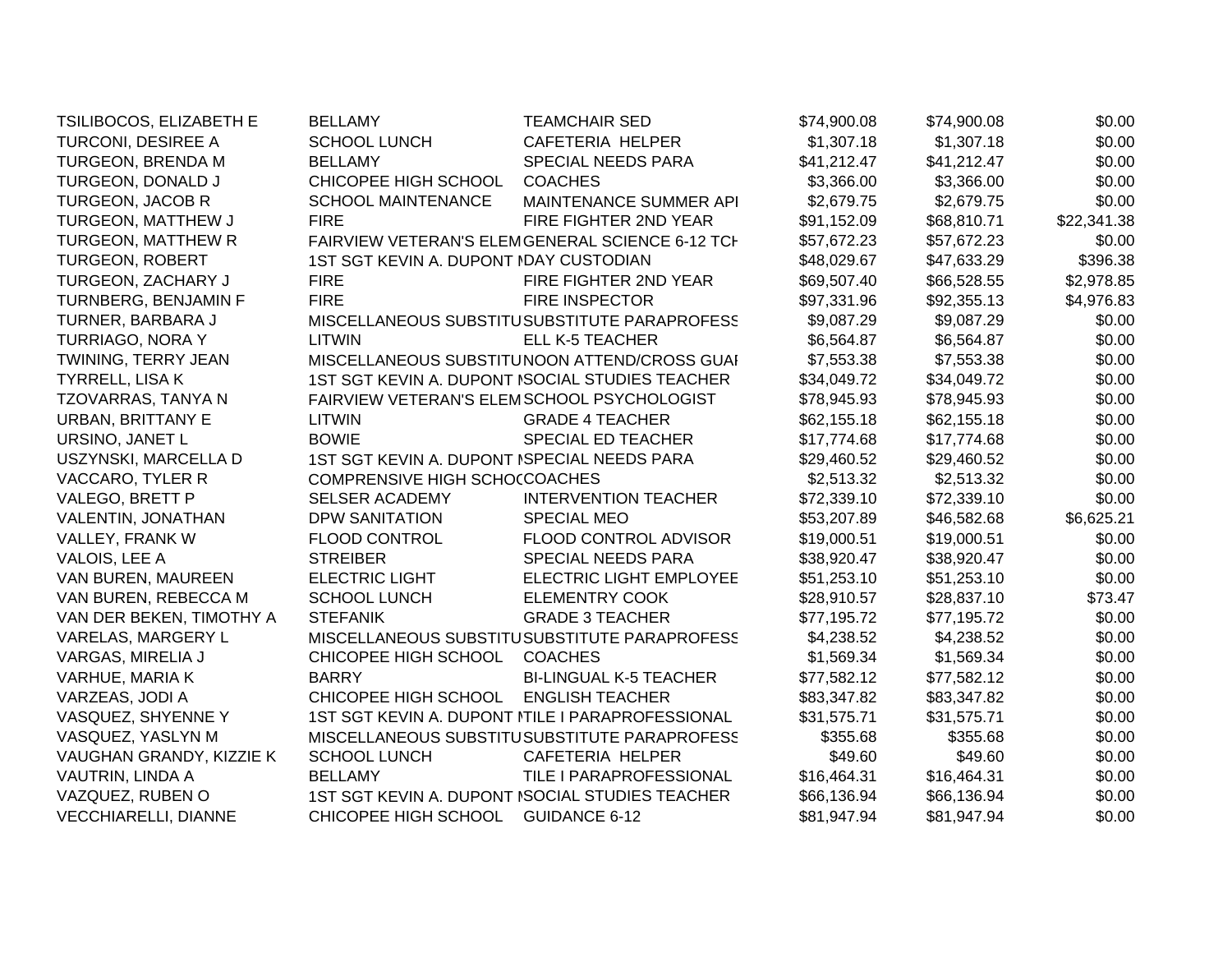| | | | | | |
|---|---|---|---|---|---|
| TSILIBOCOS, ELIZABETH E | BELLAMY | TEAMCHAIR SED | $74,900.08 | $74,900.08 | $0.00 |
| TURCONI, DESIREE A | SCHOOL LUNCH | CAFETERIA HELPER | $1,307.18 | $1,307.18 | $0.00 |
| TURGEON, BRENDA M | BELLAMY | SPECIAL NEEDS PARA | $41,212.47 | $41,212.47 | $0.00 |
| TURGEON, DONALD J | CHICOPEE HIGH SCHOOL | COACHES | $3,366.00 | $3,366.00 | $0.00 |
| TURGEON, JACOB R | SCHOOL MAINTENANCE | MAINTENANCE SUMMER API | $2,679.75 | $2,679.75 | $0.00 |
| TURGEON, MATTHEW J | FIRE | FIRE FIGHTER 2ND YEAR | $91,152.09 | $68,810.71 | $22,341.38 |
| TURGEON, MATTHEW R | FAIRVIEW VETERAN'S ELEM | GENERAL SCIENCE 6-12 TCH | $57,672.23 | $57,672.23 | $0.00 |
| TURGEON, ROBERT | 1ST SGT KEVIN A. DUPONT M | DAY CUSTODIAN | $48,029.67 | $47,633.29 | $396.38 |
| TURGEON, ZACHARY J | FIRE | FIRE FIGHTER 2ND YEAR | $69,507.40 | $66,528.55 | $2,978.85 |
| TURNBERG, BENJAMIN F | FIRE | FIRE INSPECTOR | $97,331.96 | $92,355.13 | $4,976.83 |
| TURNER, BARBARA J | MISCELLANEOUS SUBSTITU | SUBSTITUTE PARAPROFESS | $9,087.29 | $9,087.29 | $0.00 |
| TURRIAGO, NORA Y | LITWIN | ELL K-5 TEACHER | $6,564.87 | $6,564.87 | $0.00 |
| TWINING, TERRY JEAN | MISCELLANEOUS SUBSTITU | NOON ATTEND/CROSS GUAI | $7,553.38 | $7,553.38 | $0.00 |
| TYRRELL, LISA K | 1ST SGT KEVIN A. DUPONT M | SOCIAL STUDIES TEACHER | $34,049.72 | $34,049.72 | $0.00 |
| TZOVARRAS, TANYA N | FAIRVIEW VETERAN'S ELEM | SCHOOL PSYCHOLOGIST | $78,945.93 | $78,945.93 | $0.00 |
| URBAN, BRITTANY E | LITWIN | GRADE 4 TEACHER | $62,155.18 | $62,155.18 | $0.00 |
| URSINO, JANET L | BOWIE | SPECIAL ED TEACHER | $17,774.68 | $17,774.68 | $0.00 |
| USZYNSKI, MARCELLA D | 1ST SGT KEVIN A. DUPONT M | SPECIAL NEEDS PARA | $29,460.52 | $29,460.52 | $0.00 |
| VACCARO, TYLER R | COMPRENSIVE HIGH SCHOC | COACHES | $2,513.32 | $2,513.32 | $0.00 |
| VALEGO, BRETT P | SELSER ACADEMY | INTERVENTION TEACHER | $72,339.10 | $72,339.10 | $0.00 |
| VALENTIN, JONATHAN | DPW SANITATION | SPECIAL MEO | $53,207.89 | $46,582.68 | $6,625.21 |
| VALLEY, FRANK W | FLOOD CONTROL | FLOOD CONTROL ADVISOR | $19,000.51 | $19,000.51 | $0.00 |
| VALOIS, LEE A | STREIBER | SPECIAL NEEDS PARA | $38,920.47 | $38,920.47 | $0.00 |
| VAN BUREN, MAUREEN | ELECTRIC LIGHT | ELECTRIC LIGHT EMPLOYEE | $51,253.10 | $51,253.10 | $0.00 |
| VAN BUREN, REBECCA M | SCHOOL LUNCH | ELEMENTRY COOK | $28,910.57 | $28,837.10 | $73.47 |
| VAN DER BEKEN, TIMOTHY A | STEFANIK | GRADE 3 TEACHER | $77,195.72 | $77,195.72 | $0.00 |
| VARELAS, MARGERY L | MISCELLANEOUS SUBSTITU | SUBSTITUTE PARAPROFESS | $4,238.52 | $4,238.52 | $0.00 |
| VARGAS, MIRELIA J | CHICOPEE HIGH SCHOOL | COACHES | $1,569.34 | $1,569.34 | $0.00 |
| VARHUE, MARIA K | BARRY | BI-LINGUAL K-5 TEACHER | $77,582.12 | $77,582.12 | $0.00 |
| VARZEAS, JODI A | CHICOPEE HIGH SCHOOL | ENGLISH TEACHER | $83,347.82 | $83,347.82 | $0.00 |
| VASQUEZ, SHYENNE Y | 1ST SGT KEVIN A. DUPONT M | TILE I PARAPROFESSIONAL | $31,575.71 | $31,575.71 | $0.00 |
| VASQUEZ, YASLYN M | MISCELLANEOUS SUBSTITU | SUBSTITUTE PARAPROFESS | $355.68 | $355.68 | $0.00 |
| VAUGHAN GRANDY, KIZZIE K | SCHOOL LUNCH | CAFETERIA HELPER | $49.60 | $49.60 | $0.00 |
| VAUTRIN, LINDA A | BELLAMY | TILE I PARAPROFESSIONAL | $16,464.31 | $16,464.31 | $0.00 |
| VAZQUEZ, RUBEN O | 1ST SGT KEVIN A. DUPONT M | SOCIAL STUDIES TEACHER | $66,136.94 | $66,136.94 | $0.00 |
| VECCHIARELLI, DIANNE | CHICOPEE HIGH SCHOOL | GUIDANCE 6-12 | $81,947.94 | $81,947.94 | $0.00 |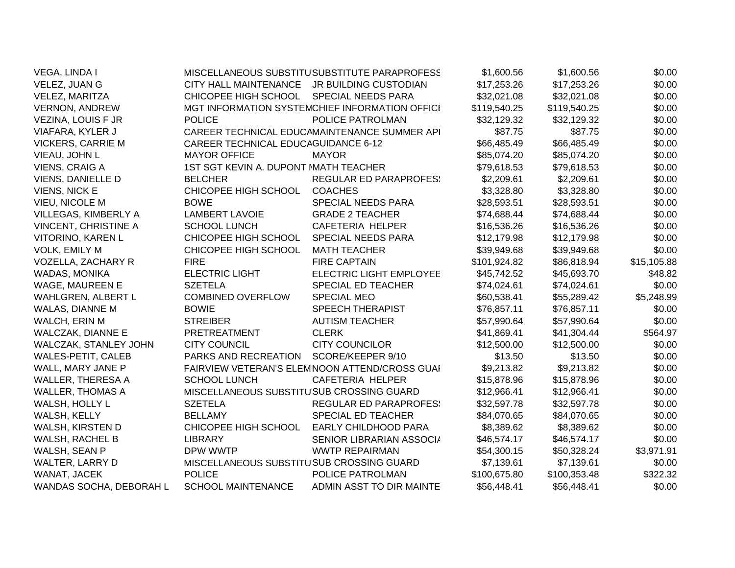| | | | | | |
|---|---|---|---|---|---|
| VEGA, LINDA I | MISCELLANEOUS SUBSTITU | SUBSTITUTE PARAPROFESS | $1,600.56 | $1,600.56 | $0.00 |
| VELEZ, JUAN G | CITY HALL MAINTENANCE | JR BUILDING CUSTODIAN | $17,253.26 | $17,253.26 | $0.00 |
| VELEZ, MARITZA | CHICOPEE HIGH SCHOOL | SPECIAL NEEDS PARA | $32,021.08 | $32,021.08 | $0.00 |
| VERNON, ANDREW | MGT INFORMATION SYSTEM | CHIEF INFORMATION OFFICI | $119,540.25 | $119,540.25 | $0.00 |
| VEZINA, LOUIS F JR | POLICE | POLICE PATROLMAN | $32,129.32 | $32,129.32 | $0.00 |
| VIAFARA, KYLER J | CAREER TECHNICAL EDUCA | MAINTENANCE SUMMER API | $87.75 | $87.75 | $0.00 |
| VICKERS, CARRIE M | CAREER TECHNICAL EDUCA | GUIDANCE 6-12 | $66,485.49 | $66,485.49 | $0.00 |
| VIEAU, JOHN L | MAYOR OFFICE | MAYOR | $85,074.20 | $85,074.20 | $0.00 |
| VIENS, CRAIG A | 1ST SGT KEVIN A. DUPONT I | MATH TEACHER | $79,618.53 | $79,618.53 | $0.00 |
| VIENS, DANIELLE D | BELCHER | REGULAR ED PARAPROFES! | $2,209.61 | $2,209.61 | $0.00 |
| VIENS, NICK E | CHICOPEE HIGH SCHOOL | COACHES | $3,328.80 | $3,328.80 | $0.00 |
| VIEU, NICOLE M | BOWE | SPECIAL NEEDS PARA | $28,593.51 | $28,593.51 | $0.00 |
| VILLEGAS, KIMBERLY A | LAMBERT LAVOIE | GRADE 2 TEACHER | $74,688.44 | $74,688.44 | $0.00 |
| VINCENT, CHRISTINE A | SCHOOL LUNCH | CAFETERIA HELPER | $16,536.26 | $16,536.26 | $0.00 |
| VITORINO, KAREN L | CHICOPEE HIGH SCHOOL | SPECIAL NEEDS PARA | $12,179.98 | $12,179.98 | $0.00 |
| VOLK, EMILY M | CHICOPEE HIGH SCHOOL | MATH TEACHER | $39,949.68 | $39,949.68 | $0.00 |
| VOZELLA, ZACHARY R | FIRE | FIRE CAPTAIN | $101,924.82 | $86,818.94 | $15,105.88 |
| WADAS, MONIKA | ELECTRIC LIGHT | ELECTRIC LIGHT EMPLOYEE | $45,742.52 | $45,693.70 | $48.82 |
| WAGE, MAUREEN E | SZETELA | SPECIAL ED TEACHER | $74,024.61 | $74,024.61 | $0.00 |
| WAHLGREN, ALBERT L | COMBINED OVERFLOW | SPECIAL MEO | $60,538.41 | $55,289.42 | $5,248.99 |
| WALAS, DIANNE M | BOWIE | SPEECH THERAPIST | $76,857.11 | $76,857.11 | $0.00 |
| WALCH, ERIN M | STREIBER | AUTISM TEACHER | $57,990.64 | $57,990.64 | $0.00 |
| WALCZAK, DIANNE E | PRETREATMENT | CLERK | $41,869.41 | $41,304.44 | $564.97 |
| WALCZAK, STANLEY JOHN | CITY COUNCIL | CITY COUNCILOR | $12,500.00 | $12,500.00 | $0.00 |
| WALES-PETIT, CALEB | PARKS AND RECREATION | SCORE/KEEPER 9/10 | $13.50 | $13.50 | $0.00 |
| WALL, MARY JANE P | FAIRVIEW VETERAN'S ELEM | NOON ATTEND/CROSS GUAI | $9,213.82 | $9,213.82 | $0.00 |
| WALLER, THERESA A | SCHOOL LUNCH | CAFETERIA HELPER | $15,878.96 | $15,878.96 | $0.00 |
| WALLER, THOMAS A | MISCELLANEOUS SUBSTITU | SUB CROSSING GUARD | $12,966.41 | $12,966.41 | $0.00 |
| WALSH, HOLLY L | SZETELA | REGULAR ED PARAPROFES! | $32,597.78 | $32,597.78 | $0.00 |
| WALSH, KELLY | BELLAMY | SPECIAL ED TEACHER | $84,070.65 | $84,070.65 | $0.00 |
| WALSH, KIRSTEN D | CHICOPEE HIGH SCHOOL | EARLY CHILDHOOD PARA | $8,389.62 | $8,389.62 | $0.00 |
| WALSH, RACHEL B | LIBRARY | SENIOR LIBRARIAN ASSOCI/ | $46,574.17 | $46,574.17 | $0.00 |
| WALSH, SEAN P | DPW WWTP | WWTP REPAIRMAN | $54,300.15 | $50,328.24 | $3,971.91 |
| WALTER, LARRY D | MISCELLANEOUS SUBSTITU | SUB CROSSING GUARD | $7,139.61 | $7,139.61 | $0.00 |
| WANAT, JACEK | POLICE | POLICE PATROLMAN | $100,675.80 | $100,353.48 | $322.32 |
| WANDAS SOCHA, DEBORAH L | SCHOOL MAINTENANCE | ADMIN ASST TO DIR MAINTE | $56,448.41 | $56,448.41 | $0.00 |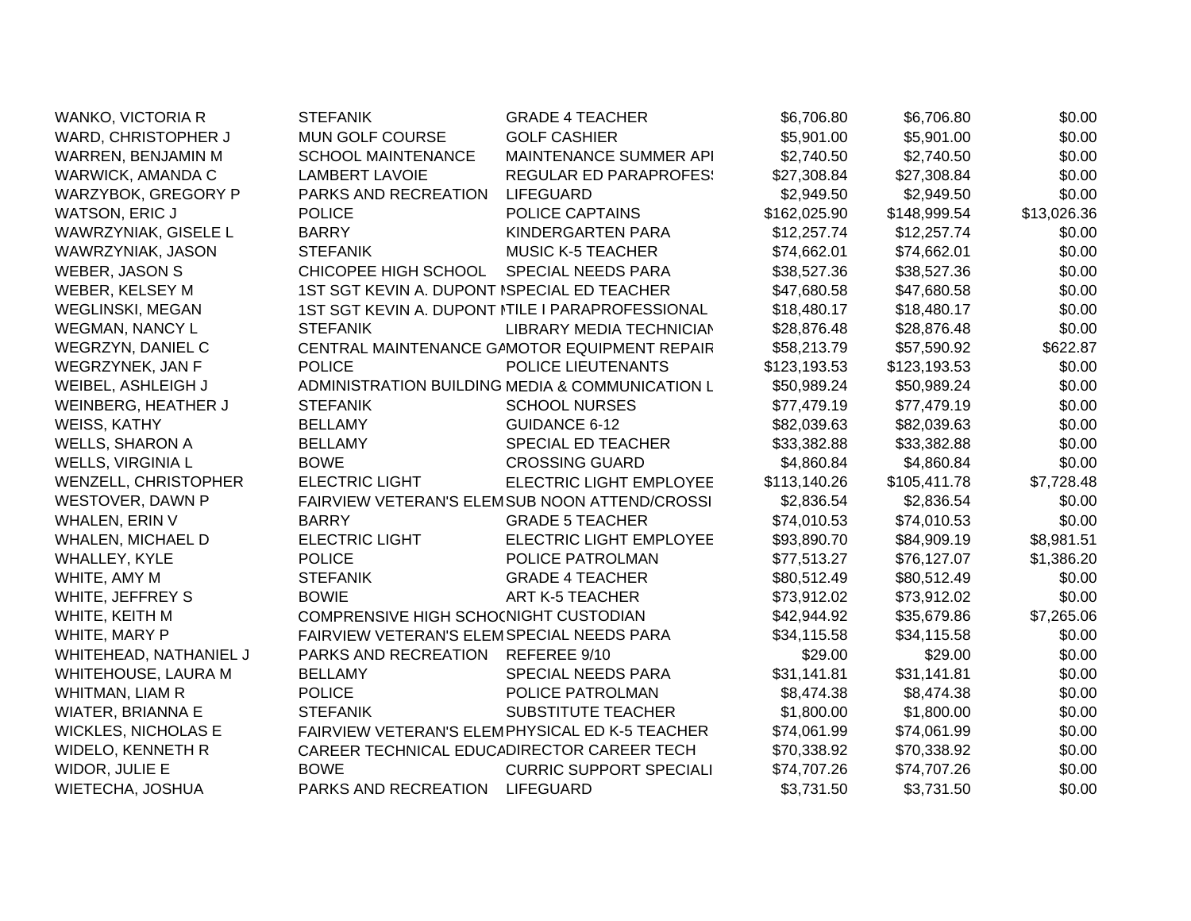| | | | | | |
|---|---|---|---|---|---|
| WANKO, VICTORIA R | STEFANIK | GRADE 4 TEACHER | $6,706.80 | $6,706.80 | $0.00 |
| WARD, CHRISTOPHER J | MUN GOLF COURSE | GOLF CASHIER | $5,901.00 | $5,901.00 | $0.00 |
| WARREN, BENJAMIN M | SCHOOL MAINTENANCE | MAINTENANCE SUMMER API | $2,740.50 | $2,740.50 | $0.00 |
| WARWICK, AMANDA C | LAMBERT LAVOIE | REGULAR ED PARAPROFESS | $27,308.84 | $27,308.84 | $0.00 |
| WARZYBOK, GREGORY P | PARKS AND RECREATION | LIFEGUARD | $2,949.50 | $2,949.50 | $0.00 |
| WATSON, ERIC J | POLICE | POLICE CAPTAINS | $162,025.90 | $148,999.54 | $13,026.36 |
| WAWRZYNIAK, GISELE L | BARRY | KINDERGARTEN PARA | $12,257.74 | $12,257.74 | $0.00 |
| WAWRZYNIAK, JASON | STEFANIK | MUSIC K-5 TEACHER | $74,662.01 | $74,662.01 | $0.00 |
| WEBER, JASON S | CHICOPEE HIGH SCHOOL | SPECIAL NEEDS PARA | $38,527.36 | $38,527.36 | $0.00 |
| WEBER, KELSEY M | 1ST SGT KEVIN A. DUPONT M | SPECIAL ED TEACHER | $47,680.58 | $47,680.58 | $0.00 |
| WEGLINSKI, MEGAN | 1ST SGT KEVIN A. DUPONT M | TILE I PARAPROFESSIONAL | $18,480.17 | $18,480.17 | $0.00 |
| WEGMAN, NANCY L | STEFANIK | LIBRARY MEDIA TECHNICIAN | $28,876.48 | $28,876.48 | $0.00 |
| WEGRZYN, DANIEL C | CENTRAL MAINTENANCE GA | MOTOR EQUIPMENT REPAIR | $58,213.79 | $57,590.92 | $622.87 |
| WEGRZYNEK, JAN F | POLICE | POLICE LIEUTENANTS | $123,193.53 | $123,193.53 | $0.00 |
| WEIBEL, ASHLEIGH J | ADMINISTRATION BUILDING | MEDIA & COMMUNICATION L | $50,989.24 | $50,989.24 | $0.00 |
| WEINBERG, HEATHER J | STEFANIK | SCHOOL NURSES | $77,479.19 | $77,479.19 | $0.00 |
| WEISS, KATHY | BELLAMY | GUIDANCE 6-12 | $82,039.63 | $82,039.63 | $0.00 |
| WELLS, SHARON A | BELLAMY | SPECIAL ED TEACHER | $33,382.88 | $33,382.88 | $0.00 |
| WELLS, VIRGINIA L | BOWE | CROSSING GUARD | $4,860.84 | $4,860.84 | $0.00 |
| WENZELL, CHRISTOPHER | ELECTRIC LIGHT | ELECTRIC LIGHT EMPLOYEE | $113,140.26 | $105,411.78 | $7,728.48 |
| WESTOVER, DAWN P | FAIRVIEW VETERAN'S ELEM | SUB NOON ATTEND/CROSSI | $2,836.54 | $2,836.54 | $0.00 |
| WHALEN, ERIN V | BARRY | GRADE 5 TEACHER | $74,010.53 | $74,010.53 | $0.00 |
| WHALEN, MICHAEL D | ELECTRIC LIGHT | ELECTRIC LIGHT EMPLOYEE | $93,890.70 | $84,909.19 | $8,981.51 |
| WHALLEY, KYLE | POLICE | POLICE PATROLMAN | $77,513.27 | $76,127.07 | $1,386.20 |
| WHITE, AMY M | STEFANIK | GRADE 4 TEACHER | $80,512.49 | $80,512.49 | $0.00 |
| WHITE, JEFFREY S | BOWIE | ART K-5 TEACHER | $73,912.02 | $73,912.02 | $0.00 |
| WHITE, KEITH M | COMPRENSIVE HIGH SCHOO | NIGHT CUSTODIAN | $42,944.92 | $35,679.86 | $7,265.06 |
| WHITE, MARY P | FAIRVIEW VETERAN'S ELEM | SPECIAL NEEDS PARA | $34,115.58 | $34,115.58 | $0.00 |
| WHITEHEAD, NATHANIEL J | PARKS AND RECREATION | REFEREE 9/10 | $29.00 | $29.00 | $0.00 |
| WHITEHOUSE, LAURA M | BELLAMY | SPECIAL NEEDS PARA | $31,141.81 | $31,141.81 | $0.00 |
| WHITMAN, LIAM R | POLICE | POLICE PATROLMAN | $8,474.38 | $8,474.38 | $0.00 |
| WIATER, BRIANNA E | STEFANIK | SUBSTITUTE TEACHER | $1,800.00 | $1,800.00 | $0.00 |
| WICKLES, NICHOLAS E | FAIRVIEW VETERAN'S ELEM | PHYSICAL ED K-5 TEACHER | $74,061.99 | $74,061.99 | $0.00 |
| WIDELO, KENNETH R | CAREER TECHNICAL EDUCA | DIRECTOR CAREER TECH | $70,338.92 | $70,338.92 | $0.00 |
| WIDOR, JULIE E | BOWE | CURRIC SUPPORT SPECIALI | $74,707.26 | $74,707.26 | $0.00 |
| WIETECHA, JOSHUA | PARKS AND RECREATION | LIFEGUARD | $3,731.50 | $3,731.50 | $0.00 |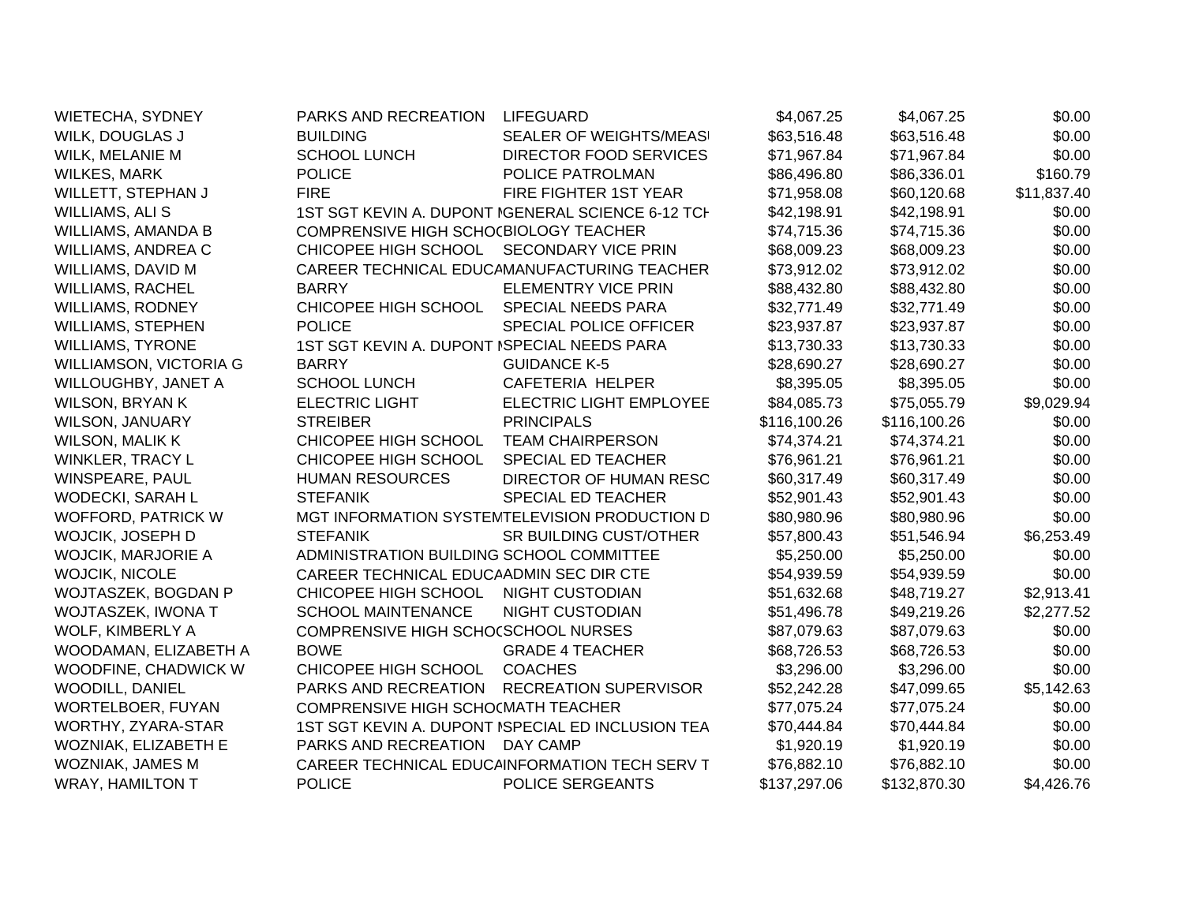| | | | | | |
|---|---|---|---|---|---|
| WIETECHA, SYDNEY | PARKS AND RECREATION | LIFEGUARD | $4,067.25 | $4,067.25 | $0.00 |
| WILK, DOUGLAS J | BUILDING | SEALER OF WEIGHTS/MEASI | $63,516.48 | $63,516.48 | $0.00 |
| WILK, MELANIE M | SCHOOL LUNCH | DIRECTOR FOOD SERVICES | $71,967.84 | $71,967.84 | $0.00 |
| WILKES, MARK | POLICE | POLICE PATROLMAN | $86,496.80 | $86,336.01 | $160.79 |
| WILLETT, STEPHAN J | FIRE | FIRE FIGHTER 1ST YEAR | $71,958.08 | $60,120.68 | $11,837.40 |
| WILLIAMS, ALI S | 1ST SGT KEVIN A. DUPONT I | GENERAL SCIENCE 6-12 TCH | $42,198.91 | $42,198.91 | $0.00 |
| WILLIAMS, AMANDA B | COMPRENSIVE HIGH SCHOO | BIOLOGY TEACHER | $74,715.36 | $74,715.36 | $0.00 |
| WILLIAMS, ANDREA C | CHICOPEE HIGH SCHOOL | SECONDARY VICE PRIN | $68,009.23 | $68,009.23 | $0.00 |
| WILLIAMS, DAVID M | CAREER TECHNICAL EDUCA | MANUFACTURING TEACHER | $73,912.02 | $73,912.02 | $0.00 |
| WILLIAMS, RACHEL | BARRY | ELEMENTRY VICE PRIN | $88,432.80 | $88,432.80 | $0.00 |
| WILLIAMS, RODNEY | CHICOPEE HIGH SCHOOL | SPECIAL NEEDS PARA | $32,771.49 | $32,771.49 | $0.00 |
| WILLIAMS, STEPHEN | POLICE | SPECIAL POLICE OFFICER | $23,937.87 | $23,937.87 | $0.00 |
| WILLIAMS, TYRONE | 1ST SGT KEVIN A. DUPONT I | SPECIAL NEEDS PARA | $13,730.33 | $13,730.33 | $0.00 |
| WILLIAMSON, VICTORIA G | BARRY | GUIDANCE K-5 | $28,690.27 | $28,690.27 | $0.00 |
| WILLOUGHBY, JANET A | SCHOOL LUNCH | CAFETERIA HELPER | $8,395.05 | $8,395.05 | $0.00 |
| WILSON, BRYAN K | ELECTRIC LIGHT | ELECTRIC LIGHT EMPLOYEE | $84,085.73 | $75,055.79 | $9,029.94 |
| WILSON, JANUARY | STREIBER | PRINCIPALS | $116,100.26 | $116,100.26 | $0.00 |
| WILSON, MALIK K | CHICOPEE HIGH SCHOOL | TEAM CHAIRPERSON | $74,374.21 | $74,374.21 | $0.00 |
| WINKLER, TRACY L | CHICOPEE HIGH SCHOOL | SPECIAL ED TEACHER | $76,961.21 | $76,961.21 | $0.00 |
| WINSPEARE, PAUL | HUMAN RESOURCES | DIRECTOR OF HUMAN RESC | $60,317.49 | $60,317.49 | $0.00 |
| WODECKI, SARAH L | STEFANIK | SPECIAL ED TEACHER | $52,901.43 | $52,901.43 | $0.00 |
| WOFFORD, PATRICK W | MGT INFORMATION SYSTEM | TELEVISION PRODUCTION D | $80,980.96 | $80,980.96 | $0.00 |
| WOJCIK, JOSEPH D | STEFANIK | SR BUILDING CUST/OTHER | $57,800.43 | $51,546.94 | $6,253.49 |
| WOJCIK, MARJORIE A | ADMINISTRATION BUILDING | SCHOOL COMMITTEE | $5,250.00 | $5,250.00 | $0.00 |
| WOJCIK, NICOLE | CAREER TECHNICAL EDUCA | ADMIN SEC DIR CTE | $54,939.59 | $54,939.59 | $0.00 |
| WOJTASZEK, BOGDAN P | CHICOPEE HIGH SCHOOL | NIGHT CUSTODIAN | $51,632.68 | $48,719.27 | $2,913.41 |
| WOJTASZEK, IWONA T | SCHOOL MAINTENANCE | NIGHT CUSTODIAN | $51,496.78 | $49,219.26 | $2,277.52 |
| WOLF, KIMBERLY A | COMPRENSIVE HIGH SCHOO | SCHOOL NURSES | $87,079.63 | $87,079.63 | $0.00 |
| WOODAMAN, ELIZABETH A | BOWE | GRADE 4 TEACHER | $68,726.53 | $68,726.53 | $0.00 |
| WOODFINE, CHADWICK W | CHICOPEE HIGH SCHOOL | COACHES | $3,296.00 | $3,296.00 | $0.00 |
| WOODILL, DANIEL | PARKS AND RECREATION | RECREATION SUPERVISOR | $52,242.28 | $47,099.65 | $5,142.63 |
| WORTELBOER, FUYAN | COMPRENSIVE HIGH SCHOO | MATH TEACHER | $77,075.24 | $77,075.24 | $0.00 |
| WORTHY, ZYARA-STAR | 1ST SGT KEVIN A. DUPONT I | SPECIAL ED INCLUSION TEA | $70,444.84 | $70,444.84 | $0.00 |
| WOZNIAK, ELIZABETH E | PARKS AND RECREATION | DAY CAMP | $1,920.19 | $1,920.19 | $0.00 |
| WOZNIAK, JAMES M | CAREER TECHNICAL EDUCA | INFORMATION TECH SERV T | $76,882.10 | $76,882.10 | $0.00 |
| WRAY, HAMILTON T | POLICE | POLICE SERGEANTS | $137,297.06 | $132,870.30 | $4,426.76 |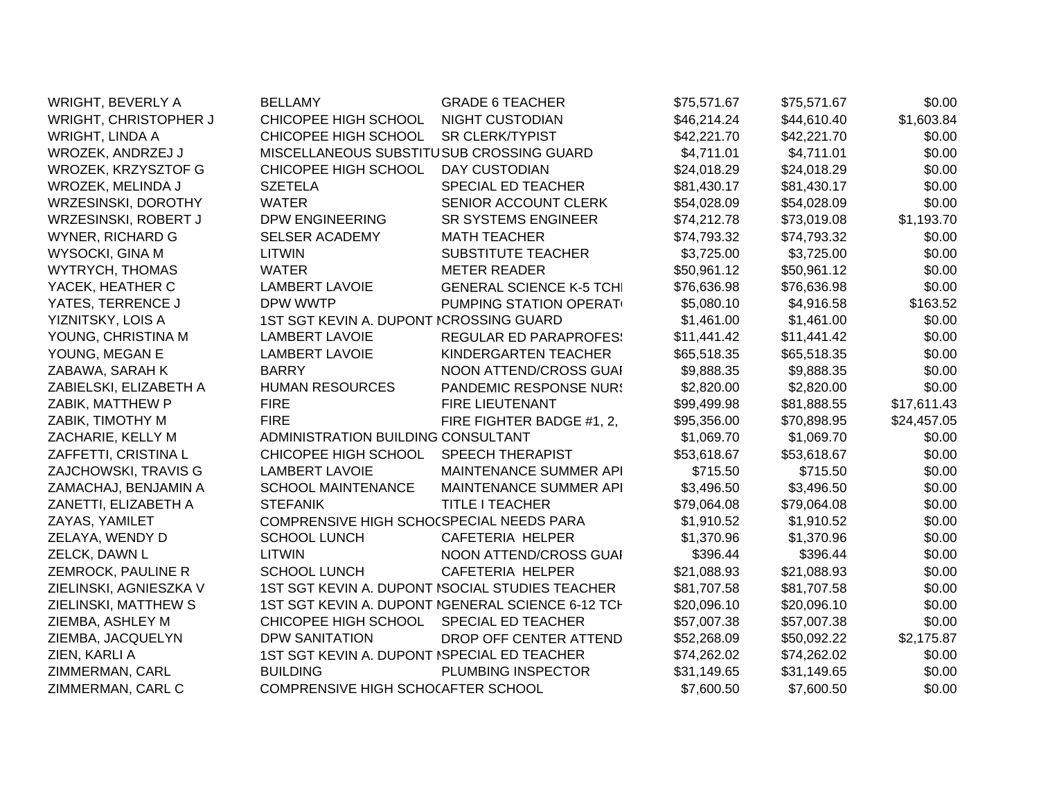| | | | | | |
|---|---|---|---|---|---|
| WRIGHT, BEVERLY A | BELLAMY | GRADE 6 TEACHER | $75,571.67 | $75,571.67 | $0.00 |
| WRIGHT, CHRISTOPHER J | CHICOPEE HIGH SCHOOL | NIGHT CUSTODIAN | $46,214.24 | $44,610.40 | $1,603.84 |
| WRIGHT, LINDA A | CHICOPEE HIGH SCHOOL | SR CLERK/TYPIST | $42,221.70 | $42,221.70 | $0.00 |
| WROZEK, ANDRZEJ J | MISCELLANEOUS SUBSTITU | SUB CROSSING GUARD | $4,711.01 | $4,711.01 | $0.00 |
| WROZEK, KRZYSZTOF G | CHICOPEE HIGH SCHOOL | DAY CUSTODIAN | $24,018.29 | $24,018.29 | $0.00 |
| WROZEK, MELINDA J | SZETELA | SPECIAL ED TEACHER | $81,430.17 | $81,430.17 | $0.00 |
| WRZESINSKI, DOROTHY | WATER | SENIOR ACCOUNT CLERK | $54,028.09 | $54,028.09 | $0.00 |
| WRZESINSKI, ROBERT J | DPW ENGINEERING | SR SYSTEMS ENGINEER | $74,212.78 | $73,019.08 | $1,193.70 |
| WYNER, RICHARD G | SELSER ACADEMY | MATH TEACHER | $74,793.32 | $74,793.32 | $0.00 |
| WYSOCKI, GINA M | LITWIN | SUBSTITUTE TEACHER | $3,725.00 | $3,725.00 | $0.00 |
| WYTRYCH, THOMAS | WATER | METER READER | $50,961.12 | $50,961.12 | $0.00 |
| YACEK, HEATHER C | LAMBERT LAVOIE | GENERAL SCIENCE K-5 TCHI | $76,636.98 | $76,636.98 | $0.00 |
| YATES, TERRENCE J | DPW WWTP | PUMPING STATION OPERAT | $5,080.10 | $4,916.58 | $163.52 |
| YIZNITSKY, LOIS A | 1ST SGT KEVIN A. DUPONT M | CROSSING GUARD | $1,461.00 | $1,461.00 | $0.00 |
| YOUNG, CHRISTINA M | LAMBERT LAVOIE | REGULAR ED PARAPROFES | $11,441.42 | $11,441.42 | $0.00 |
| YOUNG, MEGAN E | LAMBERT LAVOIE | KINDERGARTEN TEACHER | $65,518.35 | $65,518.35 | $0.00 |
| ZABAWA, SARAH K | BARRY | NOON ATTEND/CROSS GUAI | $9,888.35 | $9,888.35 | $0.00 |
| ZABIELSKI, ELIZABETH A | HUMAN RESOURCES | PANDEMIC RESPONSE NURS | $2,820.00 | $2,820.00 | $0.00 |
| ZABIK, MATTHEW P | FIRE | FIRE LIEUTENANT | $99,499.98 | $81,888.55 | $17,611.43 |
| ZABIK, TIMOTHY M | FIRE | FIRE FIGHTER BADGE #1, 2, | $95,356.00 | $70,898.95 | $24,457.05 |
| ZACHARIE, KELLY M | ADMINISTRATION BUILDING | CONSULTANT | $1,069.70 | $1,069.70 | $0.00 |
| ZAFFETTI, CRISTINA L | CHICOPEE HIGH SCHOOL | SPEECH THERAPIST | $53,618.67 | $53,618.67 | $0.00 |
| ZAJCHOWSKI, TRAVIS G | LAMBERT LAVOIE | MAINTENANCE SUMMER API | $715.50 | $715.50 | $0.00 |
| ZAMACHAJ, BENJAMIN A | SCHOOL MAINTENANCE | MAINTENANCE SUMMER API | $3,496.50 | $3,496.50 | $0.00 |
| ZANETTI, ELIZABETH A | STEFANIK | TITLE I TEACHER | $79,064.08 | $79,064.08 | $0.00 |
| ZAYAS, YAMILET | COMPRENSIVE HIGH SCHOO | SPECIAL NEEDS PARA | $1,910.52 | $1,910.52 | $0.00 |
| ZELAYA, WENDY D | SCHOOL LUNCH | CAFETERIA HELPER | $1,370.96 | $1,370.96 | $0.00 |
| ZELCK, DAWN L | LITWIN | NOON ATTEND/CROSS GUAI | $396.44 | $396.44 | $0.00 |
| ZEMROCK, PAULINE R | SCHOOL LUNCH | CAFETERIA HELPER | $21,088.93 | $21,088.93 | $0.00 |
| ZIELINSKI, AGNIESZKA V | 1ST SGT KEVIN A. DUPONT M | SOCIAL STUDIES TEACHER | $81,707.58 | $81,707.58 | $0.00 |
| ZIELINSKI, MATTHEW S | 1ST SGT KEVIN A. DUPONT M | GENERAL SCIENCE 6-12 TCH | $20,096.10 | $20,096.10 | $0.00 |
| ZIEMBA, ASHLEY M | CHICOPEE HIGH SCHOOL | SPECIAL ED TEACHER | $57,007.38 | $57,007.38 | $0.00 |
| ZIEMBA, JACQUELYN | DPW SANITATION | DROP OFF CENTER ATTEND | $52,268.09 | $50,092.22 | $2,175.87 |
| ZIEN, KARLI A | 1ST SGT KEVIN A. DUPONT M | SPECIAL ED TEACHER | $74,262.02 | $74,262.02 | $0.00 |
| ZIMMERMAN, CARL | BUILDING | PLUMBING INSPECTOR | $31,149.65 | $31,149.65 | $0.00 |
| ZIMMERMAN, CARL C | COMPRENSIVE HIGH SCHOO | AFTER SCHOOL | $7,600.50 | $7,600.50 | $0.00 |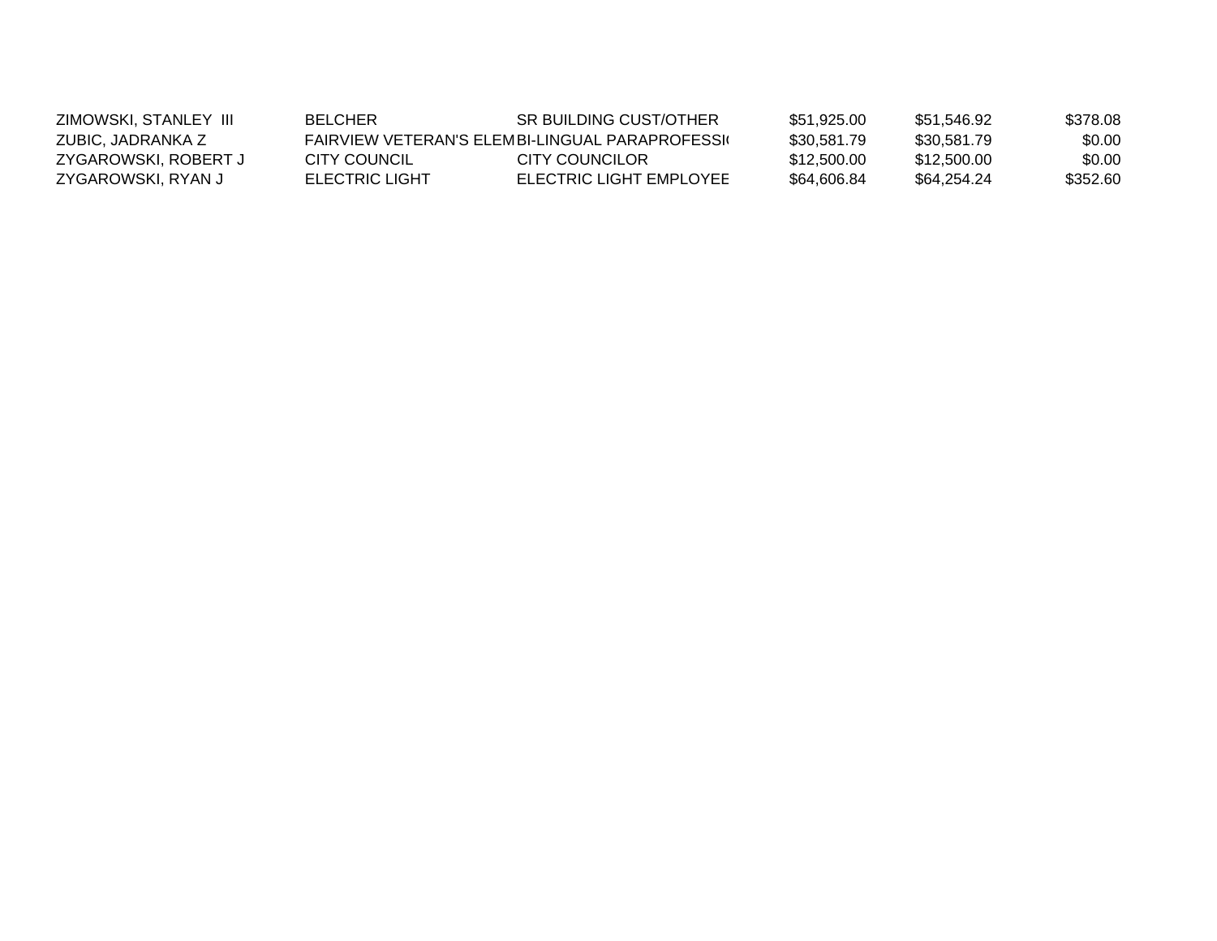| | | | | | |
|---|---|---|---|---|---|
| ZIMOWSKI, STANLEY III | BELCHER | SR BUILDING CUST/OTHER | $51,925.00 | $51,546.92 | $378.08 |
| ZUBIC, JADRANKA Z | FAIRVIEW VETERAN'S ELEM | BI-LINGUAL PARAPROFESSI | $30,581.79 | $30,581.79 | $0.00 |
| ZYGAROWSKI, ROBERT J | CITY COUNCIL | CITY COUNCILOR | $12,500.00 | $12,500.00 | $0.00 |
| ZYGAROWSKI, RYAN J | ELECTRIC LIGHT | ELECTRIC LIGHT EMPLOYEE | $64,606.84 | $64,254.24 | $352.60 |